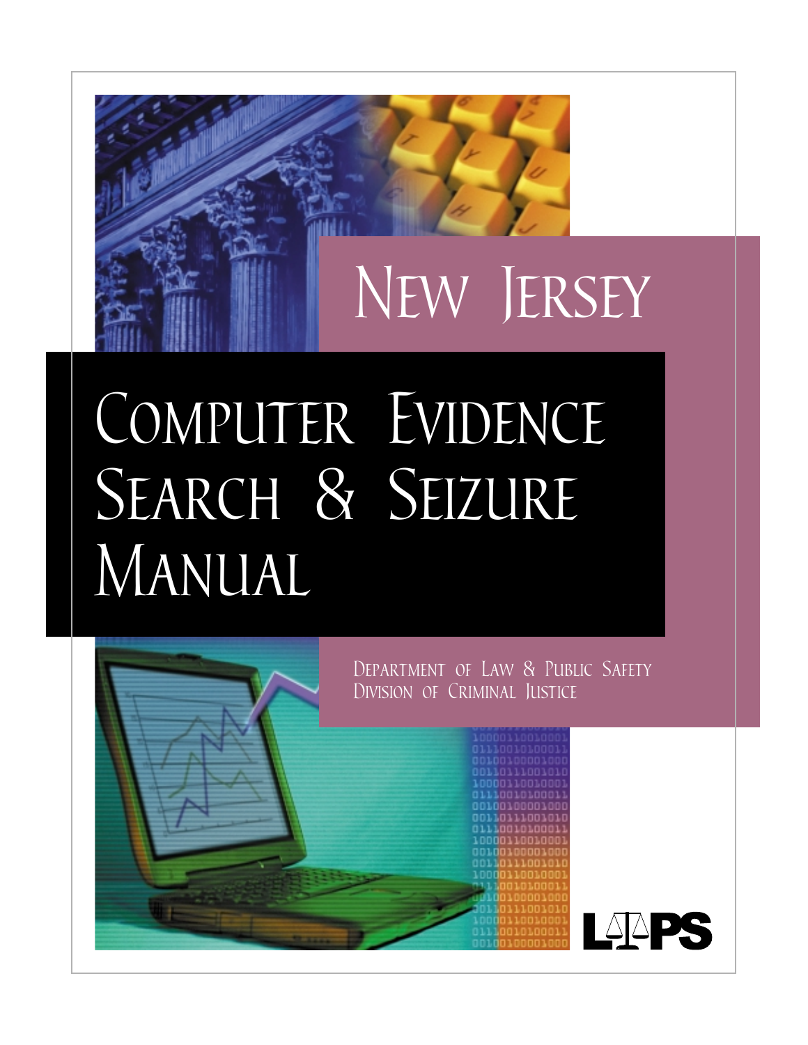# New Jersey

# Computer Evidence Search & Seizure Manual

Department of Law & Public Safety
Division of Criminal Justice

LPS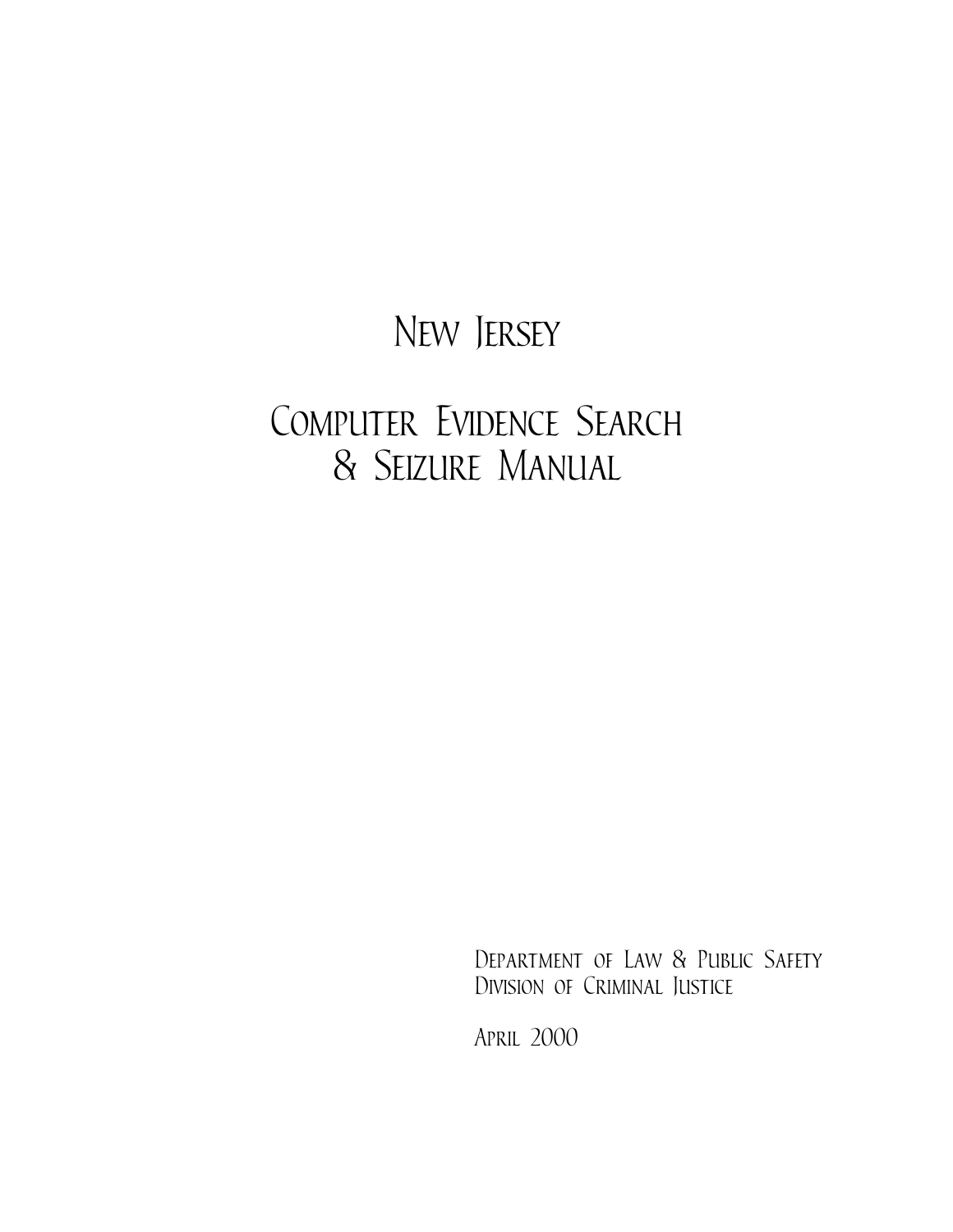# New Jersey

# Computer Evidence Search & Seizure Manual

Department of Law & Public Safety
Division of Criminal Justice

April 2000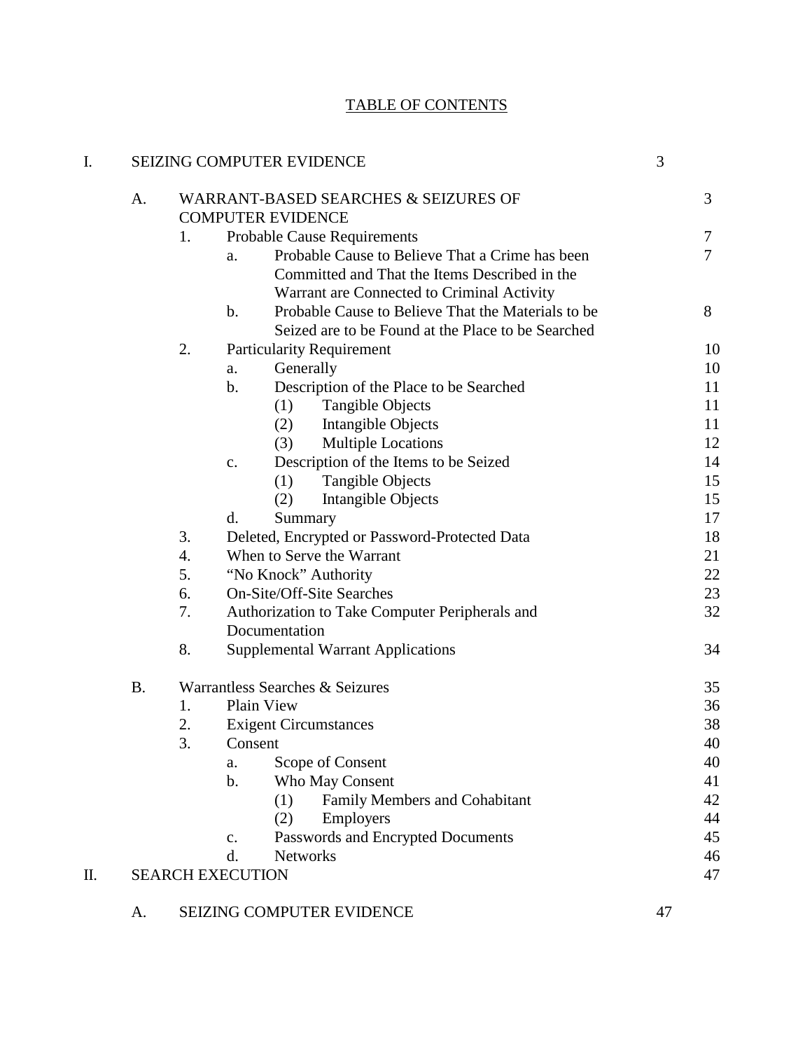# TABLE OF CONTENTS

I. SEIZING COMPUTER EVIDENCE 3

- A. WARRANT-BASED SEARCHES & SEIZURES OF COMPUTER EVIDENCE 3
  - 1. Probable Cause Requirements 7
    - a. Probable Cause to Believe That a Crime has been Committed and That the Items Described in the Warrant are Connected to Criminal Activity 7
    - b. Probable Cause to Believe That the Materials to be Seized are to be Found at the Place to be Searched 8
  - 2. Particularity Requirement 10
    - a. Generally 10
    - b. Description of the Place to be Searched 11
      - (1) Tangible Objects 11
      - (2) Intangible Objects 11
      - (3) Multiple Locations 12
    - c. Description of the Items to be Seized 14
      - (1) Tangible Objects 15
      - (2) Intangible Objects 15
    - d. Summary 17
  - 3. Deleted, Encrypted or Password-Protected Data 18
  - 4. When to Serve the Warrant 21
  - 5. "No Knock" Authority 22
  - 6. On-Site/Off-Site Searches 23
  - 7. Authorization to Take Computer Peripherals and Documentation 32
  - 8. Supplemental Warrant Applications 34
- B. Warrantless Searches & Seizures 35
  - 1. Plain View 36
  - 2. Exigent Circumstances 38
  - 3. Consent 40
    - a. Scope of Consent 40
    - b. Who May Consent 41
      - (1) Family Members and Cohabitant 42
      - (2) Employers 44
    - c. Passwords and Encrypted Documents 45
    - d. Networks 46

II. SEARCH EXECUTION 47

- A. SEIZING COMPUTER EVIDENCE 47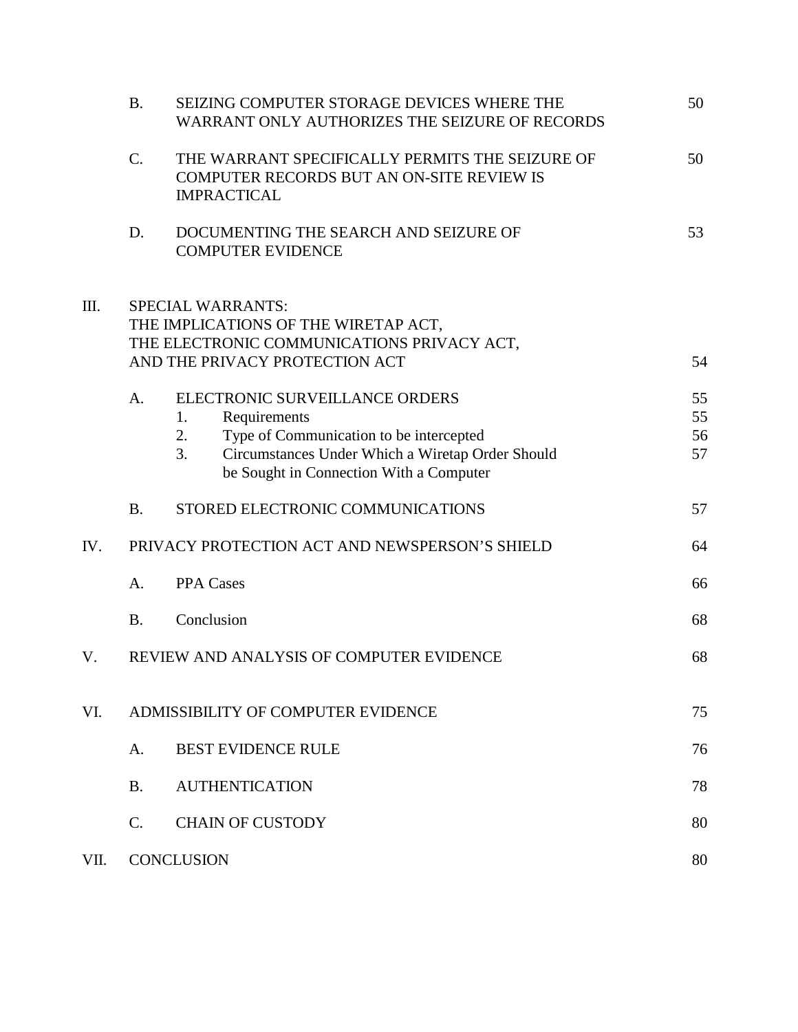| | | | |
|---|---|---|---|
| | B. | SEIZING COMPUTER STORAGE DEVICES WHERE THE WARRANT ONLY AUTHORIZES THE SEIZURE OF RECORDS | 50 |
| | C. | THE WARRANT SPECIFICALLY PERMITS THE SEIZURE OF COMPUTER RECORDS BUT AN ON-SITE REVIEW IS IMPRACTICAL | 50 |
| | D. | DOCUMENTING THE SEARCH AND SEIZURE OF COMPUTER EVIDENCE | 53 |
| III. | SPECIAL WARRANTS: THE IMPLICATIONS OF THE WIRETAP ACT, THE ELECTRONIC COMMUNICATIONS PRIVACY ACT, AND THE PRIVACY PROTECTION ACT | | 54 |
| | A. | ELECTRONIC SURVEILLANCE ORDERS | 55 |
| | | 1. Requirements | 55 |
| | | 2. Type of Communication to be intercepted | 56 |
| | | 3. Circumstances Under Which a Wiretap Order Should be Sought in Connection With a Computer | 57 |
| | B. | STORED ELECTRONIC COMMUNICATIONS | 57 |
| IV. | PRIVACY PROTECTION ACT AND NEWSPERSON'S SHIELD | | 64 |
| | A. | PPA Cases | 66 |
| | B. | Conclusion | 68 |
| V. | REVIEW AND ANALYSIS OF COMPUTER EVIDENCE | | 68 |
| VI. | ADMISSIBILITY OF COMPUTER EVIDENCE | | 75 |
| | A. | BEST EVIDENCE RULE | 76 |
| | B. | AUTHENTICATION | 78 |
| | C. | CHAIN OF CUSTODY | 80 |
| VII. | CONCLUSION | | 80 |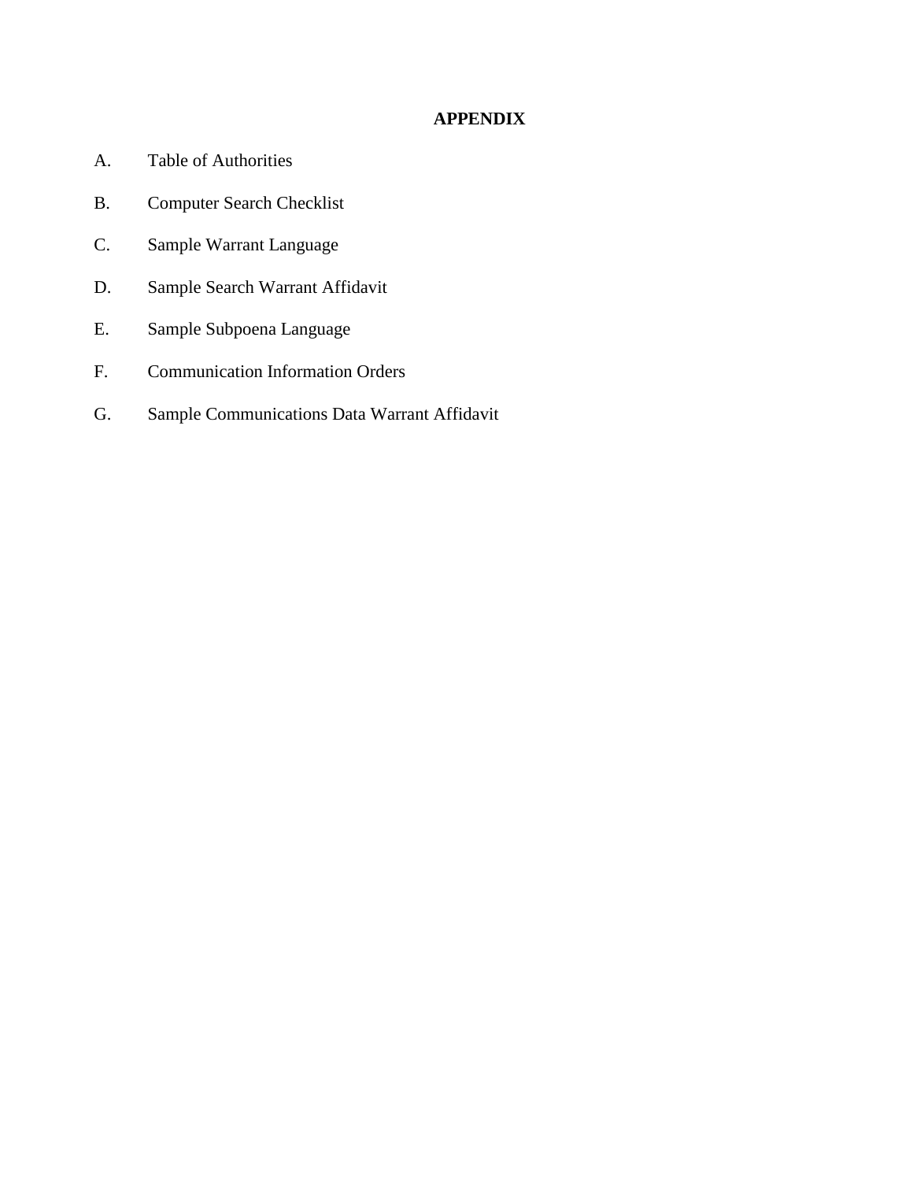# APPENDIX

A. Table of Authorities

B. Computer Search Checklist

C. Sample Warrant Language

D. Sample Search Warrant Affidavit

E. Sample Subpoena Language

F. Communication Information Orders

G. Sample Communications Data Warrant Affidavit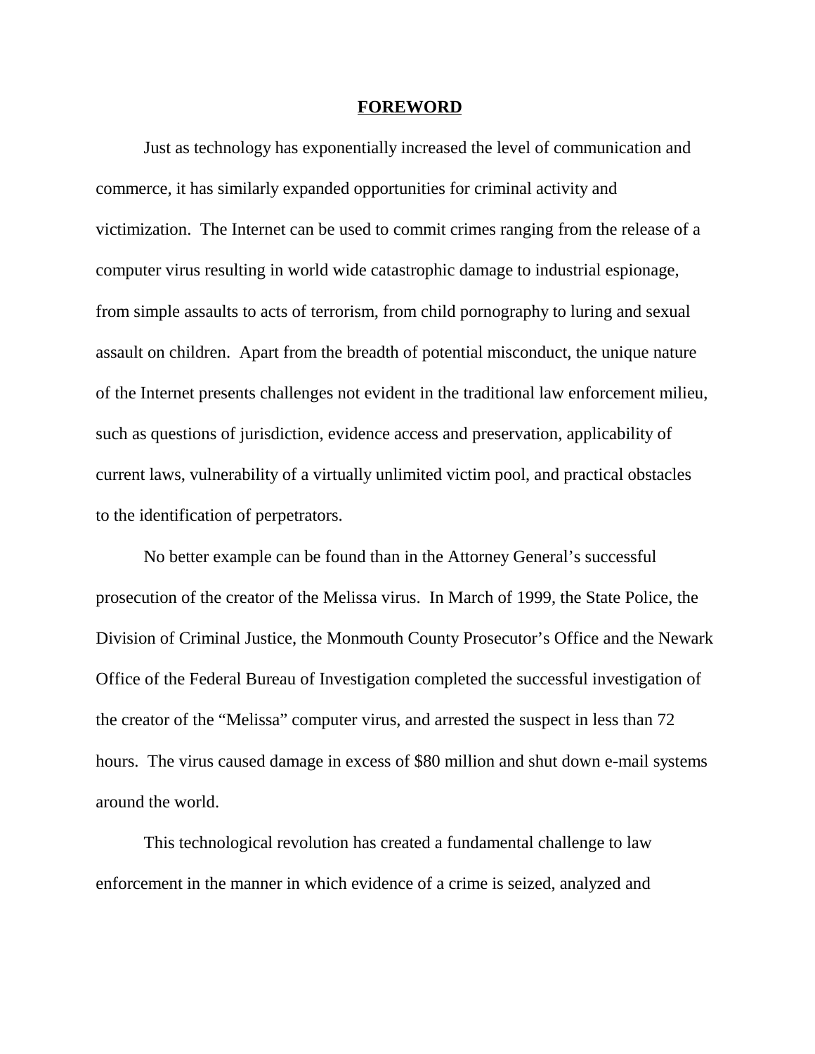## FOREWORD

Just as technology has exponentially increased the level of communication and commerce, it has similarly expanded opportunities for criminal activity and victimization. The Internet can be used to commit crimes ranging from the release of a computer virus resulting in world wide catastrophic damage to industrial espionage, from simple assaults to acts of terrorism, from child pornography to luring and sexual assault on children. Apart from the breadth of potential misconduct, the unique nature of the Internet presents challenges not evident in the traditional law enforcement milieu, such as questions of jurisdiction, evidence access and preservation, applicability of current laws, vulnerability of a virtually unlimited victim pool, and practical obstacles to the identification of perpetrators.

No better example can be found than in the Attorney General's successful prosecution of the creator of the Melissa virus. In March of 1999, the State Police, the Division of Criminal Justice, the Monmouth County Prosecutor's Office and the Newark Office of the Federal Bureau of Investigation completed the successful investigation of the creator of the "Melissa" computer virus, and arrested the suspect in less than 72 hours. The virus caused damage in excess of $80 million and shut down e-mail systems around the world.

This technological revolution has created a fundamental challenge to law enforcement in the manner in which evidence of a crime is seized, analyzed and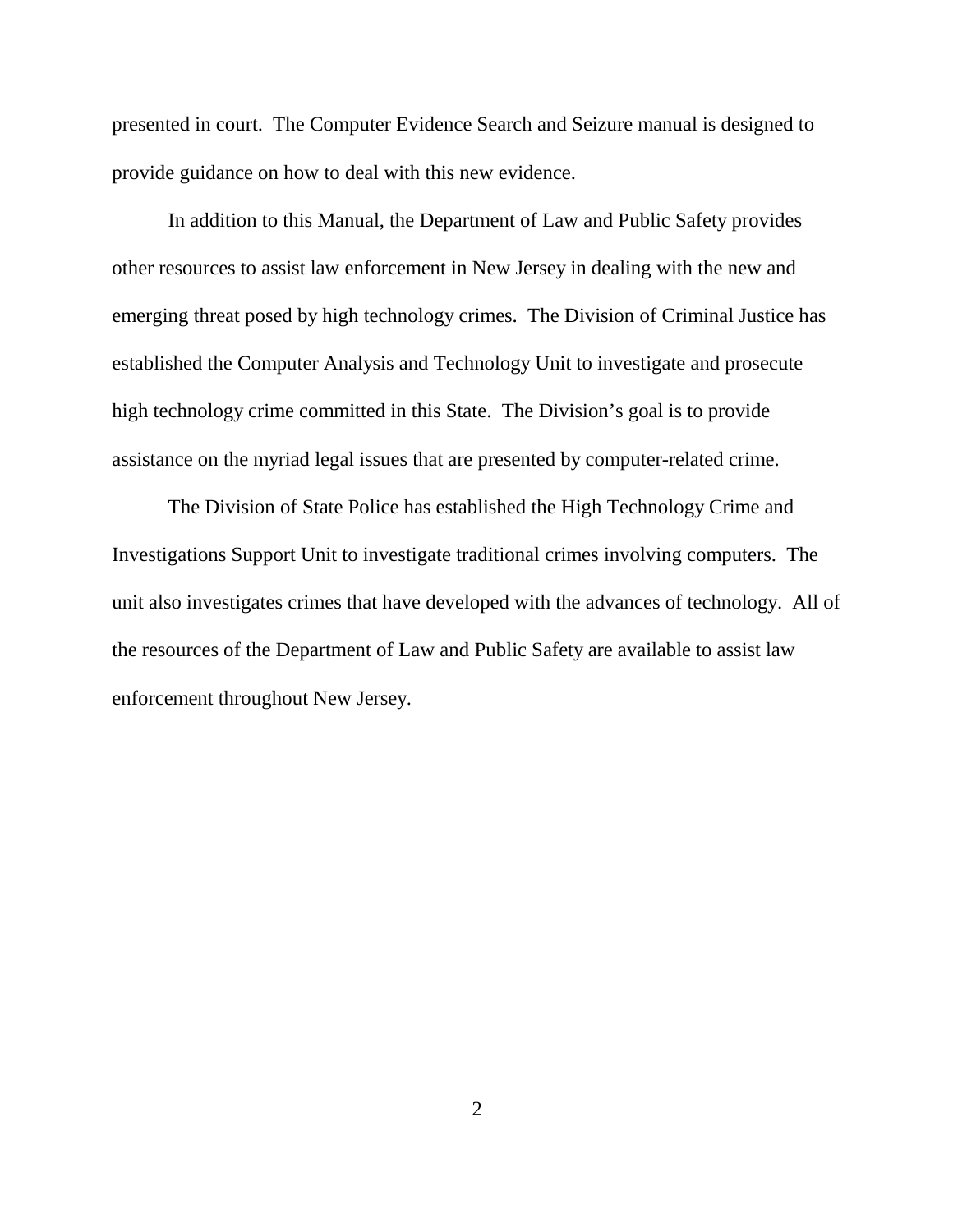presented in court. The Computer Evidence Search and Seizure manual is designed to provide guidance on how to deal with this new evidence.

In addition to this Manual, the Department of Law and Public Safety provides other resources to assist law enforcement in New Jersey in dealing with the new and emerging threat posed by high technology crimes. The Division of Criminal Justice has established the Computer Analysis and Technology Unit to investigate and prosecute high technology crime committed in this State. The Division's goal is to provide assistance on the myriad legal issues that are presented by computer-related crime.

The Division of State Police has established the High Technology Crime and Investigations Support Unit to investigate traditional crimes involving computers. The unit also investigates crimes that have developed with the advances of technology. All of the resources of the Department of Law and Public Safety are available to assist law enforcement throughout New Jersey.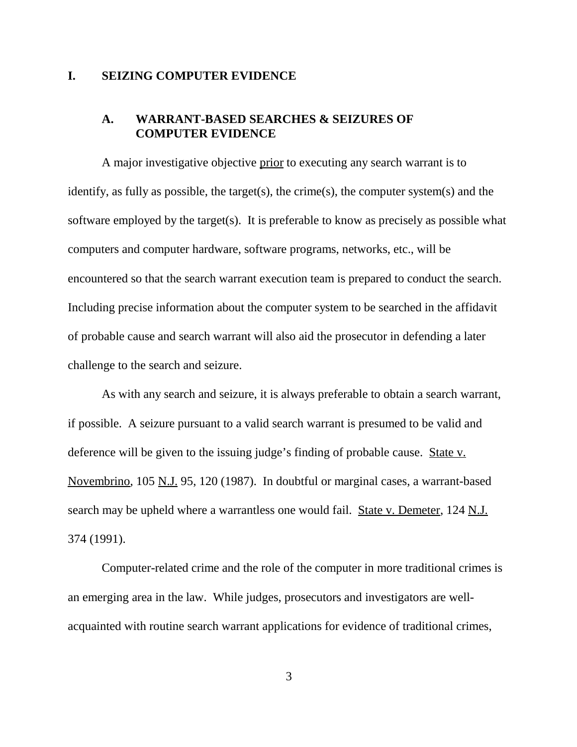# I. SEIZING COMPUTER EVIDENCE

## A. WARRANT-BASED SEARCHES & SEIZURES OF COMPUTER EVIDENCE

A major investigative objective prior to executing any search warrant is to identify, as fully as possible, the target(s), the crime(s), the computer system(s) and the software employed by the target(s). It is preferable to know as precisely as possible what computers and computer hardware, software programs, networks, etc., will be encountered so that the search warrant execution team is prepared to conduct the search. Including precise information about the computer system to be searched in the affidavit of probable cause and search warrant will also aid the prosecutor in defending a later challenge to the search and seizure.

As with any search and seizure, it is always preferable to obtain a search warrant, if possible. A seizure pursuant to a valid search warrant is presumed to be valid and deference will be given to the issuing judge's finding of probable cause. State v. Novembrino, 105 N.J. 95, 120 (1987). In doubtful or marginal cases, a warrant-based search may be upheld where a warrantless one would fail. State v. Demeter, 124 N.J. 374 (1991).

Computer-related crime and the role of the computer in more traditional crimes is an emerging area in the law. While judges, prosecutors and investigators are well-acquainted with routine search warrant applications for evidence of traditional crimes,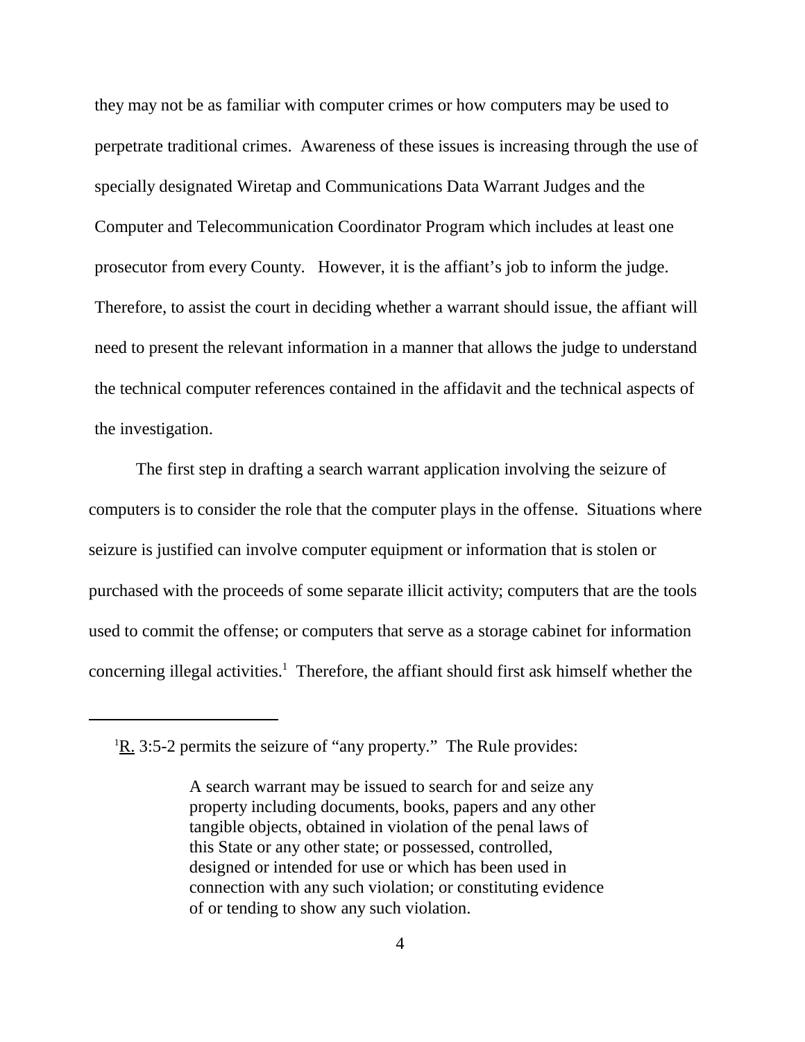they may not be as familiar with computer crimes or how computers may be used to perpetrate traditional crimes. Awareness of these issues is increasing through the use of specially designated Wiretap and Communications Data Warrant Judges and the Computer and Telecommunication Coordinator Program which includes at least one prosecutor from every County. However, it is the affiant's job to inform the judge. Therefore, to assist the court in deciding whether a warrant should issue, the affiant will need to present the relevant information in a manner that allows the judge to understand the technical computer references contained in the affidavit and the technical aspects of the investigation.

The first step in drafting a search warrant application involving the seizure of computers is to consider the role that the computer plays in the offense. Situations where seizure is justified can involve computer equipment or information that is stolen or purchased with the proceeds of some separate illicit activity; computers that are the tools used to commit the offense; or computers that serve as a storage cabinet for information concerning illegal activities.[1] Therefore, the affiant should first ask himself whether the

---

[1]R. 3:5-2 permits the seizure of "any property." The Rule provides:

> A search warrant may be issued to search for and seize any property including documents, books, papers and any other tangible objects, obtained in violation of the penal laws of this State or any other state; or possessed, controlled, designed or intended for use or which has been used in connection with any such violation; or constituting evidence of or tending to show any such violation.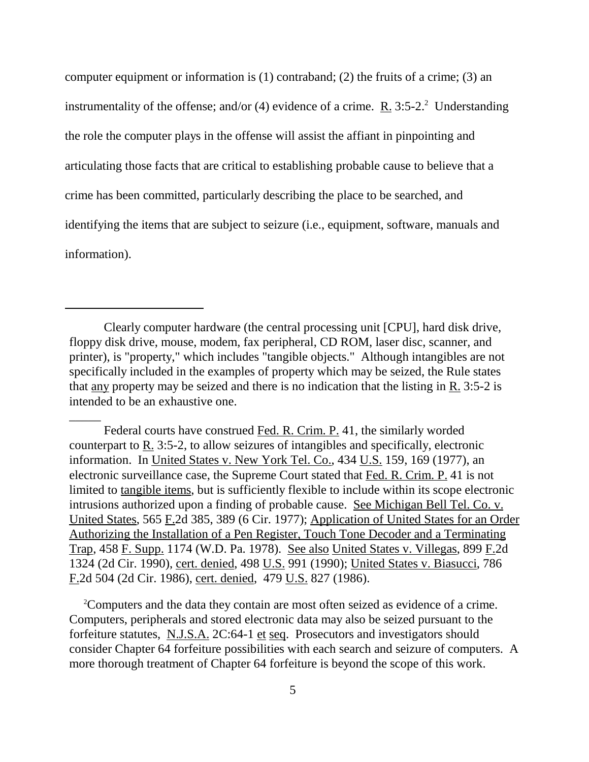computer equipment or information is (1) contraband; (2) the fruits of a crime; (3) an instrumentality of the offense; and/or (4) evidence of a crime. R. 3:5-2.[2] Understanding the role the computer plays in the offense will assist the affiant in pinpointing and articulating those facts that are critical to establishing probable cause to believe that a crime has been committed, particularly describing the place to be searched, and identifying the items that are subject to seizure (i.e., equipment, software, manuals and information).

---

Clearly computer hardware (the central processing unit [CPU], hard disk drive, floppy disk drive, mouse, modem, fax peripheral, CD ROM, laser disc, scanner, and printer), is "property," which includes "tangible objects." Although intangibles are not specifically included in the examples of property which may be seized, the Rule states that any property may be seized and there is no indication that the listing in R. 3:5-2 is intended to be an exhaustive one.

Federal courts have construed Fed. R. Crim. P. 41, the similarly worded counterpart to R. 3:5-2, to allow seizures of intangibles and specifically, electronic information. In United States v. New York Tel. Co., 434 U.S. 159, 169 (1977), an electronic surveillance case, the Supreme Court stated that Fed. R. Crim. P. 41 is not limited to tangible items, but is sufficiently flexible to include within its scope electronic intrusions authorized upon a finding of probable cause. See Michigan Bell Tel. Co. v. United States, 565 F.2d 385, 389 (6 Cir. 1977); Application of United States for an Order Authorizing the Installation of a Pen Register, Touch Tone Decoder and a Terminating Trap, 458 F. Supp. 1174 (W.D. Pa. 1978). See also United States v. Villegas, 899 F.2d 1324 (2d Cir. 1990), cert. denied, 498 U.S. 991 (1990); United States v. Biasucci, 786 F.2d 504 (2d Cir. 1986), cert. denied, 479 U.S. 827 (1986).

[2] Computers and the data they contain are most often seized as evidence of a crime. Computers, peripherals and stored electronic data may also be seized pursuant to the forfeiture statutes, N.J.S.A. 2C:64-1 et seq. Prosecutors and investigators should consider Chapter 64 forfeiture possibilities with each search and seizure of computers. A more thorough treatment of Chapter 64 forfeiture is beyond the scope of this work.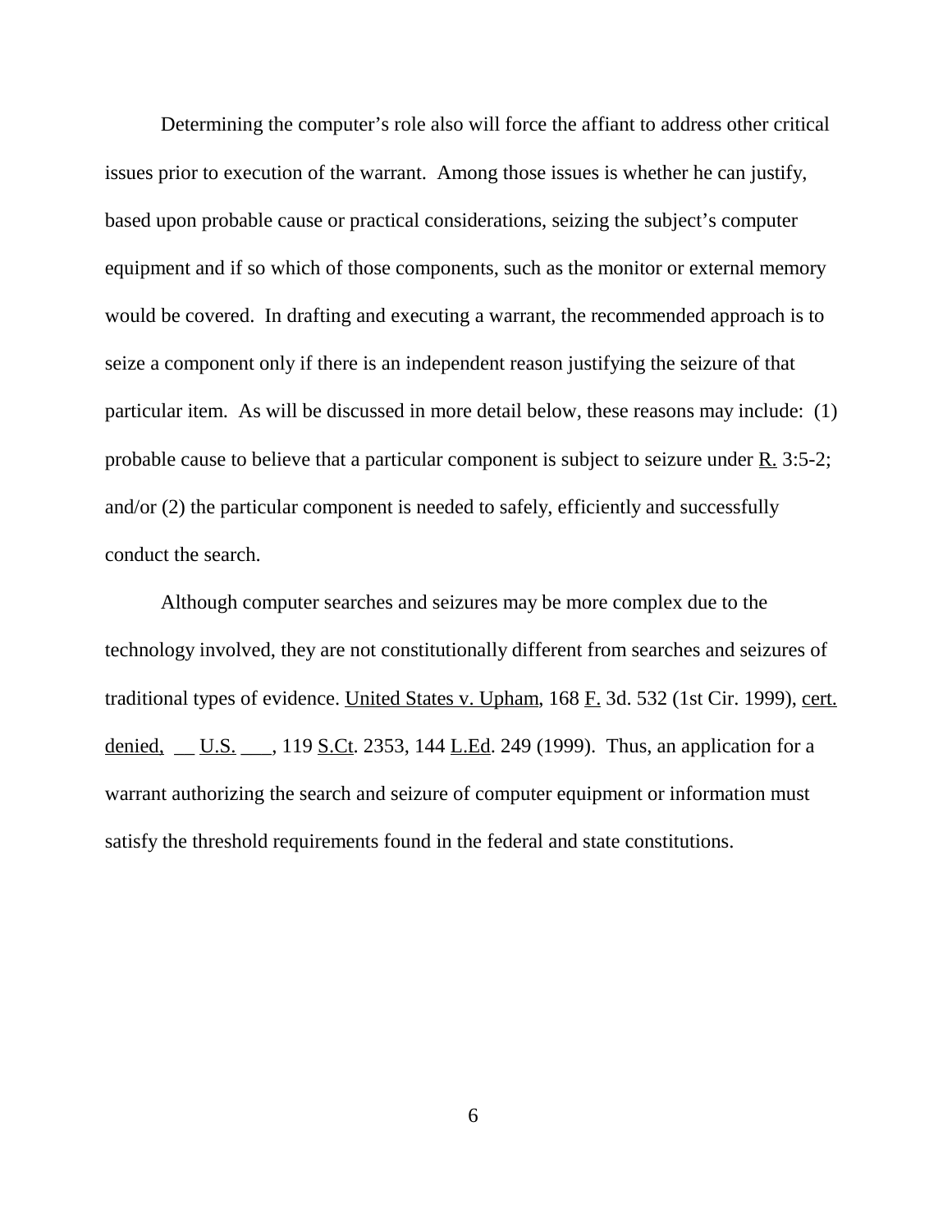Determining the computer's role also will force the affiant to address other critical issues prior to execution of the warrant. Among those issues is whether he can justify, based upon probable cause or practical considerations, seizing the subject's computer equipment and if so which of those components, such as the monitor or external memory would be covered. In drafting and executing a warrant, the recommended approach is to seize a component only if there is an independent reason justifying the seizure of that particular item. As will be discussed in more detail below, these reasons may include: (1) probable cause to believe that a particular component is subject to seizure under R. 3:5-2; and/or (2) the particular component is needed to safely, efficiently and successfully conduct the search.

Although computer searches and seizures may be more complex due to the technology involved, they are not constitutionally different from searches and seizures of traditional types of evidence. United States v. Upham, 168 F. 3d. 532 (1st Cir. 1999), cert. denied, __ U.S. ___, 119 S.Ct. 2353, 144 L.Ed. 249 (1999). Thus, an application for a warrant authorizing the search and seizure of computer equipment or information must satisfy the threshold requirements found in the federal and state constitutions.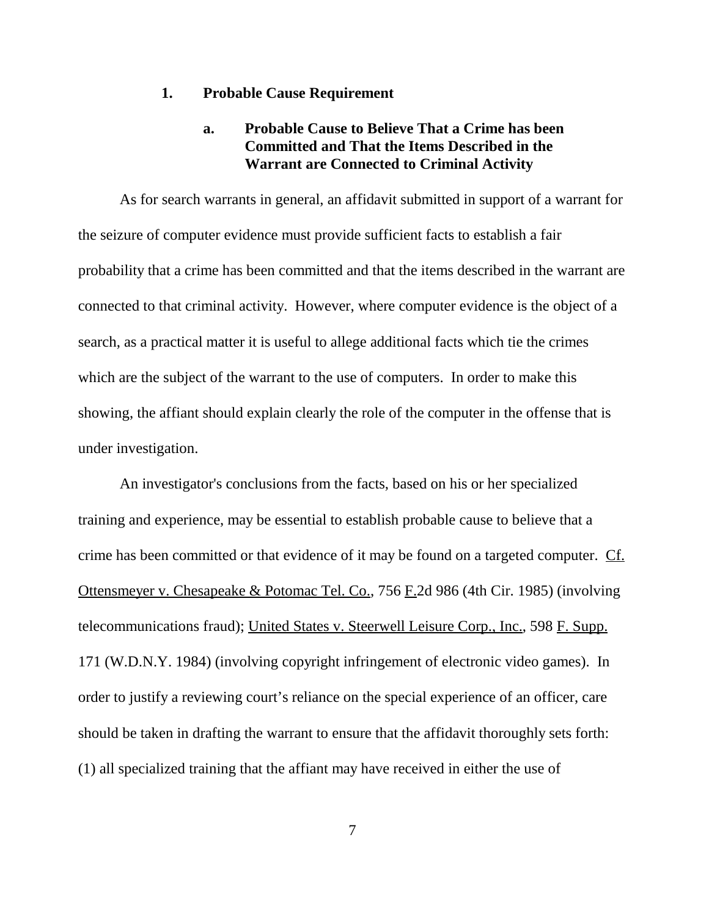### 1. Probable Cause Requirement

#### a. Probable Cause to Believe That a Crime has been Committed and That the Items Described in the Warrant are Connected to Criminal Activity

As for search warrants in general, an affidavit submitted in support of a warrant for the seizure of computer evidence must provide sufficient facts to establish a fair probability that a crime has been committed and that the items described in the warrant are connected to that criminal activity. However, where computer evidence is the object of a search, as a practical matter it is useful to allege additional facts which tie the crimes which are the subject of the warrant to the use of computers. In order to make this showing, the affiant should explain clearly the role of the computer in the offense that is under investigation.

An investigator's conclusions from the facts, based on his or her specialized training and experience, may be essential to establish probable cause to believe that a crime has been committed or that evidence of it may be found on a targeted computer. Cf. Ottensmeyer v. Chesapeake & Potomac Tel. Co., 756 F.2d 986 (4th Cir. 1985) (involving telecommunications fraud); United States v. Steerwell Leisure Corp., Inc., 598 F. Supp. 171 (W.D.N.Y. 1984) (involving copyright infringement of electronic video games). In order to justify a reviewing court's reliance on the special experience of an officer, care should be taken in drafting the warrant to ensure that the affidavit thoroughly sets forth: (1) all specialized training that the affiant may have received in either the use of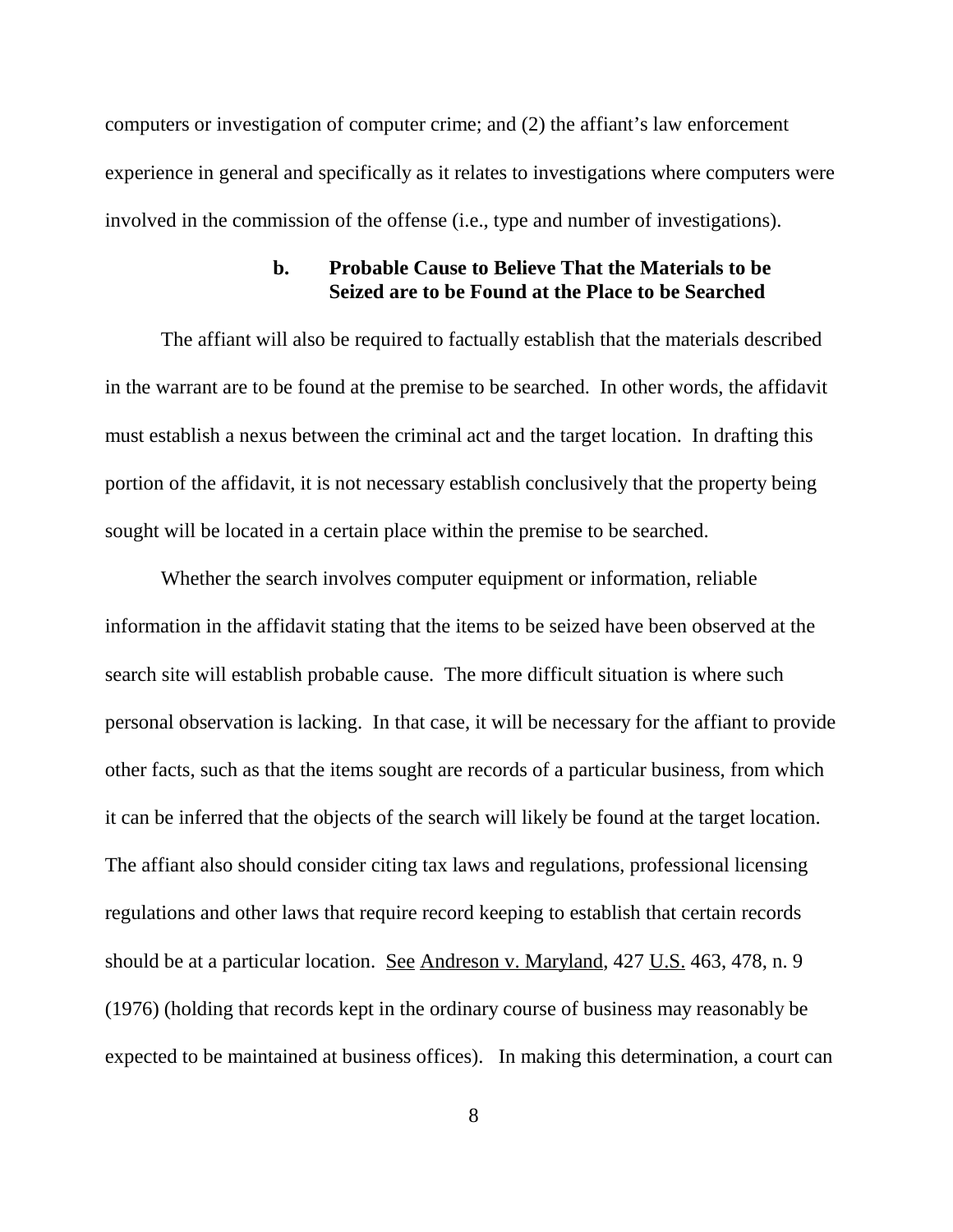computers or investigation of computer crime; and (2) the affiant's law enforcement experience in general and specifically as it relates to investigations where computers were involved in the commission of the offense (i.e., type and number of investigations).

#### b. Probable Cause to Believe That the Materials to be Seized are to be Found at the Place to be Searched

The affiant will also be required to factually establish that the materials described in the warrant are to be found at the premise to be searched. In other words, the affidavit must establish a nexus between the criminal act and the target location. In drafting this portion of the affidavit, it is not necessary establish conclusively that the property being sought will be located in a certain place within the premise to be searched.

Whether the search involves computer equipment or information, reliable information in the affidavit stating that the items to be seized have been observed at the search site will establish probable cause. The more difficult situation is where such personal observation is lacking. In that case, it will be necessary for the affiant to provide other facts, such as that the items sought are records of a particular business, from which it can be inferred that the objects of the search will likely be found at the target location. The affiant also should consider citing tax laws and regulations, professional licensing regulations and other laws that require record keeping to establish that certain records should be at a particular location. See Andreson v. Maryland, 427 U.S. 463, 478, n. 9 (1976) (holding that records kept in the ordinary course of business may reasonably be expected to be maintained at business offices). In making this determination, a court can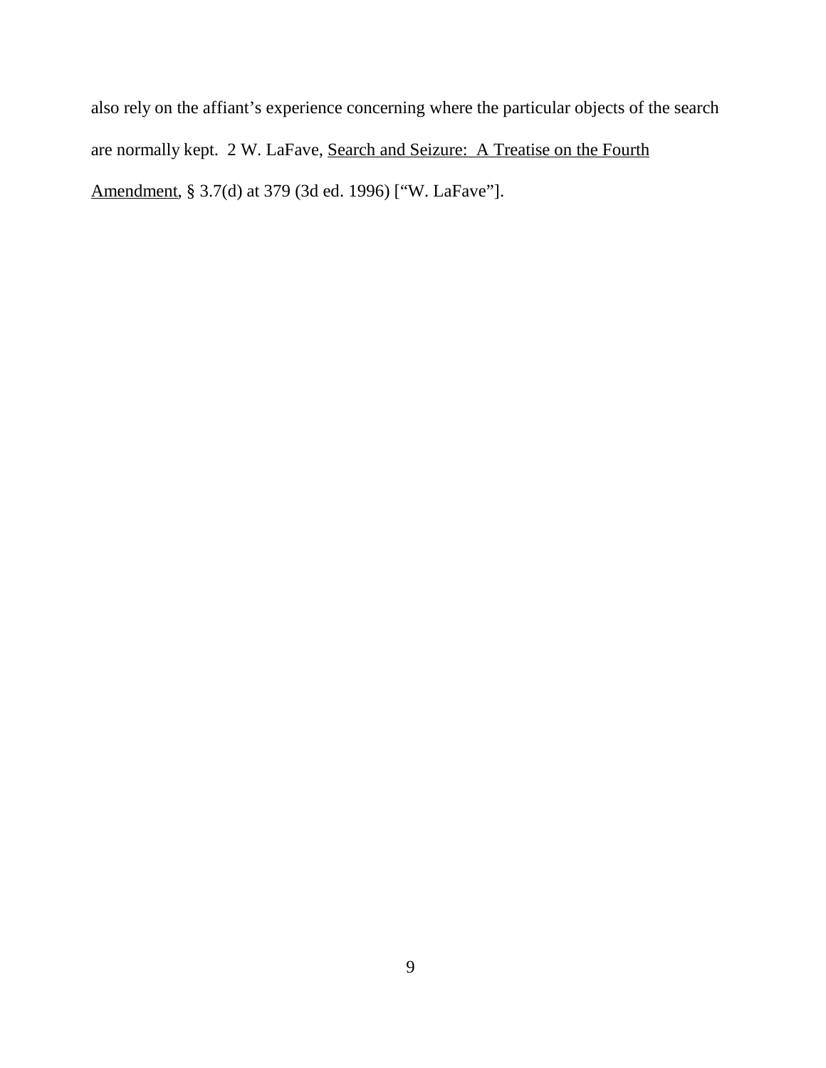also rely on the affiant's experience concerning where the particular objects of the search are normally kept. 2 W. LaFave, Search and Seizure: A Treatise on the Fourth Amendment, § 3.7(d) at 379 (3d ed. 1996) ["W. LaFave"].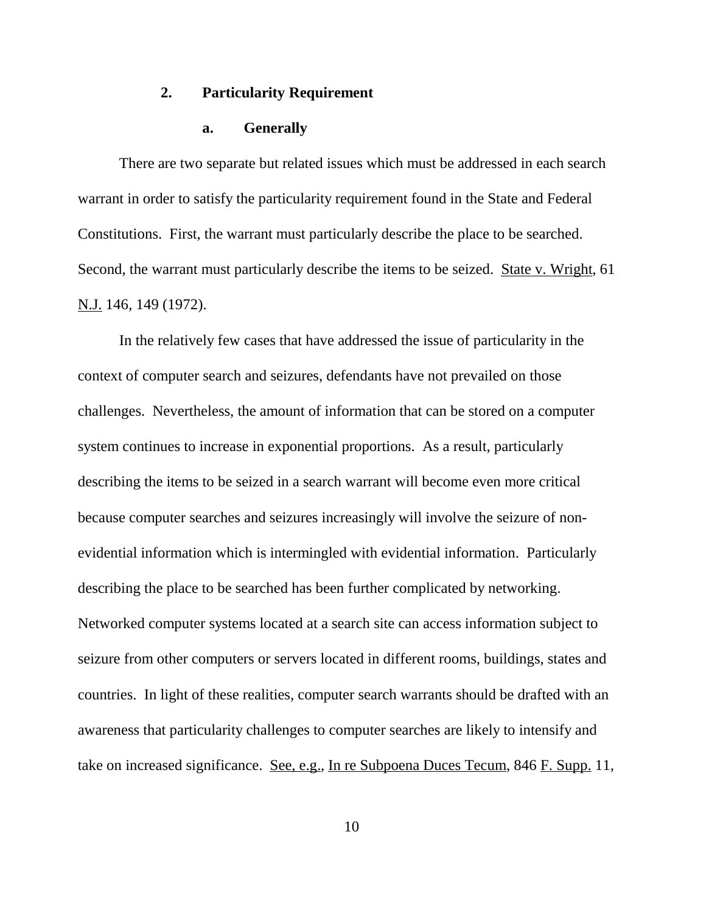### 2. Particularity Requirement

#### a. Generally

There are two separate but related issues which must be addressed in each search warrant in order to satisfy the particularity requirement found in the State and Federal Constitutions. First, the warrant must particularly describe the place to be searched. Second, the warrant must particularly describe the items to be seized. State v. Wright, 61 N.J. 146, 149 (1972).

In the relatively few cases that have addressed the issue of particularity in the context of computer search and seizures, defendants have not prevailed on those challenges. Nevertheless, the amount of information that can be stored on a computer system continues to increase in exponential proportions. As a result, particularly describing the items to be seized in a search warrant will become even more critical because computer searches and seizures increasingly will involve the seizure of non-evidential information which is intermingled with evidential information. Particularly describing the place to be searched has been further complicated by networking. Networked computer systems located at a search site can access information subject to seizure from other computers or servers located in different rooms, buildings, states and countries. In light of these realities, computer search warrants should be drafted with an awareness that particularity challenges to computer searches are likely to intensify and take on increased significance. See, e.g., In re Subpoena Duces Tecum, 846 F. Supp. 11,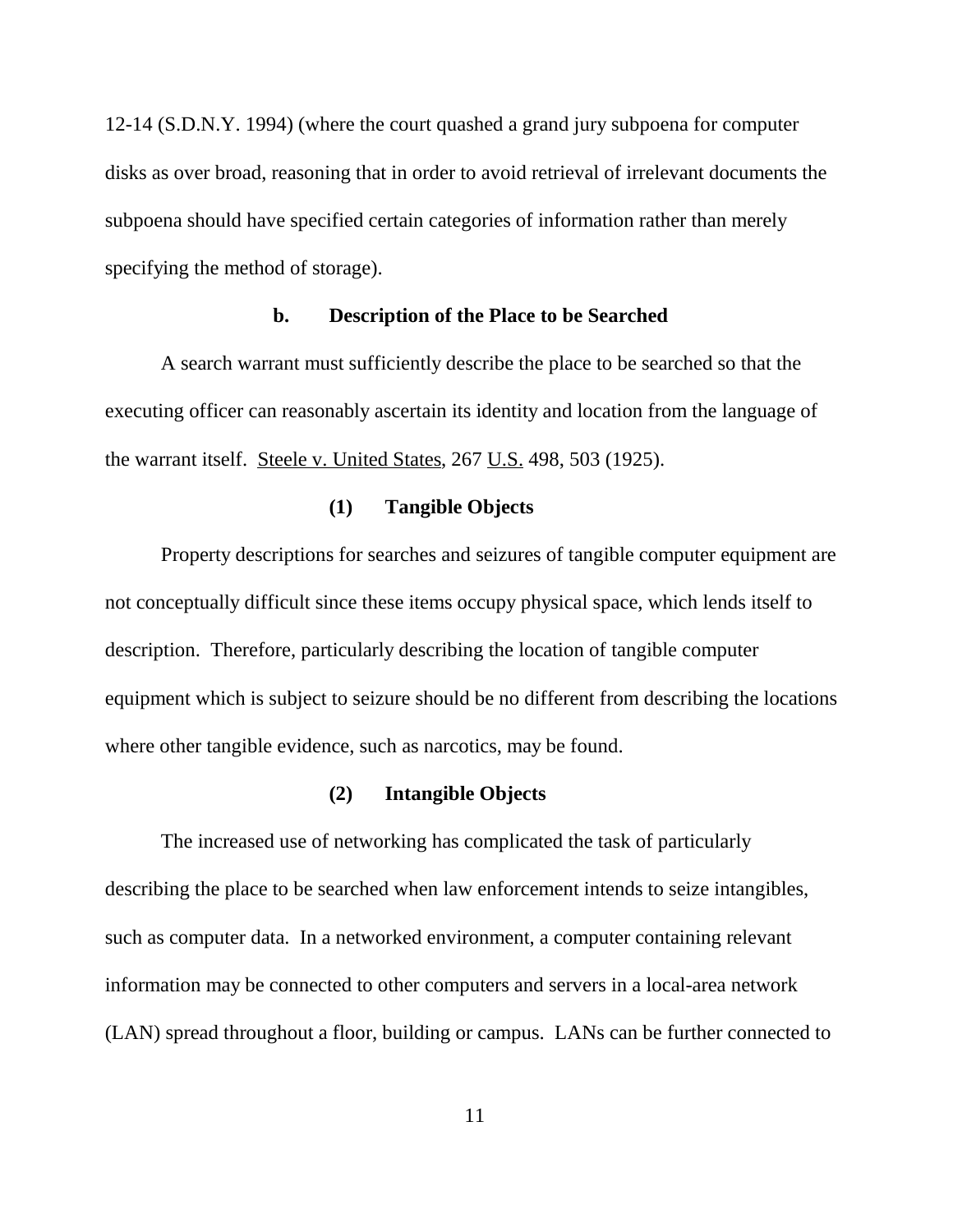12-14 (S.D.N.Y. 1994) (where the court quashed a grand jury subpoena for computer disks as over broad, reasoning that in order to avoid retrieval of irrelevant documents the subpoena should have specified certain categories of information rather than merely specifying the method of storage).

### b. Description of the Place to be Searched

A search warrant must sufficiently describe the place to be searched so that the executing officer can reasonably ascertain its identity and location from the language of the warrant itself. Steele v. United States, 267 U.S. 498, 503 (1925).

#### (1) Tangible Objects

Property descriptions for searches and seizures of tangible computer equipment are not conceptually difficult since these items occupy physical space, which lends itself to description. Therefore, particularly describing the location of tangible computer equipment which is subject to seizure should be no different from describing the locations where other tangible evidence, such as narcotics, may be found.

#### (2) Intangible Objects

The increased use of networking has complicated the task of particularly describing the place to be searched when law enforcement intends to seize intangibles, such as computer data. In a networked environment, a computer containing relevant information may be connected to other computers and servers in a local-area network (LAN) spread throughout a floor, building or campus. LANs can be further connected to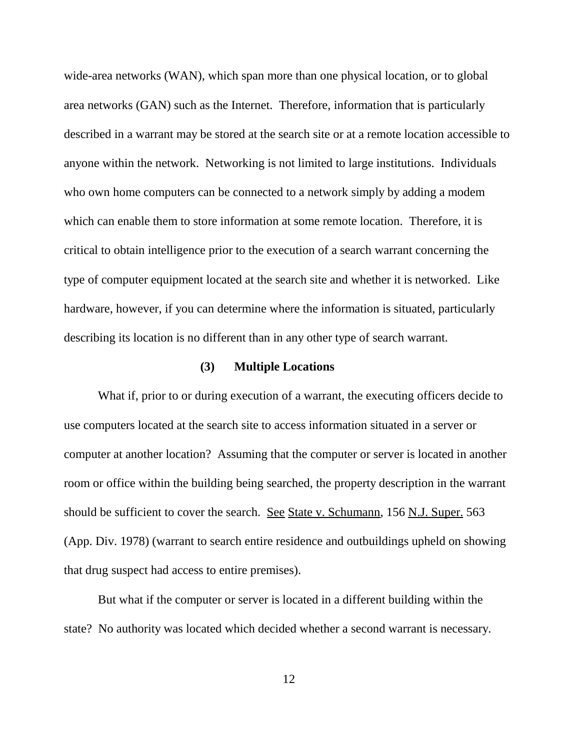wide-area networks (WAN), which span more than one physical location, or to global area networks (GAN) such as the Internet. Therefore, information that is particularly described in a warrant may be stored at the search site or at a remote location accessible to anyone within the network. Networking is not limited to large institutions. Individuals who own home computers can be connected to a network simply by adding a modem which can enable them to store information at some remote location. Therefore, it is critical to obtain intelligence prior to the execution of a search warrant concerning the type of computer equipment located at the search site and whether it is networked. Like hardware, however, if you can determine where the information is situated, particularly describing its location is no different than in any other type of search warrant.

**(3) Multiple Locations**

What if, prior to or during execution of a warrant, the executing officers decide to use computers located at the search site to access information situated in a server or computer at another location? Assuming that the computer or server is located in another room or office within the building being searched, the property description in the warrant should be sufficient to cover the search. See State v. Schumann, 156 N.J. Super. 563 (App. Div. 1978) (warrant to search entire residence and outbuildings upheld on showing that drug suspect had access to entire premises).

But what if the computer or server is located in a different building within the state? No authority was located which decided whether a second warrant is necessary.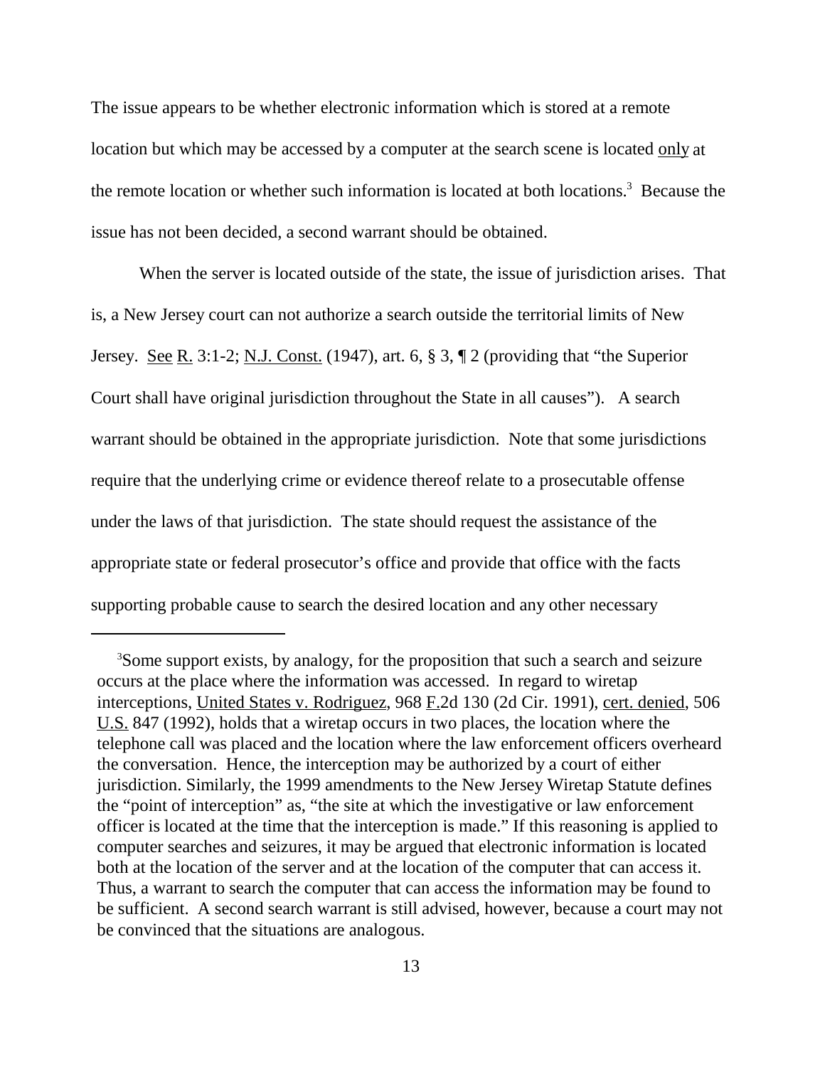The issue appears to be whether electronic information which is stored at a remote location but which may be accessed by a computer at the search scene is located only at the remote location or whether such information is located at both locations.[3] Because the issue has not been decided, a second warrant should be obtained.

When the server is located outside of the state, the issue of jurisdiction arises. That is, a New Jersey court can not authorize a search outside the territorial limits of New Jersey. See R. 3:1-2; N.J. Const. (1947), art. 6, § 3, ¶ 2 (providing that "the Superior Court shall have original jurisdiction throughout the State in all causes"). A search warrant should be obtained in the appropriate jurisdiction. Note that some jurisdictions require that the underlying crime or evidence thereof relate to a prosecutable offense under the laws of that jurisdiction. The state should request the assistance of the appropriate state or federal prosecutor's office and provide that office with the facts supporting probable cause to search the desired location and any other necessary

---

[3]Some support exists, by analogy, for the proposition that such a search and seizure occurs at the place where the information was accessed. In regard to wiretap interceptions, United States v. Rodriguez, 968 F.2d 130 (2d Cir. 1991), cert. denied, 506 U.S. 847 (1992), holds that a wiretap occurs in two places, the location where the telephone call was placed and the location where the law enforcement officers overheard the conversation. Hence, the interception may be authorized by a court of either jurisdiction. Similarly, the 1999 amendments to the New Jersey Wiretap Statute defines the "point of interception" as, "the site at which the investigative or law enforcement officer is located at the time that the interception is made." If this reasoning is applied to computer searches and seizures, it may be argued that electronic information is located both at the location of the server and at the location of the computer that can access it. Thus, a warrant to search the computer that can access the information may be found to be sufficient. A second search warrant is still advised, however, because a court may not be convinced that the situations are analogous.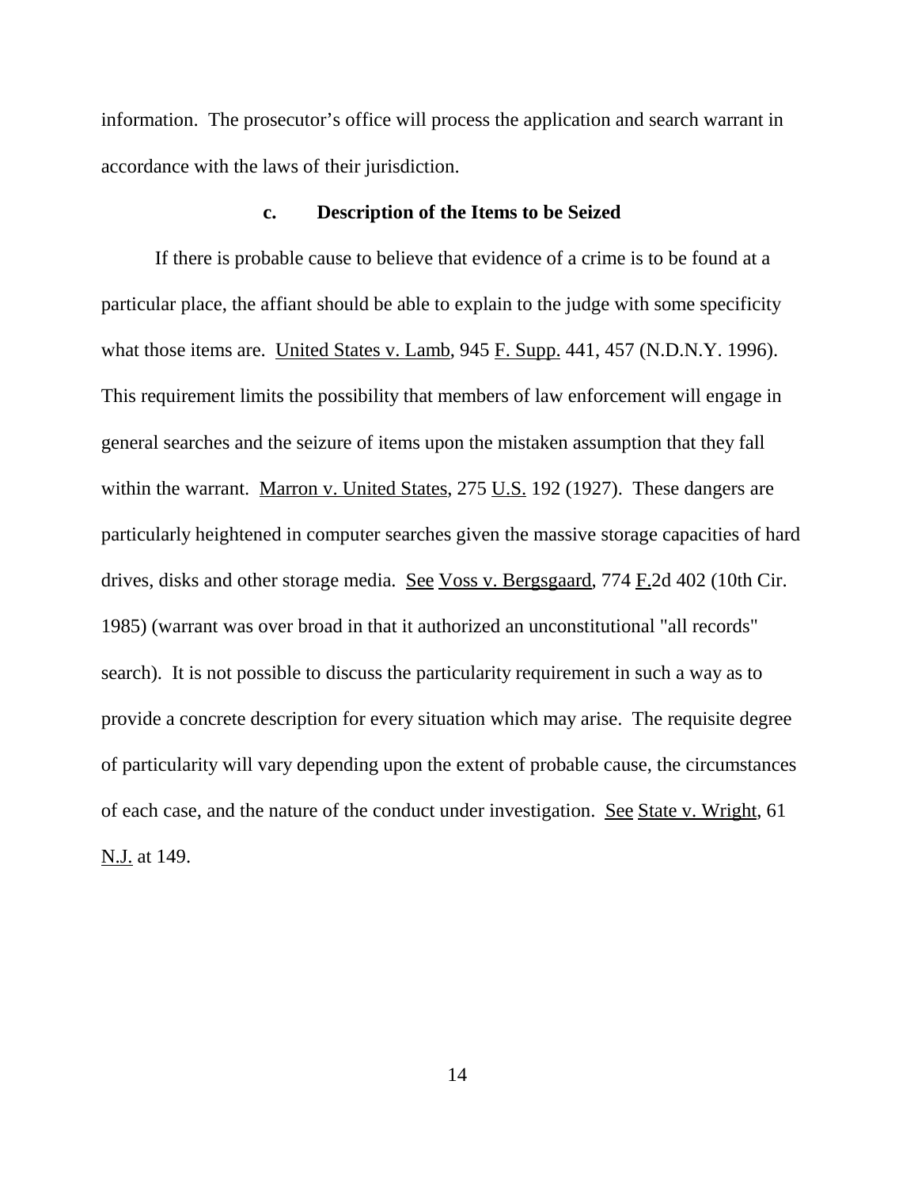information. The prosecutor's office will process the application and search warrant in accordance with the laws of their jurisdiction.

### c. Description of the Items to be Seized

If there is probable cause to believe that evidence of a crime is to be found at a particular place, the affiant should be able to explain to the judge with some specificity what those items are. United States v. Lamb, 945 F. Supp. 441, 457 (N.D.N.Y. 1996). This requirement limits the possibility that members of law enforcement will engage in general searches and the seizure of items upon the mistaken assumption that they fall within the warrant. Marron v. United States, 275 U.S. 192 (1927). These dangers are particularly heightened in computer searches given the massive storage capacities of hard drives, disks and other storage media. See Voss v. Bergsgaard, 774 F.2d 402 (10th Cir. 1985) (warrant was over broad in that it authorized an unconstitutional "all records" search). It is not possible to discuss the particularity requirement in such a way as to provide a concrete description for every situation which may arise. The requisite degree of particularity will vary depending upon the extent of probable cause, the circumstances of each case, and the nature of the conduct under investigation. See State v. Wright, 61 N.J. at 149.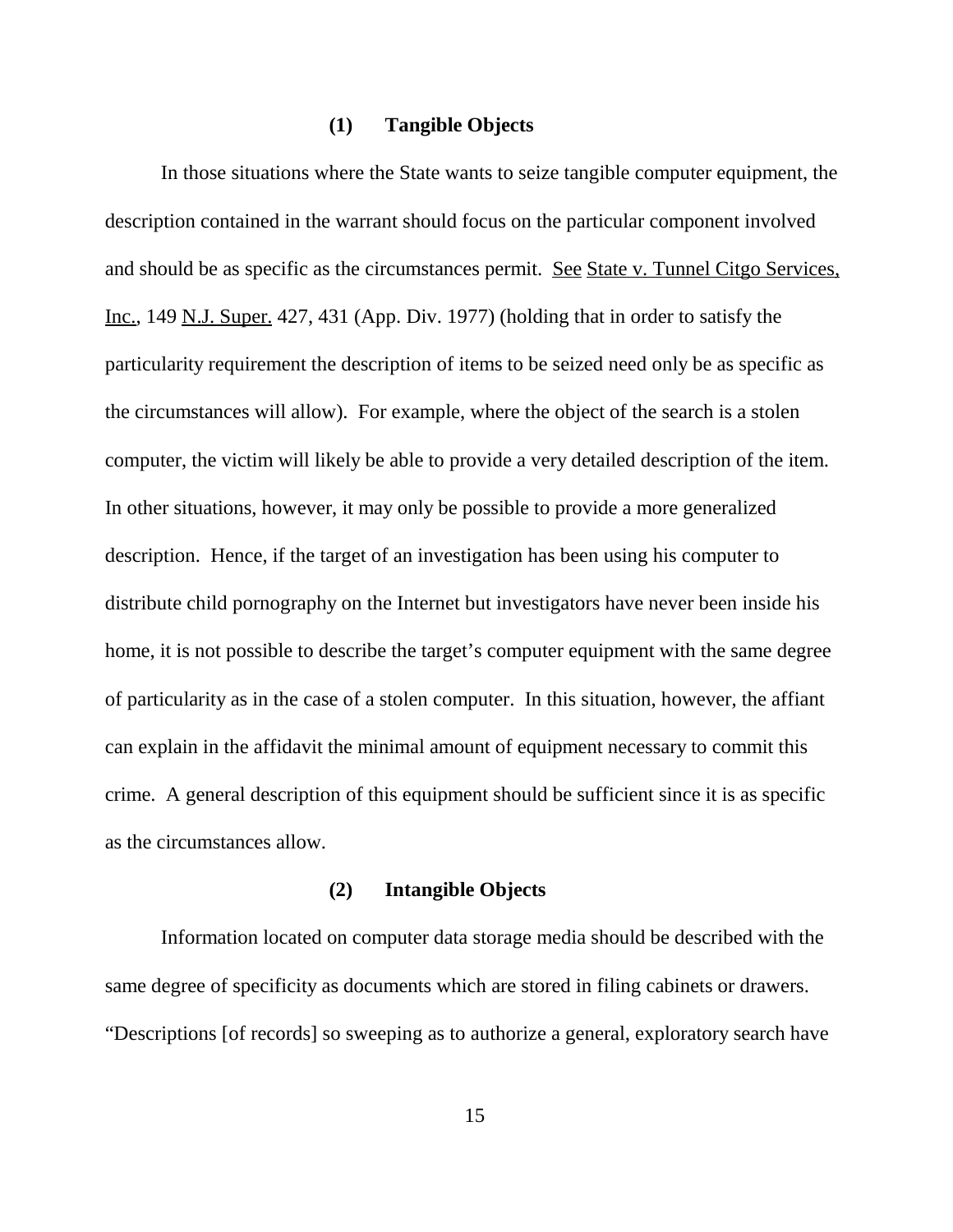### (1) Tangible Objects

In those situations where the State wants to seize tangible computer equipment, the description contained in the warrant should focus on the particular component involved and should be as specific as the circumstances permit. See State v. Tunnel Citgo Services, Inc., 149 N.J. Super. 427, 431 (App. Div. 1977) (holding that in order to satisfy the particularity requirement the description of items to be seized need only be as specific as the circumstances will allow). For example, where the object of the search is a stolen computer, the victim will likely be able to provide a very detailed description of the item. In other situations, however, it may only be possible to provide a more generalized description. Hence, if the target of an investigation has been using his computer to distribute child pornography on the Internet but investigators have never been inside his home, it is not possible to describe the target's computer equipment with the same degree of particularity as in the case of a stolen computer. In this situation, however, the affiant can explain in the affidavit the minimal amount of equipment necessary to commit this crime. A general description of this equipment should be sufficient since it is as specific as the circumstances allow.

### (2) Intangible Objects

Information located on computer data storage media should be described with the same degree of specificity as documents which are stored in filing cabinets or drawers. "Descriptions [of records] so sweeping as to authorize a general, exploratory search have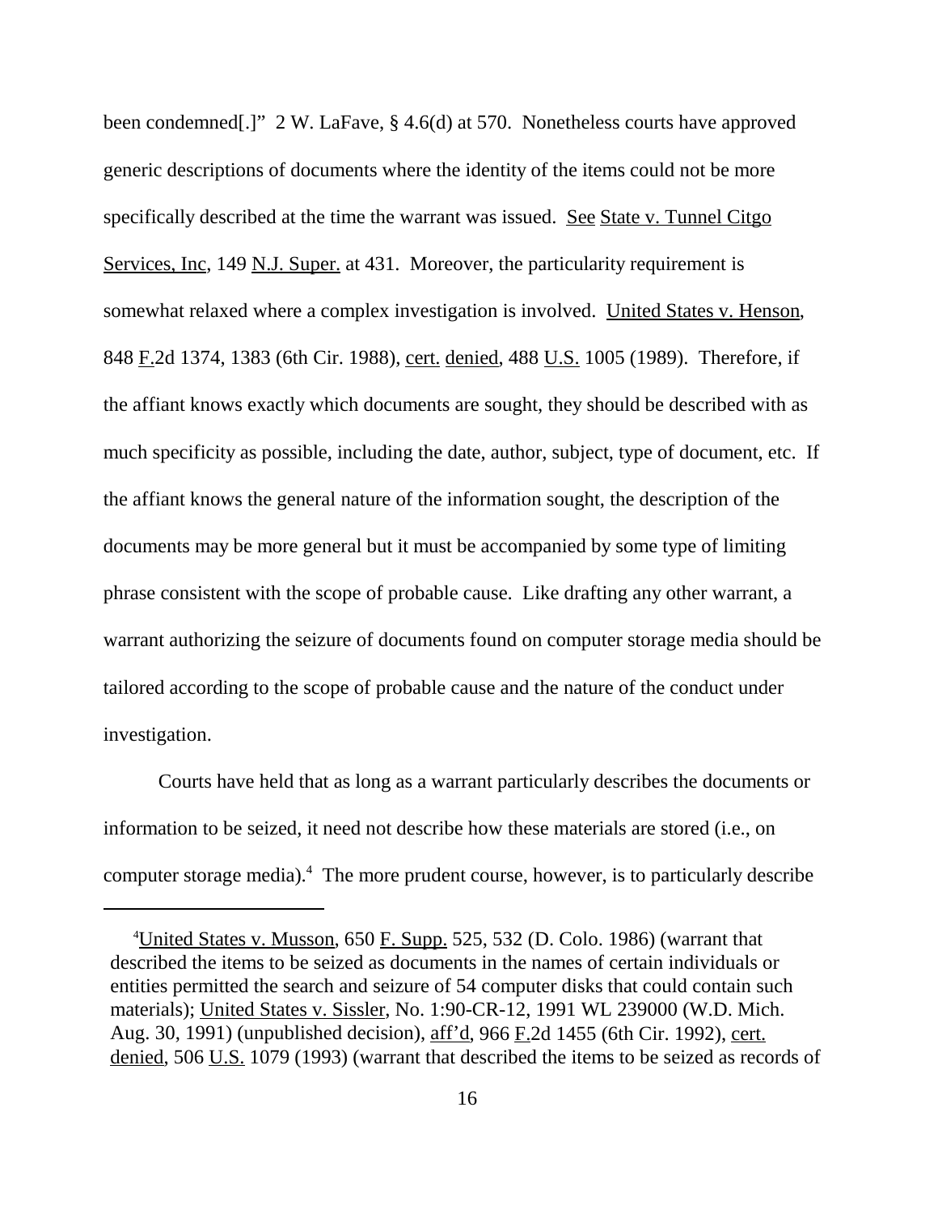been condemned[.]" 2 W. LaFave, § 4.6(d) at 570. Nonetheless courts have approved generic descriptions of documents where the identity of the items could not be more specifically described at the time the warrant was issued. See State v. Tunnel Citgo Services, Inc, 149 N.J. Super. at 431. Moreover, the particularity requirement is somewhat relaxed where a complex investigation is involved. United States v. Henson, 848 F.2d 1374, 1383 (6th Cir. 1988), cert. denied, 488 U.S. 1005 (1989). Therefore, if the affiant knows exactly which documents are sought, they should be described with as much specificity as possible, including the date, author, subject, type of document, etc. If the affiant knows the general nature of the information sought, the description of the documents may be more general but it must be accompanied by some type of limiting phrase consistent with the scope of probable cause. Like drafting any other warrant, a warrant authorizing the seizure of documents found on computer storage media should be tailored according to the scope of probable cause and the nature of the conduct under investigation.

Courts have held that as long as a warrant particularly describes the documents or information to be seized, it need not describe how these materials are stored (i.e., on computer storage media).[4] The more prudent course, however, is to particularly describe

---

[4]United States v. Musson, 650 F. Supp. 525, 532 (D. Colo. 1986) (warrant that described the items to be seized as documents in the names of certain individuals or entities permitted the search and seizure of 54 computer disks that could contain such materials); United States v. Sissler, No. 1:90-CR-12, 1991 WL 239000 (W.D. Mich. Aug. 30, 1991) (unpublished decision), aff'd, 966 F.2d 1455 (6th Cir. 1992), cert. denied, 506 U.S. 1079 (1993) (warrant that described the items to be seized as records of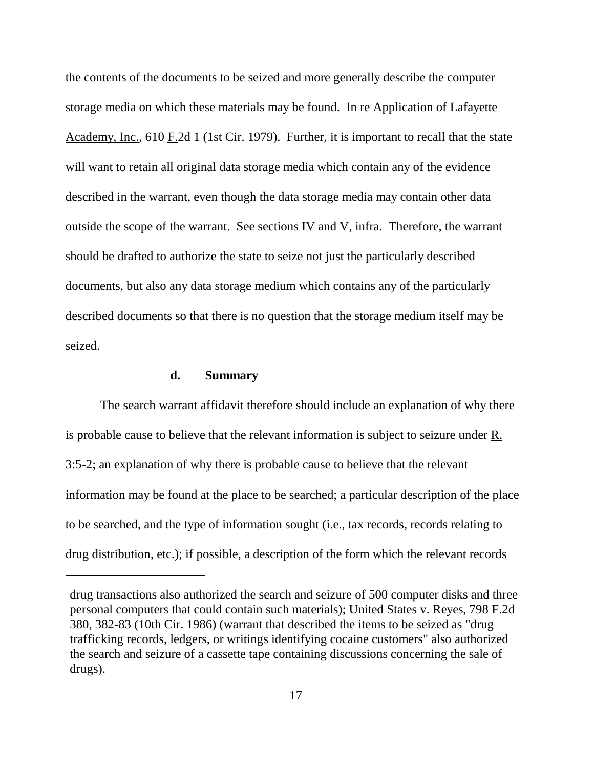the contents of the documents to be seized and more generally describe the computer storage media on which these materials may be found. In re Application of Lafayette Academy, Inc., 610 F.2d 1 (1st Cir. 1979). Further, it is important to recall that the state will want to retain all original data storage media which contain any of the evidence described in the warrant, even though the data storage media may contain other data outside the scope of the warrant. See sections IV and V, infra. Therefore, the warrant should be drafted to authorize the state to seize not just the particularly described documents, but also any data storage medium which contains any of the particularly described documents so that there is no question that the storage medium itself may be seized.

#### d. Summary

The search warrant affidavit therefore should include an explanation of why there is probable cause to believe that the relevant information is subject to seizure under R. 3:5-2; an explanation of why there is probable cause to believe that the relevant information may be found at the place to be searched; a particular description of the place to be searched, and the type of information sought (i.e., tax records, records relating to drug distribution, etc.); if possible, a description of the form which the relevant records

---

drug transactions also authorized the search and seizure of 500 computer disks and three personal computers that could contain such materials); United States v. Reyes, 798 F.2d 380, 382-83 (10th Cir. 1986) (warrant that described the items to be seized as "drug trafficking records, ledgers, or writings identifying cocaine customers" also authorized the search and seizure of a cassette tape containing discussions concerning the sale of drugs).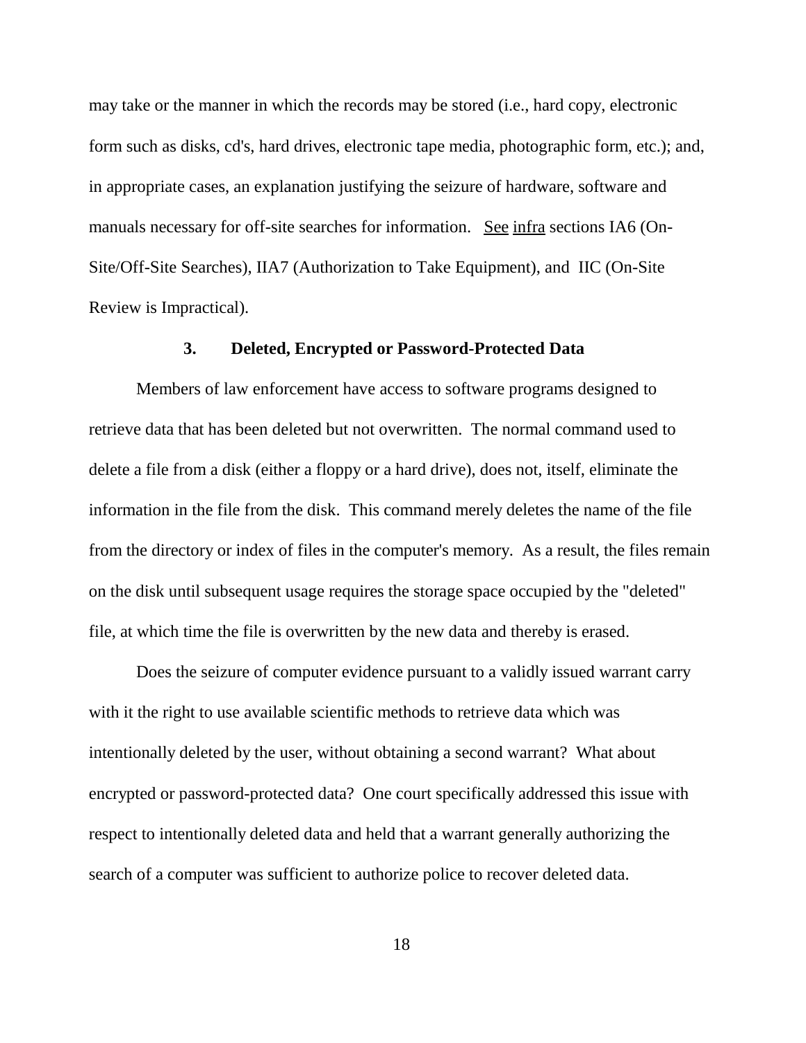may take or the manner in which the records may be stored (i.e., hard copy, electronic form such as disks, cd's, hard drives, electronic tape media, photographic form, etc.); and, in appropriate cases, an explanation justifying the seizure of hardware, software and manuals necessary for off-site searches for information. See infra sections IA6 (On-Site/Off-Site Searches), IIA7 (Authorization to Take Equipment), and IIC (On-Site Review is Impractical).

### 3. Deleted, Encrypted or Password-Protected Data

Members of law enforcement have access to software programs designed to retrieve data that has been deleted but not overwritten. The normal command used to delete a file from a disk (either a floppy or a hard drive), does not, itself, eliminate the information in the file from the disk. This command merely deletes the name of the file from the directory or index of files in the computer's memory. As a result, the files remain on the disk until subsequent usage requires the storage space occupied by the "deleted" file, at which time the file is overwritten by the new data and thereby is erased.

Does the seizure of computer evidence pursuant to a validly issued warrant carry with it the right to use available scientific methods to retrieve data which was intentionally deleted by the user, without obtaining a second warrant? What about encrypted or password-protected data? One court specifically addressed this issue with respect to intentionally deleted data and held that a warrant generally authorizing the search of a computer was sufficient to authorize police to recover deleted data.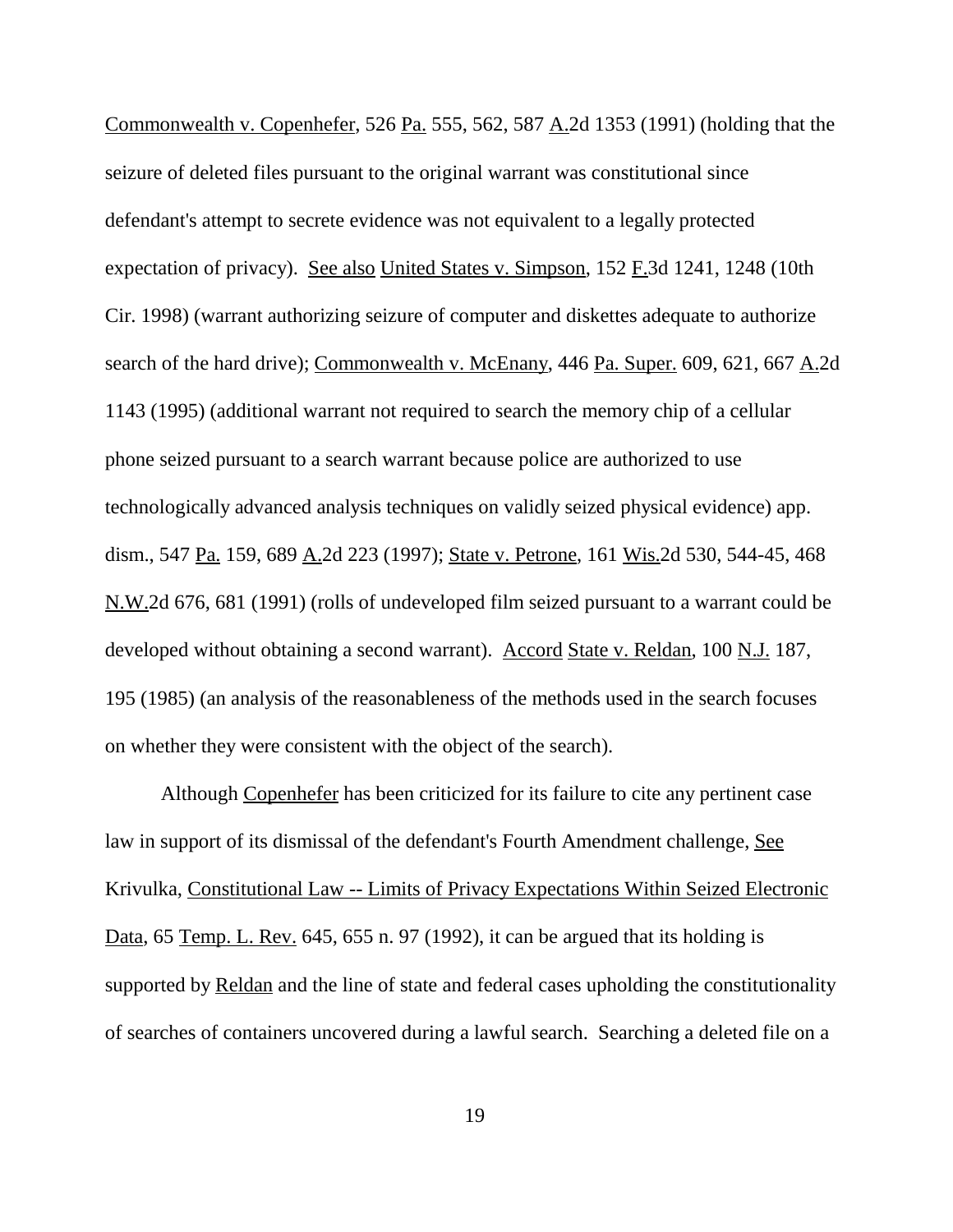Commonwealth v. Copenhefer, 526 Pa. 555, 562, 587 A.2d 1353 (1991) (holding that the seizure of deleted files pursuant to the original warrant was constitutional since defendant's attempt to secrete evidence was not equivalent to a legally protected expectation of privacy). See also United States v. Simpson, 152 F.3d 1241, 1248 (10th Cir. 1998) (warrant authorizing seizure of computer and diskettes adequate to authorize search of the hard drive); Commonwealth v. McEnany, 446 Pa. Super. 609, 621, 667 A.2d 1143 (1995) (additional warrant not required to search the memory chip of a cellular phone seized pursuant to a search warrant because police are authorized to use technologically advanced analysis techniques on validly seized physical evidence) app. dism., 547 Pa. 159, 689 A.2d 223 (1997); State v. Petrone, 161 Wis.2d 530, 544-45, 468 N.W.2d 676, 681 (1991) (rolls of undeveloped film seized pursuant to a warrant could be developed without obtaining a second warrant). Accord State v. Reldan, 100 N.J. 187, 195 (1985) (an analysis of the reasonableness of the methods used in the search focuses on whether they were consistent with the object of the search).

Although Copenhefer has been criticized for its failure to cite any pertinent case law in support of its dismissal of the defendant's Fourth Amendment challenge, See Krivulka, Constitutional Law -- Limits of Privacy Expectations Within Seized Electronic Data, 65 Temp. L. Rev. 645, 655 n. 97 (1992), it can be argued that its holding is supported by Reldan and the line of state and federal cases upholding the constitutionality of searches of containers uncovered during a lawful search. Searching a deleted file on a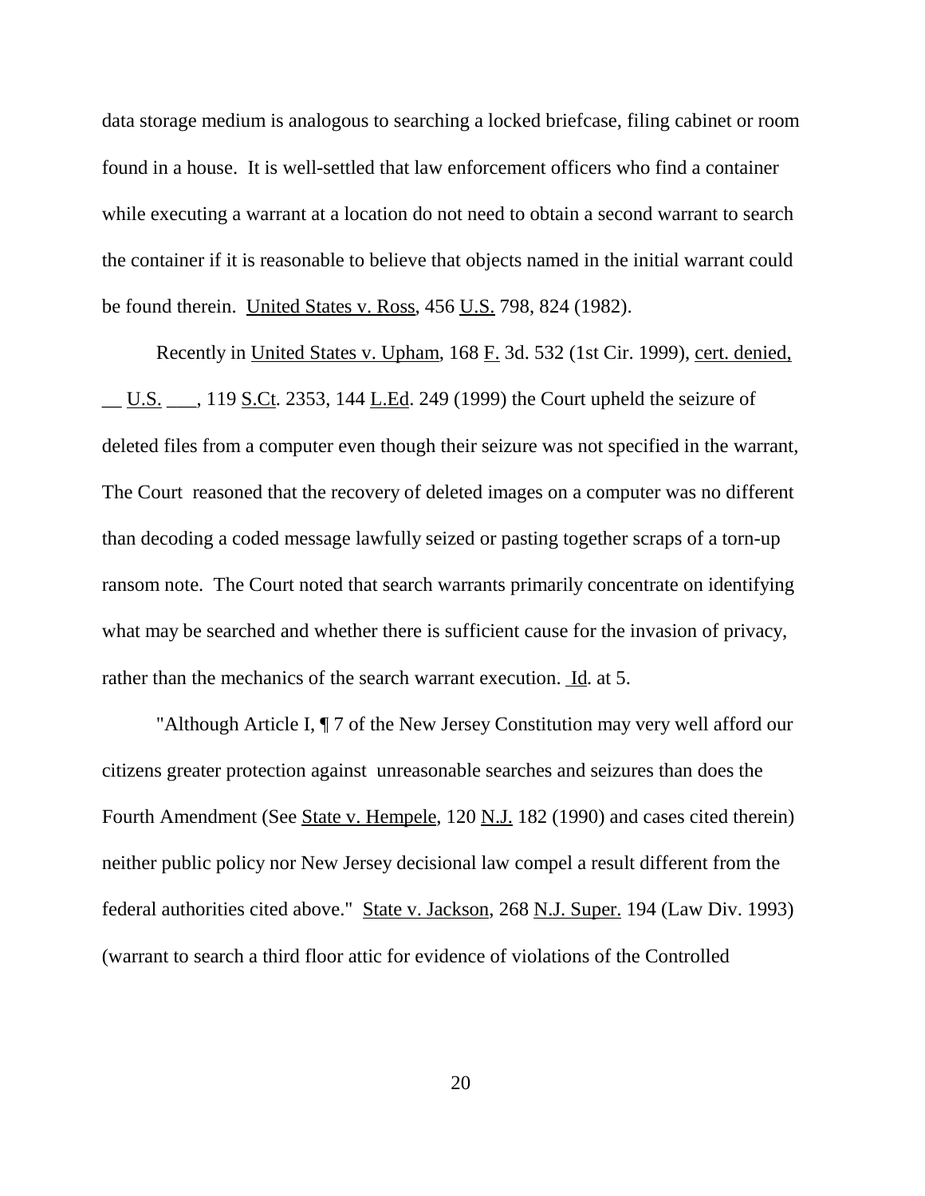data storage medium is analogous to searching a locked briefcase, filing cabinet or room found in a house. It is well-settled that law enforcement officers who find a container while executing a warrant at a location do not need to obtain a second warrant to search the container if it is reasonable to believe that objects named in the initial warrant could be found therein. United States v. Ross, 456 U.S. 798, 824 (1982).

Recently in United States v. Upham, 168 F. 3d. 532 (1st Cir. 1999), cert. denied, __ U.S. ___, 119 S.Ct. 2353, 144 L.Ed. 249 (1999) the Court upheld the seizure of deleted files from a computer even though their seizure was not specified in the warrant, The Court reasoned that the recovery of deleted images on a computer was no different than decoding a coded message lawfully seized or pasting together scraps of a torn-up ransom note. The Court noted that search warrants primarily concentrate on identifying what may be searched and whether there is sufficient cause for the invasion of privacy, rather than the mechanics of the search warrant execution. Id. at 5.

"Although Article I, ¶ 7 of the New Jersey Constitution may very well afford our citizens greater protection against unreasonable searches and seizures than does the Fourth Amendment (See State v. Hempele, 120 N.J. 182 (1990) and cases cited therein) neither public policy nor New Jersey decisional law compel a result different from the federal authorities cited above." State v. Jackson, 268 N.J. Super. 194 (Law Div. 1993) (warrant to search a third floor attic for evidence of violations of the Controlled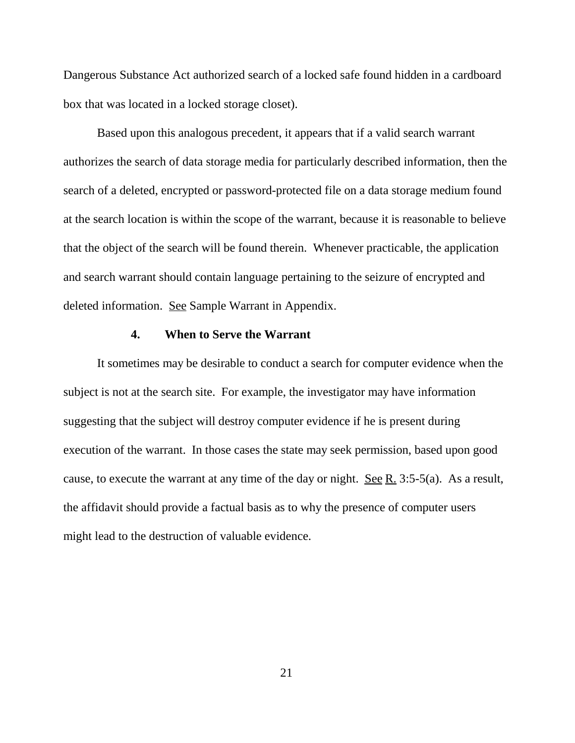Dangerous Substance Act authorized search of a locked safe found hidden in a cardboard box that was located in a locked storage closet).

Based upon this analogous precedent, it appears that if a valid search warrant authorizes the search of data storage media for particularly described information, then the search of a deleted, encrypted or password-protected file on a data storage medium found at the search location is within the scope of the warrant, because it is reasonable to believe that the object of the search will be found therein. Whenever practicable, the application and search warrant should contain language pertaining to the seizure of encrypted and deleted information. See Sample Warrant in Appendix.

### 4. When to Serve the Warrant

It sometimes may be desirable to conduct a search for computer evidence when the subject is not at the search site. For example, the investigator may have information suggesting that the subject will destroy computer evidence if he is present during execution of the warrant. In those cases the state may seek permission, based upon good cause, to execute the warrant at any time of the day or night. See R. 3:5-5(a). As a result, the affidavit should provide a factual basis as to why the presence of computer users might lead to the destruction of valuable evidence.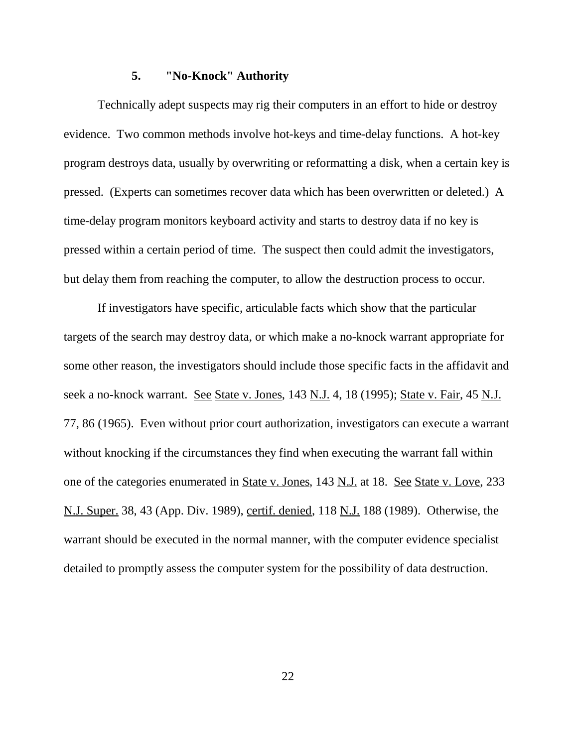### 5. "No-Knock" Authority

Technically adept suspects may rig their computers in an effort to hide or destroy evidence. Two common methods involve hot-keys and time-delay functions. A hot-key program destroys data, usually by overwriting or reformatting a disk, when a certain key is pressed. (Experts can sometimes recover data which has been overwritten or deleted.) A time-delay program monitors keyboard activity and starts to destroy data if no key is pressed within a certain period of time. The suspect then could admit the investigators, but delay them from reaching the computer, to allow the destruction process to occur.

If investigators have specific, articulable facts which show that the particular targets of the search may destroy data, or which make a no-knock warrant appropriate for some other reason, the investigators should include those specific facts in the affidavit and seek a no-knock warrant. See State v. Jones, 143 N.J. 4, 18 (1995); State v. Fair, 45 N.J. 77, 86 (1965). Even without prior court authorization, investigators can execute a warrant without knocking if the circumstances they find when executing the warrant fall within one of the categories enumerated in State v. Jones, 143 N.J. at 18. See State v. Love, 233 N.J. Super. 38, 43 (App. Div. 1989), certif. denied, 118 N.J. 188 (1989). Otherwise, the warrant should be executed in the normal manner, with the computer evidence specialist detailed to promptly assess the computer system for the possibility of data destruction.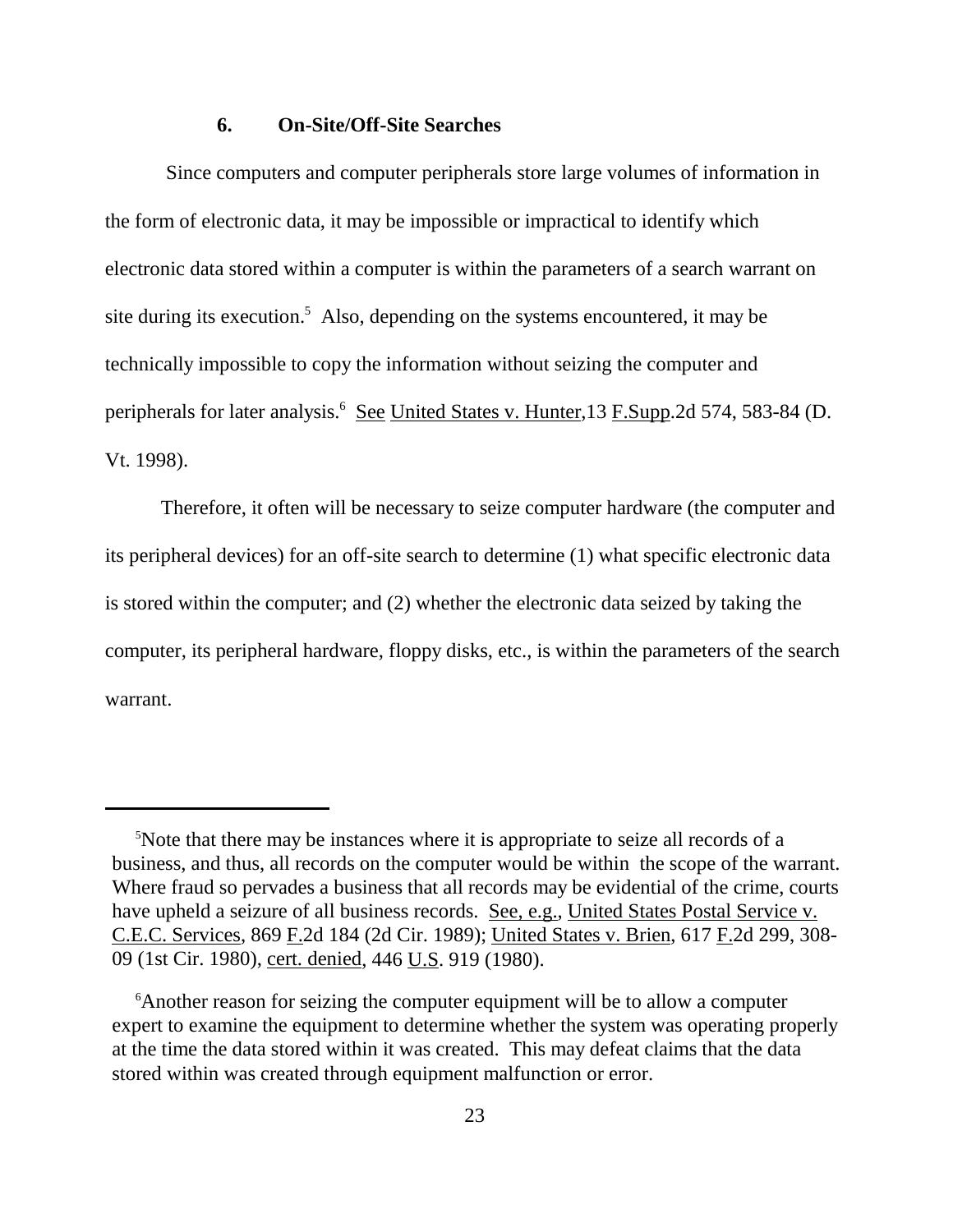### 6. On-Site/Off-Site Searches

Since computers and computer peripherals store large volumes of information in the form of electronic data, it may be impossible or impractical to identify which electronic data stored within a computer is within the parameters of a search warrant on site during its execution.[5] Also, depending on the systems encountered, it may be technically impossible to copy the information without seizing the computer and peripherals for later analysis.[6] See United States v. Hunter,13 F.Supp.2d 574, 583-84 (D. Vt. 1998).

Therefore, it often will be necessary to seize computer hardware (the computer and its peripheral devices) for an off-site search to determine (1) what specific electronic data is stored within the computer; and (2) whether the electronic data seized by taking the computer, its peripheral hardware, floppy disks, etc., is within the parameters of the search warrant.

---

[5]Note that there may be instances where it is appropriate to seize all records of a business, and thus, all records on the computer would be within the scope of the warrant. Where fraud so pervades a business that all records may be evidential of the crime, courts have upheld a seizure of all business records. See, e.g., United States Postal Service v. C.E.C. Services, 869 F.2d 184 (2d Cir. 1989); United States v. Brien, 617 F.2d 299, 308-09 (1st Cir. 1980), cert. denied, 446 U.S. 919 (1980).

[6]Another reason for seizing the computer equipment will be to allow a computer expert to examine the equipment to determine whether the system was operating properly at the time the data stored within it was created. This may defeat claims that the data stored within was created through equipment malfunction or error.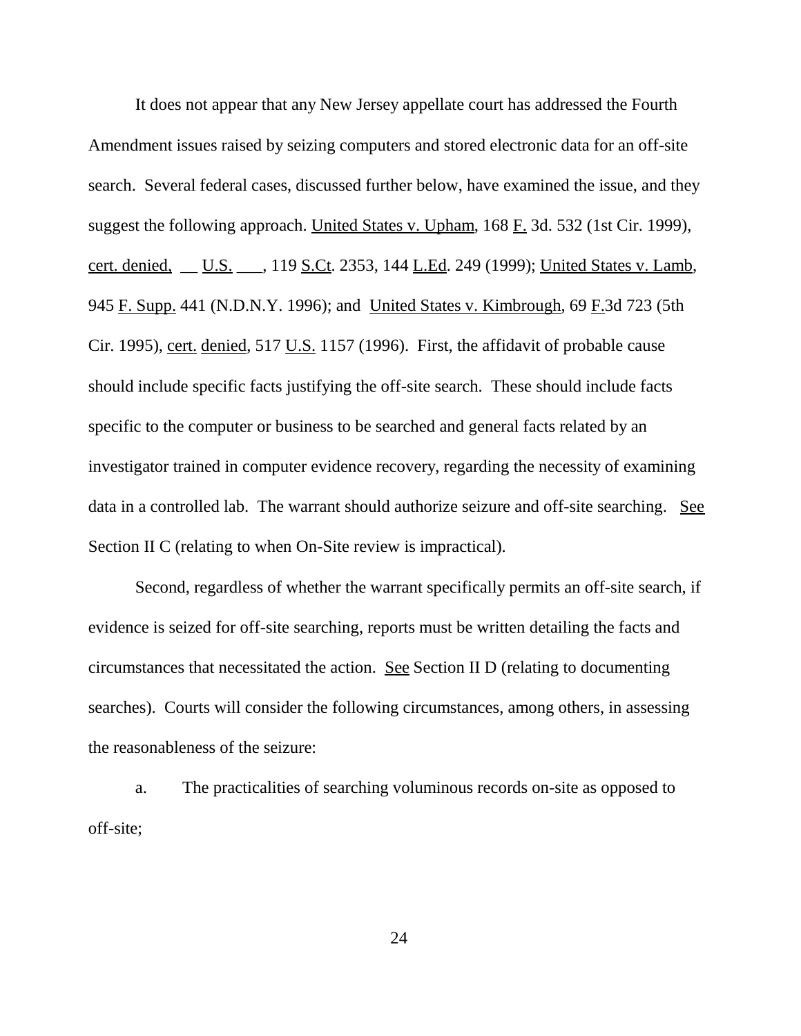It does not appear that any New Jersey appellate court has addressed the Fourth Amendment issues raised by seizing computers and stored electronic data for an off-site search. Several federal cases, discussed further below, have examined the issue, and they suggest the following approach. United States v. Upham, 168 F. 3d. 532 (1st Cir. 1999), cert. denied, __ U.S. ___, 119 S.Ct. 2353, 144 L.Ed. 249 (1999); United States v. Lamb, 945 F. Supp. 441 (N.D.N.Y. 1996); and United States v. Kimbrough, 69 F.3d 723 (5th Cir. 1995), cert. denied, 517 U.S. 1157 (1996). First, the affidavit of probable cause should include specific facts justifying the off-site search. These should include facts specific to the computer or business to be searched and general facts related by an investigator trained in computer evidence recovery, regarding the necessity of examining data in a controlled lab. The warrant should authorize seizure and off-site searching. See Section II C (relating to when On-Site review is impractical).

Second, regardless of whether the warrant specifically permits an off-site search, if evidence is seized for off-site searching, reports must be written detailing the facts and circumstances that necessitated the action. See Section II D (relating to documenting searches). Courts will consider the following circumstances, among others, in assessing the reasonableness of the seizure:

a. The practicalities of searching voluminous records on-site as opposed to off-site;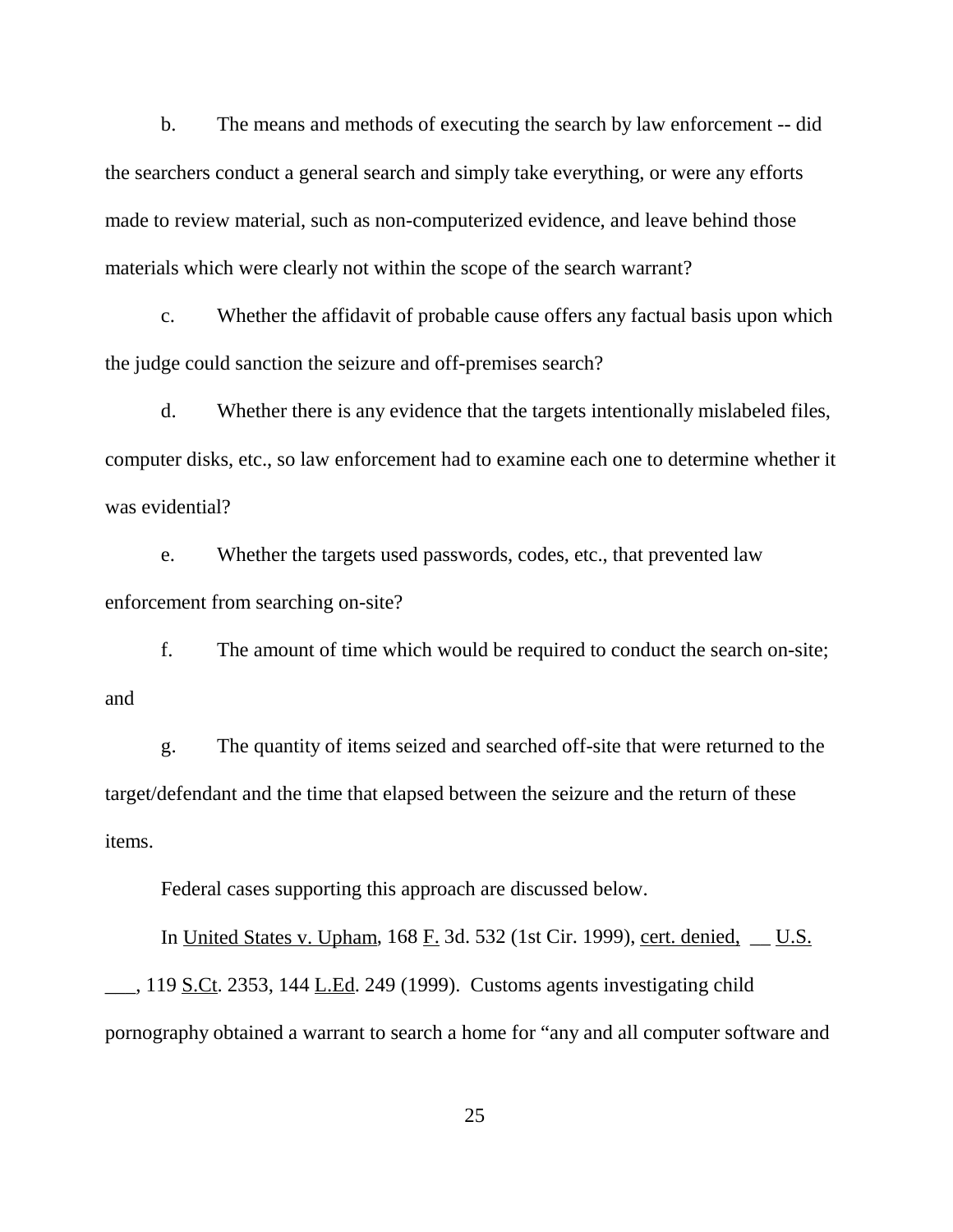b. The means and methods of executing the search by law enforcement -- did the searchers conduct a general search and simply take everything, or were any efforts made to review material, such as non-computerized evidence, and leave behind those materials which were clearly not within the scope of the search warrant?

c. Whether the affidavit of probable cause offers any factual basis upon which the judge could sanction the seizure and off-premises search?

d. Whether there is any evidence that the targets intentionally mislabeled files, computer disks, etc., so law enforcement had to examine each one to determine whether it was evidential?

e. Whether the targets used passwords, codes, etc., that prevented law enforcement from searching on-site?

f. The amount of time which would be required to conduct the search on-site; and

g. The quantity of items seized and searched off-site that were returned to the target/defendant and the time that elapsed between the seizure and the return of these items.

Federal cases supporting this approach are discussed below.

In United States v. Upham, 168 F. 3d. 532 (1st Cir. 1999), cert. denied, __ U.S. ___, 119 S.Ct. 2353, 144 L.Ed. 249 (1999). Customs agents investigating child pornography obtained a warrant to search a home for "any and all computer software and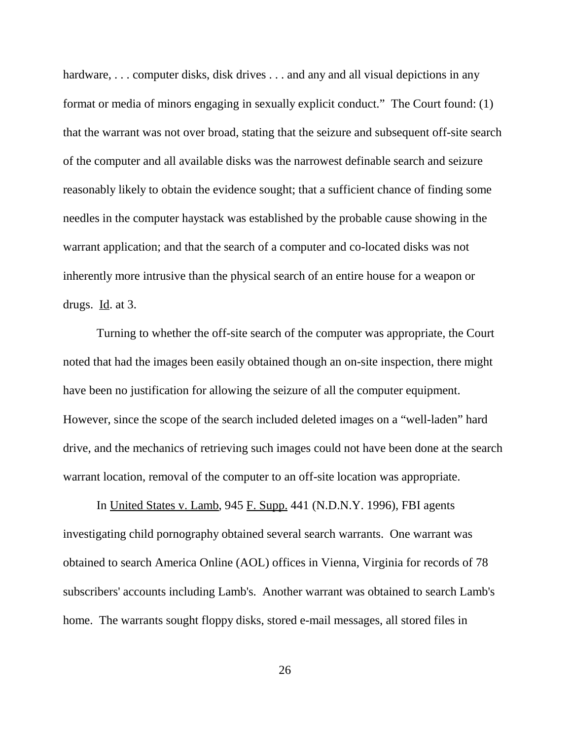hardware, . . . computer disks, disk drives . . . and any and all visual depictions in any format or media of minors engaging in sexually explicit conduct." The Court found: (1) that the warrant was not over broad, stating that the seizure and subsequent off-site search of the computer and all available disks was the narrowest definable search and seizure reasonably likely to obtain the evidence sought; that a sufficient chance of finding some needles in the computer haystack was established by the probable cause showing in the warrant application; and that the search of a computer and co-located disks was not inherently more intrusive than the physical search of an entire house for a weapon or drugs. Id. at 3.

Turning to whether the off-site search of the computer was appropriate, the Court noted that had the images been easily obtained though an on-site inspection, there might have been no justification for allowing the seizure of all the computer equipment. However, since the scope of the search included deleted images on a "well-laden" hard drive, and the mechanics of retrieving such images could not have been done at the search warrant location, removal of the computer to an off-site location was appropriate.

In United States v. Lamb, 945 F. Supp. 441 (N.D.N.Y. 1996), FBI agents investigating child pornography obtained several search warrants. One warrant was obtained to search America Online (AOL) offices in Vienna, Virginia for records of 78 subscribers' accounts including Lamb's. Another warrant was obtained to search Lamb's home. The warrants sought floppy disks, stored e-mail messages, all stored files in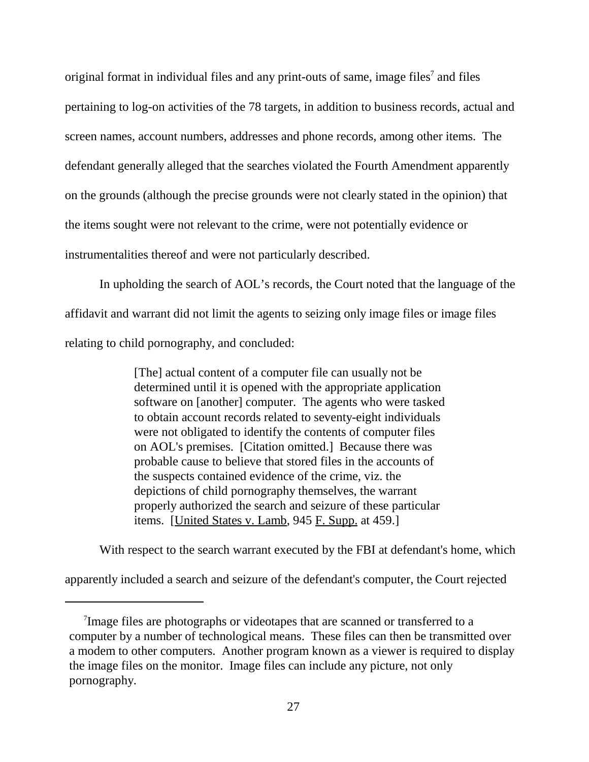original format in individual files and any print-outs of same, image files[7] and files pertaining to log-on activities of the 78 targets, in addition to business records, actual and screen names, account numbers, addresses and phone records, among other items. The defendant generally alleged that the searches violated the Fourth Amendment apparently on the grounds (although the precise grounds were not clearly stated in the opinion) that the items sought were not relevant to the crime, were not potentially evidence or instrumentalities thereof and were not particularly described.

In upholding the search of AOL's records, the Court noted that the language of the affidavit and warrant did not limit the agents to seizing only image files or image files relating to child pornography, and concluded:

> [The] actual content of a computer file can usually not be determined until it is opened with the appropriate application software on [another] computer. The agents who were tasked to obtain account records related to seventy-eight individuals were not obligated to identify the contents of computer files on AOL's premises. [Citation omitted.] Because there was probable cause to believe that stored files in the accounts of the suspects contained evidence of the crime, viz. the depictions of child pornography themselves, the warrant properly authorized the search and seizure of these particular items. [United States v. Lamb, 945 F. Supp. at 459.]

With respect to the search warrant executed by the FBI at defendant's home, which apparently included a search and seizure of the defendant's computer, the Court rejected

---

[7] Image files are photographs or videotapes that are scanned or transferred to a computer by a number of technological means. These files can then be transmitted over a modem to other computers. Another program known as a viewer is required to display the image files on the monitor. Image files can include any picture, not only pornography.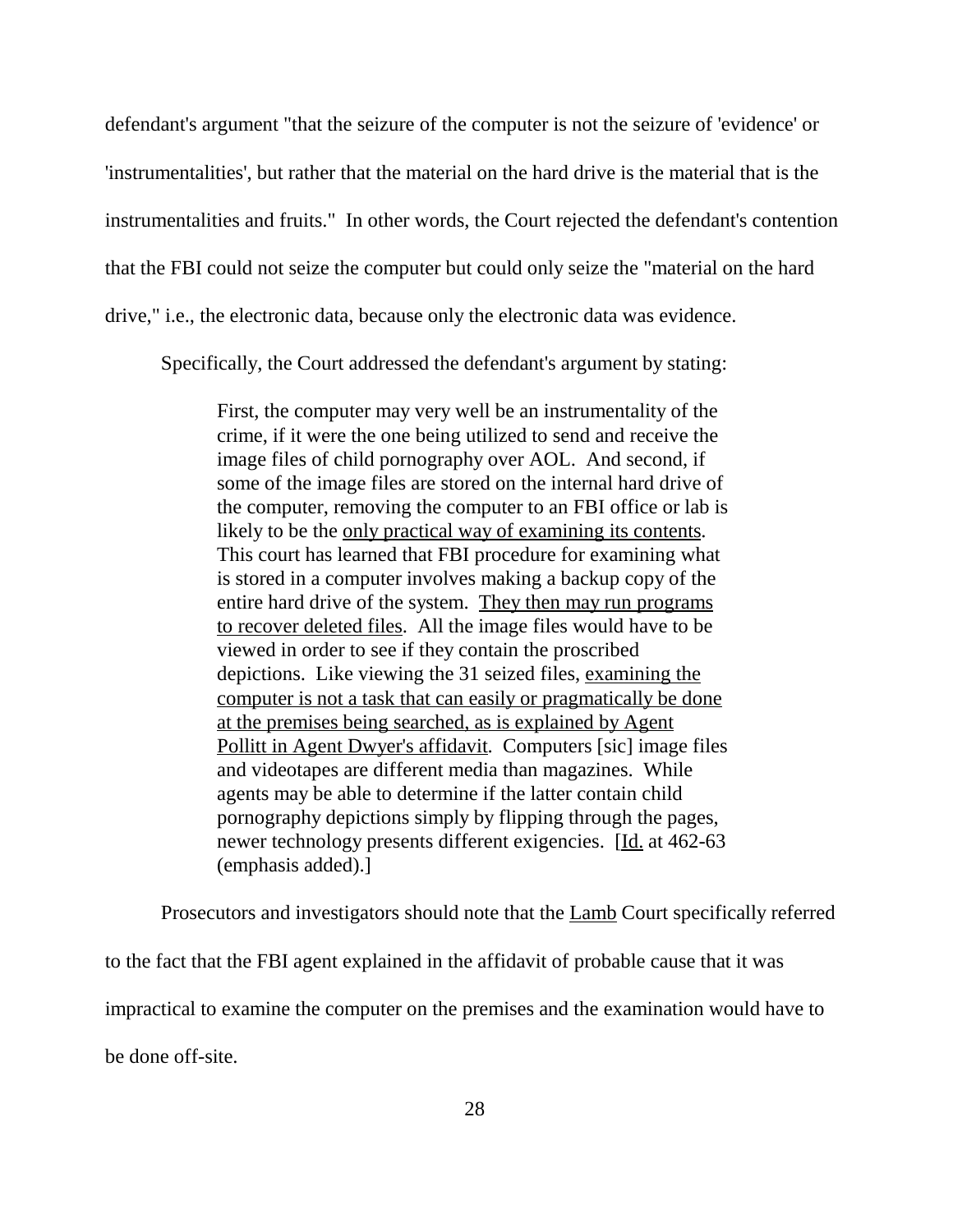defendant's argument "that the seizure of the computer is not the seizure of 'evidence' or 'instrumentalities', but rather that the material on the hard drive is the material that is the instrumentalities and fruits." In other words, the Court rejected the defendant's contention that the FBI could not seize the computer but could only seize the "material on the hard drive," i.e., the electronic data, because only the electronic data was evidence.

Specifically, the Court addressed the defendant's argument by stating:

> First, the computer may very well be an instrumentality of the crime, if it were the one being utilized to send and receive the image files of child pornography over AOL. And second, if some of the image files are stored on the internal hard drive of the computer, removing the computer to an FBI office or lab is likely to be the <u>only practical way of examining its contents</u>. This court has learned that FBI procedure for examining what is stored in a computer involves making a backup copy of the entire hard drive of the system. <u>They then may run programs to recover deleted files</u>. All the image files would have to be viewed in order to see if they contain the proscribed depictions. Like viewing the 31 seized files, <u>examining the computer is not a task that can easily or pragmatically be done at the premises being searched, as is explained by Agent Pollitt in Agent Dwyer's affidavit</u>. Computers [sic] image files and videotapes are different media than magazines. While agents may be able to determine if the latter contain child pornography depictions simply by flipping through the pages, newer technology presents different exigencies. [<u>Id.</u> at 462-63 (emphasis added).]

Prosecutors and investigators should note that the <u>Lamb</u> Court specifically referred to the fact that the FBI agent explained in the affidavit of probable cause that it was impractical to examine the computer on the premises and the examination would have to be done off-site.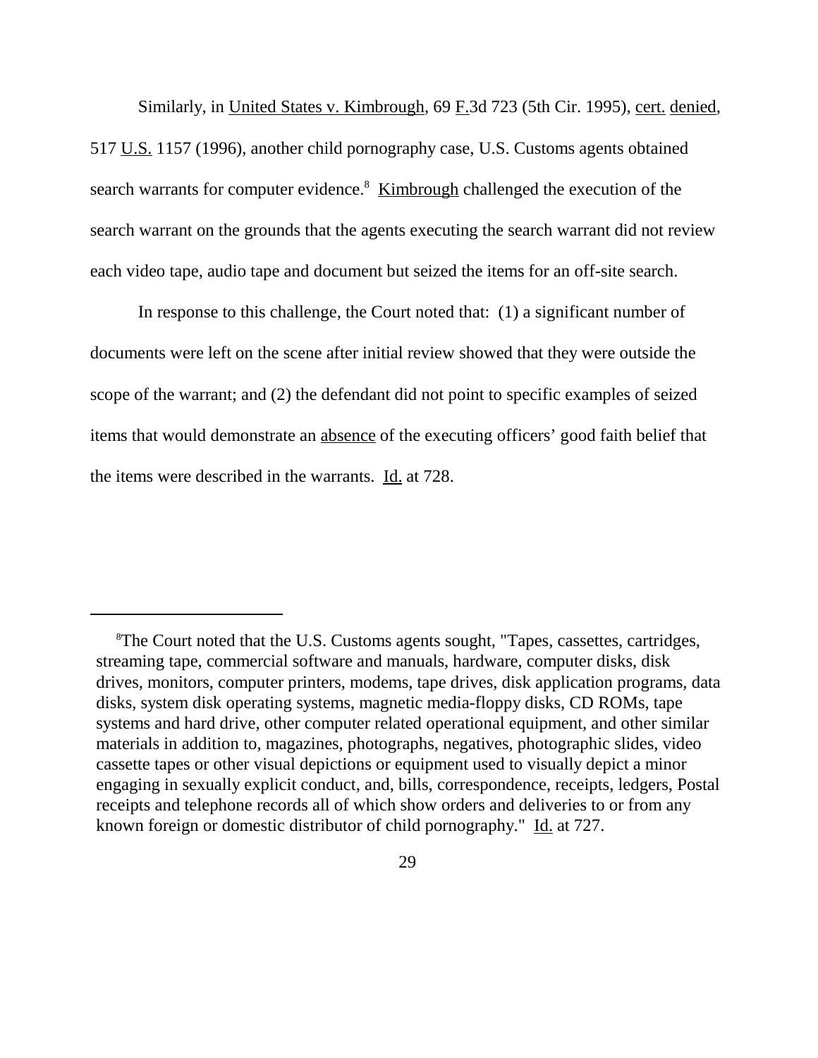Similarly, in United States v. Kimbrough, 69 F.3d 723 (5th Cir. 1995), cert. denied, 517 U.S. 1157 (1996), another child pornography case, U.S. Customs agents obtained search warrants for computer evidence.[8] Kimbrough challenged the execution of the search warrant on the grounds that the agents executing the search warrant did not review each video tape, audio tape and document but seized the items for an off-site search.

In response to this challenge, the Court noted that: (1) a significant number of documents were left on the scene after initial review showed that they were outside the scope of the warrant; and (2) the defendant did not point to specific examples of seized items that would demonstrate an absence of the executing officers' good faith belief that the items were described in the warrants. Id. at 728.

---

[8]The Court noted that the U.S. Customs agents sought, "Tapes, cassettes, cartridges, streaming tape, commercial software and manuals, hardware, computer disks, disk drives, monitors, computer printers, modems, tape drives, disk application programs, data disks, system disk operating systems, magnetic media-floppy disks, CD ROMs, tape systems and hard drive, other computer related operational equipment, and other similar materials in addition to, magazines, photographs, negatives, photographic slides, video cassette tapes or other visual depictions or equipment used to visually depict a minor engaging in sexually explicit conduct, and, bills, correspondence, receipts, ledgers, Postal receipts and telephone records all of which show orders and deliveries to or from any known foreign or domestic distributor of child pornography." Id. at 727.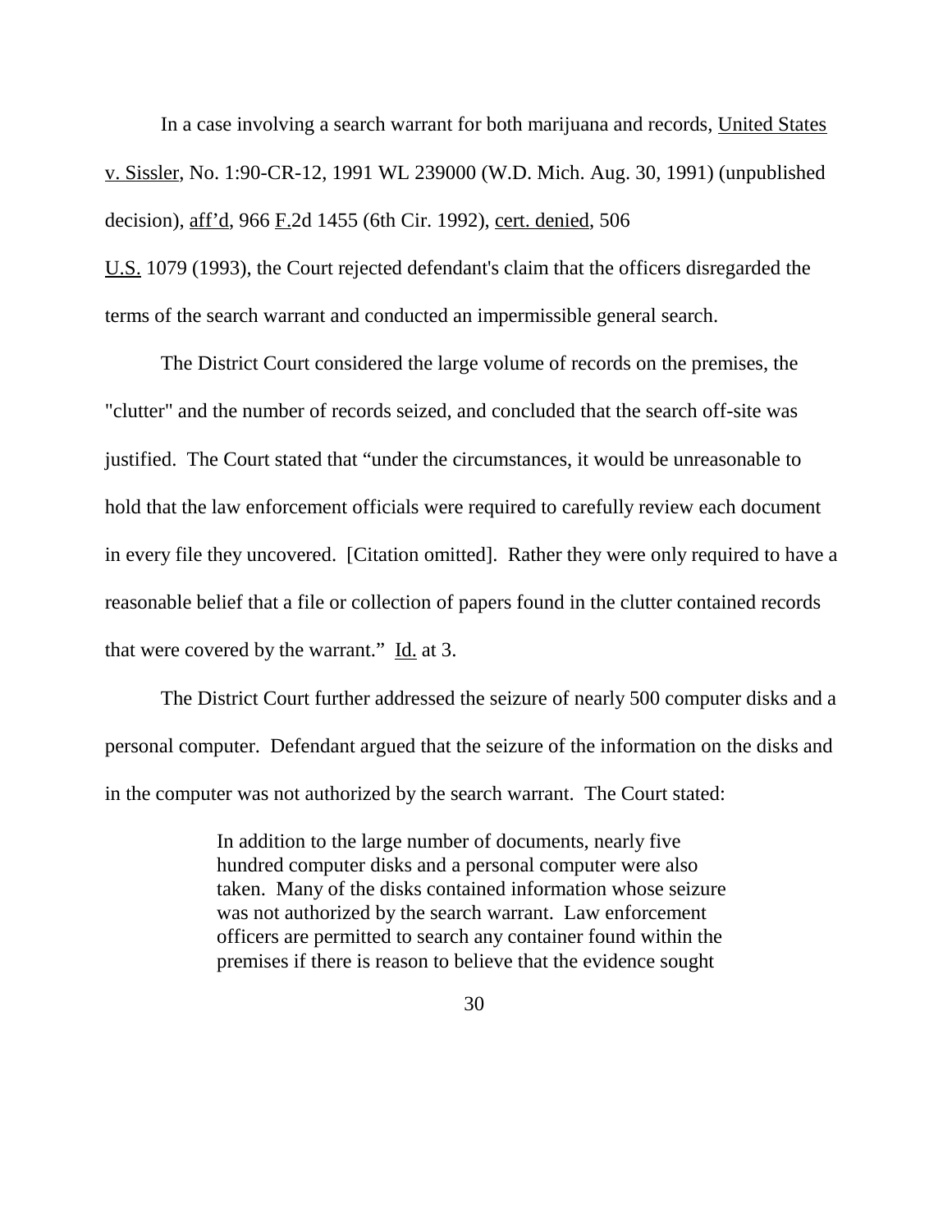In a case involving a search warrant for both marijuana and records, United States v. Sissler, No. 1:90-CR-12, 1991 WL 239000 (W.D. Mich. Aug. 30, 1991) (unpublished decision), aff'd, 966 F.2d 1455 (6th Cir. 1992), cert. denied, 506 U.S. 1079 (1993), the Court rejected defendant's claim that the officers disregarded the terms of the search warrant and conducted an impermissible general search.

The District Court considered the large volume of records on the premises, the "clutter" and the number of records seized, and concluded that the search off-site was justified. The Court stated that "under the circumstances, it would be unreasonable to hold that the law enforcement officials were required to carefully review each document in every file they uncovered. [Citation omitted]. Rather they were only required to have a reasonable belief that a file or collection of papers found in the clutter contained records that were covered by the warrant." Id. at 3.

The District Court further addressed the seizure of nearly 500 computer disks and a personal computer. Defendant argued that the seizure of the information on the disks and in the computer was not authorized by the search warrant. The Court stated:

> In addition to the large number of documents, nearly five hundred computer disks and a personal computer were also taken. Many of the disks contained information whose seizure was not authorized by the search warrant. Law enforcement officers are permitted to search any container found within the premises if there is reason to believe that the evidence sought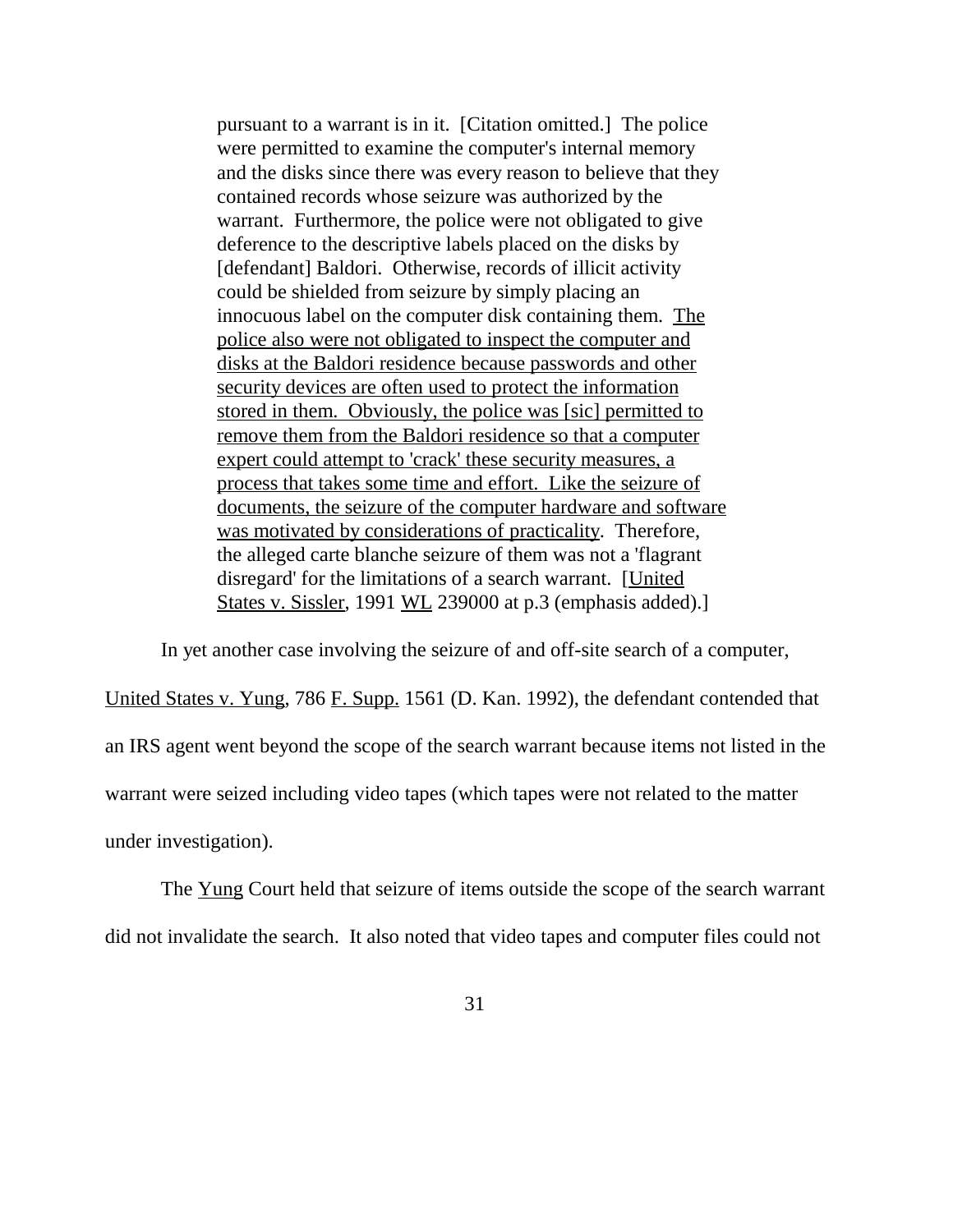> pursuant to a warrant is in it. [Citation omitted.] The police were permitted to examine the computer's internal memory and the disks since there was every reason to believe that they contained records whose seizure was authorized by the warrant. Furthermore, the police were not obligated to give deference to the descriptive labels placed on the disks by [defendant] Baldori. Otherwise, records of illicit activity could be shielded from seizure by simply placing an innocuous label on the computer disk containing them. <u>The police also were not obligated to inspect the computer and disks at the Baldori residence because passwords and other security devices are often used to protect the information stored in them. Obviously, the police was [sic] permitted to remove them from the Baldori residence so that a computer expert could attempt to 'crack' these security measures, a process that takes some time and effort. Like the seizure of documents, the seizure of the computer hardware and software was motivated by considerations of practicality</u>. Therefore, the alleged carte blanche seizure of them was not a 'flagrant disregard' for the limitations of a search warrant. [<u>United States v. Sissler</u>, 1991 <u>WL</u> 239000 at p.3 (emphasis added).]

In yet another case involving the seizure of and off-site search of a computer, <u>United States v. Yung</u>, 786 <u>F. Supp.</u> 1561 (D. Kan. 1992), the defendant contended that an IRS agent went beyond the scope of the search warrant because items not listed in the warrant were seized including video tapes (which tapes were not related to the matter under investigation).

The <u>Yung</u> Court held that seizure of items outside the scope of the search warrant did not invalidate the search. It also noted that video tapes and computer files could not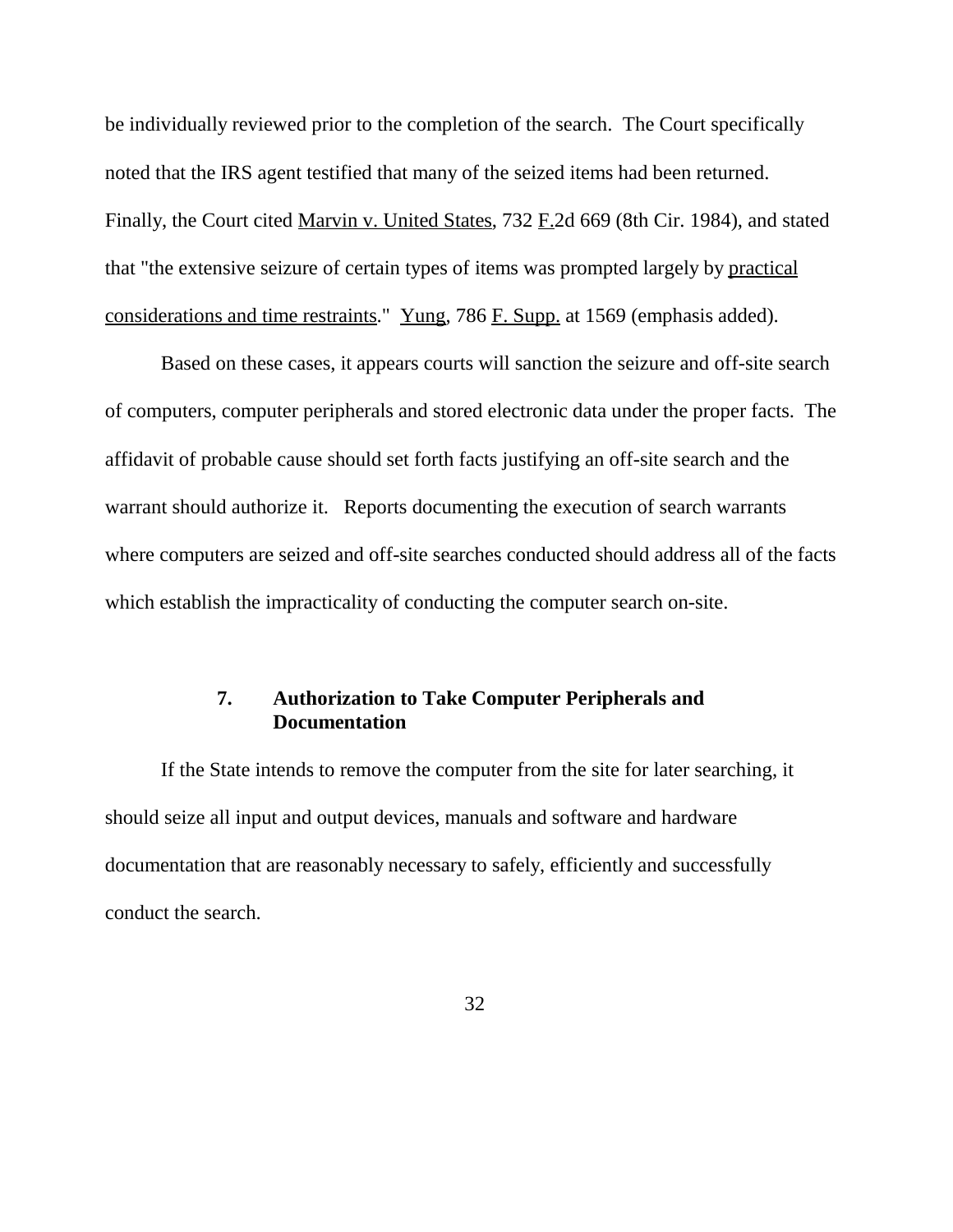be individually reviewed prior to the completion of the search. The Court specifically noted that the IRS agent testified that many of the seized items had been returned. Finally, the Court cited Marvin v. United States, 732 F.2d 669 (8th Cir. 1984), and stated that "the extensive seizure of certain types of items was prompted largely by practical considerations and time restraints." Yung, 786 F. Supp. at 1569 (emphasis added).

Based on these cases, it appears courts will sanction the seizure and off-site search of computers, computer peripherals and stored electronic data under the proper facts. The affidavit of probable cause should set forth facts justifying an off-site search and the warrant should authorize it. Reports documenting the execution of search warrants where computers are seized and off-site searches conducted should address all of the facts which establish the impracticality of conducting the computer search on-site.

### 7. Authorization to Take Computer Peripherals and Documentation

If the State intends to remove the computer from the site for later searching, it should seize all input and output devices, manuals and software and hardware documentation that are reasonably necessary to safely, efficiently and successfully conduct the search.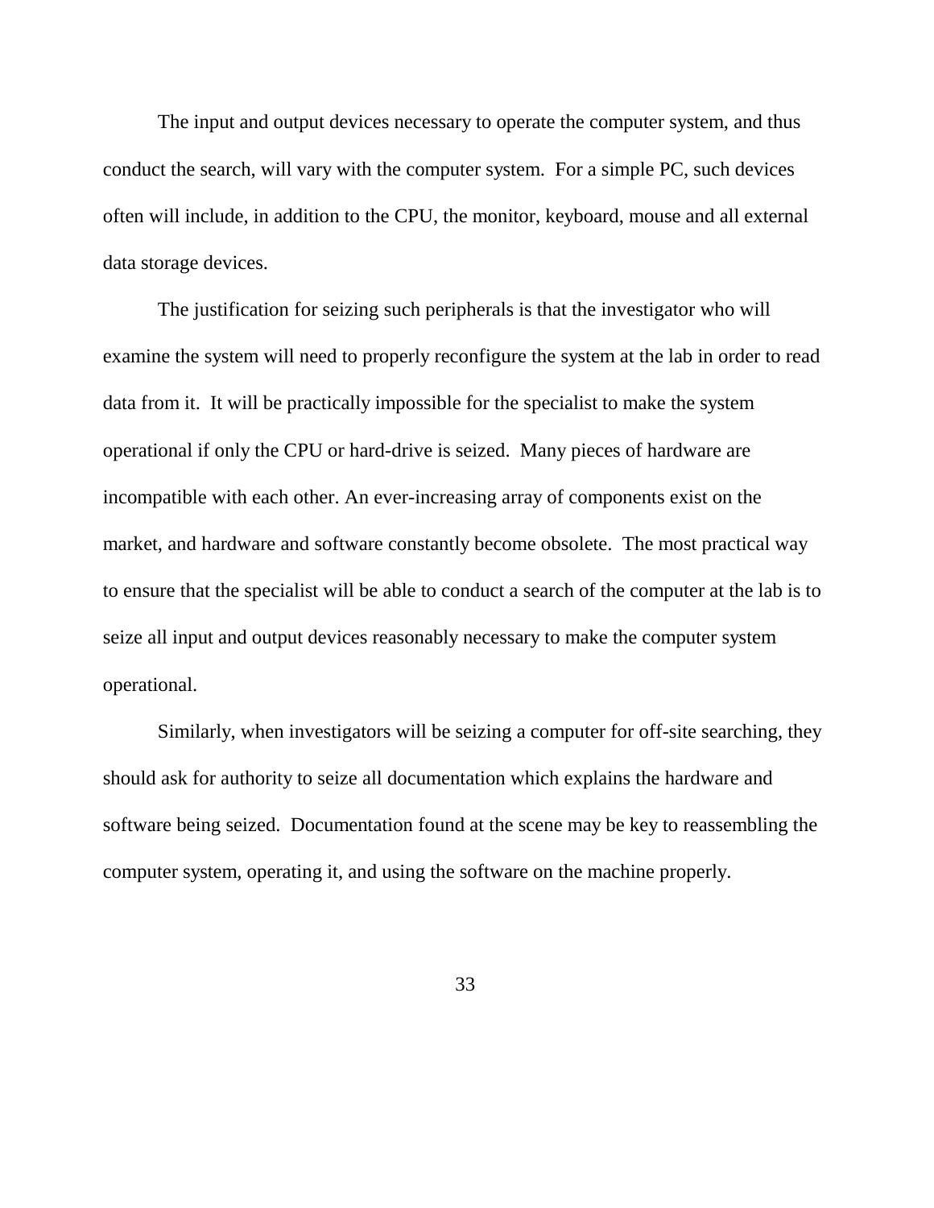The input and output devices necessary to operate the computer system, and thus conduct the search, will vary with the computer system. For a simple PC, such devices often will include, in addition to the CPU, the monitor, keyboard, mouse and all external data storage devices.

The justification for seizing such peripherals is that the investigator who will examine the system will need to properly reconfigure the system at the lab in order to read data from it. It will be practically impossible for the specialist to make the system operational if only the CPU or hard-drive is seized. Many pieces of hardware are incompatible with each other. An ever-increasing array of components exist on the market, and hardware and software constantly become obsolete. The most practical way to ensure that the specialist will be able to conduct a search of the computer at the lab is to seize all input and output devices reasonably necessary to make the computer system operational.

Similarly, when investigators will be seizing a computer for off-site searching, they should ask for authority to seize all documentation which explains the hardware and software being seized. Documentation found at the scene may be key to reassembling the computer system, operating it, and using the software on the machine properly.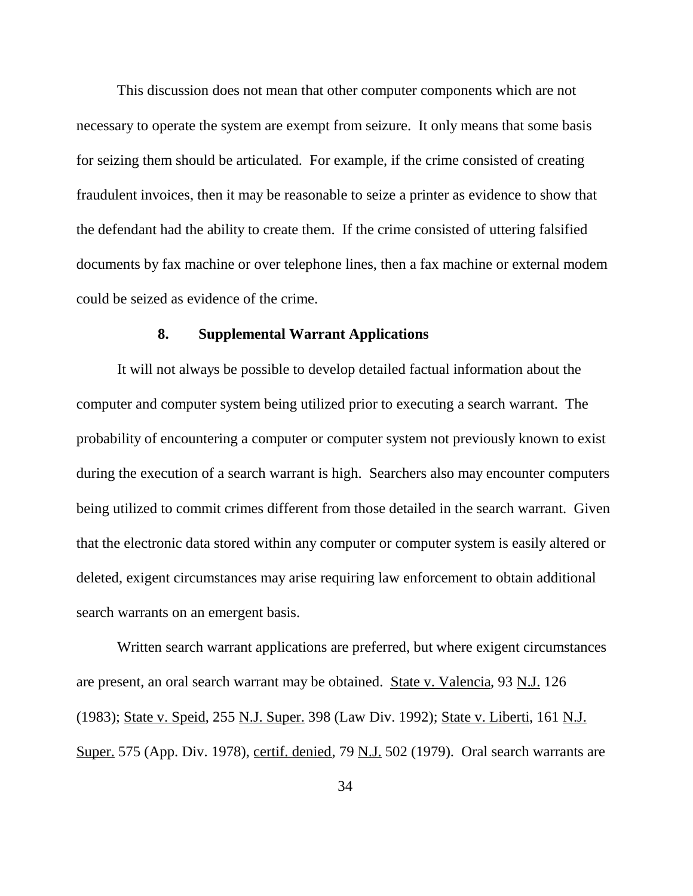This discussion does not mean that other computer components which are not necessary to operate the system are exempt from seizure. It only means that some basis for seizing them should be articulated. For example, if the crime consisted of creating fraudulent invoices, then it may be reasonable to seize a printer as evidence to show that the defendant had the ability to create them. If the crime consisted of uttering falsified documents by fax machine or over telephone lines, then a fax machine or external modem could be seized as evidence of the crime.

### 8. Supplemental Warrant Applications

It will not always be possible to develop detailed factual information about the computer and computer system being utilized prior to executing a search warrant. The probability of encountering a computer or computer system not previously known to exist during the execution of a search warrant is high. Searchers also may encounter computers being utilized to commit crimes different from those detailed in the search warrant. Given that the electronic data stored within any computer or computer system is easily altered or deleted, exigent circumstances may arise requiring law enforcement to obtain additional search warrants on an emergent basis.

Written search warrant applications are preferred, but where exigent circumstances are present, an oral search warrant may be obtained. State v. Valencia, 93 N.J. 126 (1983); State v. Speid, 255 N.J. Super. 398 (Law Div. 1992); State v. Liberti, 161 N.J. Super. 575 (App. Div. 1978), certif. denied, 79 N.J. 502 (1979). Oral search warrants are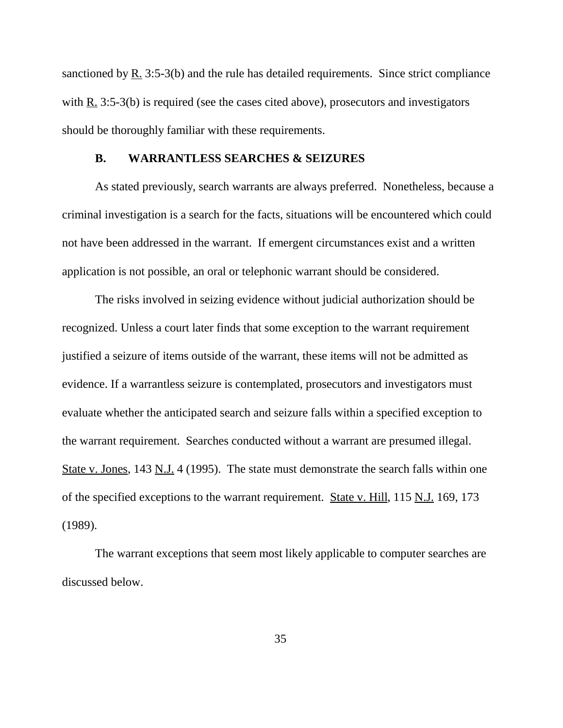sanctioned by R. 3:5-3(b) and the rule has detailed requirements. Since strict compliance with R. 3:5-3(b) is required (see the cases cited above), prosecutors and investigators should be thoroughly familiar with these requirements.

### B. WARRANTLESS SEARCHES & SEIZURES

As stated previously, search warrants are always preferred. Nonetheless, because a criminal investigation is a search for the facts, situations will be encountered which could not have been addressed in the warrant. If emergent circumstances exist and a written application is not possible, an oral or telephonic warrant should be considered.

The risks involved in seizing evidence without judicial authorization should be recognized. Unless a court later finds that some exception to the warrant requirement justified a seizure of items outside of the warrant, these items will not be admitted as evidence. If a warrantless seizure is contemplated, prosecutors and investigators must evaluate whether the anticipated search and seizure falls within a specified exception to the warrant requirement. Searches conducted without a warrant are presumed illegal. State v. Jones, 143 N.J. 4 (1995). The state must demonstrate the search falls within one of the specified exceptions to the warrant requirement. State v. Hill, 115 N.J. 169, 173 (1989).

The warrant exceptions that seem most likely applicable to computer searches are discussed below.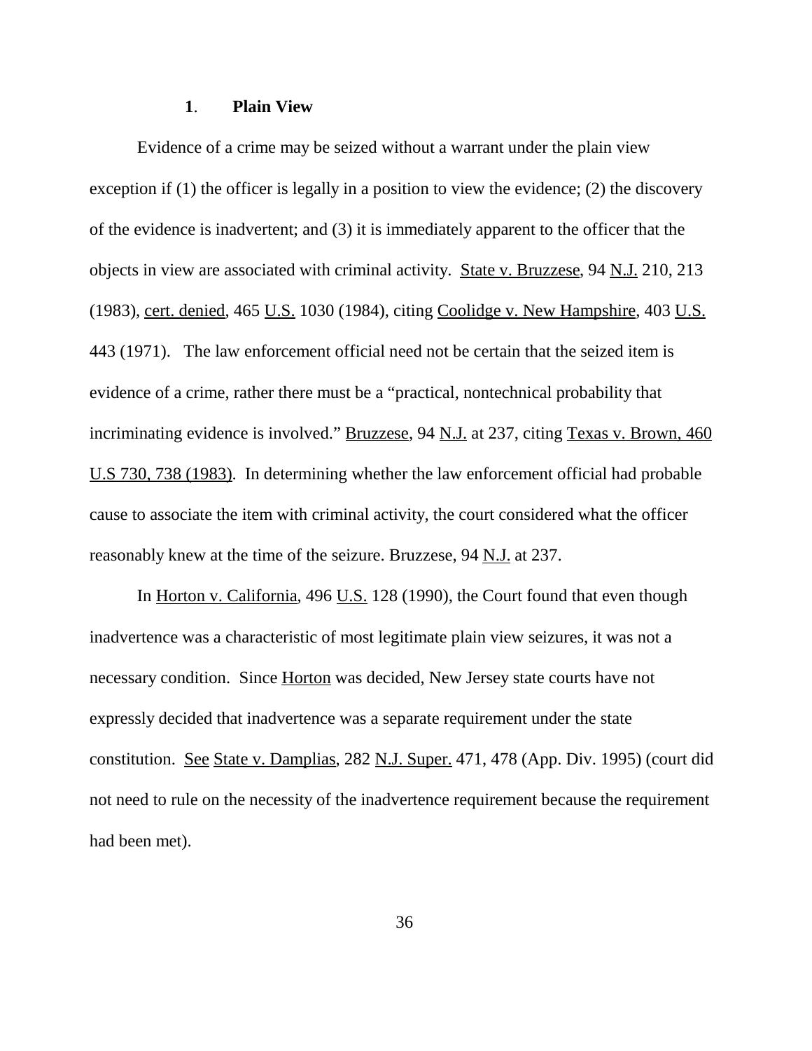### 1. Plain View

Evidence of a crime may be seized without a warrant under the plain view exception if (1) the officer is legally in a position to view the evidence; (2) the discovery of the evidence is inadvertent; and (3) it is immediately apparent to the officer that the objects in view are associated with criminal activity. State v. Bruzzese, 94 N.J. 210, 213 (1983), cert. denied, 465 U.S. 1030 (1984), citing Coolidge v. New Hampshire, 403 U.S. 443 (1971). The law enforcement official need not be certain that the seized item is evidence of a crime, rather there must be a "practical, nontechnical probability that incriminating evidence is involved." Bruzzese, 94 N.J. at 237, citing Texas v. Brown, 460 U.S 730, 738 (1983). In determining whether the law enforcement official had probable cause to associate the item with criminal activity, the court considered what the officer reasonably knew at the time of the seizure. Bruzzese, 94 N.J. at 237.

In Horton v. California, 496 U.S. 128 (1990), the Court found that even though inadvertence was a characteristic of most legitimate plain view seizures, it was not a necessary condition. Since Horton was decided, New Jersey state courts have not expressly decided that inadvertence was a separate requirement under the state constitution. See State v. Damplias, 282 N.J. Super. 471, 478 (App. Div. 1995) (court did not need to rule on the necessity of the inadvertence requirement because the requirement had been met).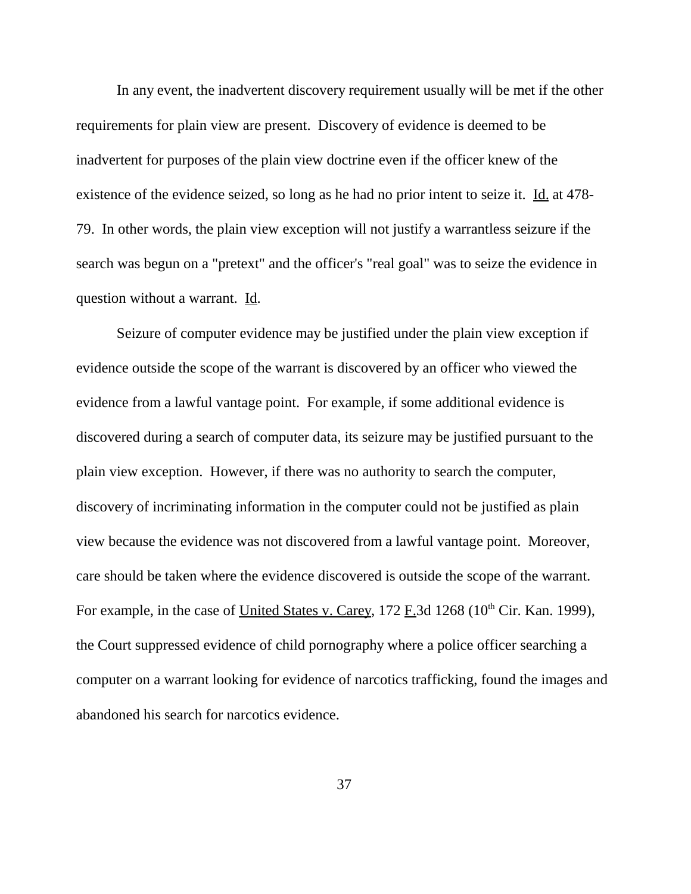In any event, the inadvertent discovery requirement usually will be met if the other requirements for plain view are present. Discovery of evidence is deemed to be inadvertent for purposes of the plain view doctrine even if the officer knew of the existence of the evidence seized, so long as he had no prior intent to seize it. Id. at 478-79. In other words, the plain view exception will not justify a warrantless seizure if the search was begun on a "pretext" and the officer's "real goal" was to seize the evidence in question without a warrant. Id.

Seizure of computer evidence may be justified under the plain view exception if evidence outside the scope of the warrant is discovered by an officer who viewed the evidence from a lawful vantage point. For example, if some additional evidence is discovered during a search of computer data, its seizure may be justified pursuant to the plain view exception. However, if there was no authority to search the computer, discovery of incriminating information in the computer could not be justified as plain view because the evidence was not discovered from a lawful vantage point. Moreover, care should be taken where the evidence discovered is outside the scope of the warrant. For example, in the case of United States v. Carey, 172 F.3d 1268 (10th Cir. Kan. 1999), the Court suppressed evidence of child pornography where a police officer searching a computer on a warrant looking for evidence of narcotics trafficking, found the images and abandoned his search for narcotics evidence.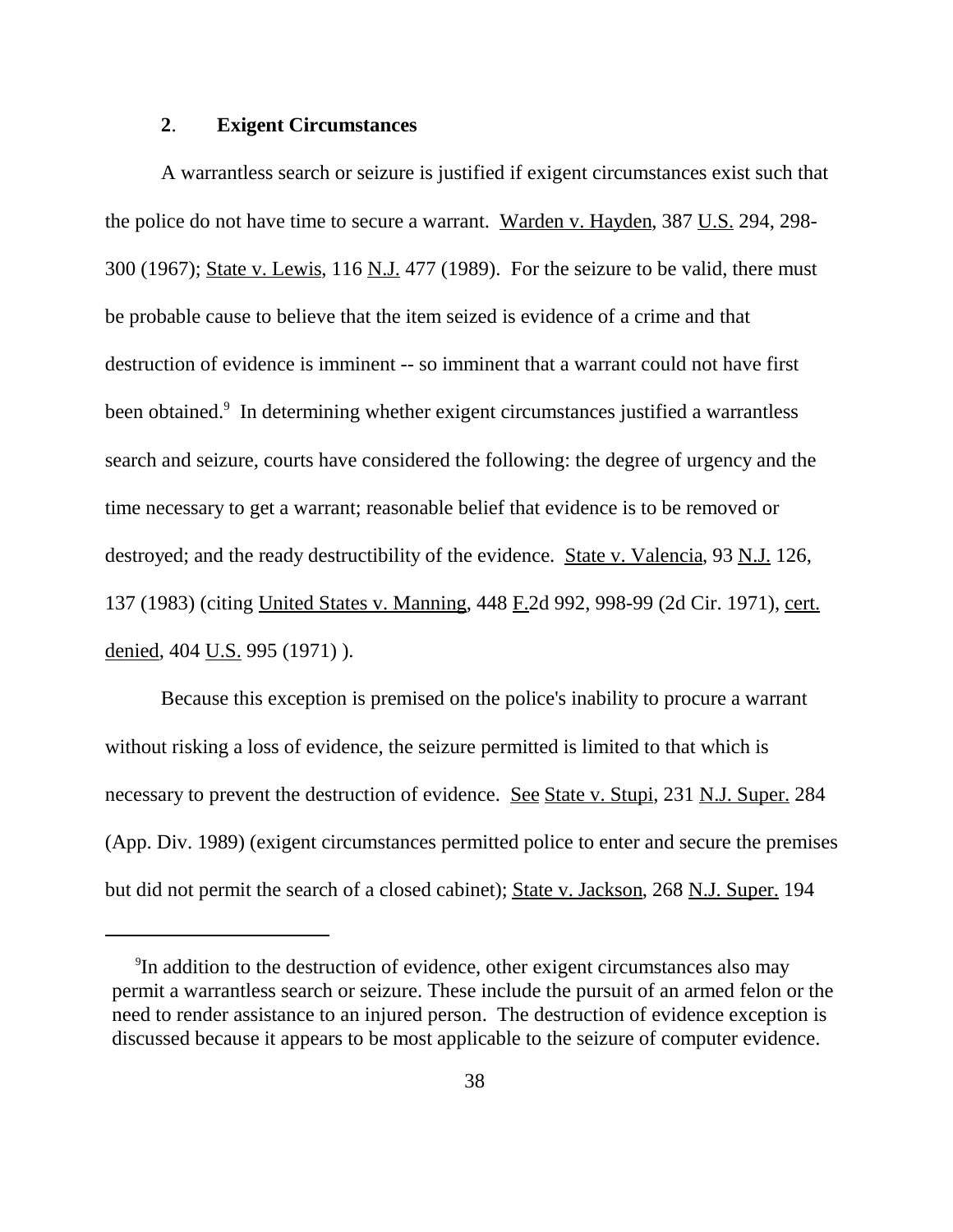### **2**. **Exigent Circumstances**

A warrantless search or seizure is justified if exigent circumstances exist such that the police do not have time to secure a warrant. Warden v. Hayden, 387 U.S. 294, 298-300 (1967); State v. Lewis, 116 N.J. 477 (1989). For the seizure to be valid, there must be probable cause to believe that the item seized is evidence of a crime and that destruction of evidence is imminent -- so imminent that a warrant could not have first been obtained.[9] In determining whether exigent circumstances justified a warrantless search and seizure, courts have considered the following: the degree of urgency and the time necessary to get a warrant; reasonable belief that evidence is to be removed or destroyed; and the ready destructibility of the evidence. State v. Valencia, 93 N.J. 126, 137 (1983) (citing United States v. Manning, 448 F.2d 992, 998-99 (2d Cir. 1971), cert. denied, 404 U.S. 995 (1971) ).

Because this exception is premised on the police's inability to procure a warrant without risking a loss of evidence, the seizure permitted is limited to that which is necessary to prevent the destruction of evidence. See State v. Stupi, 231 N.J. Super. 284 (App. Div. 1989) (exigent circumstances permitted police to enter and secure the premises but did not permit the search of a closed cabinet); State v. Jackson, 268 N.J. Super. 194

---

[9] In addition to the destruction of evidence, other exigent circumstances also may permit a warrantless search or seizure. These include the pursuit of an armed felon or the need to render assistance to an injured person. The destruction of evidence exception is discussed because it appears to be most applicable to the seizure of computer evidence.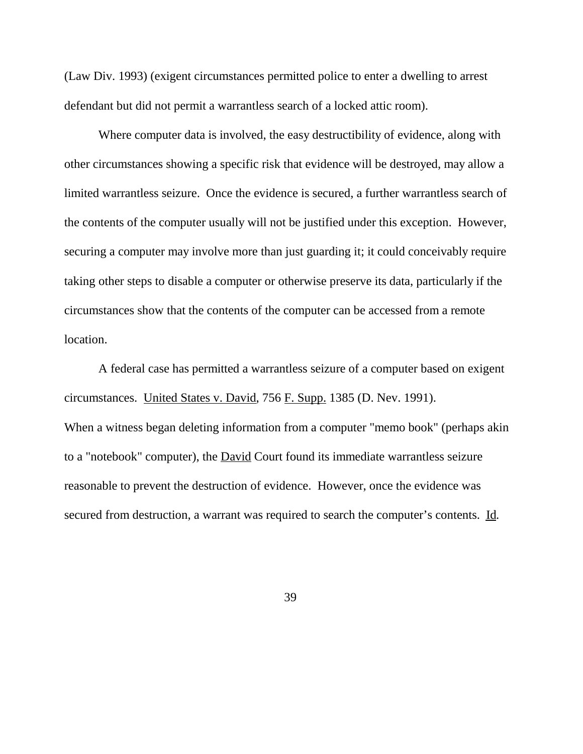(Law Div. 1993) (exigent circumstances permitted police to enter a dwelling to arrest defendant but did not permit a warrantless search of a locked attic room).

Where computer data is involved, the easy destructibility of evidence, along with other circumstances showing a specific risk that evidence will be destroyed, may allow a limited warrantless seizure. Once the evidence is secured, a further warrantless search of the contents of the computer usually will not be justified under this exception. However, securing a computer may involve more than just guarding it; it could conceivably require taking other steps to disable a computer or otherwise preserve its data, particularly if the circumstances show that the contents of the computer can be accessed from a remote location.

A federal case has permitted a warrantless seizure of a computer based on exigent circumstances. United States v. David, 756 F. Supp. 1385 (D. Nev. 1991). When a witness began deleting information from a computer "memo book" (perhaps akin to a "notebook" computer), the David Court found its immediate warrantless seizure reasonable to prevent the destruction of evidence. However, once the evidence was secured from destruction, a warrant was required to search the computer's contents. Id.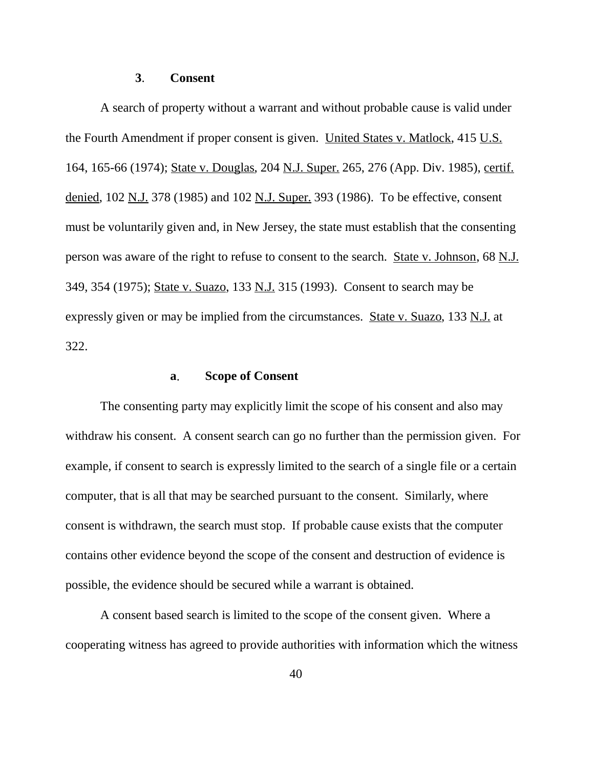### 3. Consent

A search of property without a warrant and without probable cause is valid under the Fourth Amendment if proper consent is given. United States v. Matlock, 415 U.S. 164, 165-66 (1974); State v. Douglas, 204 N.J. Super. 265, 276 (App. Div. 1985), certif. denied, 102 N.J. 378 (1985) and 102 N.J. Super. 393 (1986). To be effective, consent must be voluntarily given and, in New Jersey, the state must establish that the consenting person was aware of the right to refuse to consent to the search. State v. Johnson, 68 N.J. 349, 354 (1975); State v. Suazo, 133 N.J. 315 (1993). Consent to search may be expressly given or may be implied from the circumstances. State v. Suazo, 133 N.J. at 322.

#### a. Scope of Consent

The consenting party may explicitly limit the scope of his consent and also may withdraw his consent. A consent search can go no further than the permission given. For example, if consent to search is expressly limited to the search of a single file or a certain computer, that is all that may be searched pursuant to the consent. Similarly, where consent is withdrawn, the search must stop. If probable cause exists that the computer contains other evidence beyond the scope of the consent and destruction of evidence is possible, the evidence should be secured while a warrant is obtained.

A consent based search is limited to the scope of the consent given. Where a cooperating witness has agreed to provide authorities with information which the witness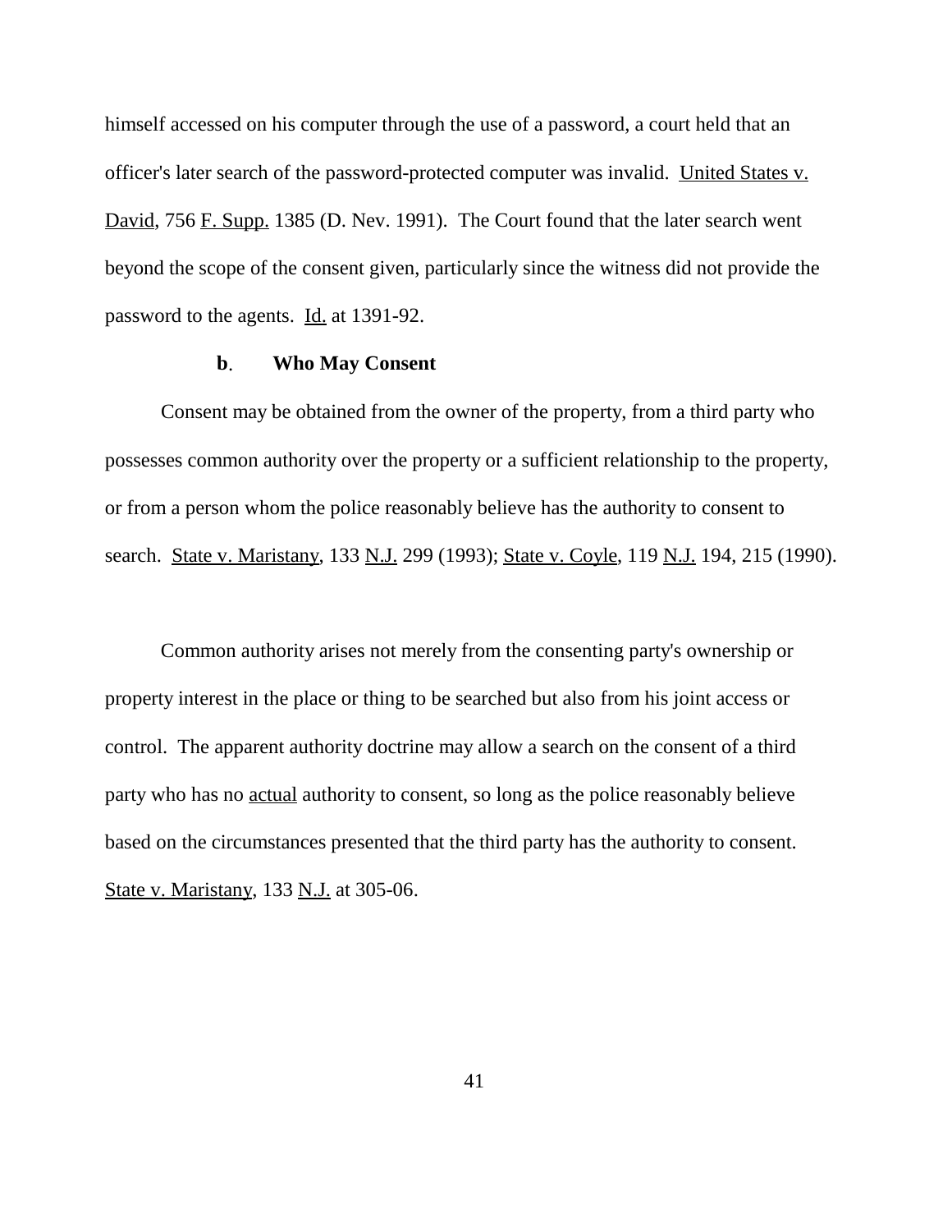himself accessed on his computer through the use of a password, a court held that an officer's later search of the password-protected computer was invalid. United States v. David, 756 F. Supp. 1385 (D. Nev. 1991). The Court found that the later search went beyond the scope of the consent given, particularly since the witness did not provide the password to the agents. Id. at 1391-92.

#### b. Who May Consent

Consent may be obtained from the owner of the property, from a third party who possesses common authority over the property or a sufficient relationship to the property, or from a person whom the police reasonably believe has the authority to consent to search. State v. Maristany, 133 N.J. 299 (1993); State v. Coyle, 119 N.J. 194, 215 (1990).

Common authority arises not merely from the consenting party's ownership or property interest in the place or thing to be searched but also from his joint access or control. The apparent authority doctrine may allow a search on the consent of a third party who has no actual authority to consent, so long as the police reasonably believe based on the circumstances presented that the third party has the authority to consent. State v. Maristany, 133 N.J. at 305-06.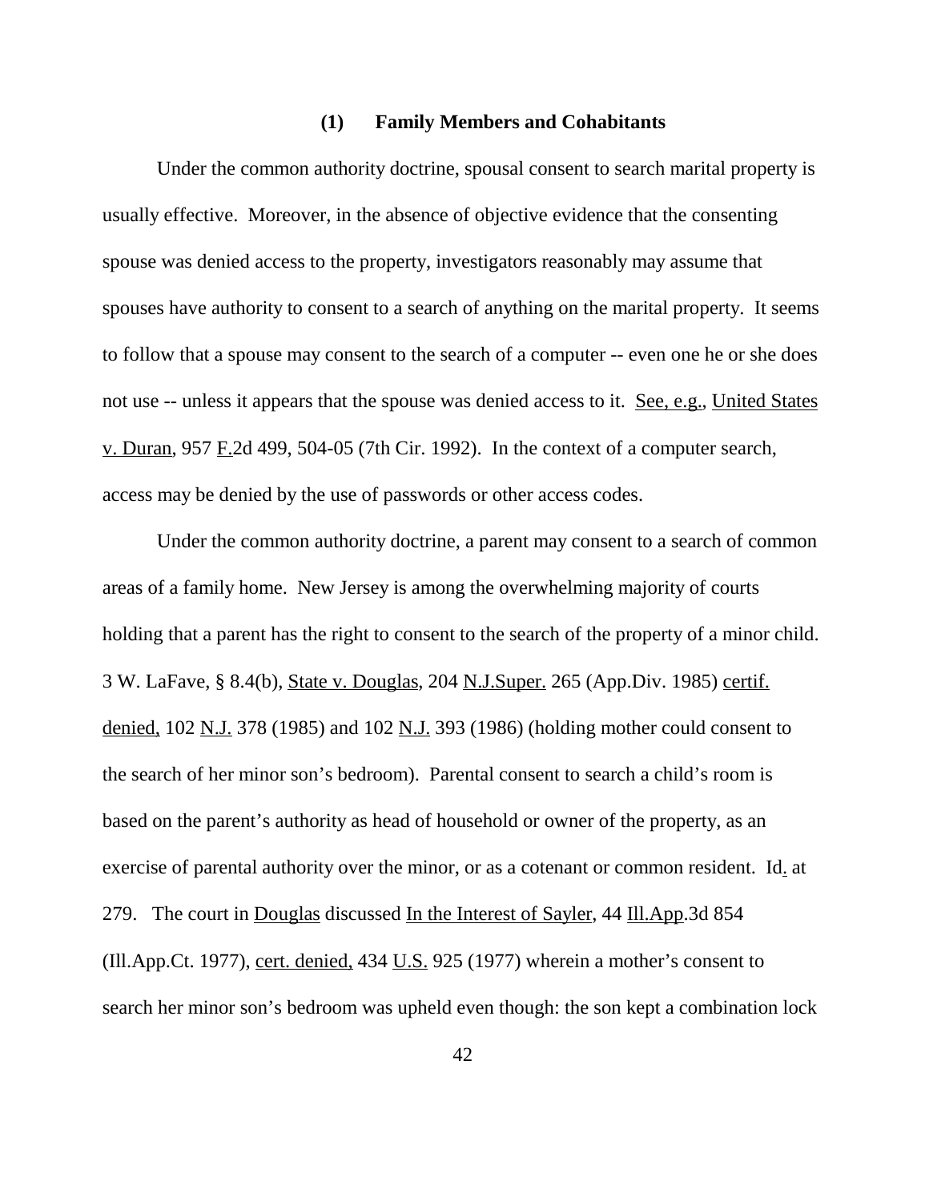### (1) Family Members and Cohabitants

Under the common authority doctrine, spousal consent to search marital property is usually effective. Moreover, in the absence of objective evidence that the consenting spouse was denied access to the property, investigators reasonably may assume that spouses have authority to consent to a search of anything on the marital property. It seems to follow that a spouse may consent to the search of a computer -- even one he or she does not use -- unless it appears that the spouse was denied access to it. See, e.g., United States v. Duran, 957 F.2d 499, 504-05 (7th Cir. 1992). In the context of a computer search, access may be denied by the use of passwords or other access codes.

Under the common authority doctrine, a parent may consent to a search of common areas of a family home. New Jersey is among the overwhelming majority of courts holding that a parent has the right to consent to the search of the property of a minor child. 3 W. LaFave, § 8.4(b), State v. Douglas, 204 N.J.Super. 265 (App.Div. 1985) certif. denied, 102 N.J. 378 (1985) and 102 N.J. 393 (1986) (holding mother could consent to the search of her minor son's bedroom). Parental consent to search a child's room is based on the parent's authority as head of household or owner of the property, as an exercise of parental authority over the minor, or as a cotenant or common resident. Id. at 279. The court in Douglas discussed In the Interest of Sayler, 44 Ill.App.3d 854 (Ill.App.Ct. 1977), cert. denied, 434 U.S. 925 (1977) wherein a mother's consent to search her minor son's bedroom was upheld even though: the son kept a combination lock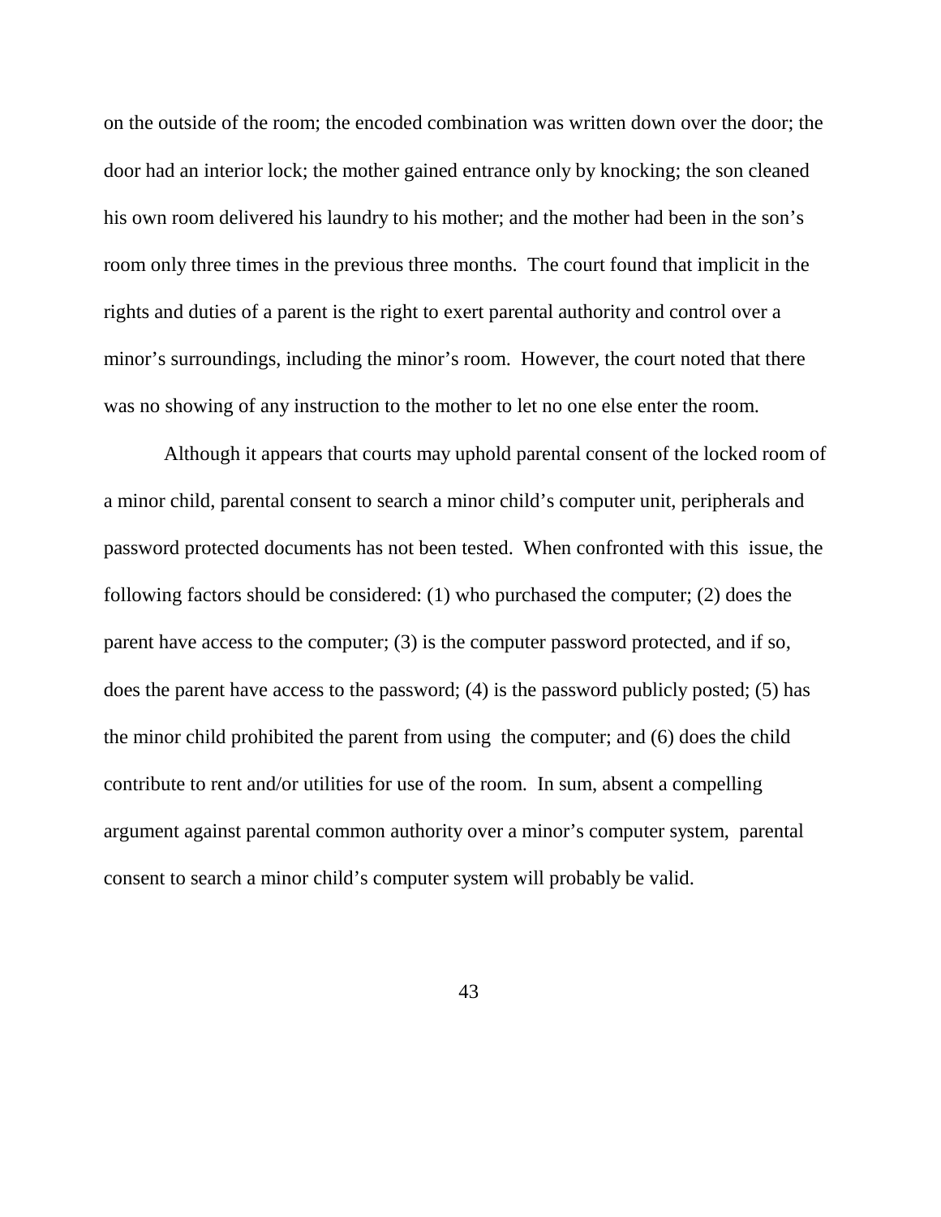on the outside of the room; the encoded combination was written down over the door; the door had an interior lock; the mother gained entrance only by knocking; the son cleaned his own room delivered his laundry to his mother; and the mother had been in the son's room only three times in the previous three months. The court found that implicit in the rights and duties of a parent is the right to exert parental authority and control over a minor's surroundings, including the minor's room. However, the court noted that there was no showing of any instruction to the mother to let no one else enter the room.

Although it appears that courts may uphold parental consent of the locked room of a minor child, parental consent to search a minor child's computer unit, peripherals and password protected documents has not been tested. When confronted with this issue, the following factors should be considered: (1) who purchased the computer; (2) does the parent have access to the computer; (3) is the computer password protected, and if so, does the parent have access to the password; (4) is the password publicly posted; (5) has the minor child prohibited the parent from using the computer; and (6) does the child contribute to rent and/or utilities for use of the room. In sum, absent a compelling argument against parental common authority over a minor's computer system, parental consent to search a minor child's computer system will probably be valid.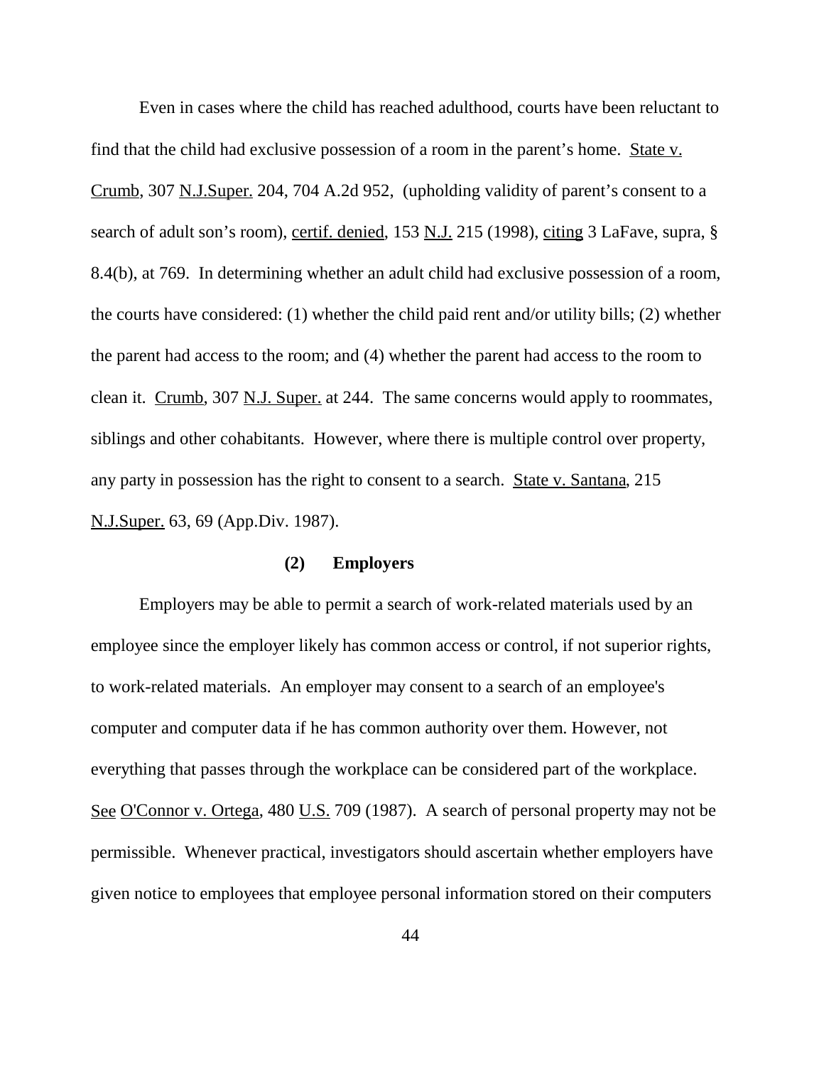Even in cases where the child has reached adulthood, courts have been reluctant to find that the child had exclusive possession of a room in the parent's home. State v. Crumb, 307 N.J.Super. 204, 704 A.2d 952, (upholding validity of parent's consent to a search of adult son's room), certif. denied, 153 N.J. 215 (1998), citing 3 LaFave, supra, § 8.4(b), at 769. In determining whether an adult child had exclusive possession of a room, the courts have considered: (1) whether the child paid rent and/or utility bills; (2) whether the parent had access to the room; and (4) whether the parent had access to the room to clean it. Crumb, 307 N.J. Super. at 244. The same concerns would apply to roommates, siblings and other cohabitants. However, where there is multiple control over property, any party in possession has the right to consent to a search. State v. Santana, 215 N.J.Super. 63, 69 (App.Div. 1987).

**(2) Employers**

Employers may be able to permit a search of work-related materials used by an employee since the employer likely has common access or control, if not superior rights, to work-related materials. An employer may consent to a search of an employee's computer and computer data if he has common authority over them. However, not everything that passes through the workplace can be considered part of the workplace. See O'Connor v. Ortega, 480 U.S. 709 (1987). A search of personal property may not be permissible. Whenever practical, investigators should ascertain whether employers have given notice to employees that employee personal information stored on their computers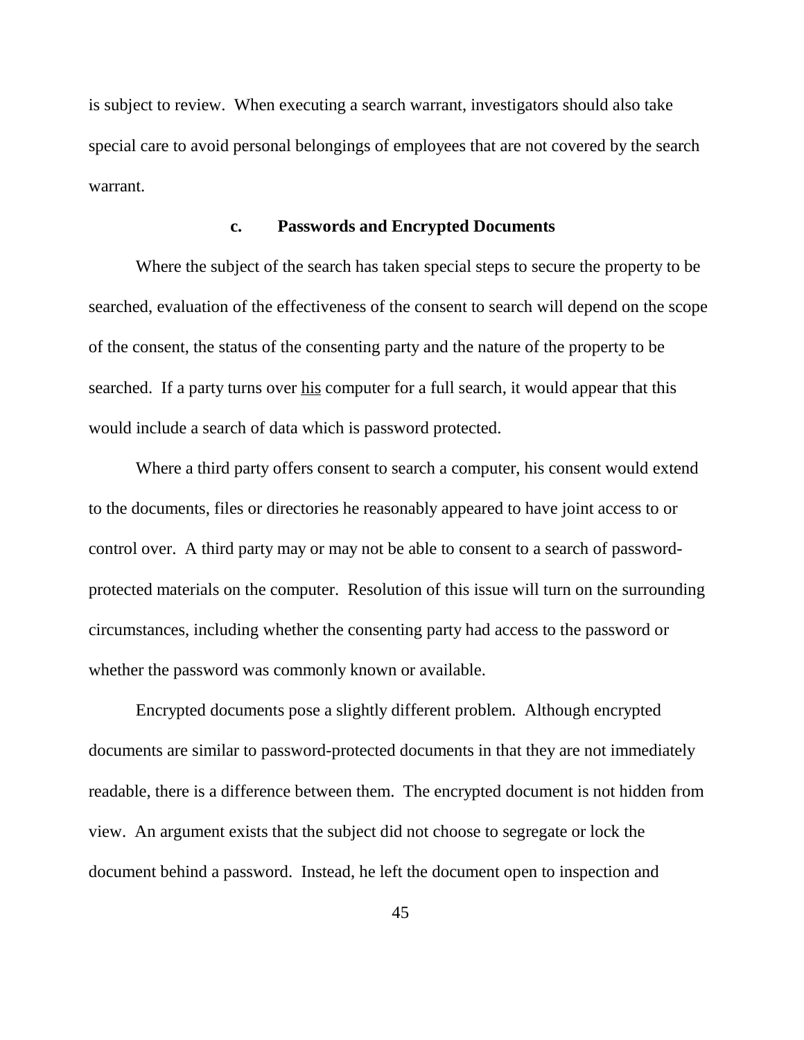is subject to review. When executing a search warrant, investigators should also take special care to avoid personal belongings of employees that are not covered by the search warrant.

### c. Passwords and Encrypted Documents

Where the subject of the search has taken special steps to secure the property to be searched, evaluation of the effectiveness of the consent to search will depend on the scope of the consent, the status of the consenting party and the nature of the property to be searched. If a party turns over <u>his</u> computer for a full search, it would appear that this would include a search of data which is password protected.

Where a third party offers consent to search a computer, his consent would extend to the documents, files or directories he reasonably appeared to have joint access to or control over. A third party may or may not be able to consent to a search of password-protected materials on the computer. Resolution of this issue will turn on the surrounding circumstances, including whether the consenting party had access to the password or whether the password was commonly known or available.

Encrypted documents pose a slightly different problem. Although encrypted documents are similar to password-protected documents in that they are not immediately readable, there is a difference between them. The encrypted document is not hidden from view. An argument exists that the subject did not choose to segregate or lock the document behind a password. Instead, he left the document open to inspection and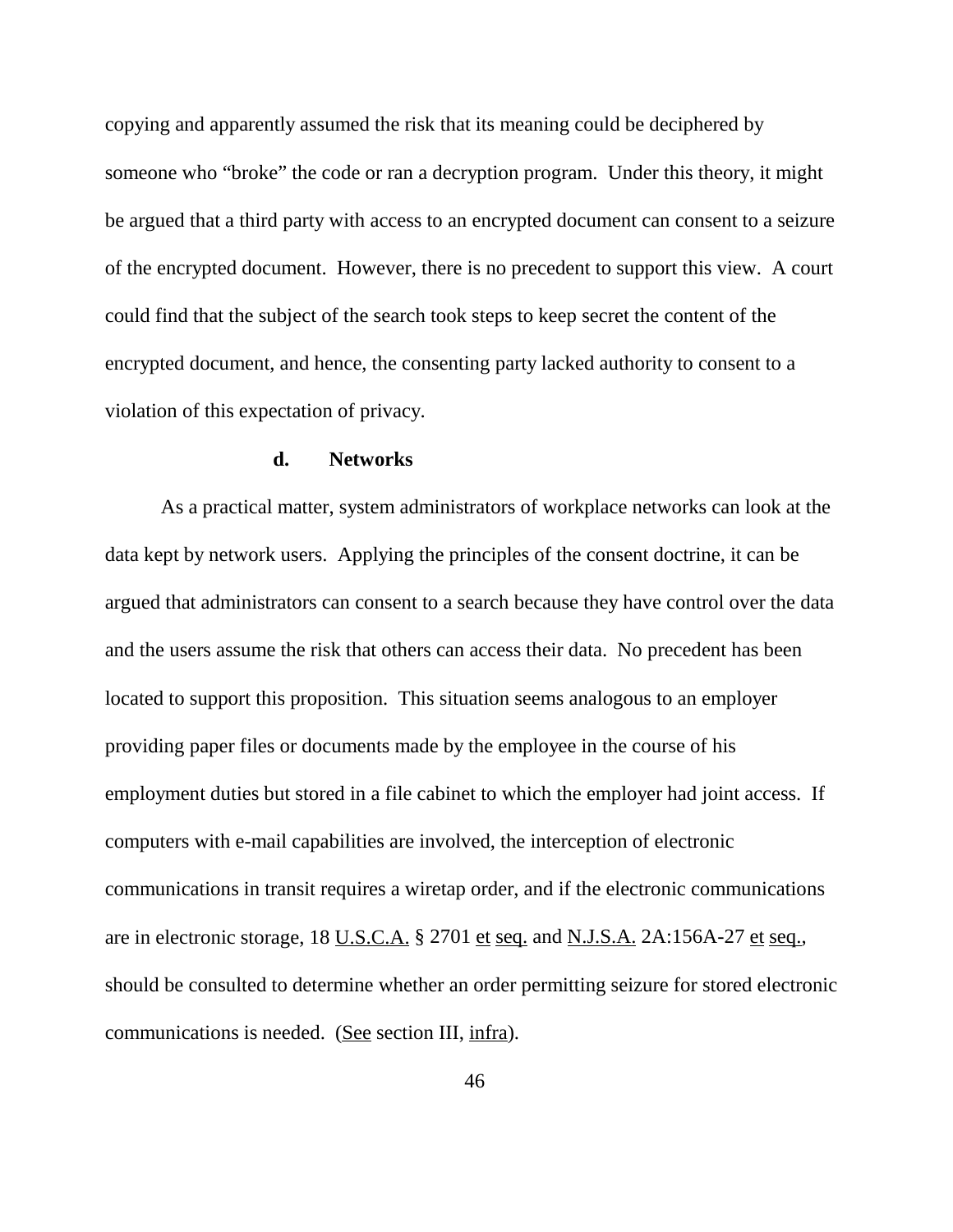copying and apparently assumed the risk that its meaning could be deciphered by someone who "broke" the code or ran a decryption program. Under this theory, it might be argued that a third party with access to an encrypted document can consent to a seizure of the encrypted document. However, there is no precedent to support this view. A court could find that the subject of the search took steps to keep secret the content of the encrypted document, and hence, the consenting party lacked authority to consent to a violation of this expectation of privacy.

**d. Networks**

As a practical matter, system administrators of workplace networks can look at the data kept by network users. Applying the principles of the consent doctrine, it can be argued that administrators can consent to a search because they have control over the data and the users assume the risk that others can access their data. No precedent has been located to support this proposition. This situation seems analogous to an employer providing paper files or documents made by the employee in the course of his employment duties but stored in a file cabinet to which the employer had joint access. If computers with e-mail capabilities are involved, the interception of electronic communications in transit requires a wiretap order, and if the electronic communications are in electronic storage, 18 U.S.C.A. § 2701 et seq. and N.J.S.A. 2A:156A-27 et seq., should be consulted to determine whether an order permitting seizure for stored electronic communications is needed. (See section III, infra).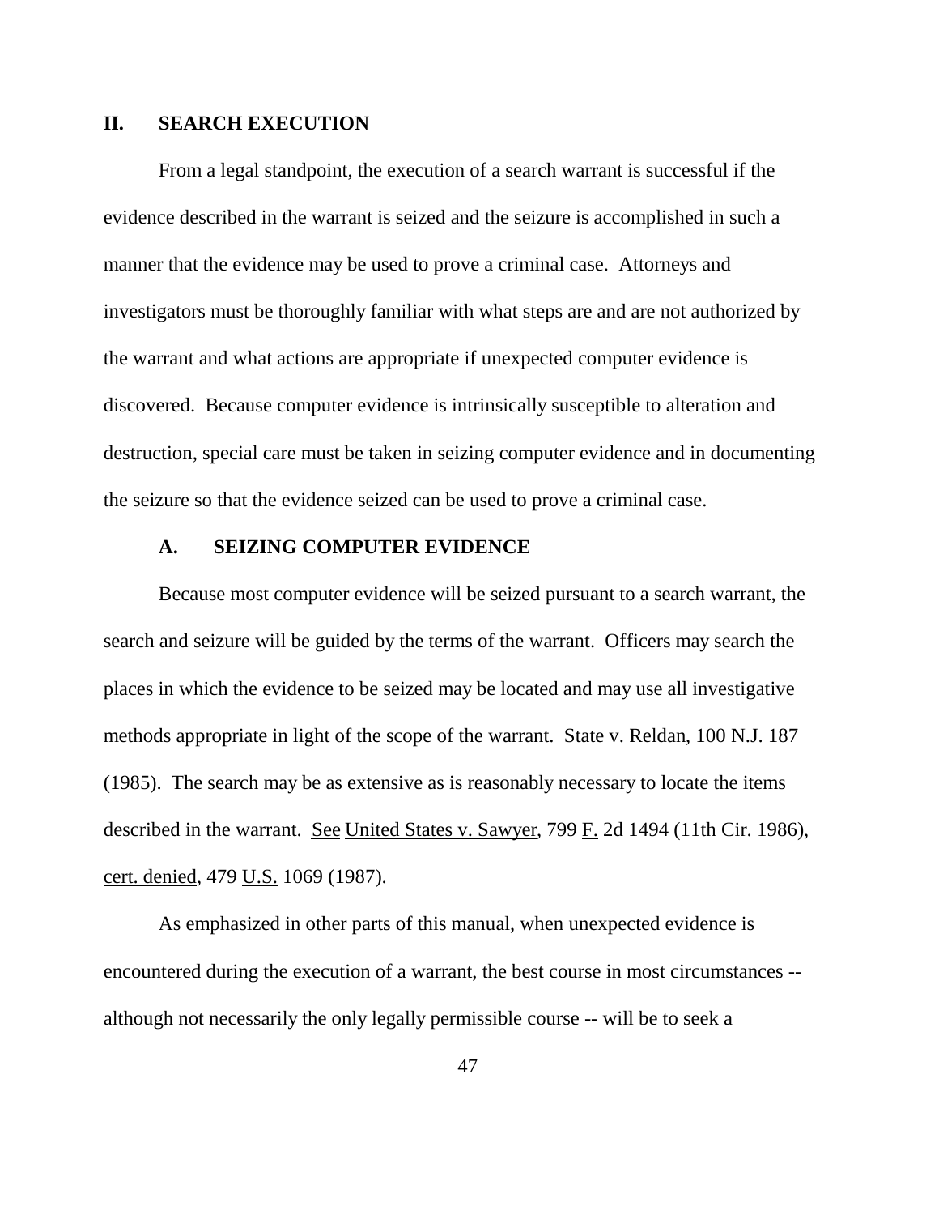## II. SEARCH EXECUTION

From a legal standpoint, the execution of a search warrant is successful if the evidence described in the warrant is seized and the seizure is accomplished in such a manner that the evidence may be used to prove a criminal case. Attorneys and investigators must be thoroughly familiar with what steps are and are not authorized by the warrant and what actions are appropriate if unexpected computer evidence is discovered. Because computer evidence is intrinsically susceptible to alteration and destruction, special care must be taken in seizing computer evidence and in documenting the seizure so that the evidence seized can be used to prove a criminal case.

### A. SEIZING COMPUTER EVIDENCE

Because most computer evidence will be seized pursuant to a search warrant, the search and seizure will be guided by the terms of the warrant. Officers may search the places in which the evidence to be seized may be located and may use all investigative methods appropriate in light of the scope of the warrant. State v. Reldan, 100 N.J. 187 (1985). The search may be as extensive as is reasonably necessary to locate the items described in the warrant. See United States v. Sawyer, 799 F. 2d 1494 (11th Cir. 1986), cert. denied, 479 U.S. 1069 (1987).

As emphasized in other parts of this manual, when unexpected evidence is encountered during the execution of a warrant, the best course in most circumstances -- although not necessarily the only legally permissible course -- will be to seek a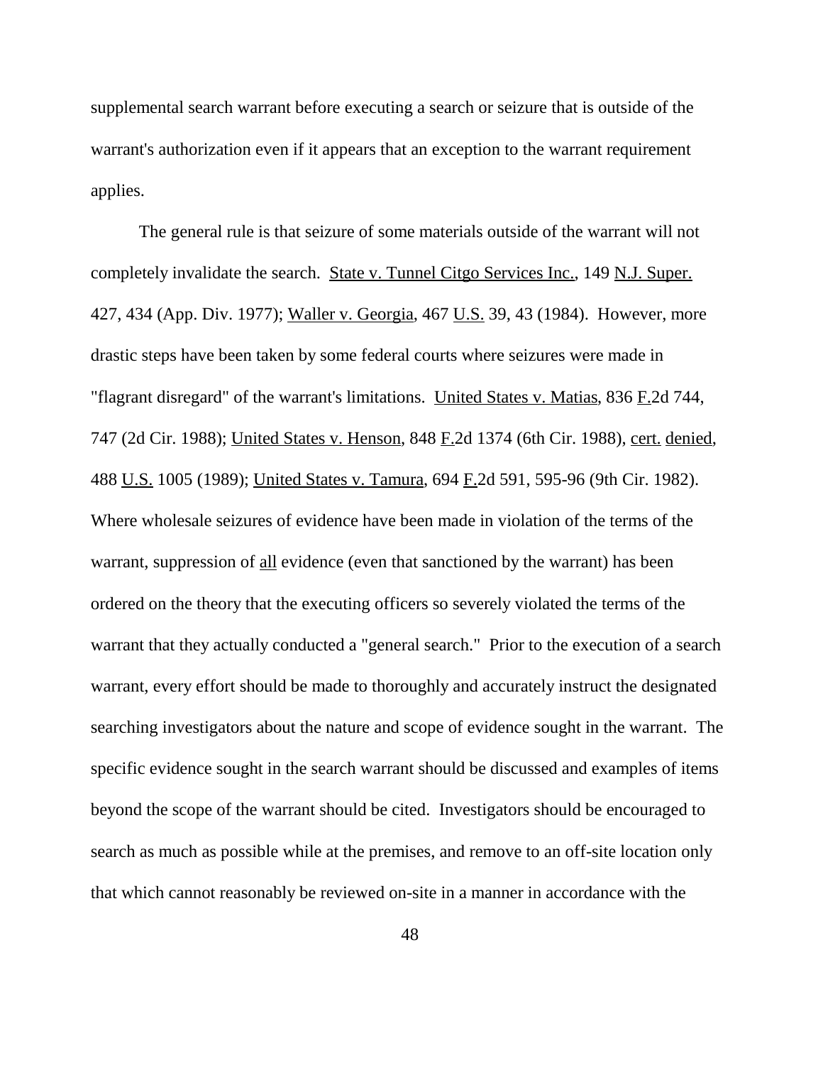supplemental search warrant before executing a search or seizure that is outside of the warrant's authorization even if it appears that an exception to the warrant requirement applies.

The general rule is that seizure of some materials outside of the warrant will not completely invalidate the search. State v. Tunnel Citgo Services Inc., 149 N.J. Super. 427, 434 (App. Div. 1977); Waller v. Georgia, 467 U.S. 39, 43 (1984). However, more drastic steps have been taken by some federal courts where seizures were made in "flagrant disregard" of the warrant's limitations. United States v. Matias, 836 F.2d 744, 747 (2d Cir. 1988); United States v. Henson, 848 F.2d 1374 (6th Cir. 1988), cert. denied, 488 U.S. 1005 (1989); United States v. Tamura, 694 F.2d 591, 595-96 (9th Cir. 1982). Where wholesale seizures of evidence have been made in violation of the terms of the warrant, suppression of all evidence (even that sanctioned by the warrant) has been ordered on the theory that the executing officers so severely violated the terms of the warrant that they actually conducted a "general search." Prior to the execution of a search warrant, every effort should be made to thoroughly and accurately instruct the designated searching investigators about the nature and scope of evidence sought in the warrant. The specific evidence sought in the search warrant should be discussed and examples of items beyond the scope of the warrant should be cited. Investigators should be encouraged to search as much as possible while at the premises, and remove to an off-site location only that which cannot reasonably be reviewed on-site in a manner in accordance with the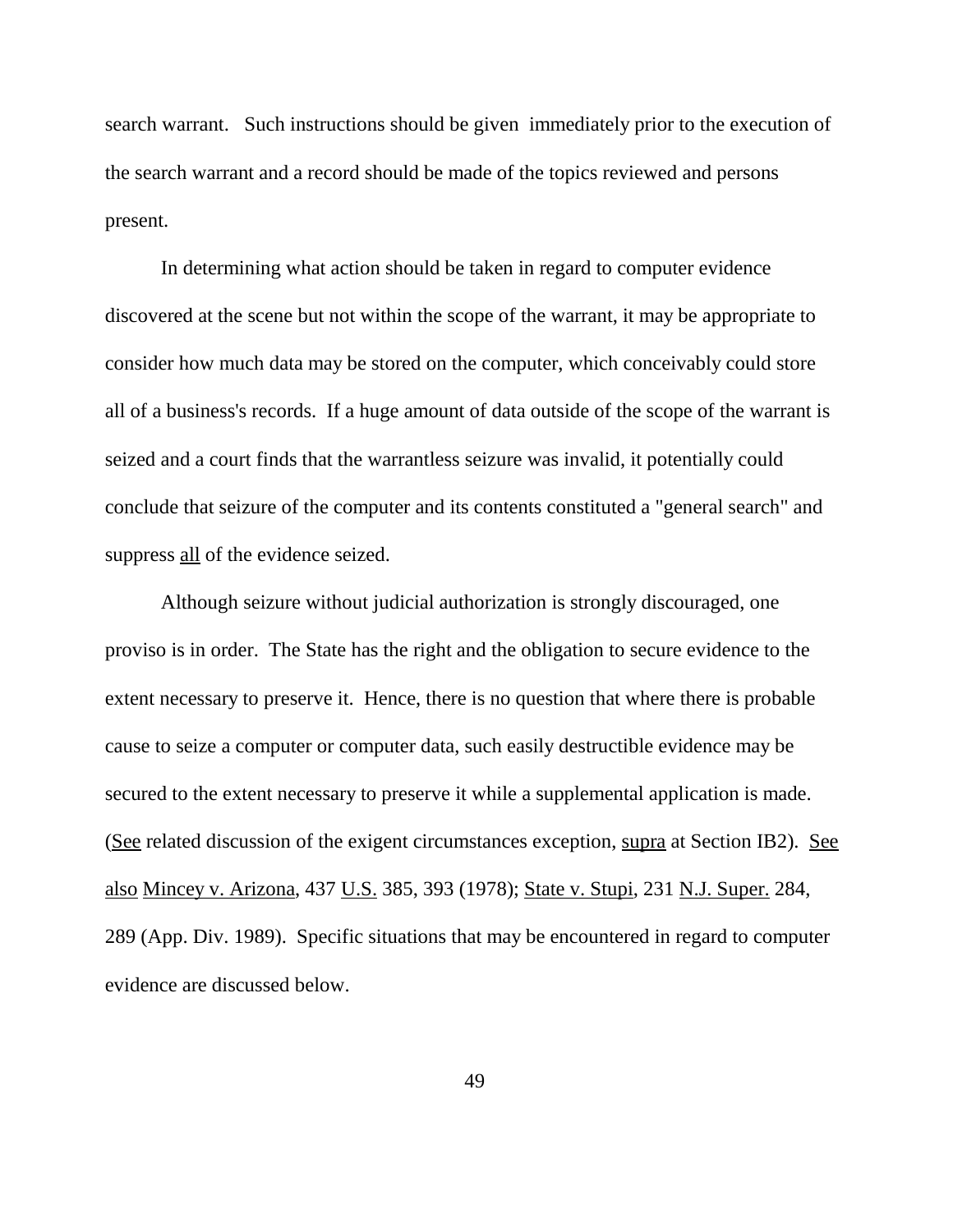search warrant. Such instructions should be given immediately prior to the execution of the search warrant and a record should be made of the topics reviewed and persons present.

In determining what action should be taken in regard to computer evidence discovered at the scene but not within the scope of the warrant, it may be appropriate to consider how much data may be stored on the computer, which conceivably could store all of a business's records. If a huge amount of data outside of the scope of the warrant is seized and a court finds that the warrantless seizure was invalid, it potentially could conclude that seizure of the computer and its contents constituted a "general search" and suppress <u>all</u> of the evidence seized.

Although seizure without judicial authorization is strongly discouraged, one proviso is in order. The State has the right and the obligation to secure evidence to the extent necessary to preserve it. Hence, there is no question that where there is probable cause to seize a computer or computer data, such easily destructible evidence may be secured to the extent necessary to preserve it while a supplemental application is made. (<u>See</u> related discussion of the exigent circumstances exception, <u>supra</u> at Section IB2). <u>See also</u> <u>Mincey v. Arizona</u>, 437 <u>U.S.</u> 385, 393 (1978); <u>State v. Stupi</u>, 231 <u>N.J. Super.</u> 284, 289 (App. Div. 1989). Specific situations that may be encountered in regard to computer evidence are discussed below.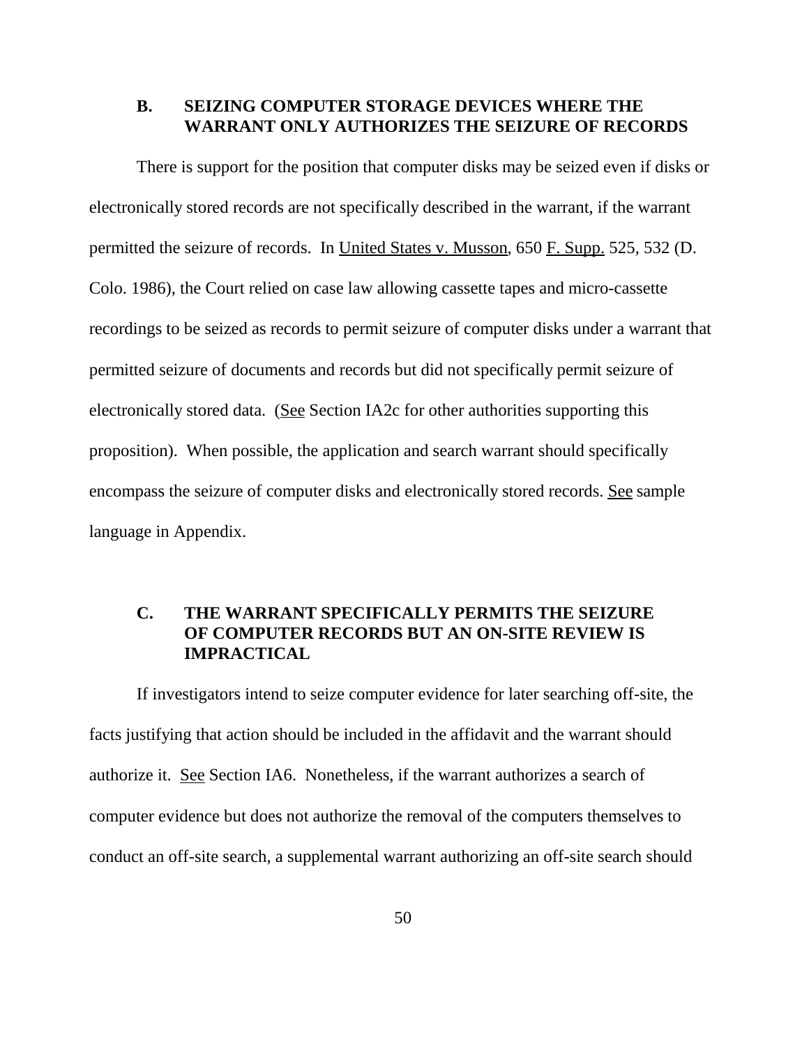### B. SEIZING COMPUTER STORAGE DEVICES WHERE THE WARRANT ONLY AUTHORIZES THE SEIZURE OF RECORDS

There is support for the position that computer disks may be seized even if disks or electronically stored records are not specifically described in the warrant, if the warrant permitted the seizure of records. In United States v. Musson, 650 F. Supp. 525, 532 (D. Colo. 1986), the Court relied on case law allowing cassette tapes and micro-cassette recordings to be seized as records to permit seizure of computer disks under a warrant that permitted seizure of documents and records but did not specifically permit seizure of electronically stored data. (See Section IA2c for other authorities supporting this proposition). When possible, the application and search warrant should specifically encompass the seizure of computer disks and electronically stored records. See sample language in Appendix.

### C. THE WARRANT SPECIFICALLY PERMITS THE SEIZURE OF COMPUTER RECORDS BUT AN ON-SITE REVIEW IS IMPRACTICAL

If investigators intend to seize computer evidence for later searching off-site, the facts justifying that action should be included in the affidavit and the warrant should authorize it. See Section IA6. Nonetheless, if the warrant authorizes a search of computer evidence but does not authorize the removal of the computers themselves to conduct an off-site search, a supplemental warrant authorizing an off-site search should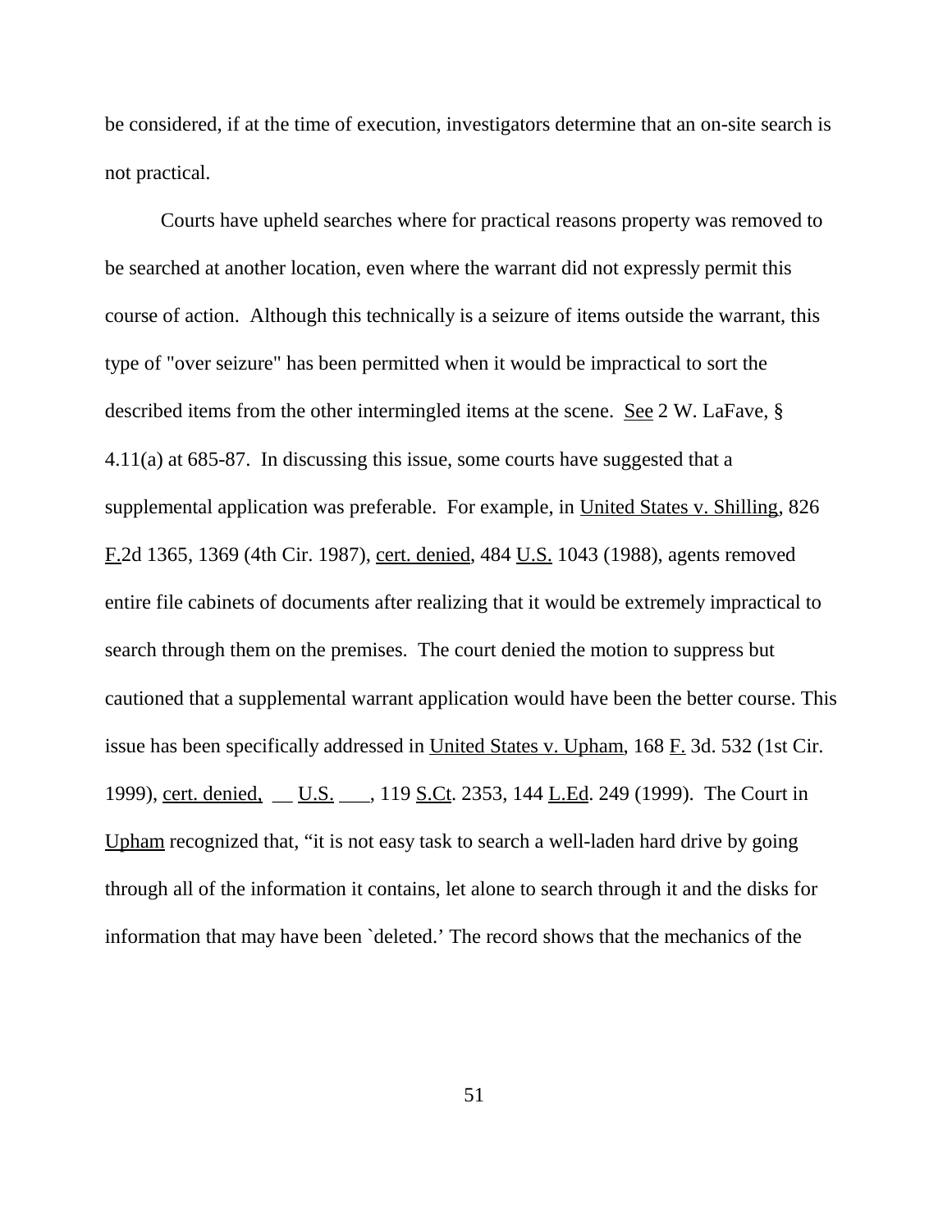be considered, if at the time of execution, investigators determine that an on-site search is not practical.

Courts have upheld searches where for practical reasons property was removed to be searched at another location, even where the warrant did not expressly permit this course of action. Although this technically is a seizure of items outside the warrant, this type of "over seizure" has been permitted when it would be impractical to sort the described items from the other intermingled items at the scene. See 2 W. LaFave, § 4.11(a) at 685-87. In discussing this issue, some courts have suggested that a supplemental application was preferable. For example, in United States v. Shilling, 826 F.2d 1365, 1369 (4th Cir. 1987), cert. denied, 484 U.S. 1043 (1988), agents removed entire file cabinets of documents after realizing that it would be extremely impractical to search through them on the premises. The court denied the motion to suppress but cautioned that a supplemental warrant application would have been the better course. This issue has been specifically addressed in United States v. Upham, 168 F. 3d. 532 (1st Cir. 1999), cert. denied, __ U.S. ___, 119 S.Ct. 2353, 144 L.Ed. 249 (1999). The Court in Upham recognized that, "it is not easy task to search a well-laden hard drive by going through all of the information it contains, let alone to search through it and the disks for information that may have been `deleted.' The record shows that the mechanics of the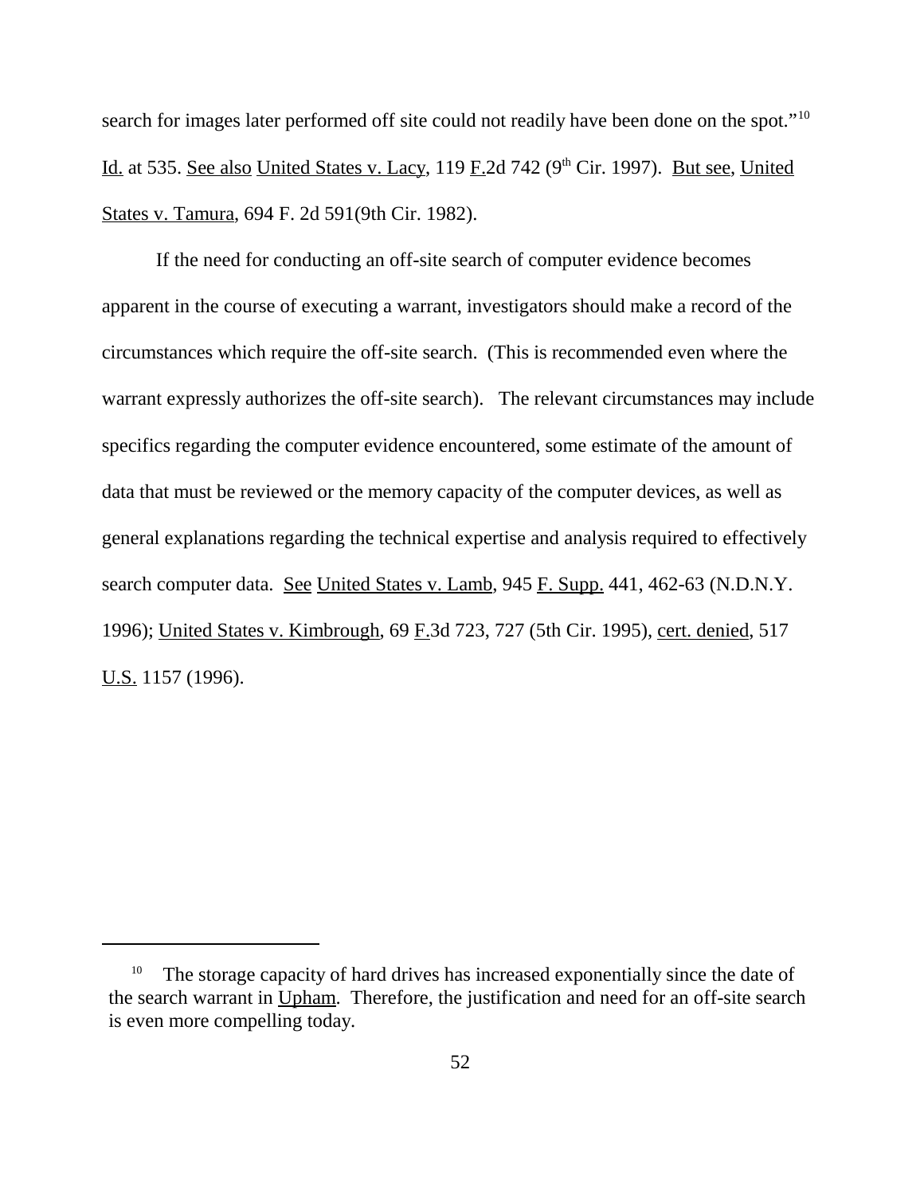search for images later performed off site could not readily have been done on the spot."[10] Id. at 535. See also United States v. Lacy, 119 F.2d 742 (9th Cir. 1997). But see, United States v. Tamura, 694 F. 2d 591(9th Cir. 1982).

If the need for conducting an off-site search of computer evidence becomes apparent in the course of executing a warrant, investigators should make a record of the circumstances which require the off-site search. (This is recommended even where the warrant expressly authorizes the off-site search). The relevant circumstances may include specifics regarding the computer evidence encountered, some estimate of the amount of data that must be reviewed or the memory capacity of the computer devices, as well as general explanations regarding the technical expertise and analysis required to effectively search computer data. See United States v. Lamb, 945 F. Supp. 441, 462-63 (N.D.N.Y. 1996); United States v. Kimbrough, 69 F.3d 723, 727 (5th Cir. 1995), cert. denied, 517 U.S. 1157 (1996).

---

[10] The storage capacity of hard drives has increased exponentially since the date of the search warrant in Upham. Therefore, the justification and need for an off-site search is even more compelling today.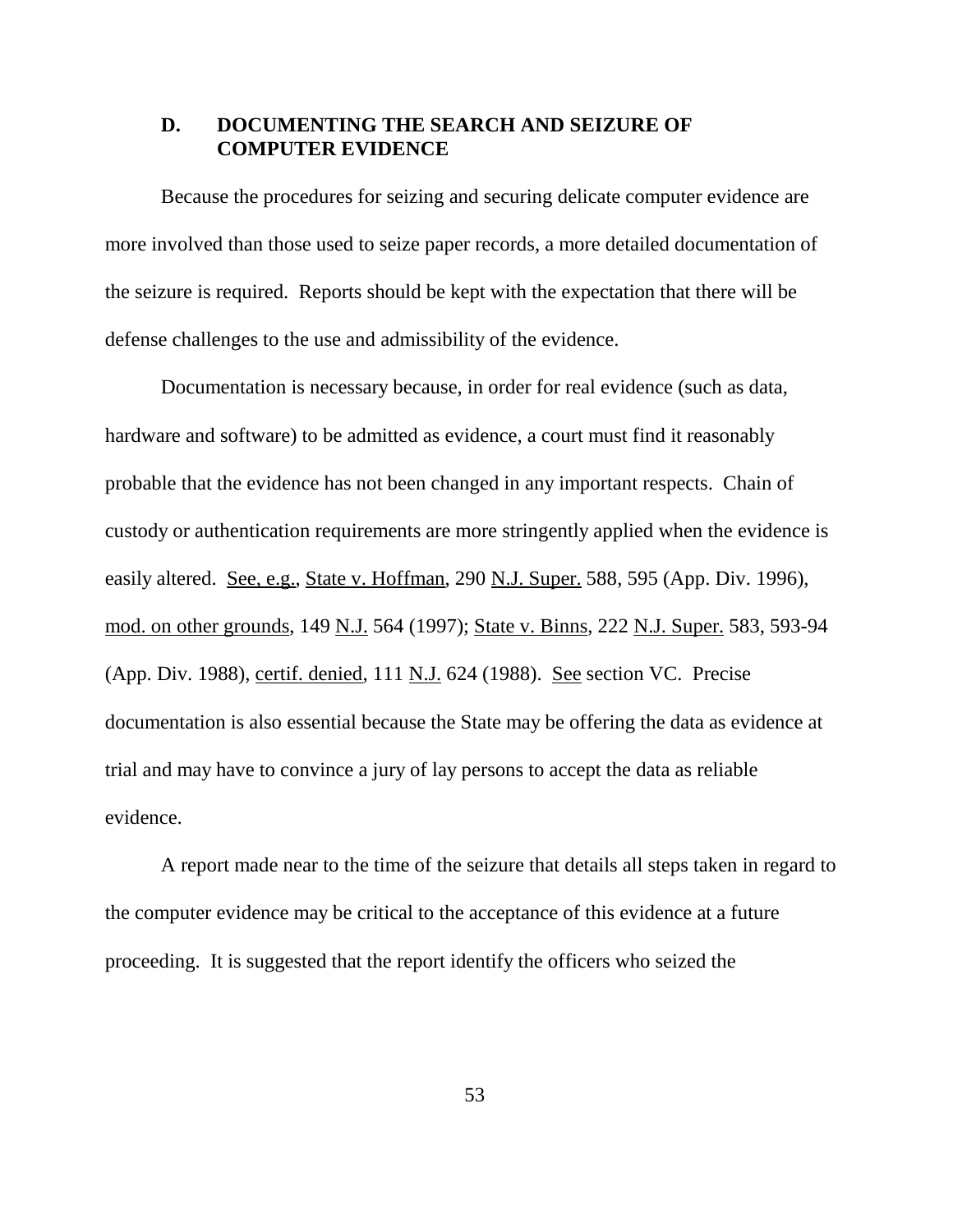### D. DOCUMENTING THE SEARCH AND SEIZURE OF COMPUTER EVIDENCE

Because the procedures for seizing and securing delicate computer evidence are more involved than those used to seize paper records, a more detailed documentation of the seizure is required. Reports should be kept with the expectation that there will be defense challenges to the use and admissibility of the evidence.

Documentation is necessary because, in order for real evidence (such as data, hardware and software) to be admitted as evidence, a court must find it reasonably probable that the evidence has not been changed in any important respects. Chain of custody or authentication requirements are more stringently applied when the evidence is easily altered. See, e.g., State v. Hoffman, 290 N.J. Super. 588, 595 (App. Div. 1996), mod. on other grounds, 149 N.J. 564 (1997); State v. Binns, 222 N.J. Super. 583, 593-94 (App. Div. 1988), certif. denied, 111 N.J. 624 (1988). See section VC. Precise documentation is also essential because the State may be offering the data as evidence at trial and may have to convince a jury of lay persons to accept the data as reliable evidence.

A report made near to the time of the seizure that details all steps taken in regard to the computer evidence may be critical to the acceptance of this evidence at a future proceeding. It is suggested that the report identify the officers who seized the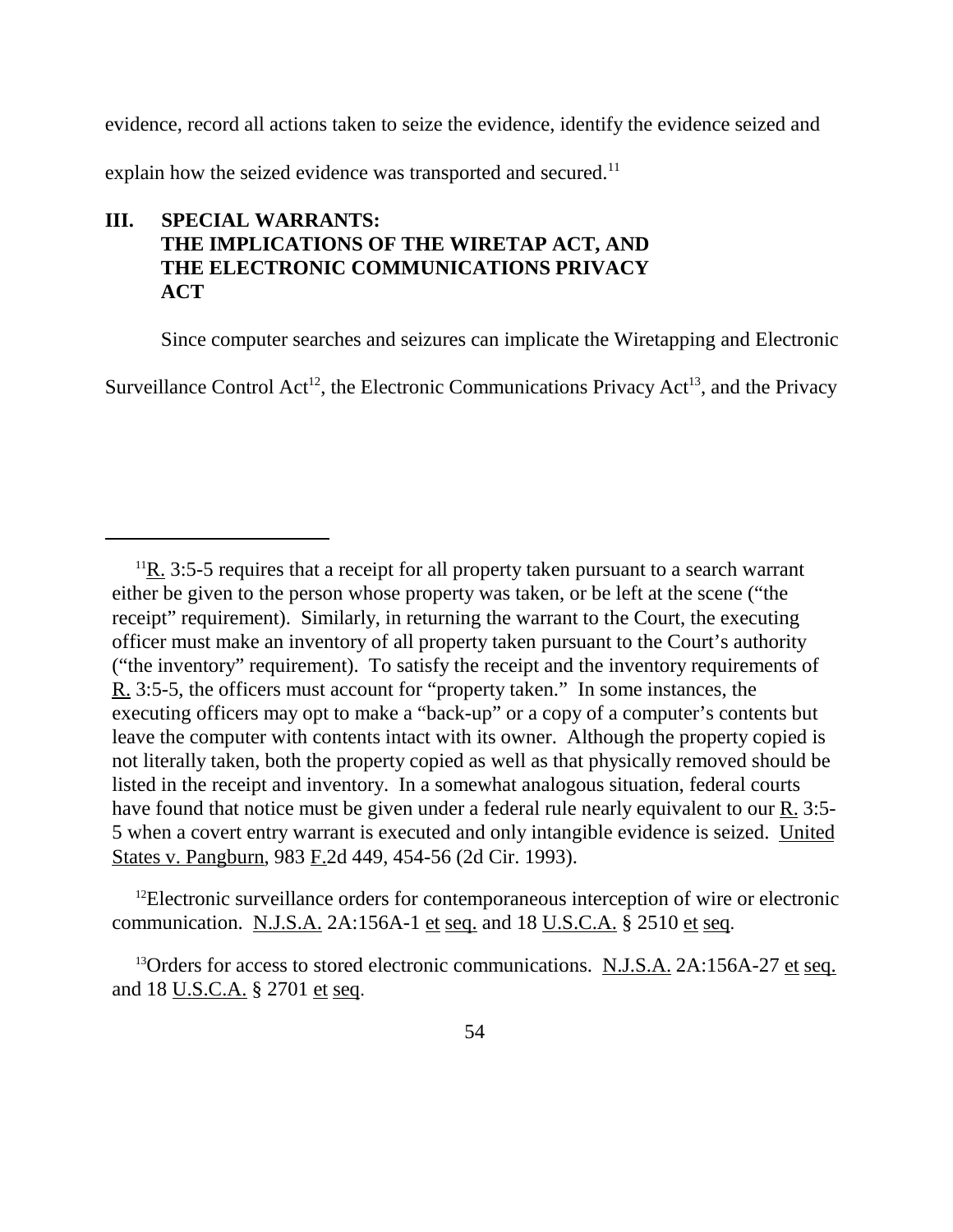evidence, record all actions taken to seize the evidence, identify the evidence seized and explain how the seized evidence was transported and secured.[11]

## III. SPECIAL WARRANTS: THE IMPLICATIONS OF THE WIRETAP ACT, AND THE ELECTRONIC COMMUNICATIONS PRIVACY ACT

Since computer searches and seizures can implicate the Wiretapping and Electronic Surveillance Control Act[12], the Electronic Communications Privacy Act[13], and the Privacy

---

[11] R. 3:5-5 requires that a receipt for all property taken pursuant to a search warrant either be given to the person whose property was taken, or be left at the scene ("the receipt" requirement). Similarly, in returning the warrant to the Court, the executing officer must make an inventory of all property taken pursuant to the Court's authority ("the inventory" requirement). To satisfy the receipt and the inventory requirements of R. 3:5-5, the officers must account for "property taken." In some instances, the executing officers may opt to make a "back-up" or a copy of a computer's contents but leave the computer with contents intact with its owner. Although the property copied is not literally taken, both the property copied as well as that physically removed should be listed in the receipt and inventory. In a somewhat analogous situation, federal courts have found that notice must be given under a federal rule nearly equivalent to our R. 3:5-5 when a covert entry warrant is executed and only intangible evidence is seized. United States v. Pangburn, 983 F.2d 449, 454-56 (2d Cir. 1993).

[12] Electronic surveillance orders for contemporaneous interception of wire or electronic communication. N.J.S.A. 2A:156A-1 et seq. and 18 U.S.C.A. § 2510 et seq.

[13] Orders for access to stored electronic communications. N.J.S.A. 2A:156A-27 et seq. and 18 U.S.C.A. § 2701 et seq.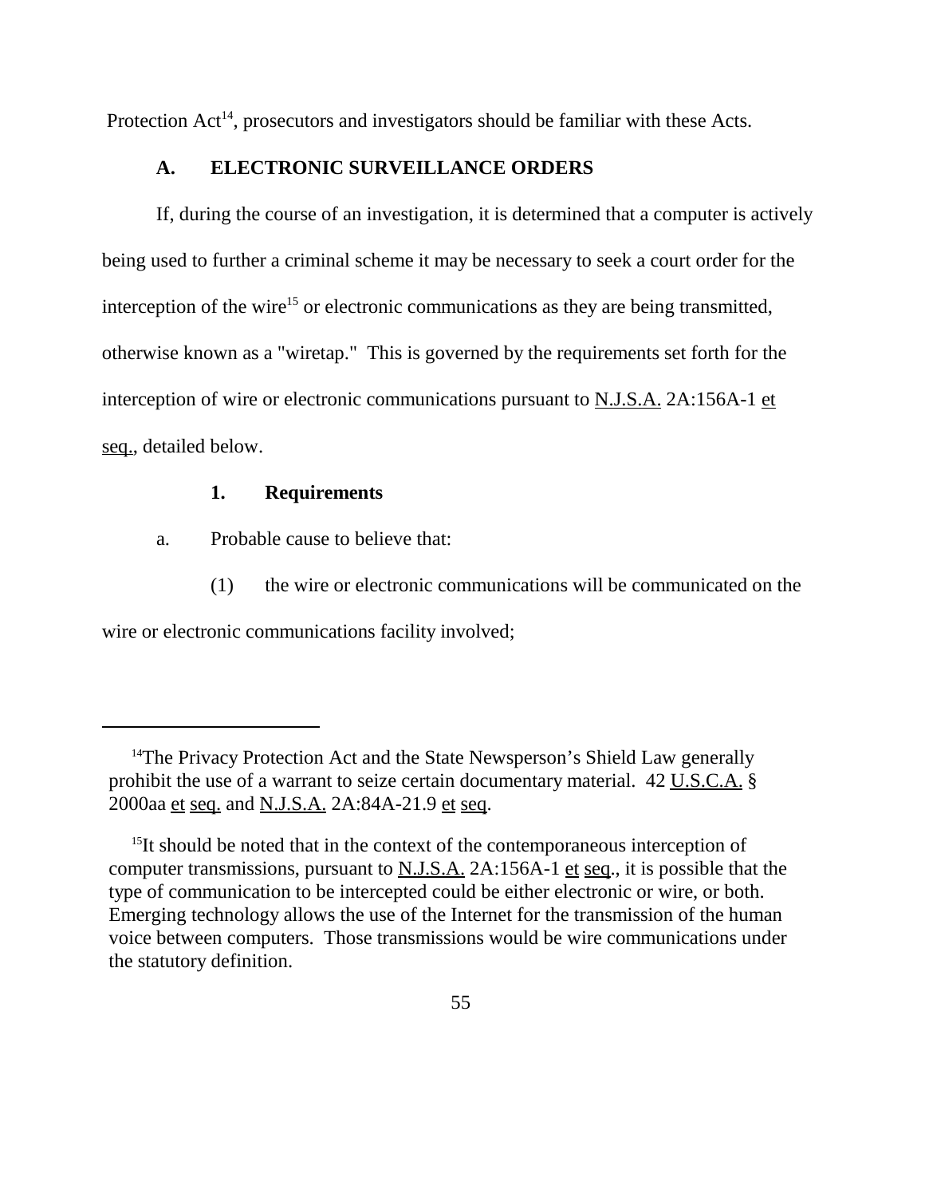Protection Act[14], prosecutors and investigators should be familiar with these Acts.

## A. ELECTRONIC SURVEILLANCE ORDERS

If, during the course of an investigation, it is determined that a computer is actively being used to further a criminal scheme it may be necessary to seek a court order for the interception of the wire[15] or electronic communications as they are being transmitted, otherwise known as a "wiretap." This is governed by the requirements set forth for the interception of wire or electronic communications pursuant to N.J.S.A. 2A:156A-1 et seq., detailed below.

### 1. Requirements

a. Probable cause to believe that:

(1) the wire or electronic communications will be communicated on the wire or electronic communications facility involved;

---

[14] The Privacy Protection Act and the State Newsperson's Shield Law generally prohibit the use of a warrant to seize certain documentary material. 42 U.S.C.A. § 2000aa et seq. and N.J.S.A. 2A:84A-21.9 et seq.

[15] It should be noted that in the context of the contemporaneous interception of computer transmissions, pursuant to N.J.S.A. 2A:156A-1 et seq., it is possible that the type of communication to be intercepted could be either electronic or wire, or both. Emerging technology allows the use of the Internet for the transmission of the human voice between computers. Those transmissions would be wire communications under the statutory definition.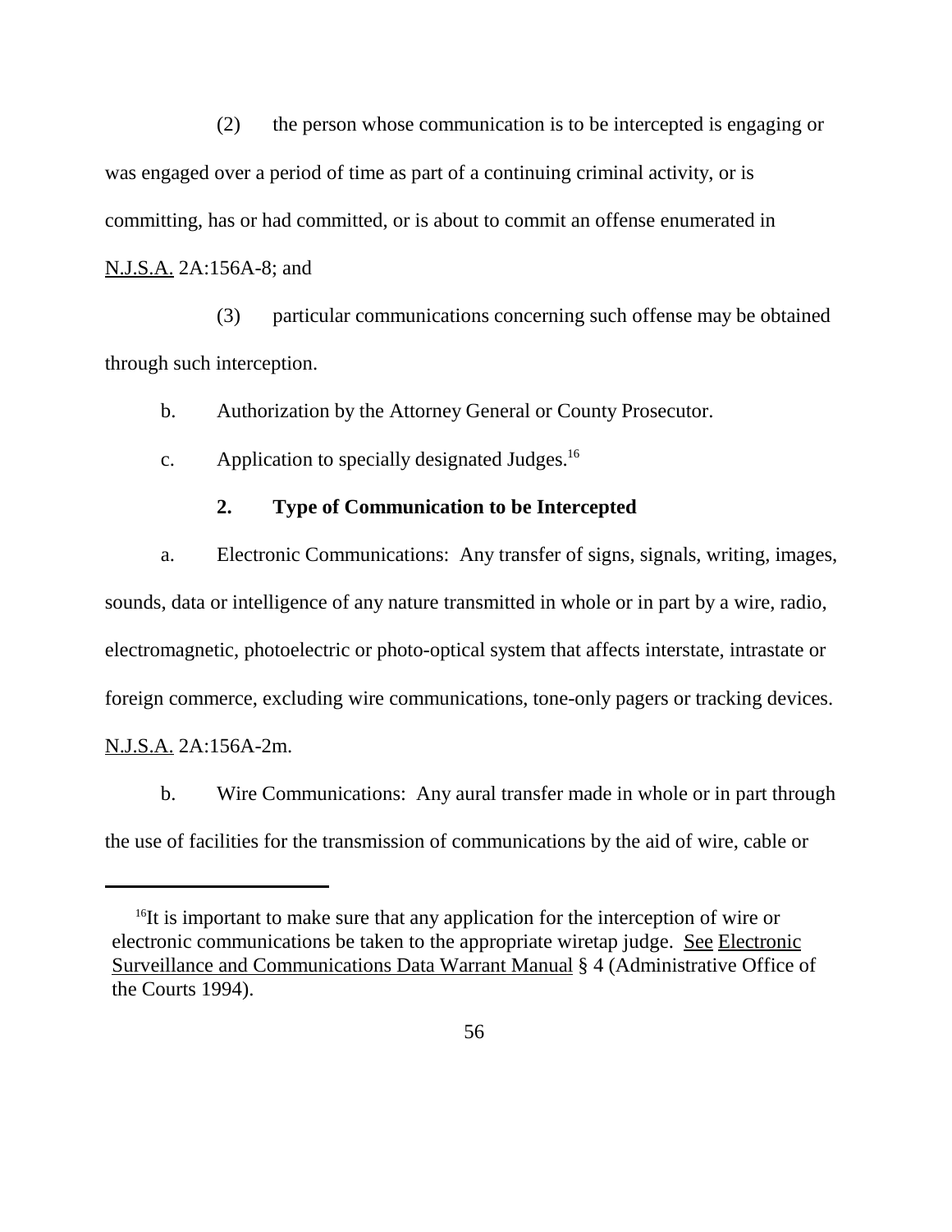(2) the person whose communication is to be intercepted is engaging or was engaged over a period of time as part of a continuing criminal activity, or is committing, has or had committed, or is about to commit an offense enumerated in N.J.S.A. 2A:156A-8; and

(3) particular communications concerning such offense may be obtained through such interception.

b. Authorization by the Attorney General or County Prosecutor.

c. Application to specially designated Judges.[16]

**2. Type of Communication to be Intercepted**

a. Electronic Communications: Any transfer of signs, signals, writing, images, sounds, data or intelligence of any nature transmitted in whole or in part by a wire, radio, electromagnetic, photoelectric or photo-optical system that affects interstate, intrastate or foreign commerce, excluding wire communications, tone-only pagers or tracking devices. N.J.S.A. 2A:156A-2m.

b. Wire Communications: Any aural transfer made in whole or in part through the use of facilities for the transmission of communications by the aid of wire, cable or

---

[16] It is important to make sure that any application for the interception of wire or electronic communications be taken to the appropriate wiretap judge. See Electronic Surveillance and Communications Data Warrant Manual § 4 (Administrative Office of the Courts 1994).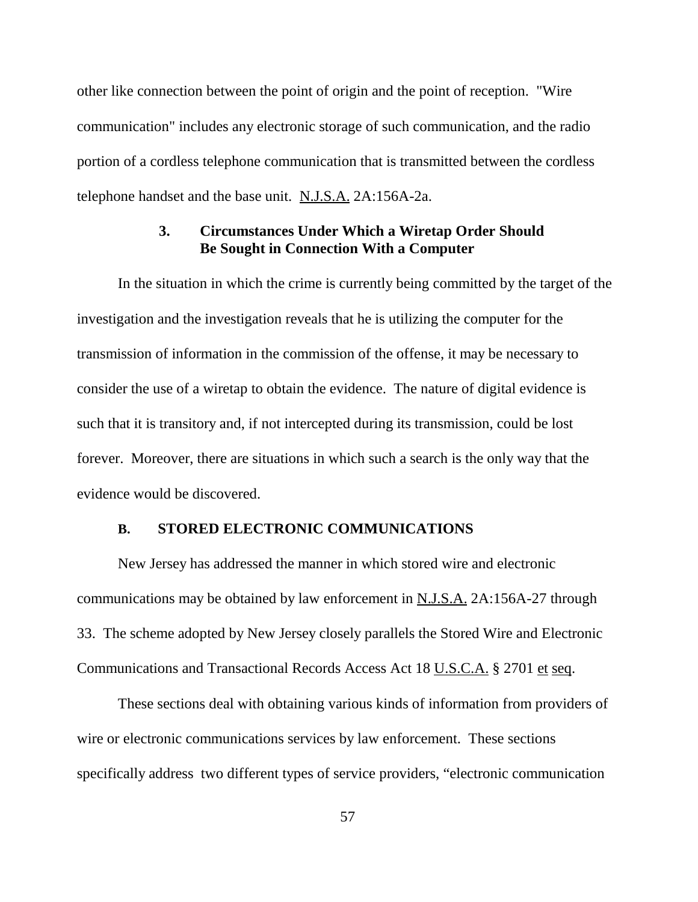other like connection between the point of origin and the point of reception. "Wire communication" includes any electronic storage of such communication, and the radio portion of a cordless telephone communication that is transmitted between the cordless telephone handset and the base unit. N.J.S.A. 2A:156A-2a.

### 3. Circumstances Under Which a Wiretap Order Should Be Sought in Connection With a Computer

In the situation in which the crime is currently being committed by the target of the investigation and the investigation reveals that he is utilizing the computer for the transmission of information in the commission of the offense, it may be necessary to consider the use of a wiretap to obtain the evidence. The nature of digital evidence is such that it is transitory and, if not intercepted during its transmission, could be lost forever. Moreover, there are situations in which such a search is the only way that the evidence would be discovered.

## B. STORED ELECTRONIC COMMUNICATIONS

New Jersey has addressed the manner in which stored wire and electronic communications may be obtained by law enforcement in N.J.S.A. 2A:156A-27 through 33. The scheme adopted by New Jersey closely parallels the Stored Wire and Electronic Communications and Transactional Records Access Act 18 U.S.C.A. § 2701 et seq.

These sections deal with obtaining various kinds of information from providers of wire or electronic communications services by law enforcement. These sections specifically address two different types of service providers, "electronic communication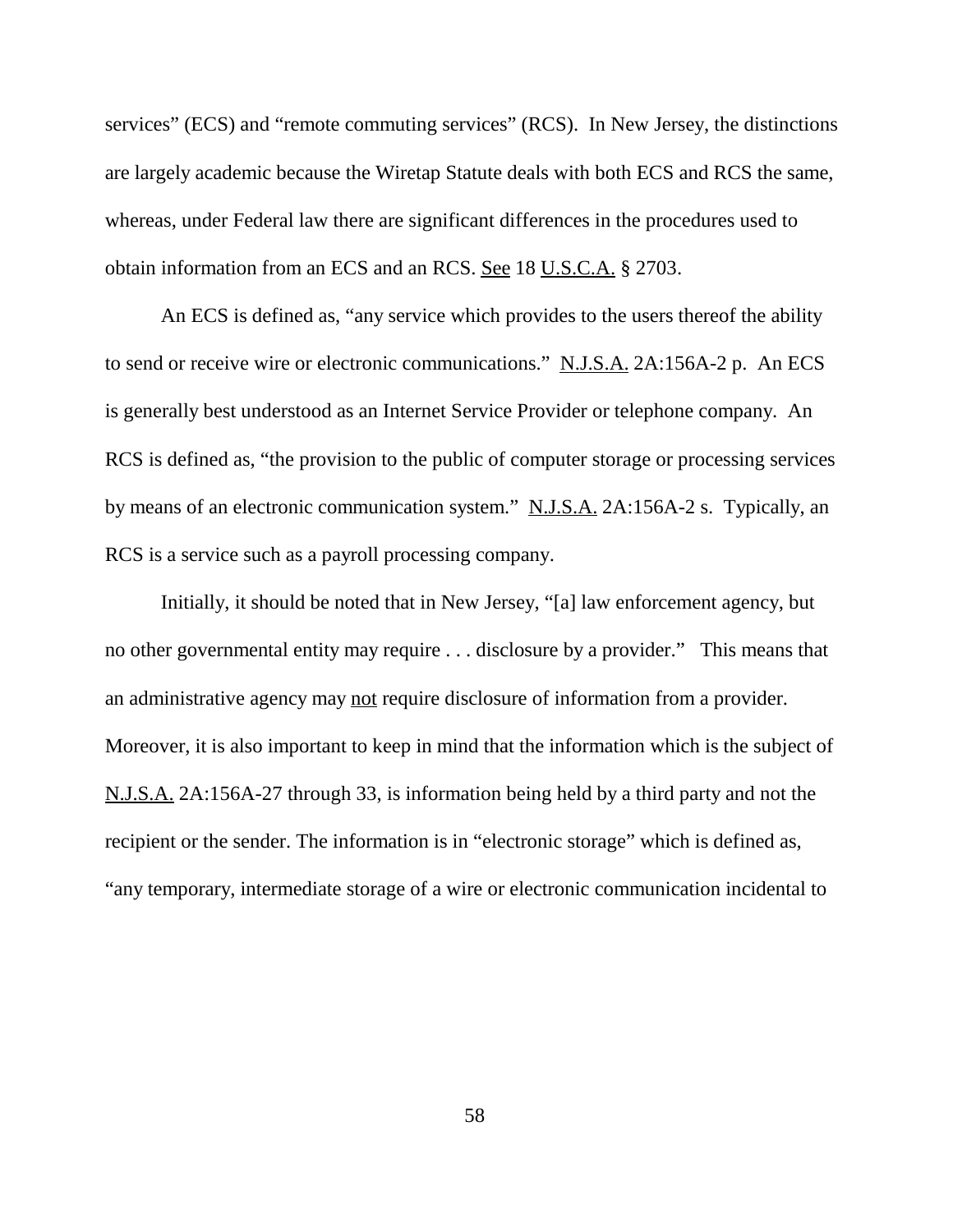services" (ECS) and "remote commuting services" (RCS). In New Jersey, the distinctions are largely academic because the Wiretap Statute deals with both ECS and RCS the same, whereas, under Federal law there are significant differences in the procedures used to obtain information from an ECS and an RCS. See 18 U.S.C.A. § 2703.

An ECS is defined as, "any service which provides to the users thereof the ability to send or receive wire or electronic communications." N.J.S.A. 2A:156A-2 p. An ECS is generally best understood as an Internet Service Provider or telephone company. An RCS is defined as, "the provision to the public of computer storage or processing services by means of an electronic communication system." N.J.S.A. 2A:156A-2 s. Typically, an RCS is a service such as a payroll processing company.

Initially, it should be noted that in New Jersey, "[a] law enforcement agency, but no other governmental entity may require . . . disclosure by a provider." This means that an administrative agency may not require disclosure of information from a provider. Moreover, it is also important to keep in mind that the information which is the subject of N.J.S.A. 2A:156A-27 through 33, is information being held by a third party and not the recipient or the sender. The information is in "electronic storage" which is defined as, "any temporary, intermediate storage of a wire or electronic communication incidental to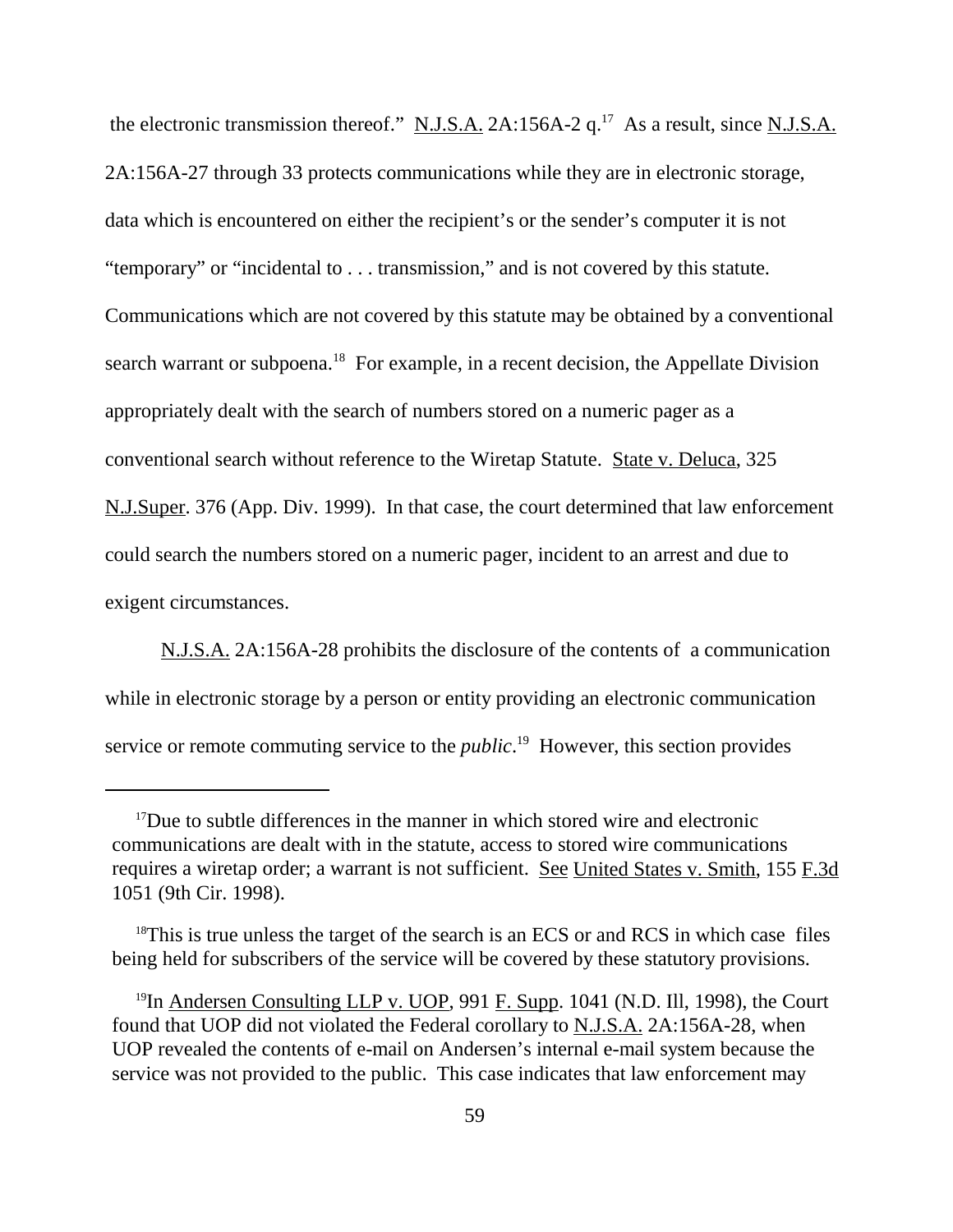the electronic transmission thereof." N.J.S.A. 2A:156A-2 q.[17] As a result, since N.J.S.A. 2A:156A-27 through 33 protects communications while they are in electronic storage, data which is encountered on either the recipient's or the sender's computer it is not "temporary" or "incidental to . . . transmission," and is not covered by this statute. Communications which are not covered by this statute may be obtained by a conventional search warrant or subpoena.[18] For example, in a recent decision, the Appellate Division appropriately dealt with the search of numbers stored on a numeric pager as a conventional search without reference to the Wiretap Statute. State v. Deluca, 325 N.J.Super. 376 (App. Div. 1999). In that case, the court determined that law enforcement could search the numbers stored on a numeric pager, incident to an arrest and due to exigent circumstances.

N.J.S.A. 2A:156A-28 prohibits the disclosure of the contents of a communication while in electronic storage by a person or entity providing an electronic communication service or remote commuting service to the *public*.[19] However, this section provides

---

[17] Due to subtle differences in the manner in which stored wire and electronic communications are dealt with in the statute, access to stored wire communications requires a wiretap order; a warrant is not sufficient. See United States v. Smith, 155 F.3d 1051 (9th Cir. 1998).

[18] This is true unless the target of the search is an ECS or and RCS in which case files being held for subscribers of the service will be covered by these statutory provisions.

[19] In Andersen Consulting LLP v. UOP, 991 F. Supp. 1041 (N.D. Ill, 1998), the Court found that UOP did not violated the Federal corollary to N.J.S.A. 2A:156A-28, when UOP revealed the contents of e-mail on Andersen's internal e-mail system because the service was not provided to the public. This case indicates that law enforcement may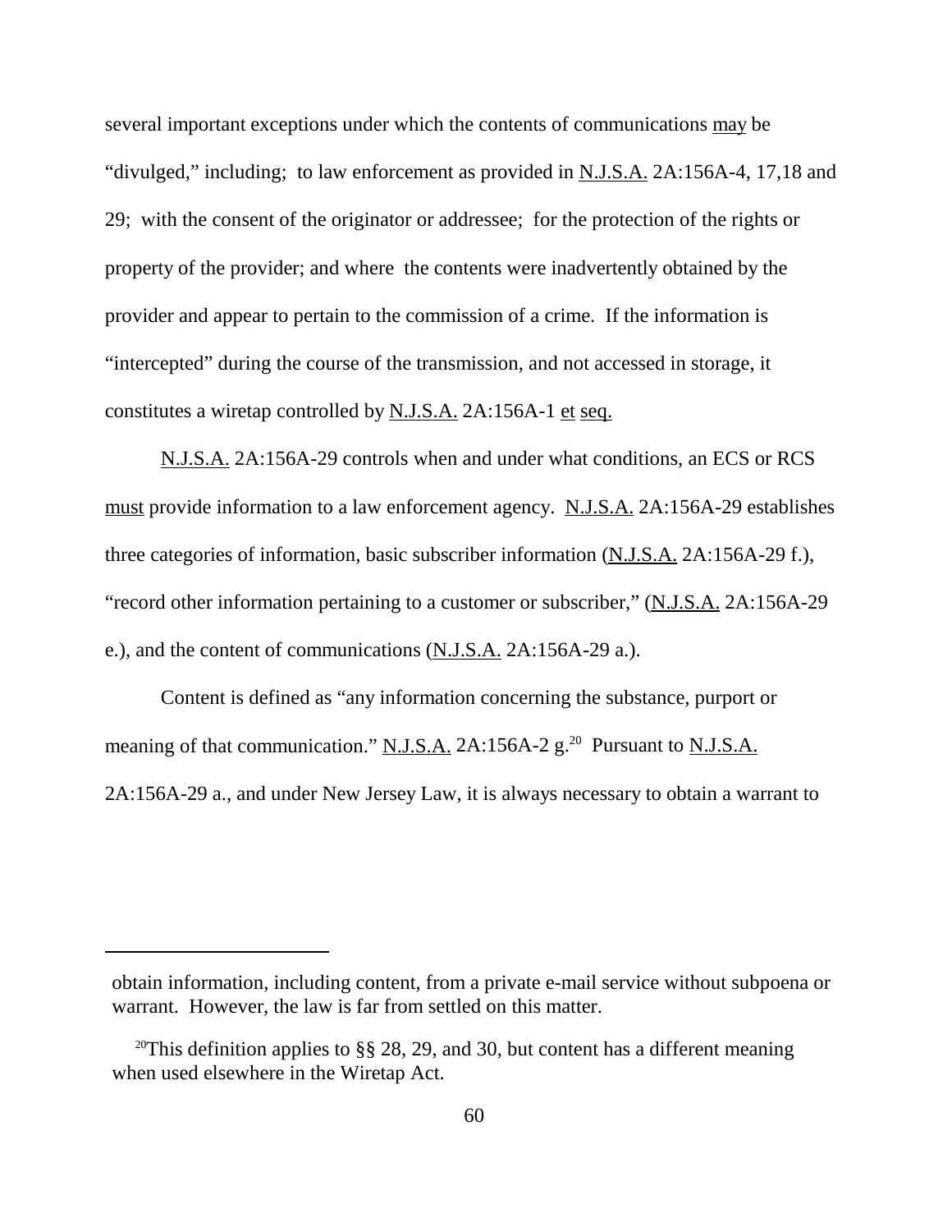several important exceptions under which the contents of communications may be "divulged," including; to law enforcement as provided in N.J.S.A. 2A:156A-4, 17,18 and 29; with the consent of the originator or addressee; for the protection of the rights or property of the provider; and where the contents were inadvertently obtained by the provider and appear to pertain to the commission of a crime. If the information is "intercepted" during the course of the transmission, and not accessed in storage, it constitutes a wiretap controlled by N.J.S.A. 2A:156A-1 et seq.

N.J.S.A. 2A:156A-29 controls when and under what conditions, an ECS or RCS must provide information to a law enforcement agency. N.J.S.A. 2A:156A-29 establishes three categories of information, basic subscriber information (N.J.S.A. 2A:156A-29 f.), "record other information pertaining to a customer or subscriber," (N.J.S.A. 2A:156A-29 e.), and the content of communications (N.J.S.A. 2A:156A-29 a.).

Content is defined as "any information concerning the substance, purport or meaning of that communication." N.J.S.A. 2A:156A-2 g.[20] Pursuant to N.J.S.A. 2A:156A-29 a., and under New Jersey Law, it is always necessary to obtain a warrant to

---

obtain information, including content, from a private e-mail service without subpoena or warrant. However, the law is far from settled on this matter.

[20] This definition applies to §§ 28, 29, and 30, but content has a different meaning when used elsewhere in the Wiretap Act.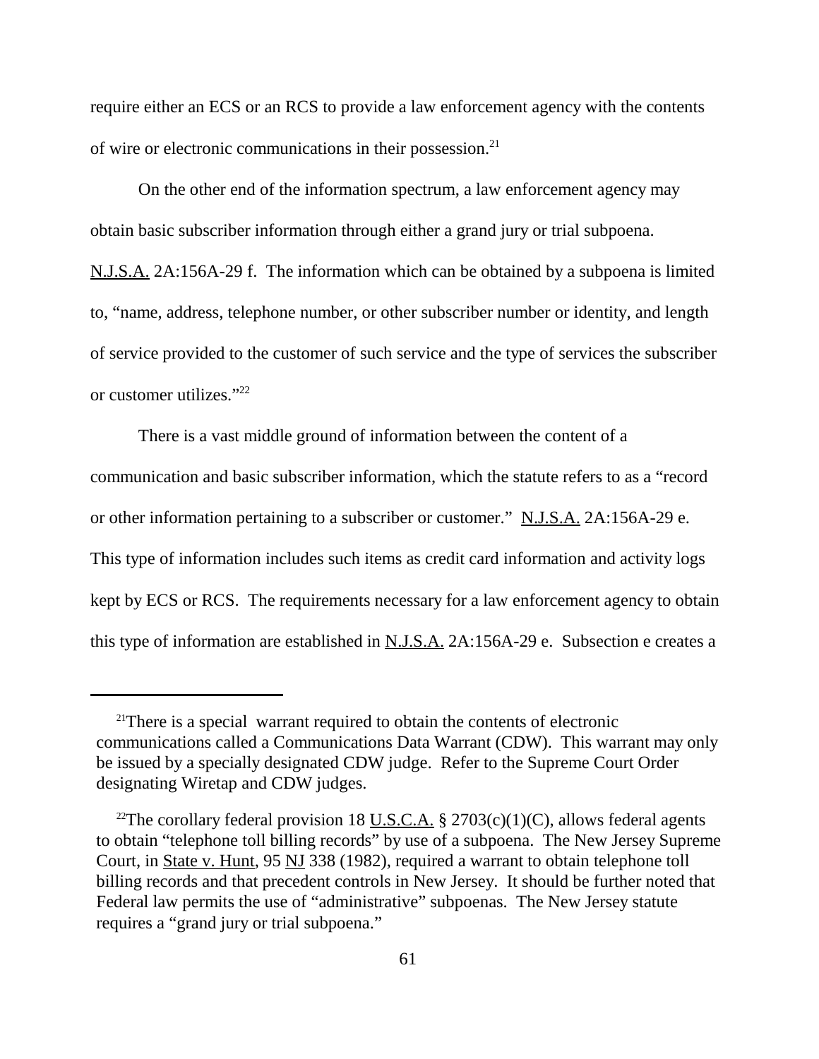require either an ECS or an RCS to provide a law enforcement agency with the contents of wire or electronic communications in their possession.[21]

On the other end of the information spectrum, a law enforcement agency may obtain basic subscriber information through either a grand jury or trial subpoena. N.J.S.A. 2A:156A-29 f. The information which can be obtained by a subpoena is limited to, "name, address, telephone number, or other subscriber number or identity, and length of service provided to the customer of such service and the type of services the subscriber or customer utilizes."[22]

There is a vast middle ground of information between the content of a communication and basic subscriber information, which the statute refers to as a "record or other information pertaining to a subscriber or customer." N.J.S.A. 2A:156A-29 e. This type of information includes such items as credit card information and activity logs kept by ECS or RCS. The requirements necessary for a law enforcement agency to obtain this type of information are established in N.J.S.A. 2A:156A-29 e. Subsection e creates a

---

[21] There is a special warrant required to obtain the contents of electronic communications called a Communications Data Warrant (CDW). This warrant may only be issued by a specially designated CDW judge. Refer to the Supreme Court Order designating Wiretap and CDW judges.

[22] The corollary federal provision 18 U.S.C.A. § 2703(c)(1)(C), allows federal agents to obtain "telephone toll billing records" by use of a subpoena. The New Jersey Supreme Court, in State v. Hunt, 95 NJ 338 (1982), required a warrant to obtain telephone toll billing records and that precedent controls in New Jersey. It should be further noted that Federal law permits the use of "administrative" subpoenas. The New Jersey statute requires a "grand jury or trial subpoena."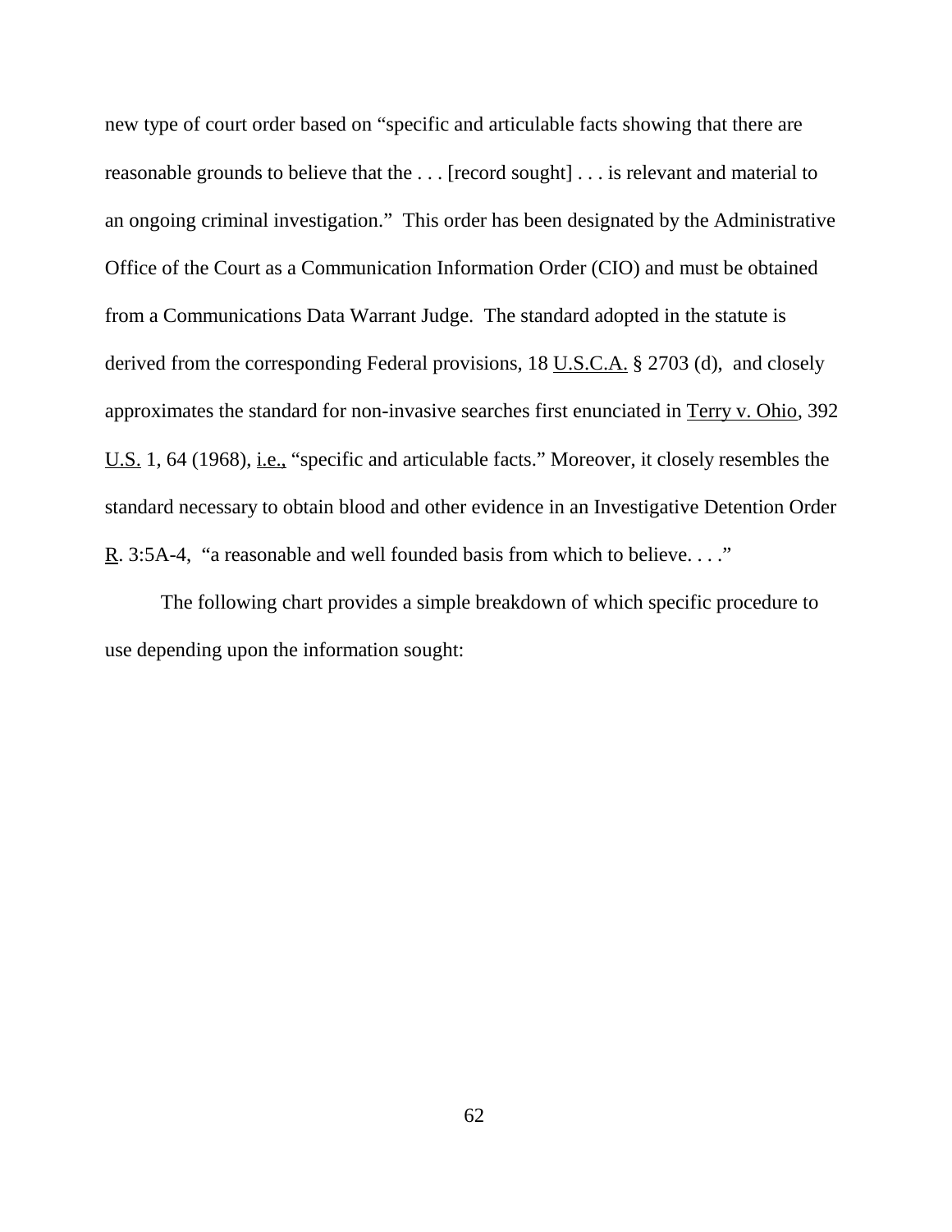new type of court order based on "specific and articulable facts showing that there are reasonable grounds to believe that the . . . [record sought] . . . is relevant and material to an ongoing criminal investigation." This order has been designated by the Administrative Office of the Court as a Communication Information Order (CIO) and must be obtained from a Communications Data Warrant Judge. The standard adopted in the statute is derived from the corresponding Federal provisions, 18 U.S.C.A. § 2703 (d), and closely approximates the standard for non-invasive searches first enunciated in Terry v. Ohio, 392 U.S. 1, 64 (1968), i.e., "specific and articulable facts." Moreover, it closely resembles the standard necessary to obtain blood and other evidence in an Investigative Detention Order R. 3:5A-4, "a reasonable and well founded basis from which to believe. . . ."

The following chart provides a simple breakdown of which specific procedure to use depending upon the information sought: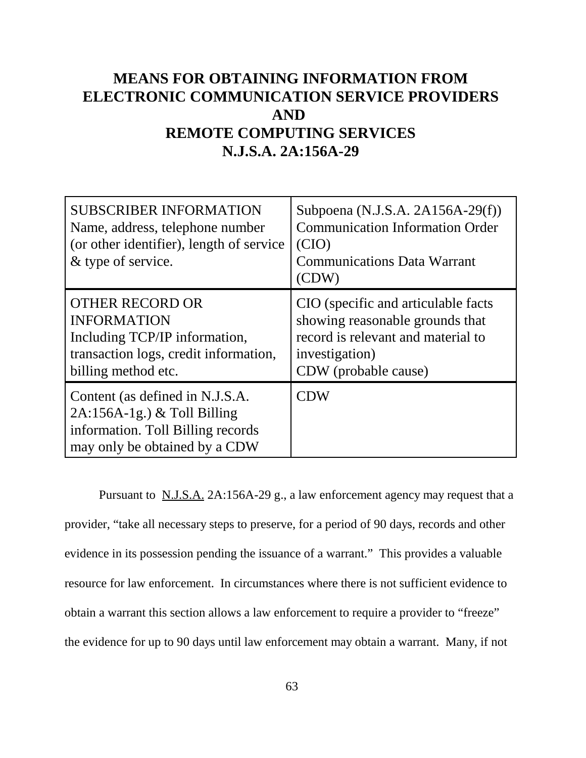# MEANS FOR OBTAINING INFORMATION FROM ELECTRONIC COMMUNICATION SERVICE PROVIDERS AND REMOTE COMPUTING SERVICES N.J.S.A. 2A:156A-29

| | |
|---|---|
| SUBSCRIBER INFORMATION<br>Name, address, telephone number (or other identifier), length of service & type of service. | Subpoena (N.J.S.A. 2A156A-29(f))<br>Communication Information Order (CIO)<br>Communications Data Warrant (CDW) |
| OTHER RECORD OR INFORMATION<br>Including TCP/IP information, transaction logs, credit information, billing method etc. | CIO (specific and articulable facts showing reasonable grounds that record is relevant and material to investigation)<br>CDW (probable cause) |
| Content (as defined in N.J.S.A. 2A:156A-1g.) & Toll Billing information. Toll Billing records may only be obtained by a CDW | CDW |

Pursuant to N.J.S.A. 2A:156A-29 g., a law enforcement agency may request that a provider, "take all necessary steps to preserve, for a period of 90 days, records and other evidence in its possession pending the issuance of a warrant." This provides a valuable resource for law enforcement. In circumstances where there is not sufficient evidence to obtain a warrant this section allows a law enforcement to require a provider to "freeze" the evidence for up to 90 days until law enforcement may obtain a warrant. Many, if not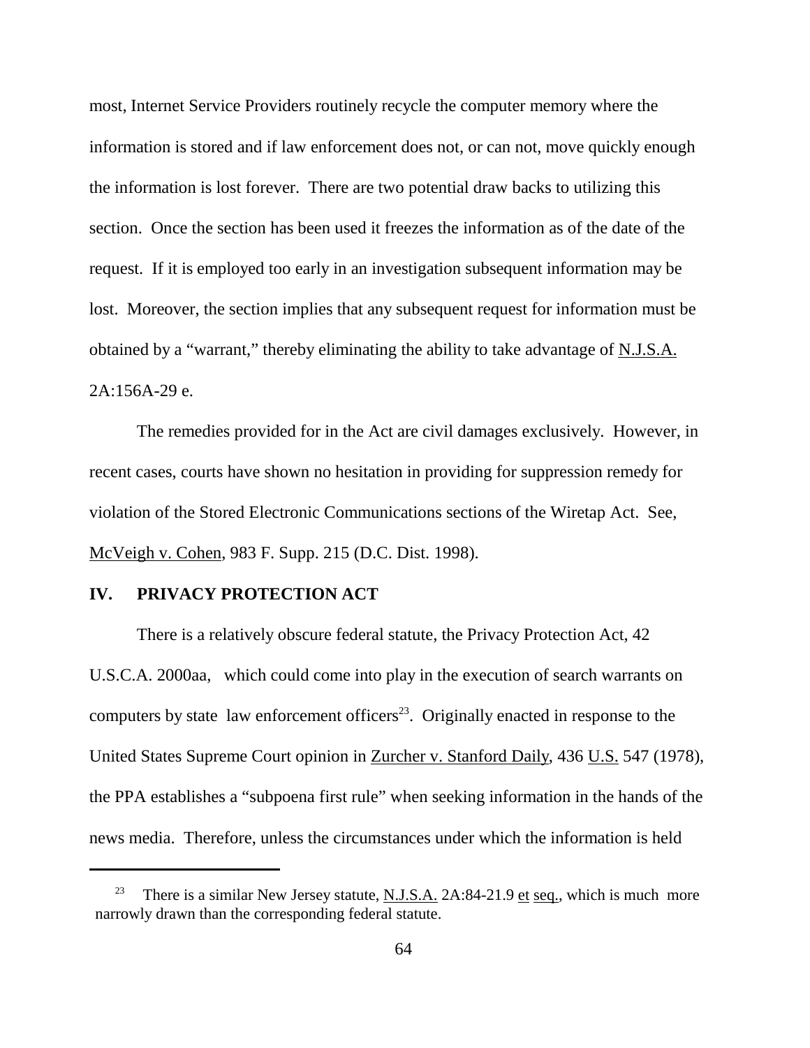most, Internet Service Providers routinely recycle the computer memory where the information is stored and if law enforcement does not, or can not, move quickly enough the information is lost forever. There are two potential draw backs to utilizing this section. Once the section has been used it freezes the information as of the date of the request. If it is employed too early in an investigation subsequent information may be lost. Moreover, the section implies that any subsequent request for information must be obtained by a "warrant," thereby eliminating the ability to take advantage of N.J.S.A. 2A:156A-29 e.

The remedies provided for in the Act are civil damages exclusively. However, in recent cases, courts have shown no hesitation in providing for suppression remedy for violation of the Stored Electronic Communications sections of the Wiretap Act. See, McVeigh v. Cohen, 983 F. Supp. 215 (D.C. Dist. 1998).

## IV. PRIVACY PROTECTION ACT

There is a relatively obscure federal statute, the Privacy Protection Act, 42 U.S.C.A. 2000aa, which could come into play in the execution of search warrants on computers by state law enforcement officers[23]. Originally enacted in response to the United States Supreme Court opinion in Zurcher v. Stanford Daily, 436 U.S. 547 (1978), the PPA establishes a "subpoena first rule" when seeking information in the hands of the news media. Therefore, unless the circumstances under which the information is held

---

[23] There is a similar New Jersey statute, N.J.S.A. 2A:84-21.9 et seq., which is much more narrowly drawn than the corresponding federal statute.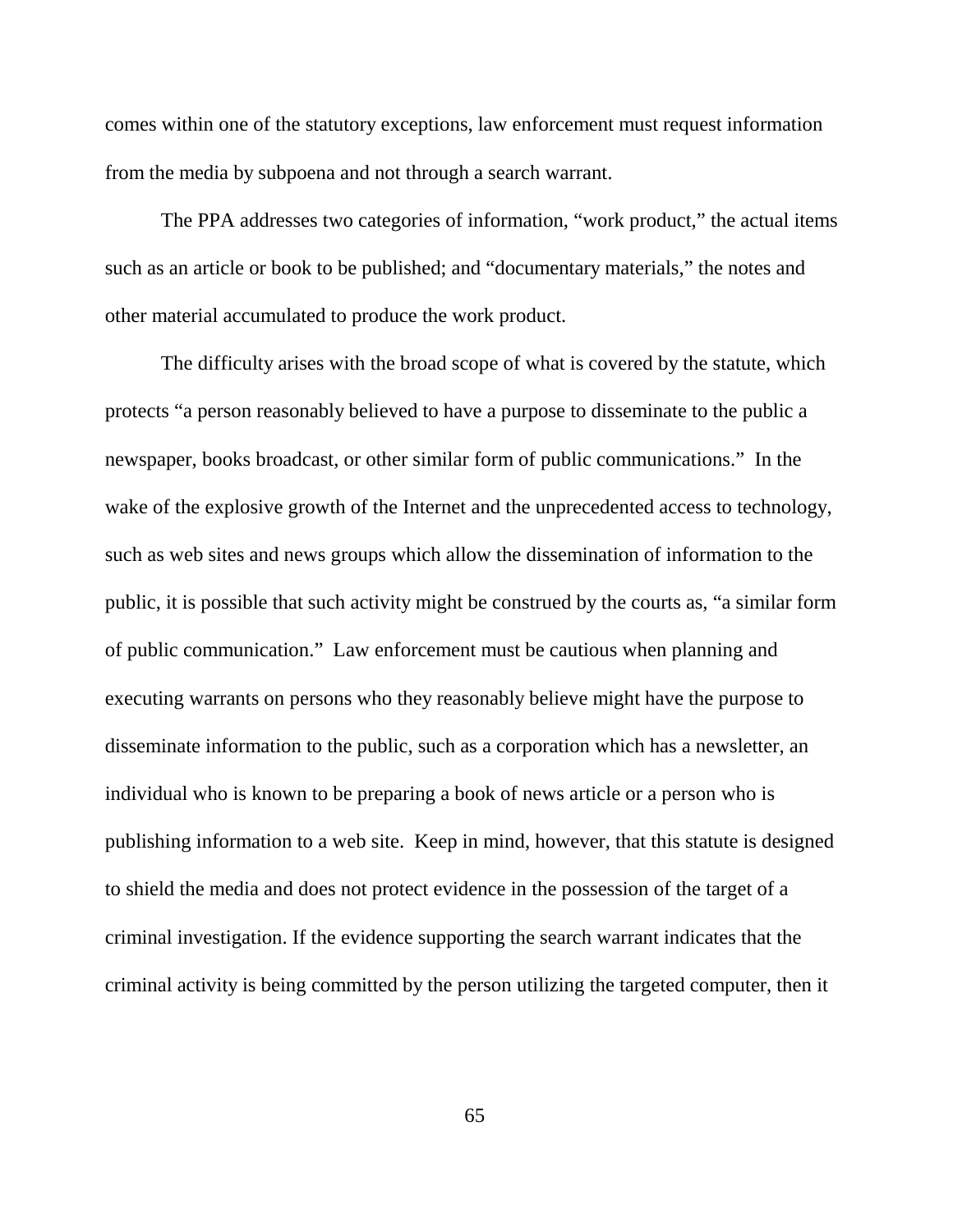comes within one of the statutory exceptions, law enforcement must request information from the media by subpoena and not through a search warrant.

The PPA addresses two categories of information, “work product,” the actual items such as an article or book to be published; and “documentary materials,” the notes and other material accumulated to produce the work product.

The difficulty arises with the broad scope of what is covered by the statute, which protects “a person reasonably believed to have a purpose to disseminate to the public a newspaper, books broadcast, or other similar form of public communications.” In the wake of the explosive growth of the Internet and the unprecedented access to technology, such as web sites and news groups which allow the dissemination of information to the public, it is possible that such activity might be construed by the courts as, “a similar form of public communication.” Law enforcement must be cautious when planning and executing warrants on persons who they reasonably believe might have the purpose to disseminate information to the public, such as a corporation which has a newsletter, an individual who is known to be preparing a book of news article or a person who is publishing information to a web site. Keep in mind, however, that this statute is designed to shield the media and does not protect evidence in the possession of the target of a criminal investigation. If the evidence supporting the search warrant indicates that the criminal activity is being committed by the person utilizing the targeted computer, then it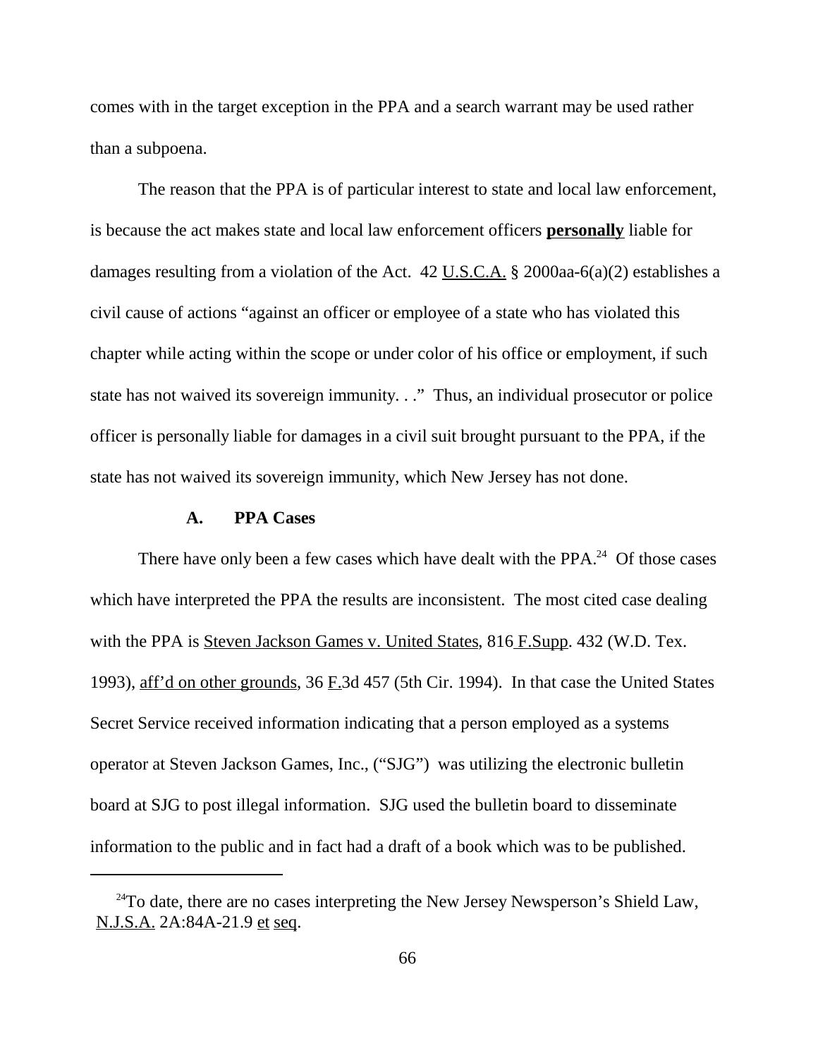comes with in the target exception in the PPA and a search warrant may be used rather than a subpoena.

The reason that the PPA is of particular interest to state and local law enforcement, is because the act makes state and local law enforcement officers **personally** liable for damages resulting from a violation of the Act. 42 U.S.C.A. § 2000aa-6(a)(2) establishes a civil cause of actions "against an officer or employee of a state who has violated this chapter while acting within the scope or under color of his office or employment, if such state has not waived its sovereign immunity. . ." Thus, an individual prosecutor or police officer is personally liable for damages in a civil suit brought pursuant to the PPA, if the state has not waived its sovereign immunity, which New Jersey has not done.

### A. PPA Cases

There have only been a few cases which have dealt with the PPA.[24] Of those cases which have interpreted the PPA the results are inconsistent. The most cited case dealing with the PPA is Steven Jackson Games v. United States, 816 F.Supp. 432 (W.D. Tex. 1993), aff'd on other grounds, 36 F.3d 457 (5th Cir. 1994). In that case the United States Secret Service received information indicating that a person employed as a systems operator at Steven Jackson Games, Inc., ("SJG") was utilizing the electronic bulletin board at SJG to post illegal information. SJG used the bulletin board to disseminate information to the public and in fact had a draft of a book which was to be published.

[24] To date, there are no cases interpreting the New Jersey Newsperson's Shield Law, N.J.S.A. 2A:84A-21.9 et seq.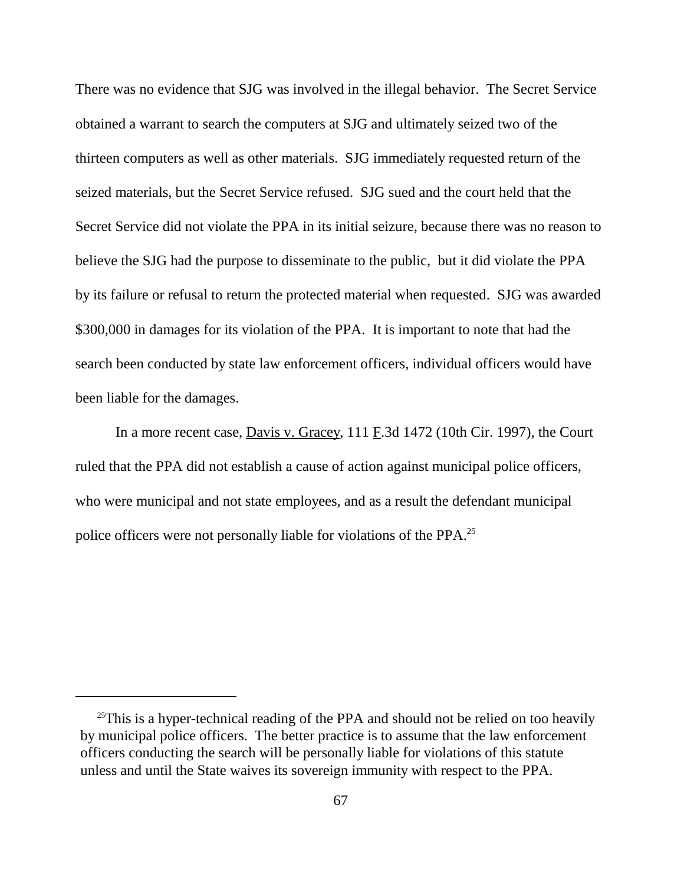There was no evidence that SJG was involved in the illegal behavior. The Secret Service obtained a warrant to search the computers at SJG and ultimately seized two of the thirteen computers as well as other materials. SJG immediately requested return of the seized materials, but the Secret Service refused. SJG sued and the court held that the Secret Service did not violate the PPA in its initial seizure, because there was no reason to believe the SJG had the purpose to disseminate to the public, but it did violate the PPA by its failure or refusal to return the protected material when requested. SJG was awarded \$300,000 in damages for its violation of the PPA. It is important to note that had the search been conducted by state law enforcement officers, individual officers would have been liable for the damages.

In a more recent case, Davis v. Gracey, 111 F.3d 1472 (10th Cir. 1997), the Court ruled that the PPA did not establish a cause of action against municipal police officers, who were municipal and not state employees, and as a result the defendant municipal police officers were not personally liable for violations of the PPA.[25]

---

[25] This is a hyper-technical reading of the PPA and should not be relied on too heavily by municipal police officers. The better practice is to assume that the law enforcement officers conducting the search will be personally liable for violations of this statute unless and until the State waives its sovereign immunity with respect to the PPA.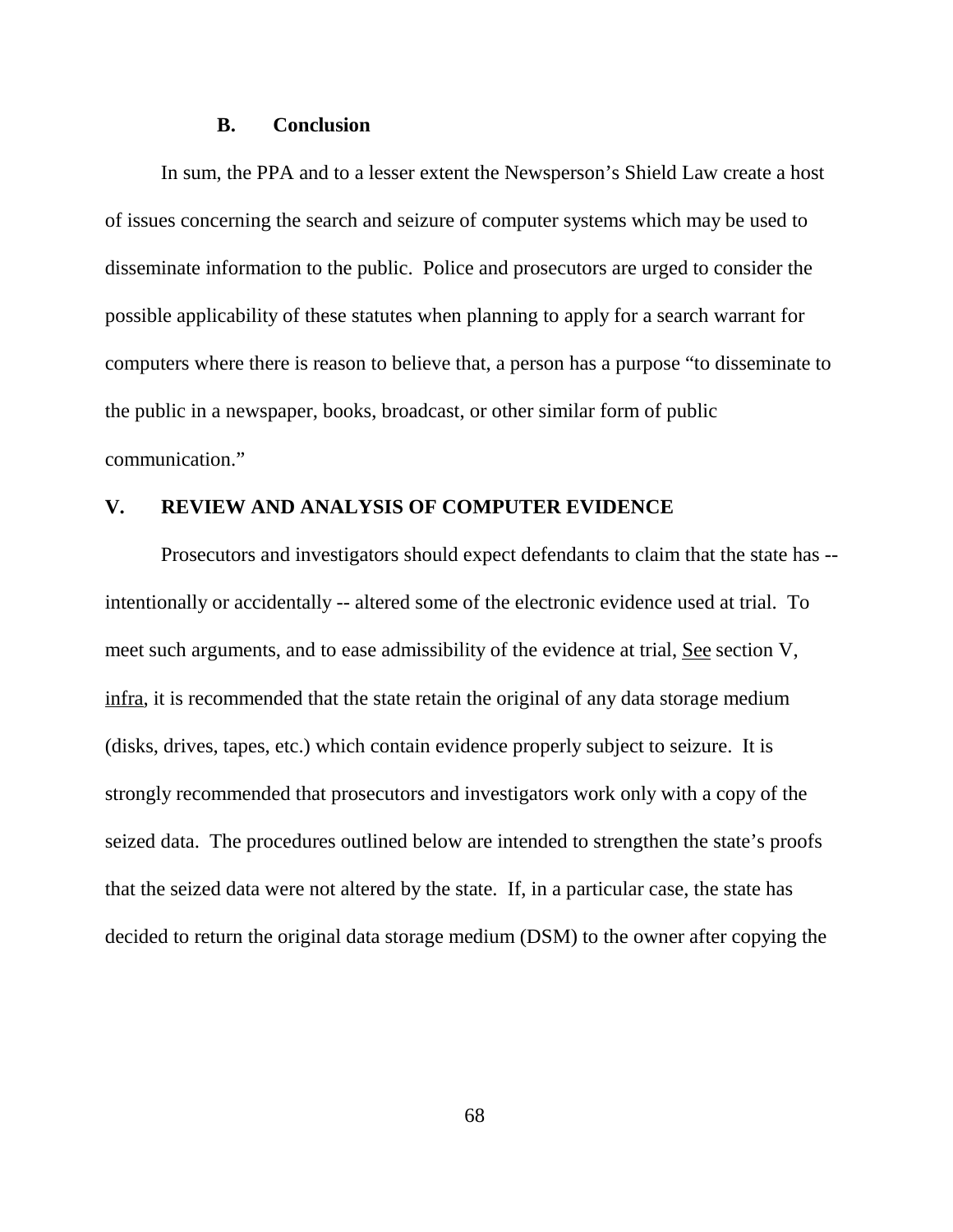### B. Conclusion

In sum, the PPA and to a lesser extent the Newsperson's Shield Law create a host of issues concerning the search and seizure of computer systems which may be used to disseminate information to the public. Police and prosecutors are urged to consider the possible applicability of these statutes when planning to apply for a search warrant for computers where there is reason to believe that, a person has a purpose "to disseminate to the public in a newspaper, books, broadcast, or other similar form of public communication."

## V. REVIEW AND ANALYSIS OF COMPUTER EVIDENCE

Prosecutors and investigators should expect defendants to claim that the state has -- intentionally or accidentally -- altered some of the electronic evidence used at trial. To meet such arguments, and to ease admissibility of the evidence at trial, See section V, infra, it is recommended that the state retain the original of any data storage medium (disks, drives, tapes, etc.) which contain evidence properly subject to seizure. It is strongly recommended that prosecutors and investigators work only with a copy of the seized data. The procedures outlined below are intended to strengthen the state's proofs that the seized data were not altered by the state. If, in a particular case, the state has decided to return the original data storage medium (DSM) to the owner after copying the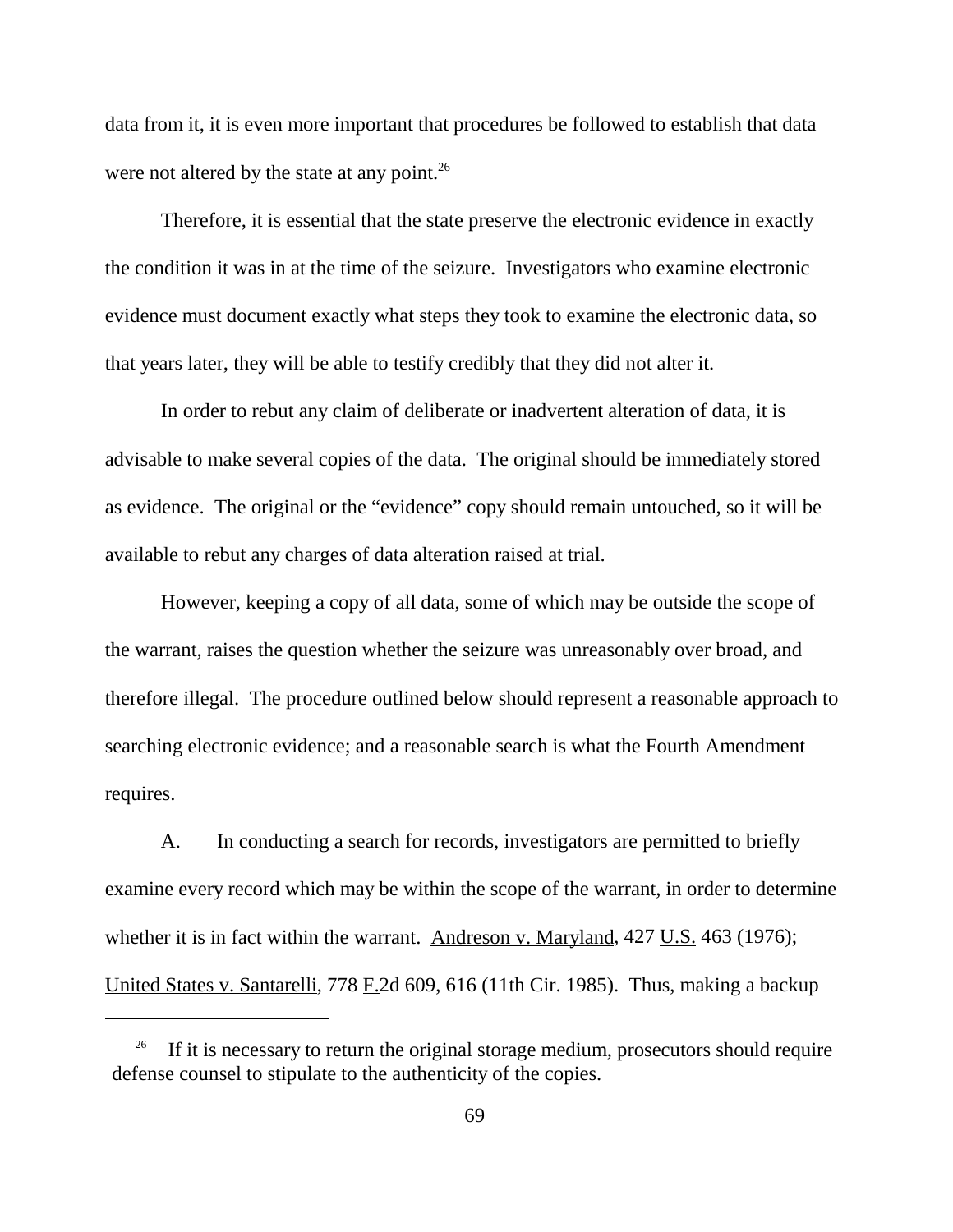data from it, it is even more important that procedures be followed to establish that data were not altered by the state at any point.[26]

Therefore, it is essential that the state preserve the electronic evidence in exactly the condition it was in at the time of the seizure. Investigators who examine electronic evidence must document exactly what steps they took to examine the electronic data, so that years later, they will be able to testify credibly that they did not alter it.

In order to rebut any claim of deliberate or inadvertent alteration of data, it is advisable to make several copies of the data. The original should be immediately stored as evidence. The original or the "evidence" copy should remain untouched, so it will be available to rebut any charges of data alteration raised at trial.

However, keeping a copy of all data, some of which may be outside the scope of the warrant, raises the question whether the seizure was unreasonably over broad, and therefore illegal. The procedure outlined below should represent a reasonable approach to searching electronic evidence; and a reasonable search is what the Fourth Amendment requires.

A. In conducting a search for records, investigators are permitted to briefly examine every record which may be within the scope of the warrant, in order to determine whether it is in fact within the warrant. Andreson v. Maryland, 427 U.S. 463 (1976); United States v. Santarelli, 778 F.2d 609, 616 (11th Cir. 1985). Thus, making a backup

[26] If it is necessary to return the original storage medium, prosecutors should require defense counsel to stipulate to the authenticity of the copies.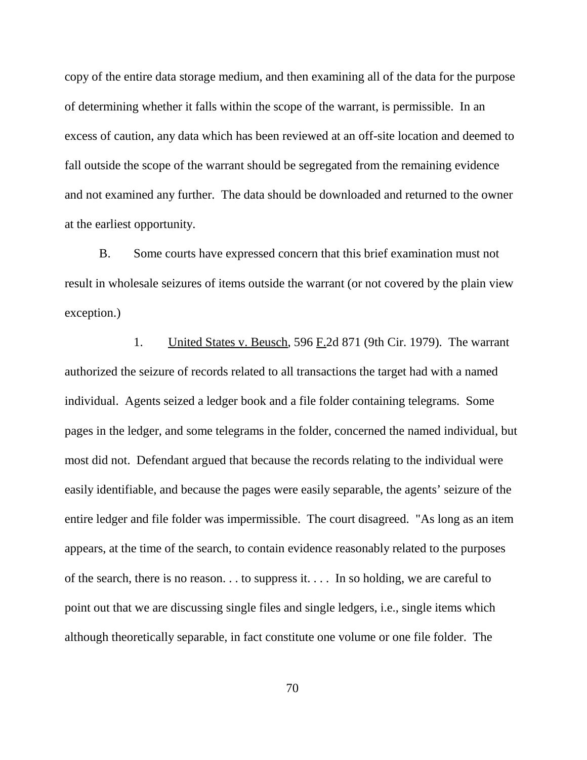copy of the entire data storage medium, and then examining all of the data for the purpose of determining whether it falls within the scope of the warrant, is permissible. In an excess of caution, any data which has been reviewed at an off-site location and deemed to fall outside the scope of the warrant should be segregated from the remaining evidence and not examined any further. The data should be downloaded and returned to the owner at the earliest opportunity.

B. Some courts have expressed concern that this brief examination must not result in wholesale seizures of items outside the warrant (or not covered by the plain view exception.)

1. United States v. Beusch, 596 F.2d 871 (9th Cir. 1979). The warrant authorized the seizure of records related to all transactions the target had with a named individual. Agents seized a ledger book and a file folder containing telegrams. Some pages in the ledger, and some telegrams in the folder, concerned the named individual, but most did not. Defendant argued that because the records relating to the individual were easily identifiable, and because the pages were easily separable, the agents' seizure of the entire ledger and file folder was impermissible. The court disagreed. "As long as an item appears, at the time of the search, to contain evidence reasonably related to the purposes of the search, there is no reason. . . to suppress it. . . . In so holding, we are careful to point out that we are discussing single files and single ledgers, i.e., single items which although theoretically separable, in fact constitute one volume or one file folder. The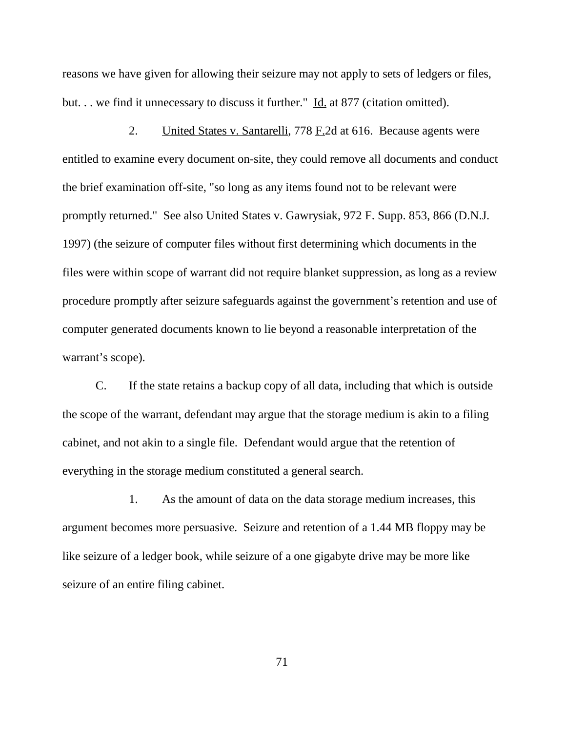reasons we have given for allowing their seizure may not apply to sets of ledgers or files, but. . . we find it unnecessary to discuss it further." Id. at 877 (citation omitted).

2. United States v. Santarelli, 778 F.2d at 616. Because agents were entitled to examine every document on-site, they could remove all documents and conduct the brief examination off-site, "so long as any items found not to be relevant were promptly returned." See also United States v. Gawrysiak, 972 F. Supp. 853, 866 (D.N.J. 1997) (the seizure of computer files without first determining which documents in the files were within scope of warrant did not require blanket suppression, as long as a review procedure promptly after seizure safeguards against the government's retention and use of computer generated documents known to lie beyond a reasonable interpretation of the warrant's scope).

C. If the state retains a backup copy of all data, including that which is outside the scope of the warrant, defendant may argue that the storage medium is akin to a filing cabinet, and not akin to a single file. Defendant would argue that the retention of everything in the storage medium constituted a general search.

1. As the amount of data on the data storage medium increases, this argument becomes more persuasive. Seizure and retention of a 1.44 MB floppy may be like seizure of a ledger book, while seizure of a one gigabyte drive may be more like seizure of an entire filing cabinet.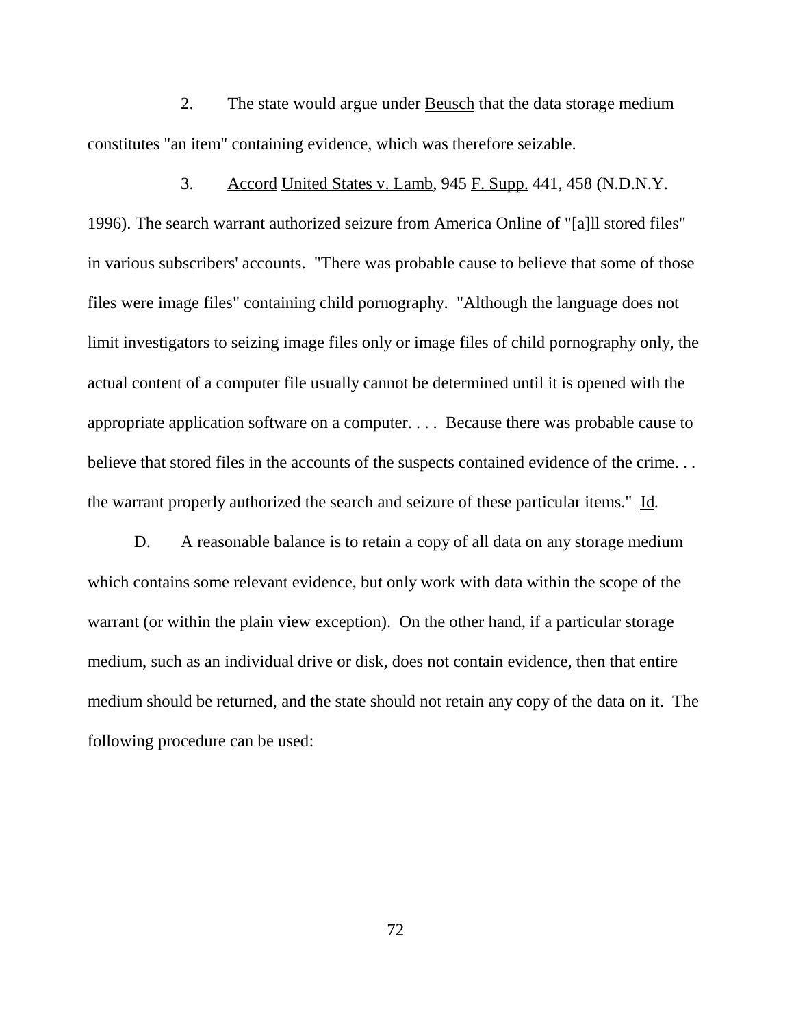2. The state would argue under Beusch that the data storage medium constitutes "an item" containing evidence, which was therefore seizable.

3. Accord United States v. Lamb, 945 F. Supp. 441, 458 (N.D.N.Y. 1996). The search warrant authorized seizure from America Online of "[a]ll stored files" in various subscribers' accounts. "There was probable cause to believe that some of those files were image files" containing child pornography. "Although the language does not limit investigators to seizing image files only or image files of child pornography only, the actual content of a computer file usually cannot be determined until it is opened with the appropriate application software on a computer. . . . Because there was probable cause to believe that stored files in the accounts of the suspects contained evidence of the crime. . . the warrant properly authorized the search and seizure of these particular items." Id.

D. A reasonable balance is to retain a copy of all data on any storage medium which contains some relevant evidence, but only work with data within the scope of the warrant (or within the plain view exception). On the other hand, if a particular storage medium, such as an individual drive or disk, does not contain evidence, then that entire medium should be returned, and the state should not retain any copy of the data on it. The following procedure can be used: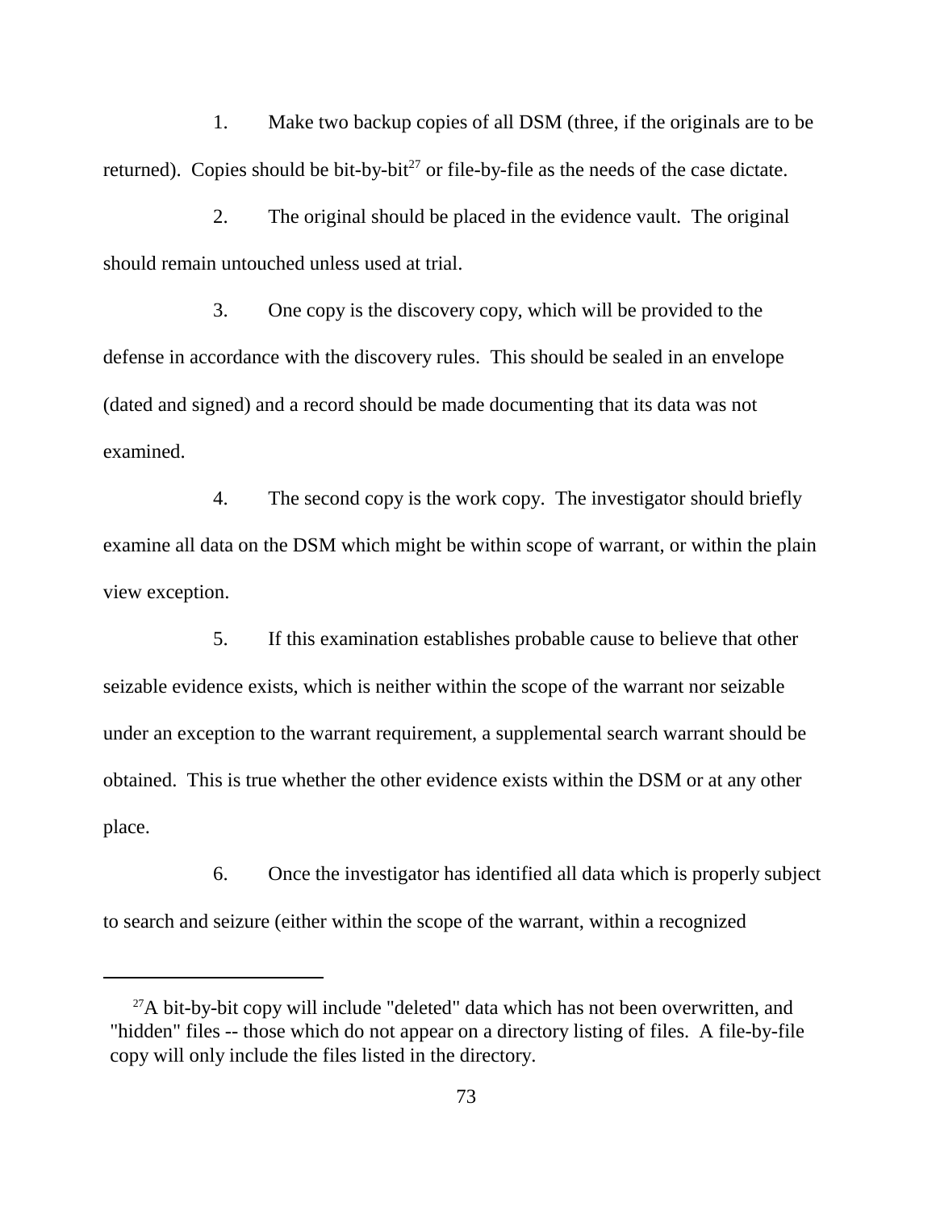1. Make two backup copies of all DSM (three, if the originals are to be returned). Copies should be bit-by-bit[27] or file-by-file as the needs of the case dictate.

2. The original should be placed in the evidence vault. The original should remain untouched unless used at trial.

3. One copy is the discovery copy, which will be provided to the defense in accordance with the discovery rules. This should be sealed in an envelope (dated and signed) and a record should be made documenting that its data was not examined.

4. The second copy is the work copy. The investigator should briefly examine all data on the DSM which might be within scope of warrant, or within the plain view exception.

5. If this examination establishes probable cause to believe that other seizable evidence exists, which is neither within the scope of the warrant nor seizable under an exception to the warrant requirement, a supplemental search warrant should be obtained. This is true whether the other evidence exists within the DSM or at any other place.

6. Once the investigator has identified all data which is properly subject to search and seizure (either within the scope of the warrant, within a recognized

---

[27] A bit-by-bit copy will include "deleted" data which has not been overwritten, and "hidden" files -- those which do not appear on a directory listing of files. A file-by-file copy will only include the files listed in the directory.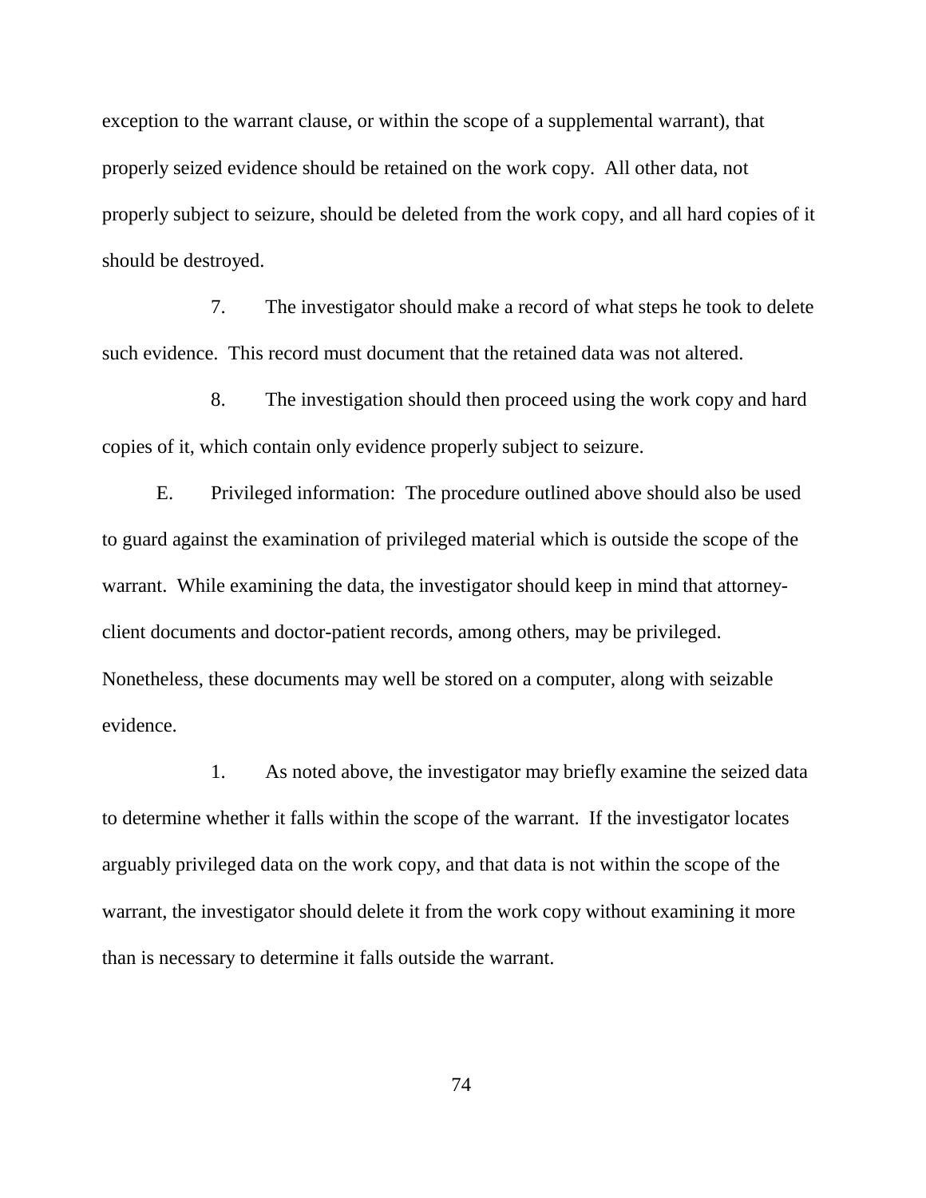exception to the warrant clause, or within the scope of a supplemental warrant), that properly seized evidence should be retained on the work copy. All other data, not properly subject to seizure, should be deleted from the work copy, and all hard copies of it should be destroyed.

7. The investigator should make a record of what steps he took to delete such evidence. This record must document that the retained data was not altered.

8. The investigation should then proceed using the work copy and hard copies of it, which contain only evidence properly subject to seizure.

E. Privileged information: The procedure outlined above should also be used to guard against the examination of privileged material which is outside the scope of the warrant. While examining the data, the investigator should keep in mind that attorney-client documents and doctor-patient records, among others, may be privileged. Nonetheless, these documents may well be stored on a computer, along with seizable evidence.

1. As noted above, the investigator may briefly examine the seized data to determine whether it falls within the scope of the warrant. If the investigator locates arguably privileged data on the work copy, and that data is not within the scope of the warrant, the investigator should delete it from the work copy without examining it more than is necessary to determine it falls outside the warrant.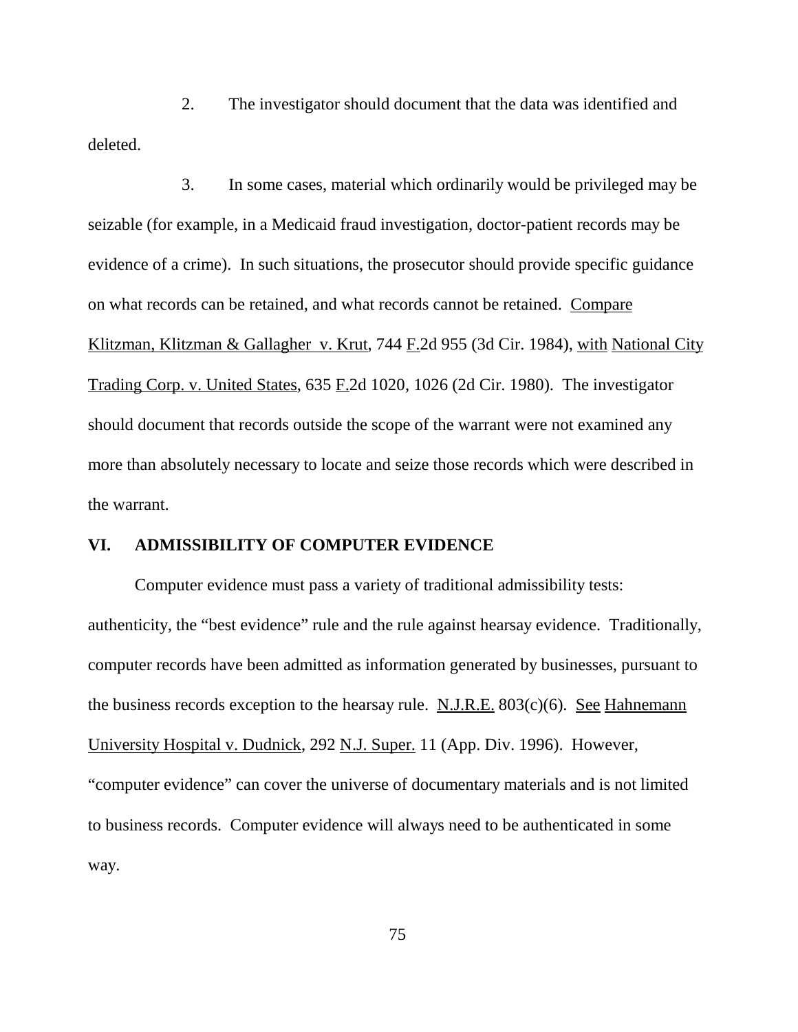2. The investigator should document that the data was identified and deleted.

3. In some cases, material which ordinarily would be privileged may be seizable (for example, in a Medicaid fraud investigation, doctor-patient records may be evidence of a crime). In such situations, the prosecutor should provide specific guidance on what records can be retained, and what records cannot be retained. Compare Klitzman, Klitzman & Gallagher v. Krut, 744 F.2d 955 (3d Cir. 1984), with National City Trading Corp. v. United States, 635 F.2d 1020, 1026 (2d Cir. 1980). The investigator should document that records outside the scope of the warrant were not examined any more than absolutely necessary to locate and seize those records which were described in the warrant.

## VI. ADMISSIBILITY OF COMPUTER EVIDENCE

Computer evidence must pass a variety of traditional admissibility tests: authenticity, the "best evidence" rule and the rule against hearsay evidence. Traditionally, computer records have been admitted as information generated by businesses, pursuant to the business records exception to the hearsay rule. N.J.R.E. 803(c)(6). See Hahnemann University Hospital v. Dudnick, 292 N.J. Super. 11 (App. Div. 1996). However, "computer evidence" can cover the universe of documentary materials and is not limited to business records. Computer evidence will always need to be authenticated in some way.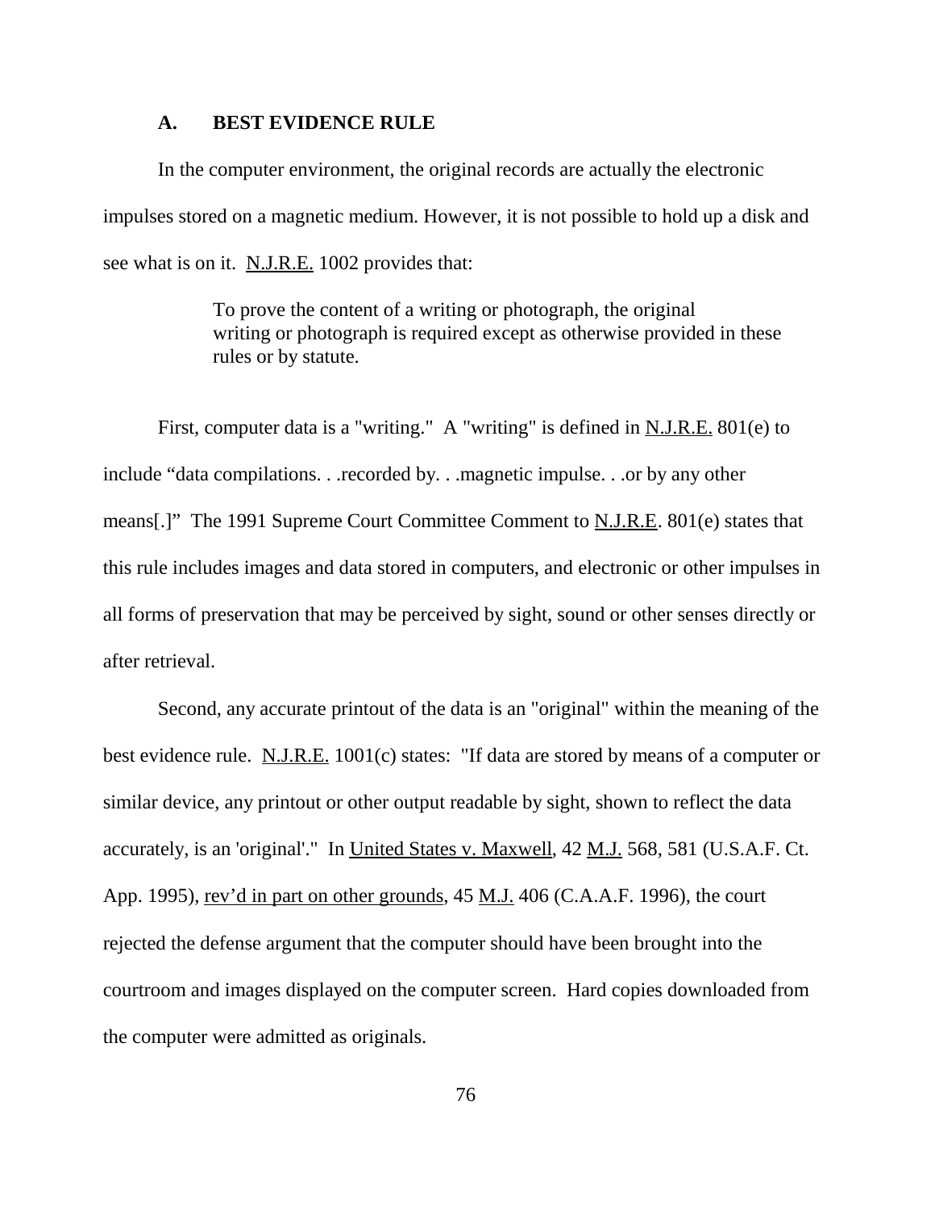### A. BEST EVIDENCE RULE

In the computer environment, the original records are actually the electronic impulses stored on a magnetic medium. However, it is not possible to hold up a disk and see what is on it. N.J.R.E. 1002 provides that:

> To prove the content of a writing or photograph, the original writing or photograph is required except as otherwise provided in these rules or by statute.

First, computer data is a "writing." A "writing" is defined in N.J.R.E. 801(e) to include "data compilations. . .recorded by. . .magnetic impulse. . .or by any other means[.]" The 1991 Supreme Court Committee Comment to N.J.R.E. 801(e) states that this rule includes images and data stored in computers, and electronic or other impulses in all forms of preservation that may be perceived by sight, sound or other senses directly or after retrieval.

Second, any accurate printout of the data is an "original" within the meaning of the best evidence rule. N.J.R.E. 1001(c) states: "If data are stored by means of a computer or similar device, any printout or other output readable by sight, shown to reflect the data accurately, is an 'original'." In United States v. Maxwell, 42 M.J. 568, 581 (U.S.A.F. Ct. App. 1995), rev'd in part on other grounds, 45 M.J. 406 (C.A.A.F. 1996), the court rejected the defense argument that the computer should have been brought into the courtroom and images displayed on the computer screen. Hard copies downloaded from the computer were admitted as originals.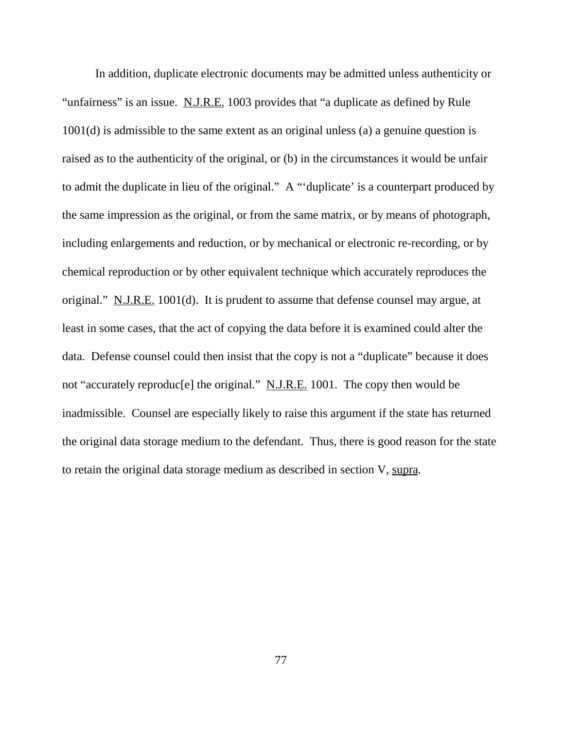In addition, duplicate electronic documents may be admitted unless authenticity or "unfairness" is an issue. N.J.R.E. 1003 provides that "a duplicate as defined by Rule 1001(d) is admissible to the same extent as an original unless (a) a genuine question is raised as to the authenticity of the original, or (b) in the circumstances it would be unfair to admit the duplicate in lieu of the original." A "'duplicate' is a counterpart produced by the same impression as the original, or from the same matrix, or by means of photograph, including enlargements and reduction, or by mechanical or electronic re-recording, or by chemical reproduction or by other equivalent technique which accurately reproduces the original." N.J.R.E. 1001(d). It is prudent to assume that defense counsel may argue, at least in some cases, that the act of copying the data before it is examined could alter the data. Defense counsel could then insist that the copy is not a "duplicate" because it does not "accurately reproduc[e] the original." N.J.R.E. 1001. The copy then would be inadmissible. Counsel are especially likely to raise this argument if the state has returned the original data storage medium to the defendant. Thus, there is good reason for the state to retain the original data storage medium as described in section V, supra.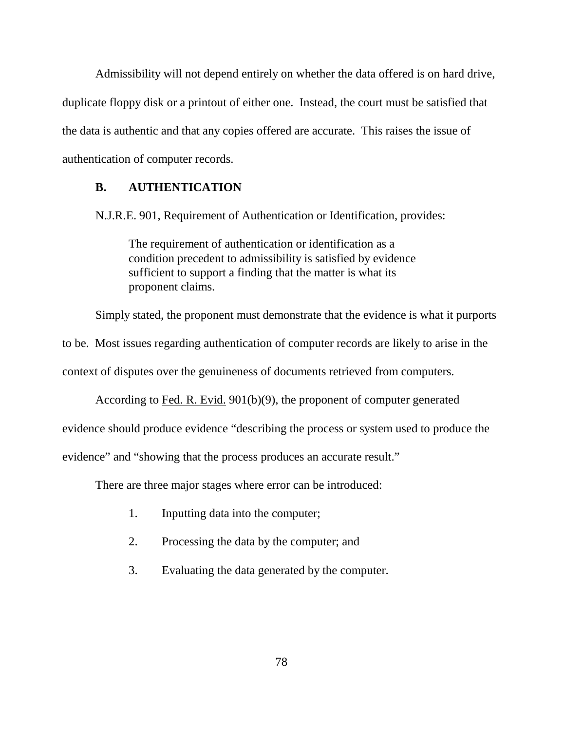Admissibility will not depend entirely on whether the data offered is on hard drive, duplicate floppy disk or a printout of either one. Instead, the court must be satisfied that the data is authentic and that any copies offered are accurate. This raises the issue of authentication of computer records.

## B. AUTHENTICATION

N.J.R.E. 901, Requirement of Authentication or Identification, provides:

> The requirement of authentication or identification as a condition precedent to admissibility is satisfied by evidence sufficient to support a finding that the matter is what its proponent claims.

Simply stated, the proponent must demonstrate that the evidence is what it purports to be. Most issues regarding authentication of computer records are likely to arise in the context of disputes over the genuineness of documents retrieved from computers.

According to Fed. R. Evid. 901(b)(9), the proponent of computer generated evidence should produce evidence "describing the process or system used to produce the evidence" and "showing that the process produces an accurate result."

There are three major stages where error can be introduced:

1. Inputting data into the computer;
2. Processing the data by the computer; and
3. Evaluating the data generated by the computer.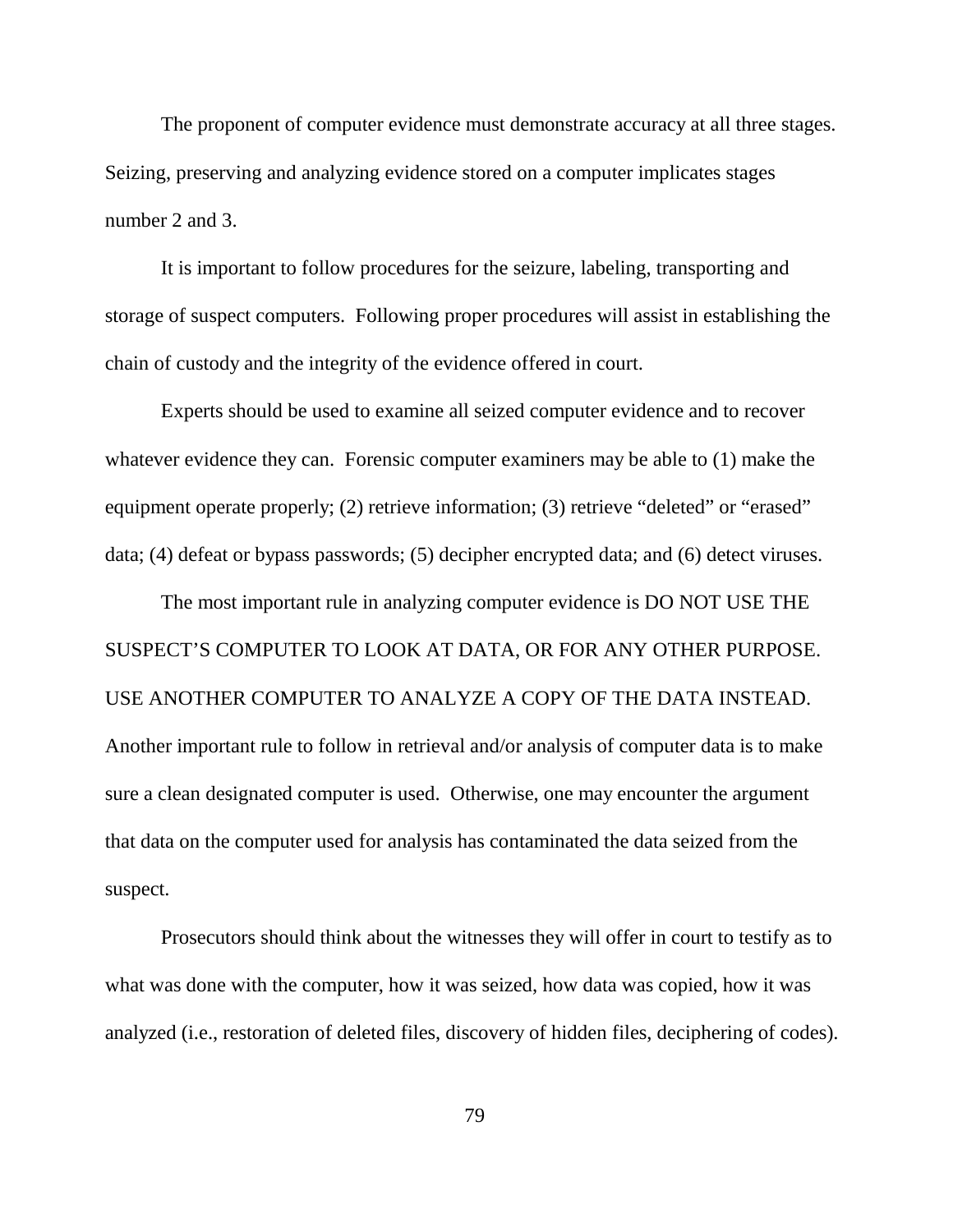The proponent of computer evidence must demonstrate accuracy at all three stages. Seizing, preserving and analyzing evidence stored on a computer implicates stages number 2 and 3.

It is important to follow procedures for the seizure, labeling, transporting and storage of suspect computers. Following proper procedures will assist in establishing the chain of custody and the integrity of the evidence offered in court.

Experts should be used to examine all seized computer evidence and to recover whatever evidence they can. Forensic computer examiners may be able to (1) make the equipment operate properly; (2) retrieve information; (3) retrieve "deleted" or "erased" data; (4) defeat or bypass passwords; (5) decipher encrypted data; and (6) detect viruses.

The most important rule in analyzing computer evidence is DO NOT USE THE SUSPECT'S COMPUTER TO LOOK AT DATA, OR FOR ANY OTHER PURPOSE. USE ANOTHER COMPUTER TO ANALYZE A COPY OF THE DATA INSTEAD. Another important rule to follow in retrieval and/or analysis of computer data is to make sure a clean designated computer is used. Otherwise, one may encounter the argument that data on the computer used for analysis has contaminated the data seized from the suspect.

Prosecutors should think about the witnesses they will offer in court to testify as to what was done with the computer, how it was seized, how data was copied, how it was analyzed (i.e., restoration of deleted files, discovery of hidden files, deciphering of codes).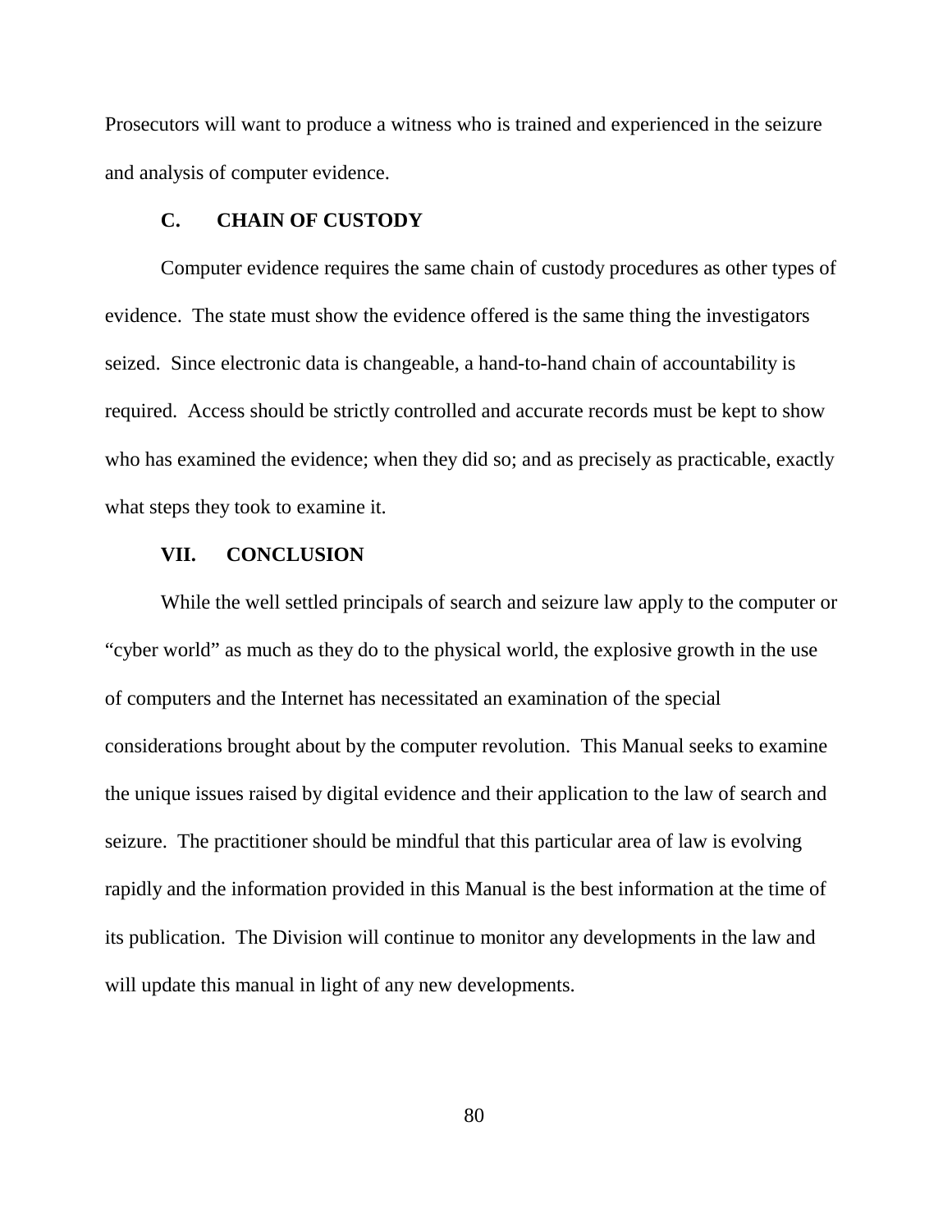Prosecutors will want to produce a witness who is trained and experienced in the seizure and analysis of computer evidence.

### C. CHAIN OF CUSTODY

Computer evidence requires the same chain of custody procedures as other types of evidence. The state must show the evidence offered is the same thing the investigators seized. Since electronic data is changeable, a hand-to-hand chain of accountability is required. Access should be strictly controlled and accurate records must be kept to show who has examined the evidence; when they did so; and as precisely as practicable, exactly what steps they took to examine it.

## VII. CONCLUSION

While the well settled principals of search and seizure law apply to the computer or "cyber world" as much as they do to the physical world, the explosive growth in the use of computers and the Internet has necessitated an examination of the special considerations brought about by the computer revolution. This Manual seeks to examine the unique issues raised by digital evidence and their application to the law of search and seizure. The practitioner should be mindful that this particular area of law is evolving rapidly and the information provided in this Manual is the best information at the time of its publication. The Division will continue to monitor any developments in the law and will update this manual in light of any new developments.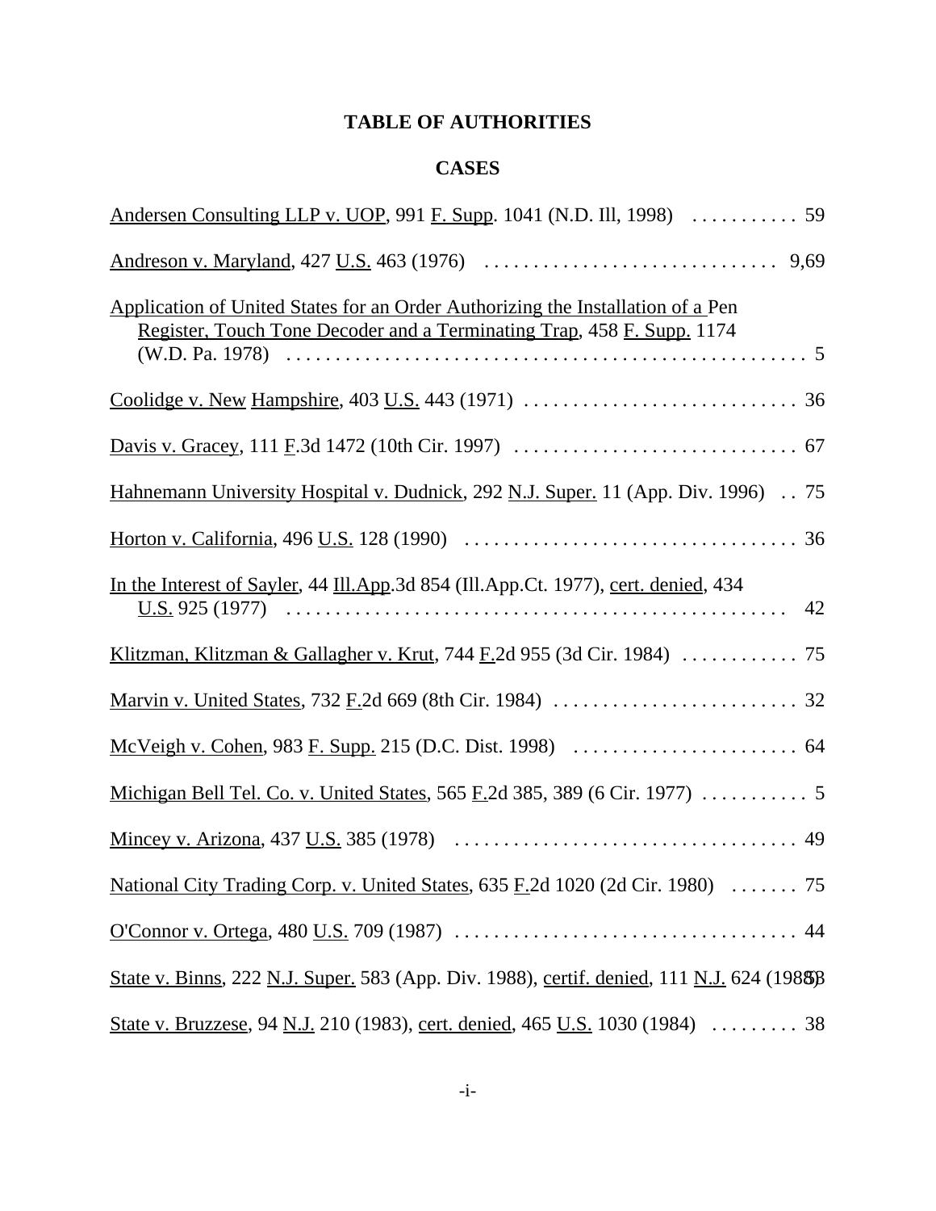# TABLE OF AUTHORITIES

## CASES

Andersen Consulting LLP v. UOP, 991 F. Supp. 1041 (N.D. Ill, 1998) . . . . . . . . . . . 59

Andreson v. Maryland, 427 U.S. 463 (1976) . . . . . . . . . . . . . . . . . . . . . . . . . . . . . . 9,69

Application of United States for an Order Authorizing the Installation of a Pen Register, Touch Tone Decoder and a Terminating Trap, 458 F. Supp. 1174 (W.D. Pa. 1978) . . . . . . . . . . . . . . . . . . . . . . . . . . . . . . . . . . . . . . . . . . . . . . . . . . . . . 5

Coolidge v. New Hampshire, 403 U.S. 443 (1971) . . . . . . . . . . . . . . . . . . . . . . . . . . . . 36

Davis v. Gracey, 111 F.3d 1472 (10th Cir. 1997) . . . . . . . . . . . . . . . . . . . . . . . . . . . . . 67

Hahnemann University Hospital v. Dudnick, 292 N.J. Super. 11 (App. Div. 1996) . . 75

Horton v. California, 496 U.S. 128 (1990) . . . . . . . . . . . . . . . . . . . . . . . . . . . . . . . . . . 36

In the Interest of Sayler, 44 Ill.App.3d 854 (Ill.App.Ct. 1977), cert. denied, 434 U.S. 925 (1977) . . . . . . . . . . . . . . . . . . . . . . . . . . . . . . . . . . . . . . . . . . . . . . . . . . . 42

Klitzman, Klitzman & Gallagher v. Krut, 744 F.2d 955 (3d Cir. 1984) . . . . . . . . . . . . 75

Marvin v. United States, 732 F.2d 669 (8th Cir. 1984) . . . . . . . . . . . . . . . . . . . . . . . . . 32

McVeigh v. Cohen, 983 F. Supp. 215 (D.C. Dist. 1998) . . . . . . . . . . . . . . . . . . . . . . . 64

Michigan Bell Tel. Co. v. United States, 565 F.2d 385, 389 (6 Cir. 1977) . . . . . . . . . . . 5

Mincey v. Arizona, 437 U.S. 385 (1978) . . . . . . . . . . . . . . . . . . . . . . . . . . . . . . . . . . . 49

National City Trading Corp. v. United States, 635 F.2d 1020 (2d Cir. 1980) . . . . . . . 75

O'Connor v. Ortega, 480 U.S. 709 (1987) . . . . . . . . . . . . . . . . . . . . . . . . . . . . . . . . . . 44

State v. Binns, 222 N.J. Super. 583 (App. Div. 1988), certif. denied, 111 N.J. 624 (1988) 53

State v. Bruzzese, 94 N.J. 210 (1983), cert. denied, 465 U.S. 1030 (1984) . . . . . . . . . 38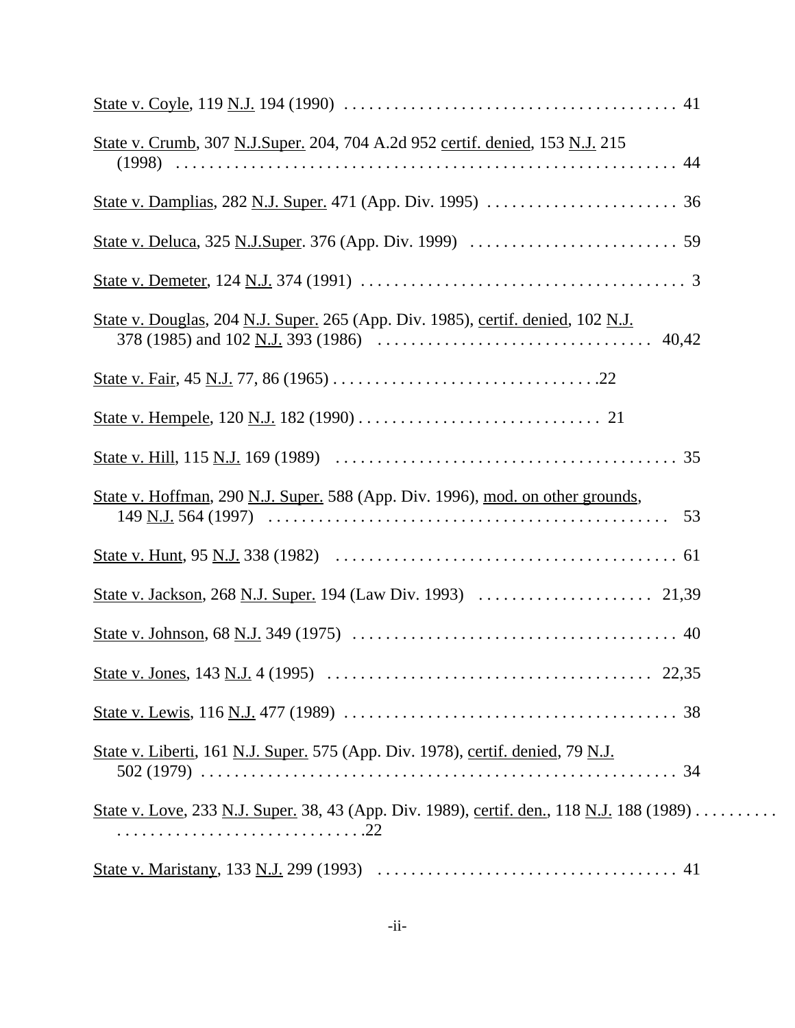State v. Coyle, 119 N.J. 194 (1990) . . . . . . . . . . . . . . . . . . . . . . . . . . . . . . . . . . . . . . . . 41

State v. Crumb, 307 N.J.Super. 204, 704 A.2d 952 certif. denied, 153 N.J. 215 (1998) . . . . . . . . . . . . . . . . . . . . . . . . . . . . . . . . . . . . . . . . . . . . . . . . . . . . . . . . . . 44

State v. Damplias, 282 N.J. Super. 471 (App. Div. 1995) . . . . . . . . . . . . . . . . . . . . . . . 36

State v. Deluca, 325 N.J.Super. 376 (App. Div. 1999) . . . . . . . . . . . . . . . . . . . . . . . . . 59

State v. Demeter, 124 N.J. 374 (1991) . . . . . . . . . . . . . . . . . . . . . . . . . . . . . . . . . . . . . . . 3

State v. Douglas, 204 N.J. Super. 265 (App. Div. 1985), certif. denied, 102 N.J. 378 (1985) and 102 N.J. 393 (1986) . . . . . . . . . . . . . . . . . . . . . . . . . . . . . . . . . 40,42

State v. Fair, 45 N.J. 77, 86 (1965) . . . . . . . . . . . . . . . . . . . . . . . . . . . . . . . .22

State v. Hempele, 120 N.J. 182 (1990) . . . . . . . . . . . . . . . . . . . . . . . . . . . . . 21

State v. Hill, 115 N.J. 169 (1989) . . . . . . . . . . . . . . . . . . . . . . . . . . . . . . . . . . . . . . . . . 35

State v. Hoffman, 290 N.J. Super. 588 (App. Div. 1996), mod. on other grounds, 149 N.J. 564 (1997) . . . . . . . . . . . . . . . . . . . . . . . . . . . . . . . . . . . . . . . . . . . . . . . 53

State v. Hunt, 95 N.J. 338 (1982) . . . . . . . . . . . . . . . . . . . . . . . . . . . . . . . . . . . . . . . . . 61

State v. Jackson, 268 N.J. Super. 194 (Law Div. 1993) . . . . . . . . . . . . . . . . . . . . . 21,39

State v. Johnson, 68 N.J. 349 (1975) . . . . . . . . . . . . . . . . . . . . . . . . . . . . . . . . . . . . . . . 40

State v. Jones, 143 N.J. 4 (1995) . . . . . . . . . . . . . . . . . . . . . . . . . . . . . . . . . . . . . . 22,35

State v. Lewis, 116 N.J. 477 (1989) . . . . . . . . . . . . . . . . . . . . . . . . . . . . . . . . . . . . . . . . 38

State v. Liberti, 161 N.J. Super. 575 (App. Div. 1978), certif. denied, 79 N.J. 502 (1979) . . . . . . . . . . . . . . . . . . . . . . . . . . . . . . . . . . . . . . . . . . . . . . . . . . . . . . . 34

State v. Love, 233 N.J. Super. 38, 43 (App. Div. 1989), certif. den., 118 N.J. 188 (1989) . . . . . . . . . . . . . . . . . . . . . . . . . . . . . . . . . . . . . . . .22

State v. Maristany, 133 N.J. 299 (1993) . . . . . . . . . . . . . . . . . . . . . . . . . . . . . . . . . . . . 41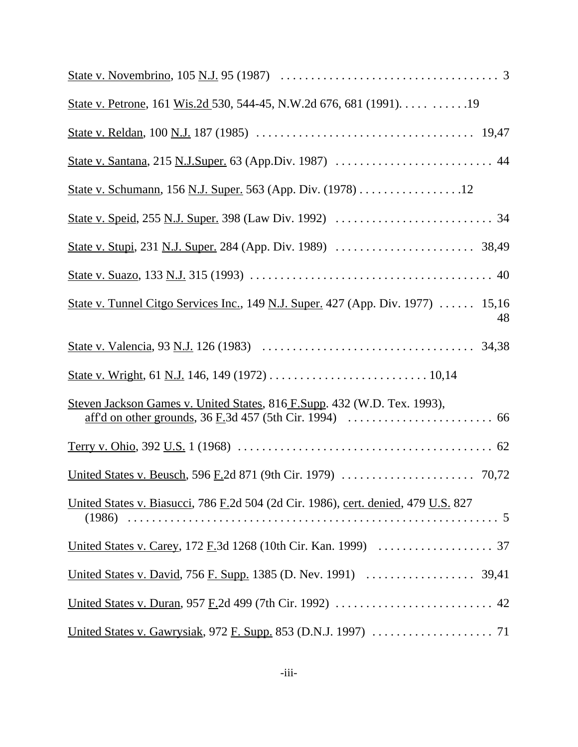State v. Novembrino, 105 N.J. 95 (1987) . . . . . . . . . . . . . . . . . . . . . . . . . . . . . . . . . . . . 3

State v. Petrone, 161 Wis.2d 530, 544-45, N.W.2d 676, 681 (1991). . . . . . . . . . .19

State v. Reldan, 100 N.J. 187 (1985) . . . . . . . . . . . . . . . . . . . . . . . . . . . . . . . . . . . . 19,47

State v. Santana, 215 N.J.Super. 63 (App.Div. 1987) . . . . . . . . . . . . . . . . . . . . . . . . . . 44

State v. Schumann, 156 N.J. Super. 563 (App. Div. (1978) . . . . . . . . . . . . . . . . .12

State v. Speid, 255 N.J. Super. 398 (Law Div. 1992) . . . . . . . . . . . . . . . . . . . . . . . . . . 34

State v. Stupi, 231 N.J. Super. 284 (App. Div. 1989) . . . . . . . . . . . . . . . . . . . . . . . 38,49

State v. Suazo, 133 N.J. 315 (1993) . . . . . . . . . . . . . . . . . . . . . . . . . . . . . . . . . . . . . . . . 40

State v. Tunnel Citgo Services Inc., 149 N.J. Super. 427 (App. Div. 1977) . . . . . . 15,16 48

State v. Valencia, 93 N.J. 126 (1983) . . . . . . . . . . . . . . . . . . . . . . . . . . . . . . . . . . . 34,38

State v. Wright, 61 N.J. 146, 149 (1972) . . . . . . . . . . . . . . . . . . . . . . . . . . 10,14

Steven Jackson Games v. United States, 816 F.Supp. 432 (W.D. Tex. 1993), aff'd on other grounds, 36 F.3d 457 (5th Cir. 1994) . . . . . . . . . . . . . . . . . . . . . . . . 66

Terry v. Ohio, 392 U.S. 1 (1968) . . . . . . . . . . . . . . . . . . . . . . . . . . . . . . . . . . . . . . . . . . 62

United States v. Beusch, 596 F.2d 871 (9th Cir. 1979) . . . . . . . . . . . . . . . . . . . . . . 70,72

United States v. Biasucci, 786 F.2d 504 (2d Cir. 1986), cert. denied, 479 U.S. 827 (1986) . . . . . . . . . . . . . . . . . . . . . . . . . . . . . . . . . . . . . . . . . . . . . . . . . . . . . . . . . . . . 5

United States v. Carey, 172 F.3d 1268 (10th Cir. Kan. 1999) . . . . . . . . . . . . . . . . . . . 37

United States v. David, 756 F. Supp. 1385 (D. Nev. 1991) . . . . . . . . . . . . . . . . . . 39,41

United States v. Duran, 957 F.2d 499 (7th Cir. 1992) . . . . . . . . . . . . . . . . . . . . . . . . . . 42

United States v. Gawrysiak, 972 F. Supp. 853 (D.N.J. 1997) . . . . . . . . . . . . . . . . . . . . 71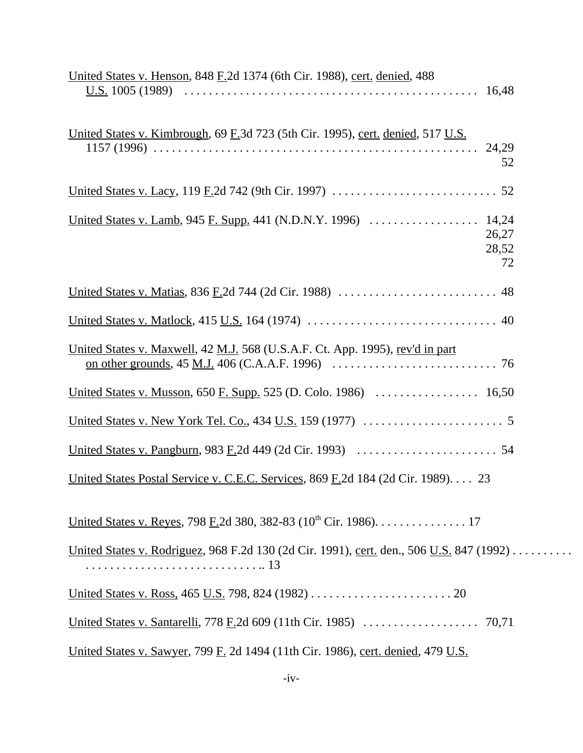United States v. Henson, 848 F.2d 1374 (6th Cir. 1988), cert. denied, 488 U.S. 1005 (1989) . . . . . . . . . . . . . . . . . . . . . . . . . . . . . . . . . . . . . . . . . . . . . . 16,48

United States v. Kimbrough, 69 F.3d 723 (5th Cir. 1995), cert. denied, 517 U.S. 1157 (1996) . . . . . . . . . . . . . . . . . . . . . . . . . . . . . . . . . . . . . . . . . . . . . . . . . . . . 24,29, 52

United States v. Lacy, 119 F.2d 742 (9th Cir. 1997) . . . . . . . . . . . . . . . . . . . . . . . . . . . 52

United States v. Lamb, 945 F. Supp. 441 (N.D.N.Y. 1996) . . . . . . . . . . . . . . . . . . 14,24, 26,27, 28,52, 72

United States v. Matias, 836 F.2d 744 (2d Cir. 1988) . . . . . . . . . . . . . . . . . . . . . . . . . . . 48

United States v. Matlock, 415 U.S. 164 (1974) . . . . . . . . . . . . . . . . . . . . . . . . . . . . . . . . 40

United States v. Maxwell, 42 M.J. 568 (U.S.A.F. Ct. App. 1995), rev'd in part on other grounds, 45 M.J. 406 (C.A.A.F. 1996) . . . . . . . . . . . . . . . . . . . . . . . . . . . 76

United States v. Musson, 650 F. Supp. 525 (D. Colo. 1986) . . . . . . . . . . . . . . . . . 16,50

United States v. New York Tel. Co., 434 U.S. 159 (1977) . . . . . . . . . . . . . . . . . . . . . . . 5

United States v. Pangburn, 983 F.2d 449 (2d Cir. 1993) . . . . . . . . . . . . . . . . . . . . . . . 54

United States Postal Service v. C.E.C. Services, 869 F.2d 184 (2d Cir. 1989). . . . 23

United States v. Reyes, 798 F.2d 380, 382-83 (10th Cir. 1986). . . . . . . . . . . . . . . 17

United States v. Rodriguez, 968 F.2d 130 (2d Cir. 1991), cert. den., 506 U.S. 847 (1992) . . . . . . . . . . . . . . . . . . . . . . . . . . . . . . . . . . . . . . . 13

United States v. Ross, 465 U.S. 798, 824 (1982) . . . . . . . . . . . . . . . . . . . . . . . 20

United States v. Santarelli, 778 F.2d 609 (11th Cir. 1985) . . . . . . . . . . . . . . . . . . . 70,71

United States v. Sawyer, 799 F. 2d 1494 (11th Cir. 1986), cert. denied, 479 U.S.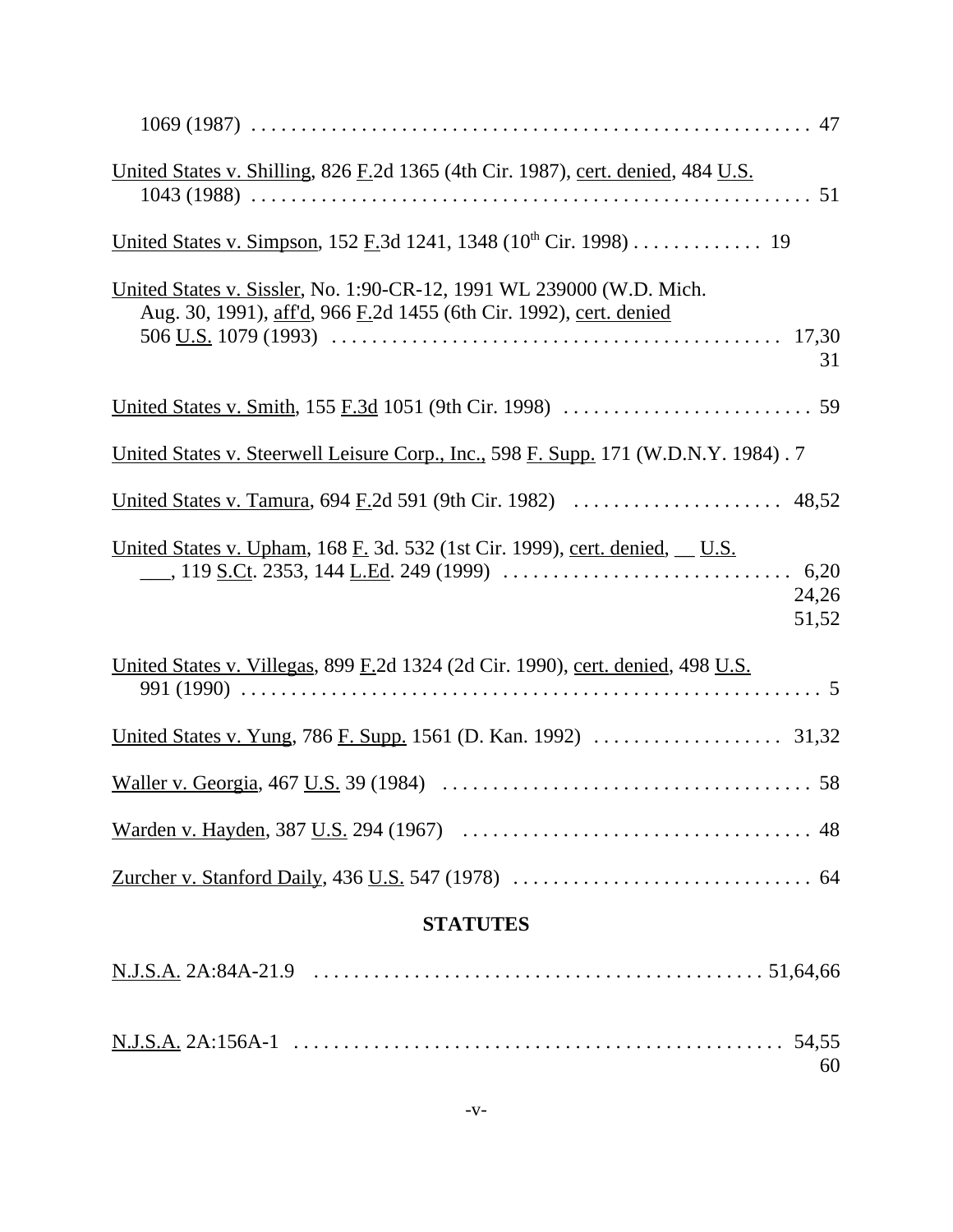1069 (1987) . . . . . . . . . . . . . . . . . . . . . . . . . . . . . . . . . . . . . . . . . . . . . . . . . . . . . 47

United States v. Shilling, 826 F.2d 1365 (4th Cir. 1987), cert. denied, 484 U.S. 1043 (1988) . . . . . . . . . . . . . . . . . . . . . . . . . . . . . . . . . . . . . . . . . . . . . . . . . . . . . 51

United States v. Simpson, 152 F.3d 1241, 1348 (10th Cir. 1998) . . . . . . . . . . . . . 19

United States v. Sissler, No. 1:90-CR-12, 1991 WL 239000 (W.D. Mich. Aug. 30, 1991), aff'd, 966 F.2d 1455 (6th Cir. 1992), cert. denied 506 U.S. 1079 (1993) . . . . . . . . . . . . . . . . . . . . . . . . . . . . . . . . . . . . . . . . . . . . . . 17,30 31

United States v. Smith, 155 F.3d 1051 (9th Cir. 1998) . . . . . . . . . . . . . . . . . . . . . . . . . 59

United States v. Steerwell Leisure Corp., Inc., 598 F. Supp. 171 (W.D.N.Y. 1984) . 7

United States v. Tamura, 694 F.2d 591 (9th Cir. 1982) . . . . . . . . . . . . . . . . . . . . . 48,52

United States v. Upham, 168 F. 3d. 532 (1st Cir. 1999), cert. denied, __ U.S. ___, 119 S.Ct. 2353, 144 L.Ed. 249 (1999) . . . . . . . . . . . . . . . . . . . . . . . . . . . . . 6,20 24,26 51,52

United States v. Villegas, 899 F.2d 1324 (2d Cir. 1990), cert. denied, 498 U.S. 991 (1990) . . . . . . . . . . . . . . . . . . . . . . . . . . . . . . . . . . . . . . . . . . . . . . . . . . . . . . . . 5

United States v. Yung, 786 F. Supp. 1561 (D. Kan. 1992) . . . . . . . . . . . . . . . . . . . 31,32

Waller v. Georgia, 467 U.S. 39 (1984) . . . . . . . . . . . . . . . . . . . . . . . . . . . . . . . . . . . . . 58

Warden v. Hayden, 387 U.S. 294 (1967) . . . . . . . . . . . . . . . . . . . . . . . . . . . . . . . . . . . 48

Zurcher v. Stanford Daily, 436 U.S. 547 (1978) . . . . . . . . . . . . . . . . . . . . . . . . . . . . . . 64

## STATUTES

N.J.S.A. 2A:84A-21.9 . . . . . . . . . . . . . . . . . . . . . . . . . . . . . . . . . . . . . . . . . . . . . 51,64,66

N.J.S.A. 2A:156A-1 . . . . . . . . . . . . . . . . . . . . . . . . . . . . . . . . . . . . . . . . . . . . . . . . 54,55 60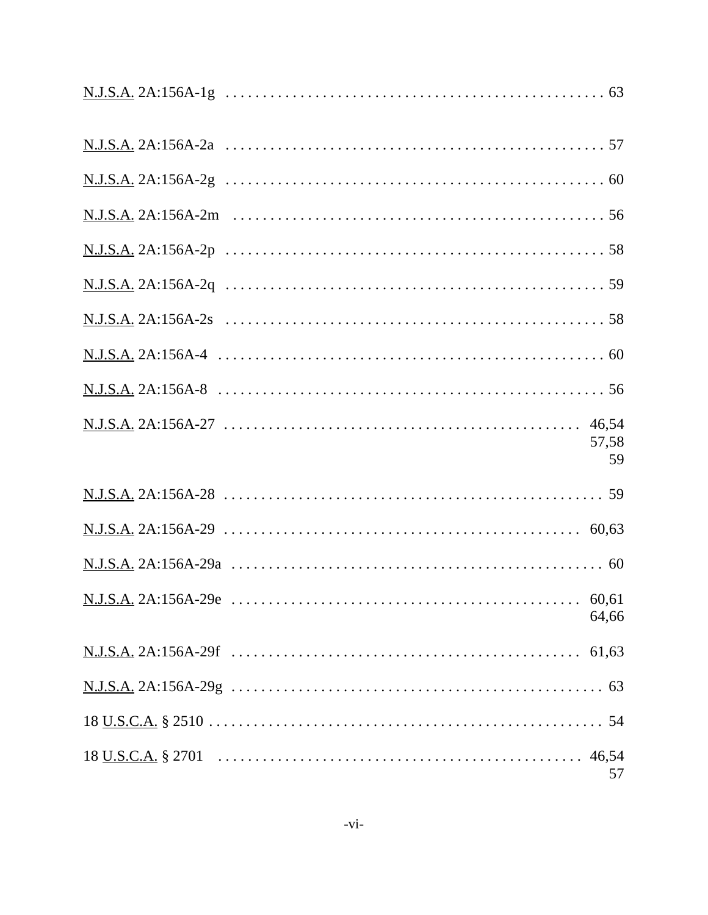N.J.S.A. 2A:156A-1g . . . . . . . . . . . . . . . . . . . . . . . . . . . . . . . . . . . . . . . . . . . . . . . 63

N.J.S.A. 2A:156A-2a . . . . . . . . . . . . . . . . . . . . . . . . . . . . . . . . . . . . . . . . . . . . . . . 57

N.J.S.A. 2A:156A-2g . . . . . . . . . . . . . . . . . . . . . . . . . . . . . . . . . . . . . . . . . . . . . . . 60

N.J.S.A. 2A:156A-2m . . . . . . . . . . . . . . . . . . . . . . . . . . . . . . . . . . . . . . . . . . . . . . 56

N.J.S.A. 2A:156A-2p . . . . . . . . . . . . . . . . . . . . . . . . . . . . . . . . . . . . . . . . . . . . . . . 58

N.J.S.A. 2A:156A-2q . . . . . . . . . . . . . . . . . . . . . . . . . . . . . . . . . . . . . . . . . . . . . . . 59

N.J.S.A. 2A:156A-2s . . . . . . . . . . . . . . . . . . . . . . . . . . . . . . . . . . . . . . . . . . . . . . . 58

N.J.S.A. 2A:156A-4 . . . . . . . . . . . . . . . . . . . . . . . . . . . . . . . . . . . . . . . . . . . . . . . . 60

N.J.S.A. 2A:156A-8 . . . . . . . . . . . . . . . . . . . . . . . . . . . . . . . . . . . . . . . . . . . . . . . . 56

N.J.S.A. 2A:156A-27 . . . . . . . . . . . . . . . . . . . . . . . . . . . . . . . . . . . . . . . . . . . . 46,54
57,58
59

N.J.S.A. 2A:156A-28 . . . . . . . . . . . . . . . . . . . . . . . . . . . . . . . . . . . . . . . . . . . . . . . 59

N.J.S.A. 2A:156A-29 . . . . . . . . . . . . . . . . . . . . . . . . . . . . . . . . . . . . . . . . . . . . 60,63

N.J.S.A. 2A:156A-29a . . . . . . . . . . . . . . . . . . . . . . . . . . . . . . . . . . . . . . . . . . . . . . 60

N.J.S.A. 2A:156A-29e . . . . . . . . . . . . . . . . . . . . . . . . . . . . . . . . . . . . . . . . . . . 60,61
64,66

N.J.S.A. 2A:156A-29f . . . . . . . . . . . . . . . . . . . . . . . . . . . . . . . . . . . . . . . . . . . 61,63

N.J.S.A. 2A:156A-29g . . . . . . . . . . . . . . . . . . . . . . . . . . . . . . . . . . . . . . . . . . . . . . 63

18 U.S.C.A. § 2510 . . . . . . . . . . . . . . . . . . . . . . . . . . . . . . . . . . . . . . . . . . . . . . . . . 54

18 U.S.C.A. § 2701 . . . . . . . . . . . . . . . . . . . . . . . . . . . . . . . . . . . . . . . . . . . . . 46,54
57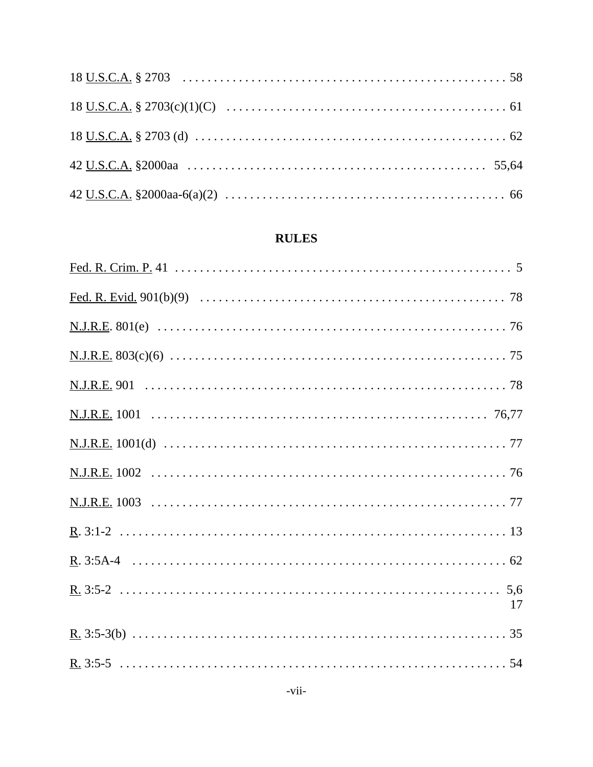18 U.S.C.A. § 2703 . . . . . . . . . . . . . . . . . . . . . . . . . . . . . . . . . . . . . . . . . . . . . . . . . . . . 58

18 U.S.C.A. § 2703(c)(1)(C) . . . . . . . . . . . . . . . . . . . . . . . . . . . . . . . . . . . . . . . . . . . . . . 61

18 U.S.C.A. § 2703 (d) . . . . . . . . . . . . . . . . . . . . . . . . . . . . . . . . . . . . . . . . . . . . . . . . . . 62

42 U.S.C.A. §2000aa . . . . . . . . . . . . . . . . . . . . . . . . . . . . . . . . . . . . . . . . . . . . . . . . . 55,64

42 U.S.C.A. §2000aa-6(a)(2) . . . . . . . . . . . . . . . . . . . . . . . . . . . . . . . . . . . . . . . . . . . . . 66

## RULES

Fed. R. Crim. P. 41 . . . . . . . . . . . . . . . . . . . . . . . . . . . . . . . . . . . . . . . . . . . . . . . . . . . . . 5

Fed. R. Evid. 901(b)(9) . . . . . . . . . . . . . . . . . . . . . . . . . . . . . . . . . . . . . . . . . . . . . . . . . . 78

N.J.R.E. 801(e) . . . . . . . . . . . . . . . . . . . . . . . . . . . . . . . . . . . . . . . . . . . . . . . . . . . . . . . . . 76

N.J.R.E. 803(c)(6) . . . . . . . . . . . . . . . . . . . . . . . . . . . . . . . . . . . . . . . . . . . . . . . . . . . . . . 75

N.J.R.E. 901 . . . . . . . . . . . . . . . . . . . . . . . . . . . . . . . . . . . . . . . . . . . . . . . . . . . . . . . . . . 78

N.J.R.E. 1001 . . . . . . . . . . . . . . . . . . . . . . . . . . . . . . . . . . . . . . . . . . . . . . . . . . . . . . . 76,77

N.J.R.E. 1001(d) . . . . . . . . . . . . . . . . . . . . . . . . . . . . . . . . . . . . . . . . . . . . . . . . . . . . . . . 77

N.J.R.E. 1002 . . . . . . . . . . . . . . . . . . . . . . . . . . . . . . . . . . . . . . . . . . . . . . . . . . . . . . . . . 76

N.J.R.E. 1003 . . . . . . . . . . . . . . . . . . . . . . . . . . . . . . . . . . . . . . . . . . . . . . . . . . . . . . . . . 77

R. 3:1-2 . . . . . . . . . . . . . . . . . . . . . . . . . . . . . . . . . . . . . . . . . . . . . . . . . . . . . . . . . . . . . 13

R. 3:5A-4 . . . . . . . . . . . . . . . . . . . . . . . . . . . . . . . . . . . . . . . . . . . . . . . . . . . . . . . . . . . 62

R. 3:5-2 . . . . . . . . . . . . . . . . . . . . . . . . . . . . . . . . . . . . . . . . . . . . . . . . . . . . . . . . . . . . 5,6
17

R. 3:5-3(b) . . . . . . . . . . . . . . . . . . . . . . . . . . . . . . . . . . . . . . . . . . . . . . . . . . . . . . . . . . . 35

R. 3:5-5 . . . . . . . . . . . . . . . . . . . . . . . . . . . . . . . . . . . . . . . . . . . . . . . . . . . . . . . . . . . . . 54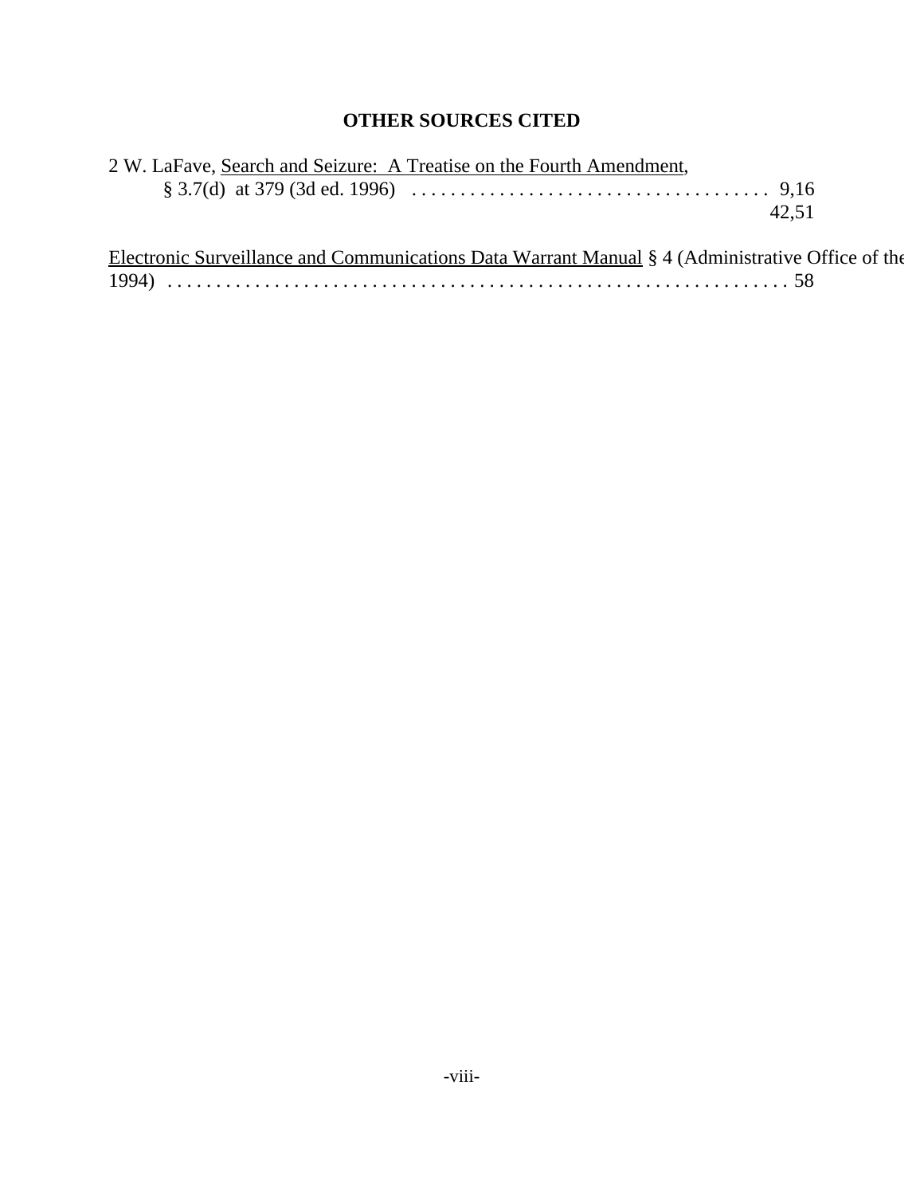# OTHER SOURCES CITED

2 W. LaFave, Search and Seizure: A Treatise on the Fourth Amendment, § 3.7(d) at 379 (3d ed. 1996) . . . . . . . . . . . . . . . . . . . . . . . . . . . . . . . . . . . . . 9,16 42,51

Electronic Surveillance and Communications Data Warrant Manual § 4 (Administrative Office of the 1994) . . . . . . . . . . . . . . . . . . . . . . . . . . . . . . . . . . . . . . . . . . . . . . . . . . . . . . . . . . . . 58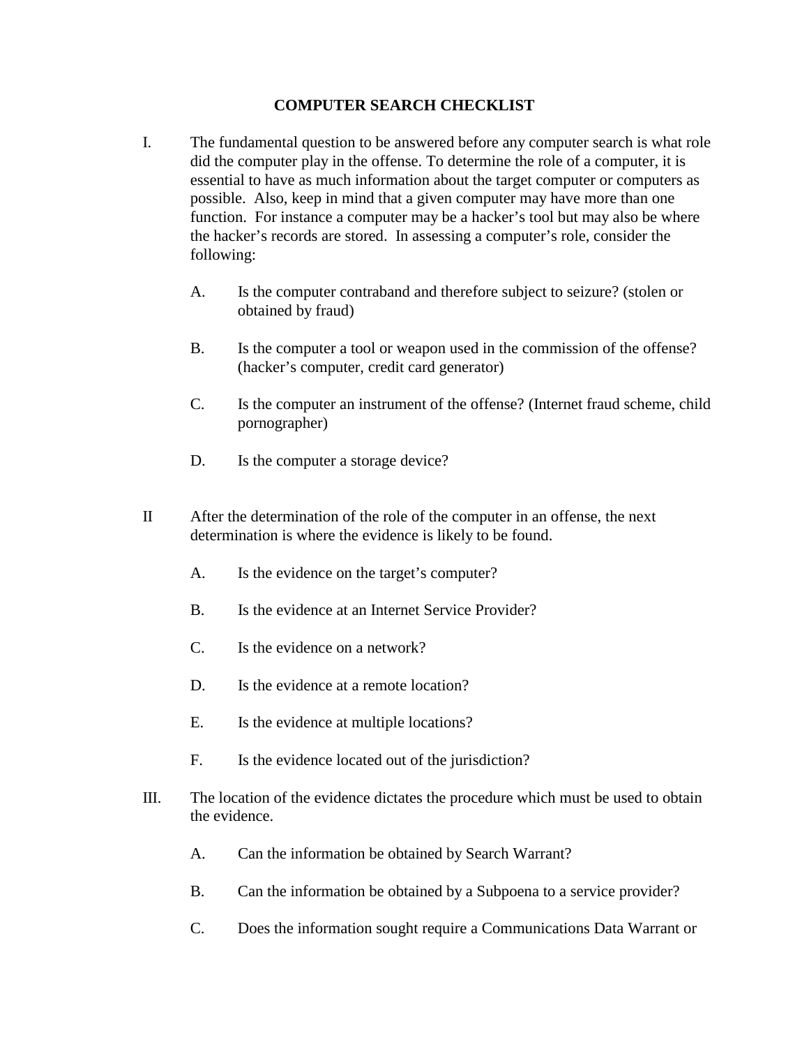# COMPUTER SEARCH CHECKLIST

I. The fundamental question to be answered before any computer search is what role did the computer play in the offense. To determine the role of a computer, it is essential to have as much information about the target computer or computers as possible. Also, keep in mind that a given computer may have more than one function. For instance a computer may be a hacker's tool but may also be where the hacker's records are stored. In assessing a computer's role, consider the following:

   A. Is the computer contraband and therefore subject to seizure? (stolen or obtained by fraud)

   B. Is the computer a tool or weapon used in the commission of the offense? (hacker's computer, credit card generator)

   C. Is the computer an instrument of the offense? (Internet fraud scheme, child pornographer)

   D. Is the computer a storage device?

II After the determination of the role of the computer in an offense, the next determination is where the evidence is likely to be found.

   A. Is the evidence on the target's computer?

   B. Is the evidence at an Internet Service Provider?

   C. Is the evidence on a network?

   D. Is the evidence at a remote location?

   E. Is the evidence at multiple locations?

   F. Is the evidence located out of the jurisdiction?

III. The location of the evidence dictates the procedure which must be used to obtain the evidence.

   A. Can the information be obtained by Search Warrant?

   B. Can the information be obtained by a Subpoena to a service provider?

   C. Does the information sought require a Communications Data Warrant or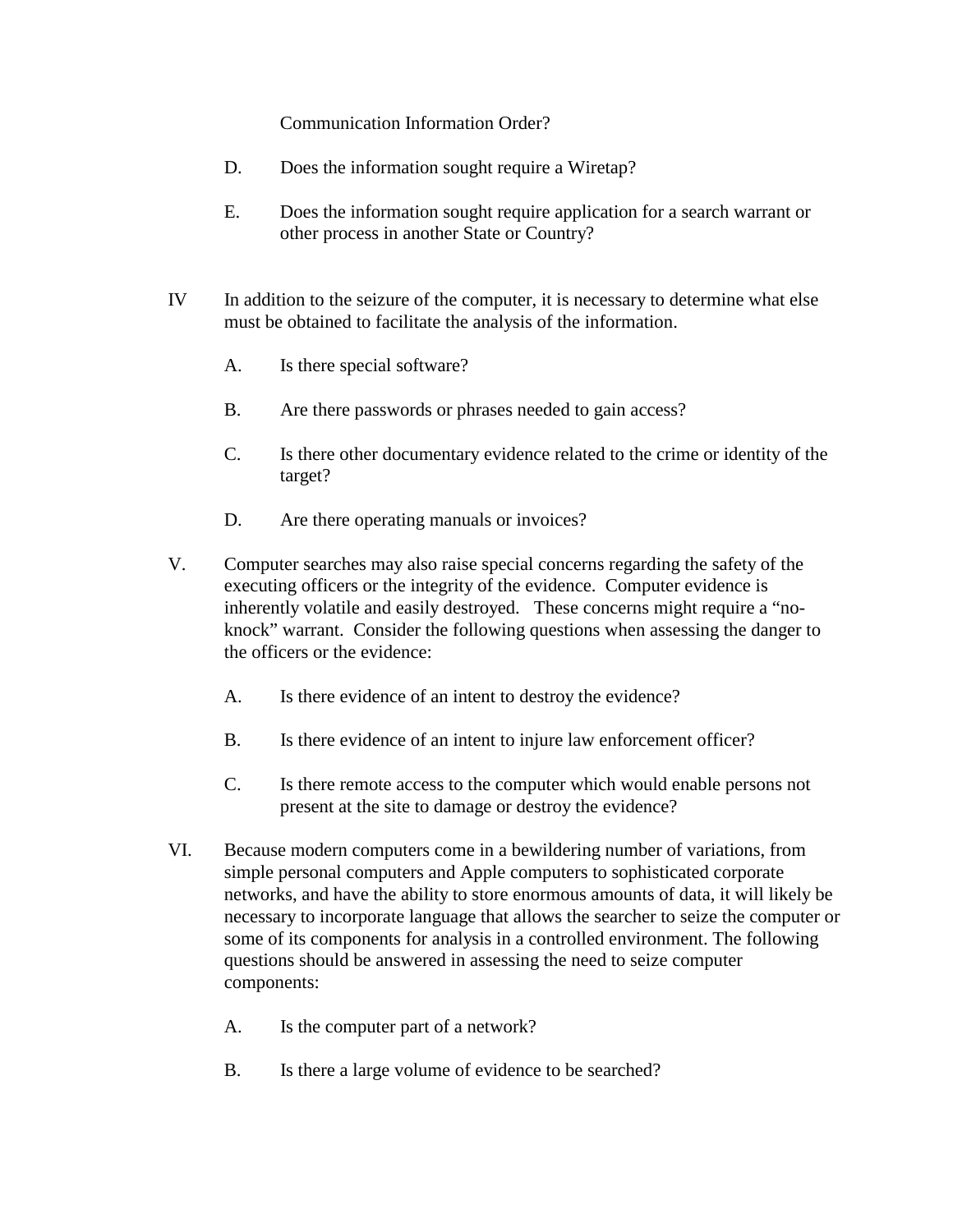Communication Information Order?

D. Does the information sought require a Wiretap?

E. Does the information sought require application for a search warrant or other process in another State or Country?

IV In addition to the seizure of the computer, it is necessary to determine what else must be obtained to facilitate the analysis of the information.

A. Is there special software?

B. Are there passwords or phrases needed to gain access?

C. Is there other documentary evidence related to the crime or identity of the target?

D. Are there operating manuals or invoices?

V. Computer searches may also raise special concerns regarding the safety of the executing officers or the integrity of the evidence. Computer evidence is inherently volatile and easily destroyed. These concerns might require a "no-knock" warrant. Consider the following questions when assessing the danger to the officers or the evidence:

A. Is there evidence of an intent to destroy the evidence?

B. Is there evidence of an intent to injure law enforcement officer?

C. Is there remote access to the computer which would enable persons not present at the site to damage or destroy the evidence?

VI. Because modern computers come in a bewildering number of variations, from simple personal computers and Apple computers to sophisticated corporate networks, and have the ability to store enormous amounts of data, it will likely be necessary to incorporate language that allows the searcher to seize the computer or some of its components for analysis in a controlled environment. The following questions should be answered in assessing the need to seize computer components:

A. Is the computer part of a network?

B. Is there a large volume of evidence to be searched?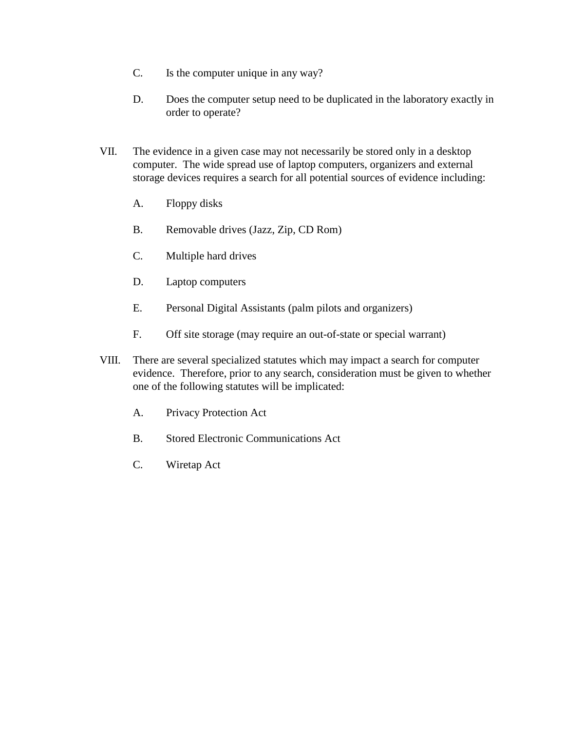C. Is the computer unique in any way?

D. Does the computer setup need to be duplicated in the laboratory exactly in order to operate?

VII. The evidence in a given case may not necessarily be stored only in a desktop computer. The wide spread use of laptop computers, organizers and external storage devices requires a search for all potential sources of evidence including:

A. Floppy disks

B. Removable drives (Jazz, Zip, CD Rom)

C. Multiple hard drives

D. Laptop computers

E. Personal Digital Assistants (palm pilots and organizers)

F. Off site storage (may require an out-of-state or special warrant)

VIII. There are several specialized statutes which may impact a search for computer evidence. Therefore, prior to any search, consideration must be given to whether one of the following statutes will be implicated:

A. Privacy Protection Act

B. Stored Electronic Communications Act

C. Wiretap Act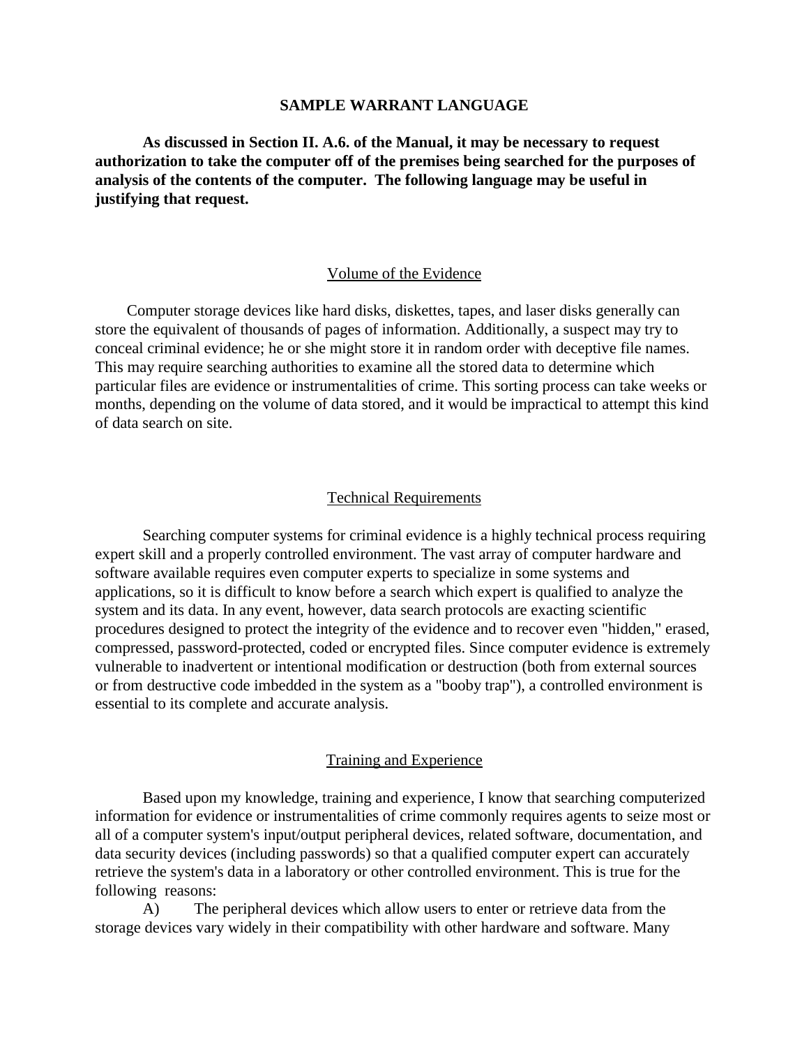# SAMPLE WARRANT LANGUAGE

**As discussed in Section II. A.6. of the Manual, it may be necessary to request authorization to take the computer off of the premises being searched for the purposes of analysis of the contents of the computer. The following language may be useful in justifying that request.**

## Volume of the Evidence

Computer storage devices like hard disks, diskettes, tapes, and laser disks generally can store the equivalent of thousands of pages of information. Additionally, a suspect may try to conceal criminal evidence; he or she might store it in random order with deceptive file names. This may require searching authorities to examine all the stored data to determine which particular files are evidence or instrumentalities of crime. This sorting process can take weeks or months, depending on the volume of data stored, and it would be impractical to attempt this kind of data search on site.

## Technical Requirements

Searching computer systems for criminal evidence is a highly technical process requiring expert skill and a properly controlled environment. The vast array of computer hardware and software available requires even computer experts to specialize in some systems and applications, so it is difficult to know before a search which expert is qualified to analyze the system and its data. In any event, however, data search protocols are exacting scientific procedures designed to protect the integrity of the evidence and to recover even "hidden," erased, compressed, password-protected, coded or encrypted files. Since computer evidence is extremely vulnerable to inadvertent or intentional modification or destruction (both from external sources or from destructive code imbedded in the system as a "booby trap"), a controlled environment is essential to its complete and accurate analysis.

## Training and Experience

Based upon my knowledge, training and experience, I know that searching computerized information for evidence or instrumentalities of crime commonly requires agents to seize most or all of a computer system's input/output peripheral devices, related software, documentation, and data security devices (including passwords) so that a qualified computer expert can accurately retrieve the system's data in a laboratory or other controlled environment. This is true for the following reasons:

A) The peripheral devices which allow users to enter or retrieve data from the storage devices vary widely in their compatibility with other hardware and software. Many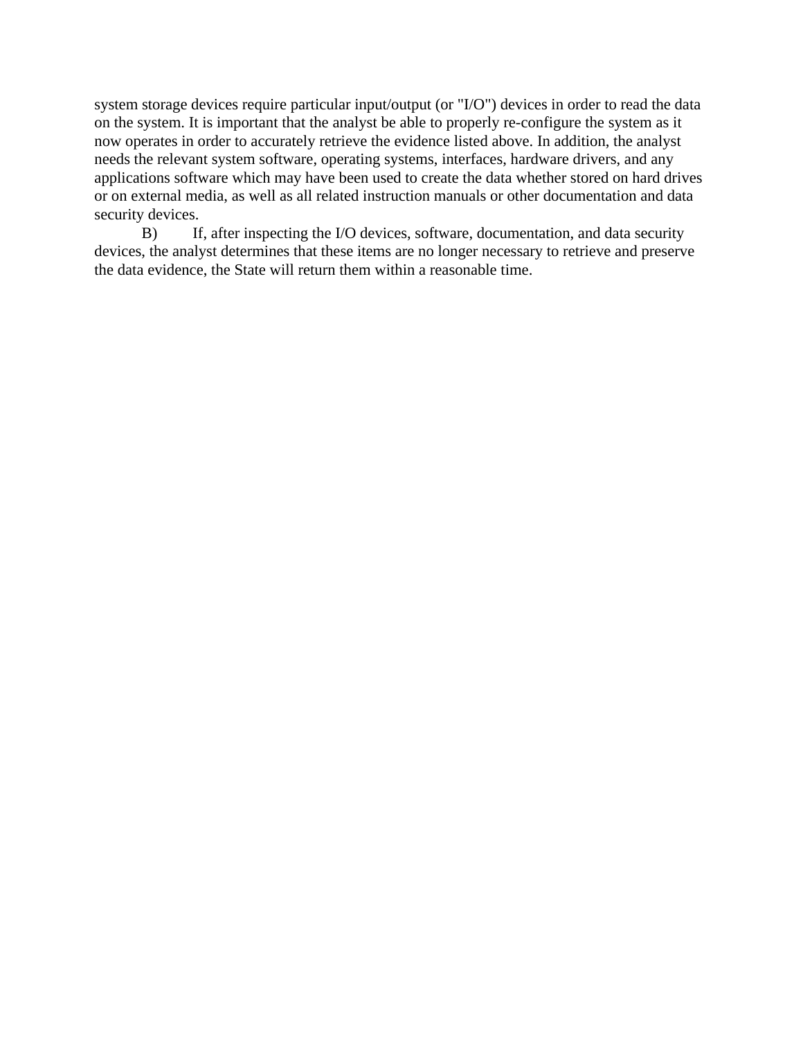system storage devices require particular input/output (or "I/O") devices in order to read the data on the system. It is important that the analyst be able to properly re-configure the system as it now operates in order to accurately retrieve the evidence listed above. In addition, the analyst needs the relevant system software, operating systems, interfaces, hardware drivers, and any applications software which may have been used to create the data whether stored on hard drives or on external media, as well as all related instruction manuals or other documentation and data security devices.

B) If, after inspecting the I/O devices, software, documentation, and data security devices, the analyst determines that these items are no longer necessary to retrieve and preserve the data evidence, the State will return them within a reasonable time.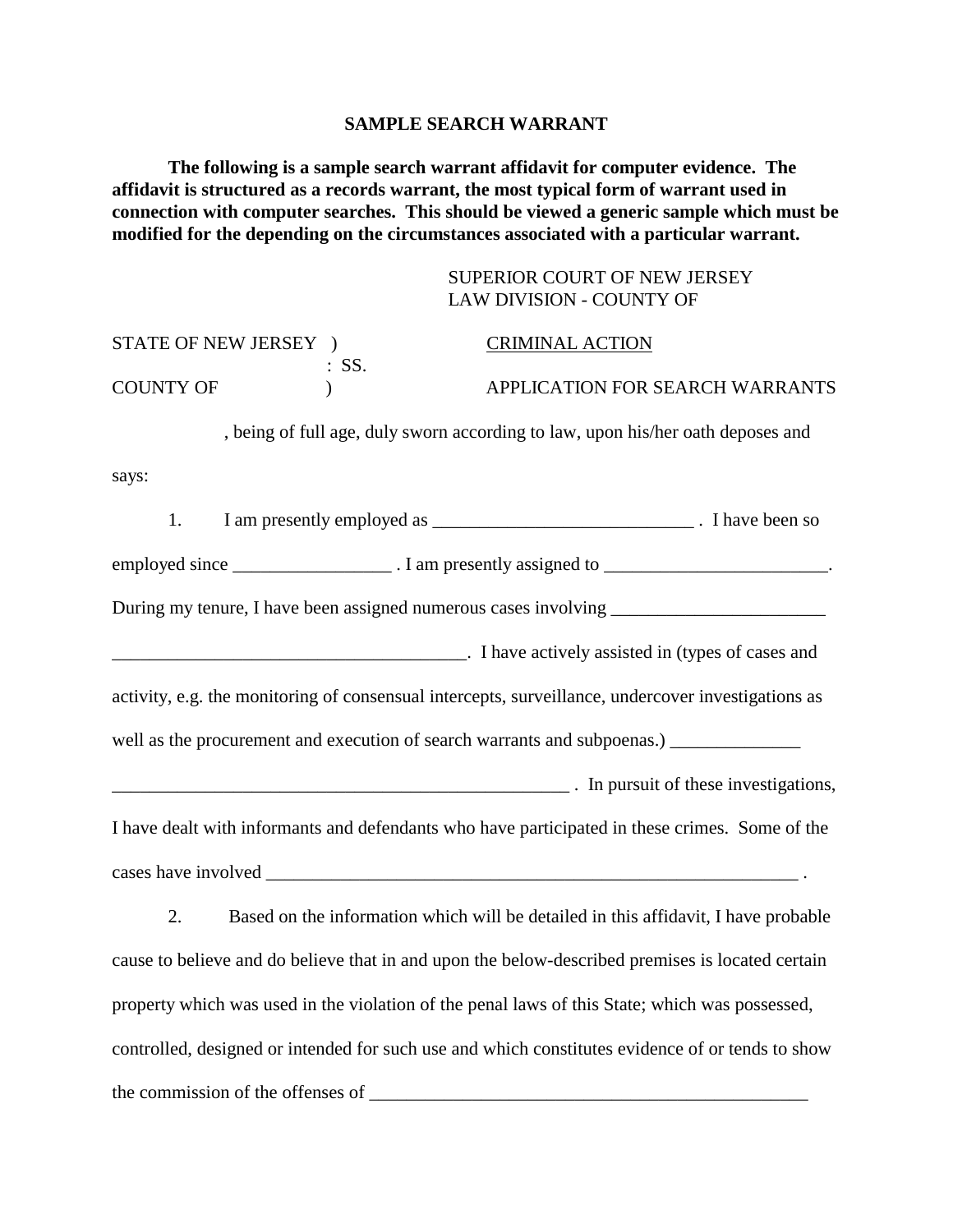**SAMPLE SEARCH WARRANT**

**The following is a sample search warrant affidavit for computer evidence. The affidavit is structured as a records warrant, the most typical form of warrant used in connection with computer searches. This should be viewed a generic sample which must be modified for the depending on the circumstances associated with a particular warrant.**

SUPERIOR COURT OF NEW JERSEY
LAW DIVISION - COUNTY OF

STATE OF NEW JERSEY )
: SS.
COUNTY OF )

CRIMINAL ACTION

APPLICATION FOR SEARCH WARRANTS

, being of full age, duly sworn according to law, upon his/her oath deposes and says:

1. I am presently employed as ____________________________ . I have been so employed since _________________ . I am presently assigned to ________________________. During my tenure, I have been assigned numerous cases involving _______________________ _______________________________________. I have actively assisted in (types of cases and activity, e.g. the monitoring of consensual intercepts, surveillance, undercover investigations as well as the procurement and execution of search warrants and subpoenas.) ______________ __________________________________________________ . In pursuit of these investigations, I have dealt with informants and defendants who have participated in these crimes. Some of the cases have involved __________________________________________________________ .

2. Based on the information which will be detailed in this affidavit, I have probable cause to believe and do believe that in and upon the below-described premises is located certain property which was used in the violation of the penal laws of this State; which was possessed, controlled, designed or intended for such use and which constitutes evidence of or tends to show the commission of the offenses of ________________________________________________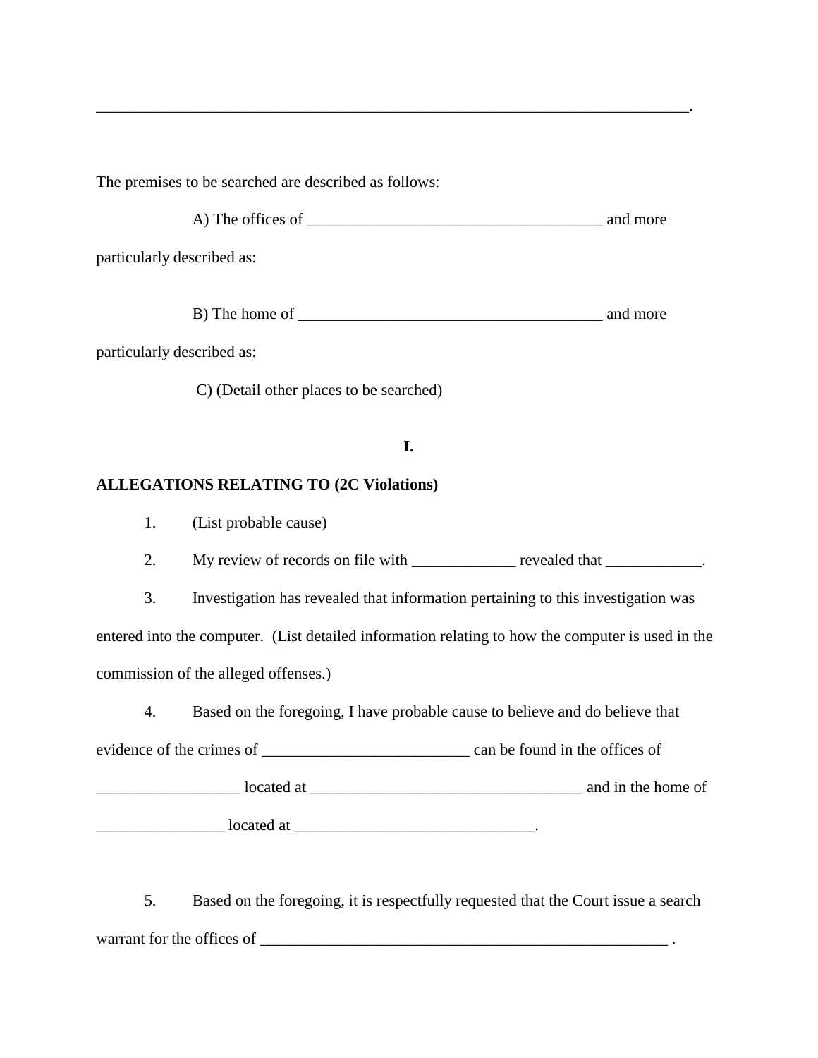___________________________________________________________________________.

The premises to be searched are described as follows:

A) The offices of _____________________________________ and more particularly described as:

B) The home of _______________________________________ and more particularly described as:

C) (Detail other places to be searched)

**I.**

**ALLEGATIONS RELATING TO (2C Violations)**

1. (List probable cause)

2. My review of records on file with _____________ revealed that ____________.

3. Investigation has revealed that information pertaining to this investigation was entered into the computer. (List detailed information relating to how the computer is used in the commission of the alleged offenses.)

4. Based on the foregoing, I have probable cause to believe and do believe that evidence of the crimes of __________________________ can be found in the offices of __________________ located at __________________________________ and in the home of ________________ located at ______________________________.

5. Based on the foregoing, it is respectfully requested that the Court issue a search warrant for the offices of ____________________________________________________ .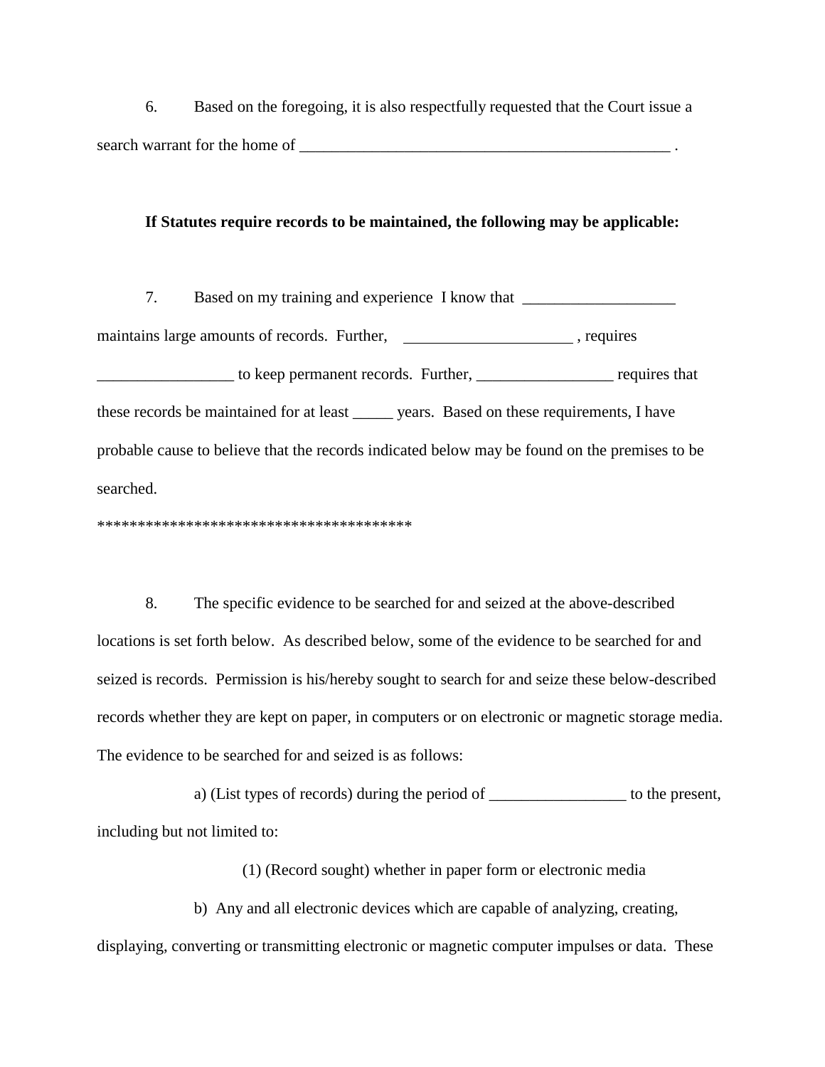6. Based on the foregoing, it is also respectfully requested that the Court issue a search warrant for the home of ________________________________________________ .

**If Statutes require records to be maintained, the following may be applicable:**

7. Based on my training and experience I know that ___________________ maintains large amounts of records. Further, _____________________ , requires _________________ to keep permanent records. Further, _________________ requires that these records be maintained for at least _____ years. Based on these requirements, I have probable cause to believe that the records indicated below may be found on the premises to be searched.

***************************************

8. The specific evidence to be searched for and seized at the above-described locations is set forth below. As described below, some of the evidence to be searched for and seized is records. Permission is his/hereby sought to search for and seize these below-described records whether they are kept on paper, in computers or on electronic or magnetic storage media. The evidence to be searched for and seized is as follows:

a) (List types of records) during the period of _________________ to the present, including but not limited to:

(1) (Record sought) whether in paper form or electronic media

b) Any and all electronic devices which are capable of analyzing, creating, displaying, converting or transmitting electronic or magnetic computer impulses or data. These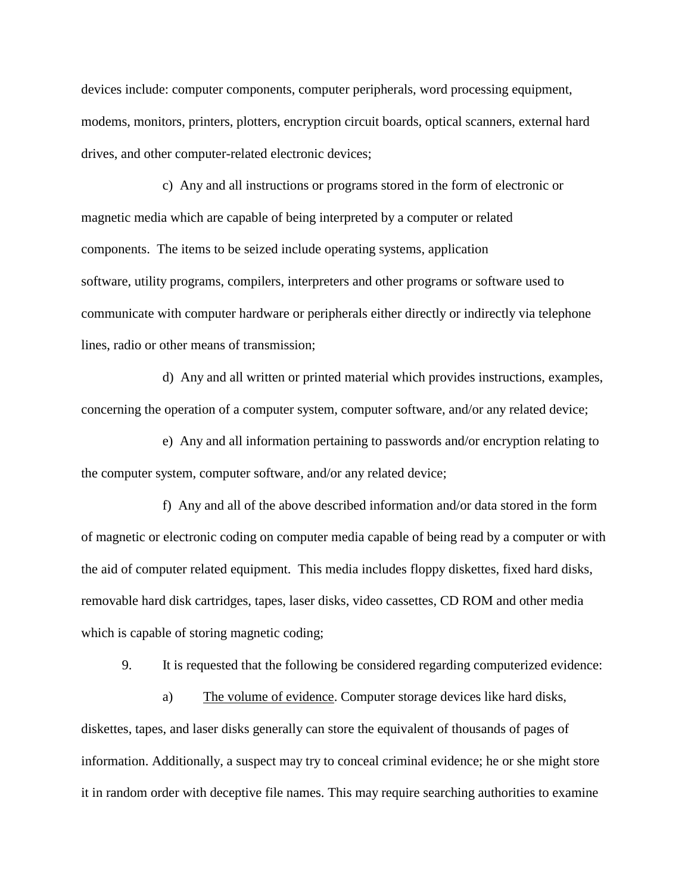devices include: computer components, computer peripherals, word processing equipment, modems, monitors, printers, plotters, encryption circuit boards, optical scanners, external hard drives, and other computer-related electronic devices;

c) Any and all instructions or programs stored in the form of electronic or magnetic media which are capable of being interpreted by a computer or related components. The items to be seized include operating systems, application software, utility programs, compilers, interpreters and other programs or software used to communicate with computer hardware or peripherals either directly or indirectly via telephone lines, radio or other means of transmission;

d) Any and all written or printed material which provides instructions, examples, concerning the operation of a computer system, computer software, and/or any related device;

e) Any and all information pertaining to passwords and/or encryption relating to the computer system, computer software, and/or any related device;

f) Any and all of the above described information and/or data stored in the form of magnetic or electronic coding on computer media capable of being read by a computer or with the aid of computer related equipment. This media includes floppy diskettes, fixed hard disks, removable hard disk cartridges, tapes, laser disks, video cassettes, CD ROM and other media which is capable of storing magnetic coding;

9. It is requested that the following be considered regarding computerized evidence:

a) <u>The volume of evidence</u>. Computer storage devices like hard disks, diskettes, tapes, and laser disks generally can store the equivalent of thousands of pages of information. Additionally, a suspect may try to conceal criminal evidence; he or she might store it in random order with deceptive file names. This may require searching authorities to examine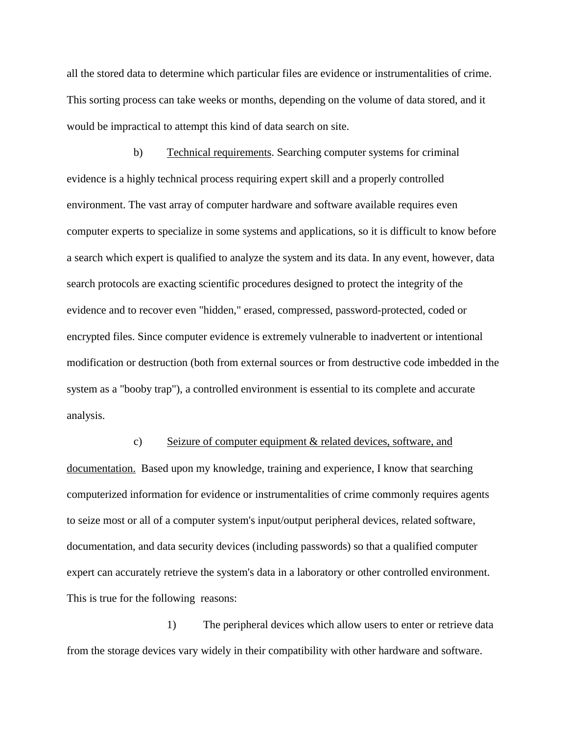all the stored data to determine which particular files are evidence or instrumentalities of crime. This sorting process can take weeks or months, depending on the volume of data stored, and it would be impractical to attempt this kind of data search on site.

b) Technical requirements. Searching computer systems for criminal evidence is a highly technical process requiring expert skill and a properly controlled environment. The vast array of computer hardware and software available requires even computer experts to specialize in some systems and applications, so it is difficult to know before a search which expert is qualified to analyze the system and its data. In any event, however, data search protocols are exacting scientific procedures designed to protect the integrity of the evidence and to recover even "hidden," erased, compressed, password-protected, coded or encrypted files. Since computer evidence is extremely vulnerable to inadvertent or intentional modification or destruction (both from external sources or from destructive code imbedded in the system as a "booby trap"), a controlled environment is essential to its complete and accurate analysis.

c) Seizure of computer equipment & related devices, software, and documentation. Based upon my knowledge, training and experience, I know that searching computerized information for evidence or instrumentalities of crime commonly requires agents to seize most or all of a computer system's input/output peripheral devices, related software, documentation, and data security devices (including passwords) so that a qualified computer expert can accurately retrieve the system's data in a laboratory or other controlled environment. This is true for the following reasons:

1) The peripheral devices which allow users to enter or retrieve data from the storage devices vary widely in their compatibility with other hardware and software.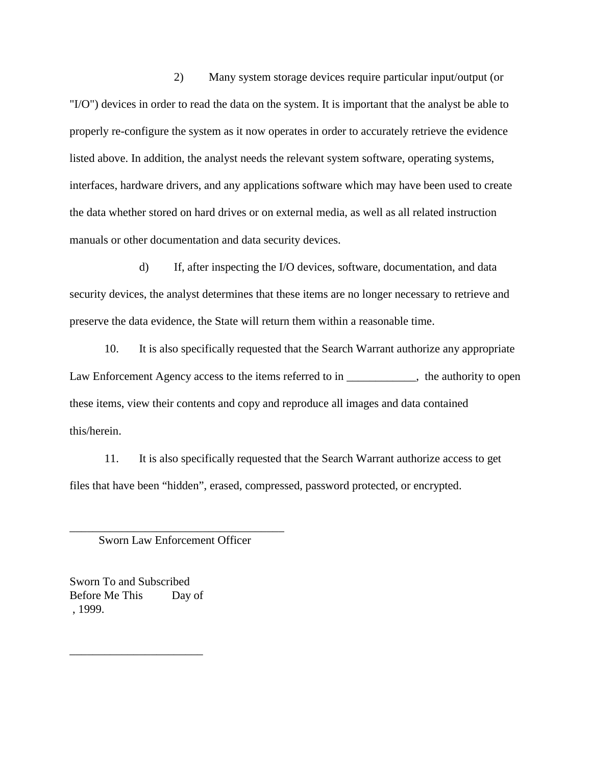2) Many system storage devices require particular input/output (or "I/O") devices in order to read the data on the system. It is important that the analyst be able to properly re-configure the system as it now operates in order to accurately retrieve the evidence listed above. In addition, the analyst needs the relevant system software, operating systems, interfaces, hardware drivers, and any applications software which may have been used to create the data whether stored on hard drives or on external media, as well as all related instruction manuals or other documentation and data security devices.

d) If, after inspecting the I/O devices, software, documentation, and data security devices, the analyst determines that these items are no longer necessary to retrieve and preserve the data evidence, the State will return them within a reasonable time.

10. It is also specifically requested that the Search Warrant authorize any appropriate Law Enforcement Agency access to the items referred to in ____________, the authority to open these items, view their contents and copy and reproduce all images and data contained this/herein.

11. It is also specifically requested that the Search Warrant authorize access to get files that have been "hidden", erased, compressed, password protected, or encrypted.

______________________________________
Sworn Law Enforcement Officer

Sworn To and Subscribed
Before Me This Day of
, 1999.

_______________________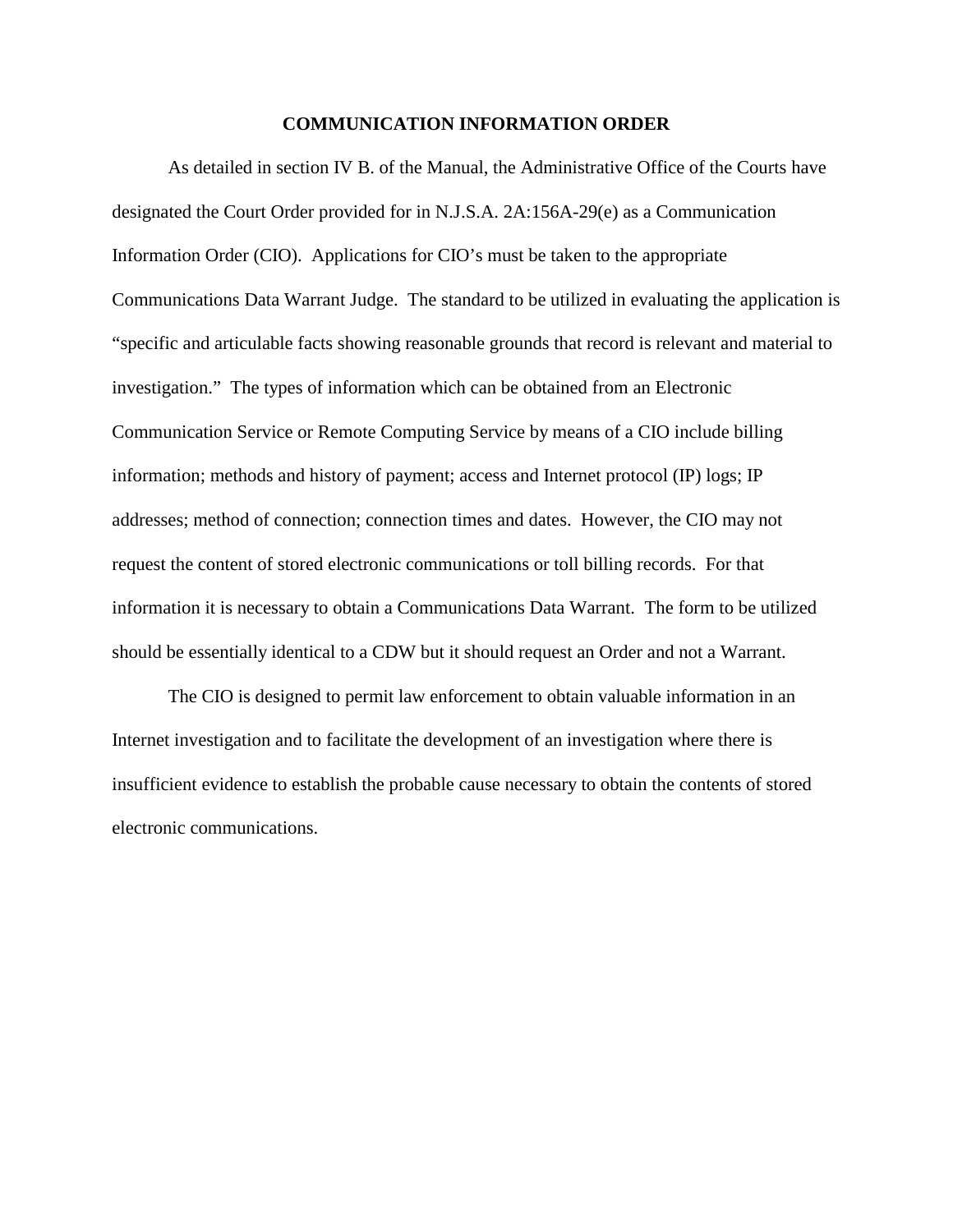# COMMUNICATION INFORMATION ORDER

As detailed in section IV B. of the Manual, the Administrative Office of the Courts have designated the Court Order provided for in N.J.S.A. 2A:156A-29(e) as a Communication Information Order (CIO). Applications for CIO's must be taken to the appropriate Communications Data Warrant Judge. The standard to be utilized in evaluating the application is "specific and articulable facts showing reasonable grounds that record is relevant and material to investigation." The types of information which can be obtained from an Electronic Communication Service or Remote Computing Service by means of a CIO include billing information; methods and history of payment; access and Internet protocol (IP) logs; IP addresses; method of connection; connection times and dates. However, the CIO may not request the content of stored electronic communications or toll billing records. For that information it is necessary to obtain a Communications Data Warrant. The form to be utilized should be essentially identical to a CDW but it should request an Order and not a Warrant.

The CIO is designed to permit law enforcement to obtain valuable information in an Internet investigation and to facilitate the development of an investigation where there is insufficient evidence to establish the probable cause necessary to obtain the contents of stored electronic communications.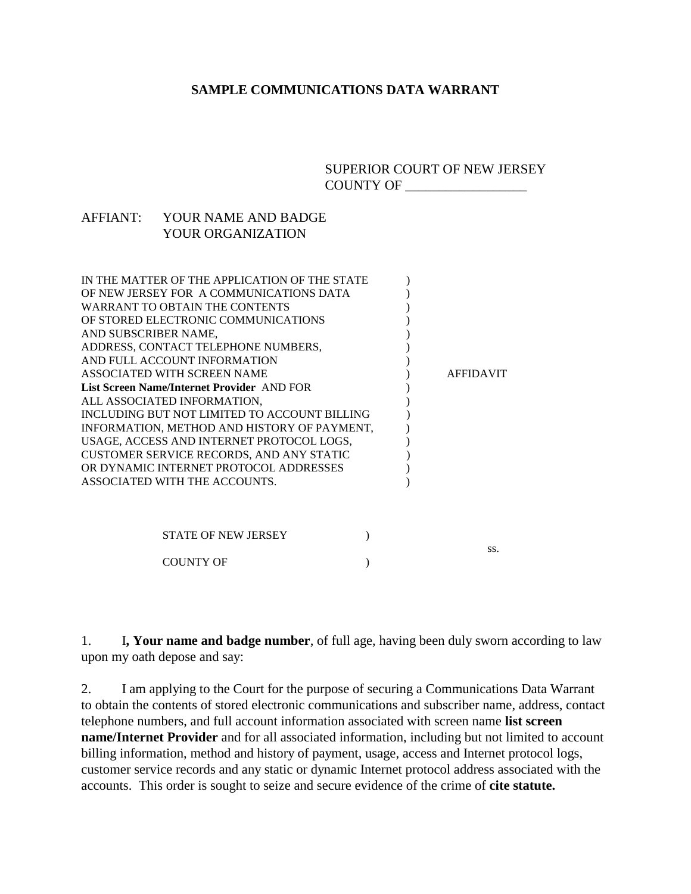**SAMPLE COMMUNICATIONS DATA WARRANT**

SUPERIOR COURT OF NEW JERSEY
COUNTY OF __________________

AFFIANT: YOUR NAME AND BADGE
YOUR ORGANIZATION

| | | |
|---|---|---|
| IN THE MATTER OF THE APPLICATION OF THE STATE OF NEW JERSEY FOR A COMMUNICATIONS DATA WARRANT TO OBTAIN THE CONTENTS OF STORED ELECTRONIC COMMUNICATIONS AND SUBSCRIBER NAME, ADDRESS, CONTACT TELEPHONE NUMBERS, AND FULL ACCOUNT INFORMATION ASSOCIATED WITH SCREEN NAME **List Screen Name/Internet Provider** AND FOR ALL ASSOCIATED INFORMATION, INCLUDING BUT NOT LIMITED TO ACCOUNT BILLING INFORMATION, METHOD AND HISTORY OF PAYMENT, USAGE, ACCESS AND INTERNET PROTOCOL LOGS, CUSTOMER SERVICE RECORDS, AND ANY STATIC OR DYNAMIC INTERNET PROTOCOL ADDRESSES ASSOCIATED WITH THE ACCOUNTS. | ) | AFFIDAVIT |

STATE OF NEW JERSEY )
ss.
COUNTY OF )

1. I**, Your name and badge number**, of full age, having been duly sworn according to law upon my oath depose and say:

2. I am applying to the Court for the purpose of securing a Communications Data Warrant to obtain the contents of stored electronic communications and subscriber name, address, contact telephone numbers, and full account information associated with screen name **list screen name/Internet Provider** and for all associated information, including but not limited to account billing information, method and history of payment, usage, access and Internet protocol logs, customer service records and any static or dynamic Internet protocol address associated with the accounts. This order is sought to seize and secure evidence of the crime of **cite statute.**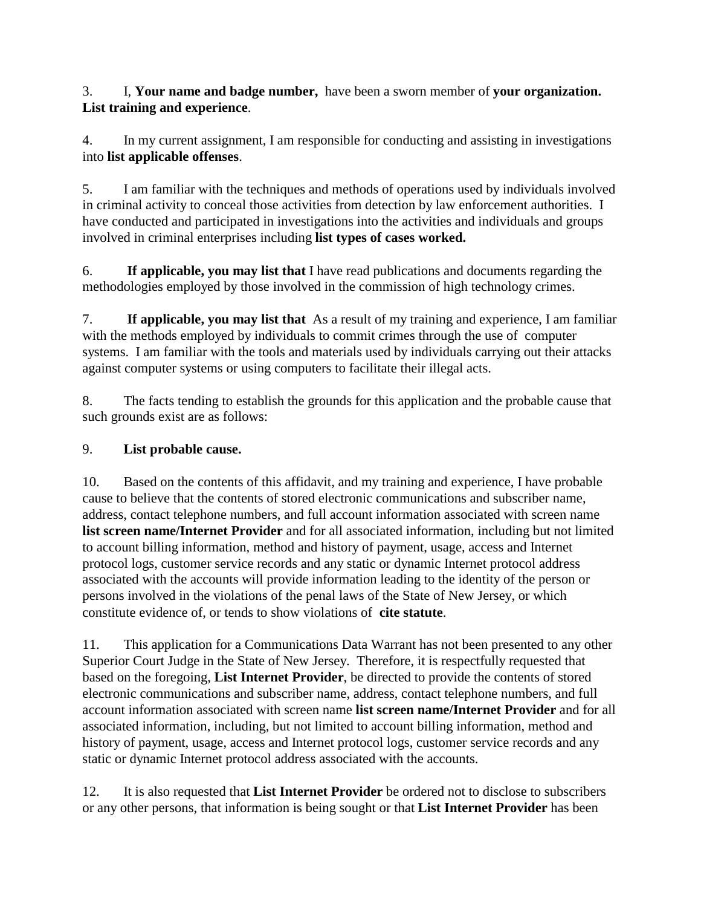3. I, **Your name and badge number,** have been a sworn member of **your organization. List training and experience**.

4. In my current assignment, I am responsible for conducting and assisting in investigations into **list applicable offenses**.

5. I am familiar with the techniques and methods of operations used by individuals involved in criminal activity to conceal those activities from detection by law enforcement authorities. I have conducted and participated in investigations into the activities and individuals and groups involved in criminal enterprises including **list types of cases worked.**

6. **If applicable, you may list that** I have read publications and documents regarding the methodologies employed by those involved in the commission of high technology crimes.

7. **If applicable, you may list that** As a result of my training and experience, I am familiar with the methods employed by individuals to commit crimes through the use of computer systems. I am familiar with the tools and materials used by individuals carrying out their attacks against computer systems or using computers to facilitate their illegal acts.

8. The facts tending to establish the grounds for this application and the probable cause that such grounds exist are as follows:

9. **List probable cause.**

10. Based on the contents of this affidavit, and my training and experience, I have probable cause to believe that the contents of stored electronic communications and subscriber name, address, contact telephone numbers, and full account information associated with screen name **list screen name/Internet Provider** and for all associated information, including but not limited to account billing information, method and history of payment, usage, access and Internet protocol logs, customer service records and any static or dynamic Internet protocol address associated with the accounts will provide information leading to the identity of the person or persons involved in the violations of the penal laws of the State of New Jersey, or which constitute evidence of, or tends to show violations of **cite statute**.

11. This application for a Communications Data Warrant has not been presented to any other Superior Court Judge in the State of New Jersey. Therefore, it is respectfully requested that based on the foregoing, **List Internet Provider**, be directed to provide the contents of stored electronic communications and subscriber name, address, contact telephone numbers, and full account information associated with screen name **list screen name/Internet Provider** and for all associated information, including, but not limited to account billing information, method and history of payment, usage, access and Internet protocol logs, customer service records and any static or dynamic Internet protocol address associated with the accounts.

12. It is also requested that **List Internet Provider** be ordered not to disclose to subscribers or any other persons, that information is being sought or that **List Internet Provider** has been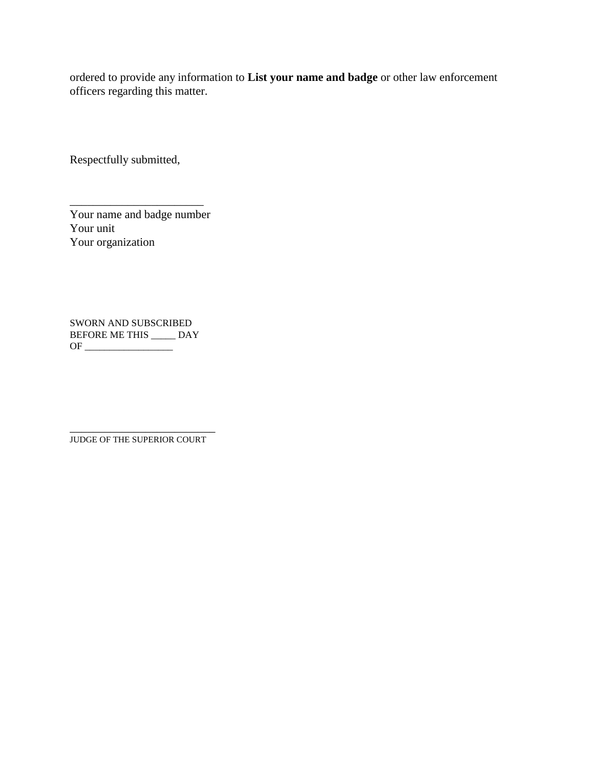ordered to provide any information to **List your name and badge** or other law enforcement officers regarding this matter.

Respectfully submitted,

________________________
Your name and badge number
Your unit
Your organization

SWORN AND SUBSCRIBED
BEFORE ME THIS _____ DAY
OF __________________

____________________________
JUDGE OF THE SUPERIOR COURT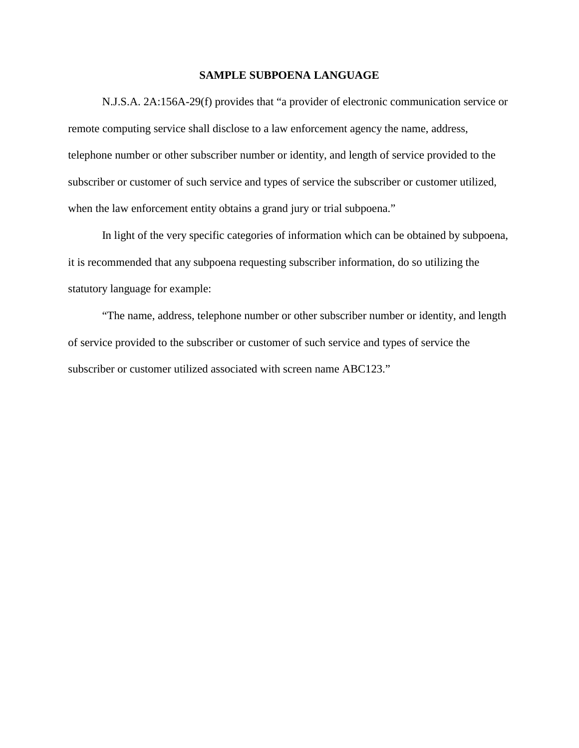**SAMPLE SUBPOENA LANGUAGE**

N.J.S.A. 2A:156A-29(f) provides that "a provider of electronic communication service or remote computing service shall disclose to a law enforcement agency the name, address, telephone number or other subscriber number or identity, and length of service provided to the subscriber or customer of such service and types of service the subscriber or customer utilized, when the law enforcement entity obtains a grand jury or trial subpoena."

In light of the very specific categories of information which can be obtained by subpoena, it is recommended that any subpoena requesting subscriber information, do so utilizing the statutory language for example:

"The name, address, telephone number or other subscriber number or identity, and length of service provided to the subscriber or customer of such service and types of service the subscriber or customer utilized associated with screen name ABC123."